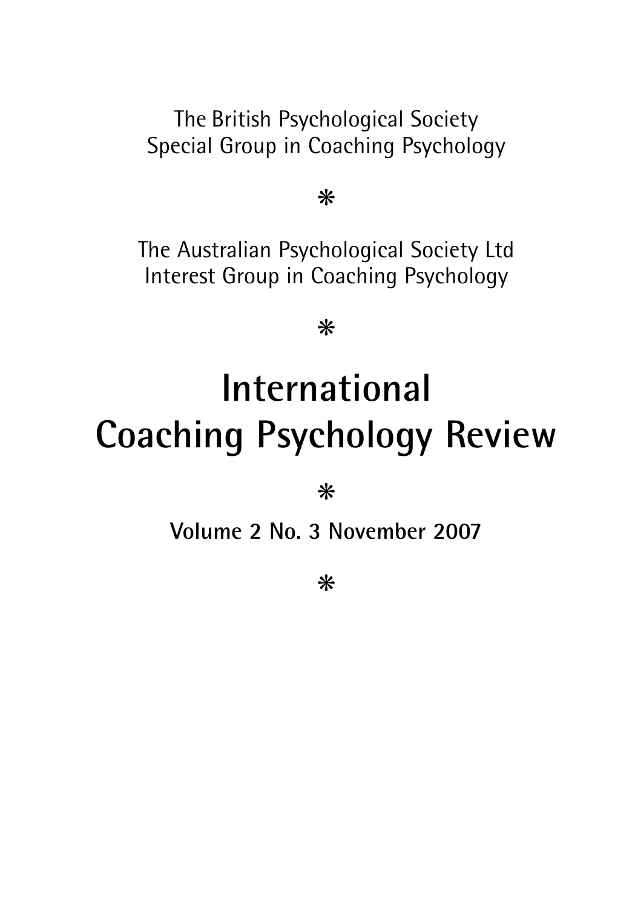The British Psychological Society
Special Group in Coaching Psychology

*

The Australian Psychological Society Ltd
Interest Group in Coaching Psychology

*

# International Coaching Psychology Review

*

**Volume 2 No. 3 November 2007**

*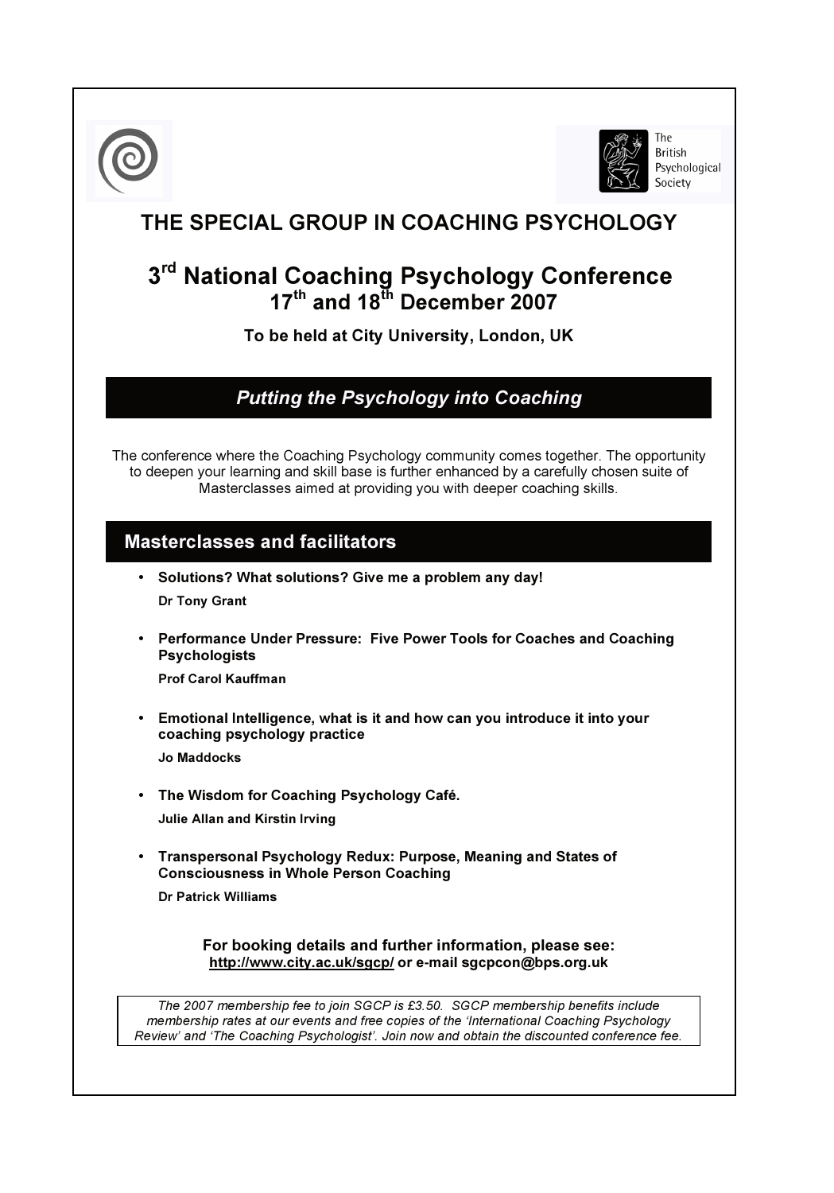The British Psychological Society

# THE SPECIAL GROUP IN COACHING PSYCHOLOGY

## 3rd National Coaching Psychology Conference
## 17th and 18th December 2007

**To be held at City University, London, UK**

### *Putting the Psychology into Coaching*

The conference where the Coaching Psychology community comes together. The opportunity to deepen your learning and skill base is further enhanced by a carefully chosen suite of Masterclasses aimed at providing you with deeper coaching skills.

### Masterclasses and facilitators

- **Solutions? What solutions? Give me a problem any day!**
  **Dr Tony Grant**
- **Performance Under Pressure: Five Power Tools for Coaches and Coaching Psychologists**
  **Prof Carol Kauffman**
- **Emotional Intelligence, what is it and how can you introduce it into your coaching psychology practice**
  **Jo Maddocks**
- **The Wisdom for Coaching Psychology Café.**
  **Julie Allan and Kirstin Irving**
- **Transpersonal Psychology Redux: Purpose, Meaning and States of Consciousness in Whole Person Coaching**
  **Dr Patrick Williams**

**For booking details and further information, please see:**
**http://www.city.ac.uk/sgcp/ or e-mail sgcpcon@bps.org.uk**

*The 2007 membership fee to join SGCP is £3.50. SGCP membership benefits include membership rates at our events and free copies of the 'International Coaching Psychology Review' and 'The Coaching Psychologist'. Join now and obtain the discounted conference fee.*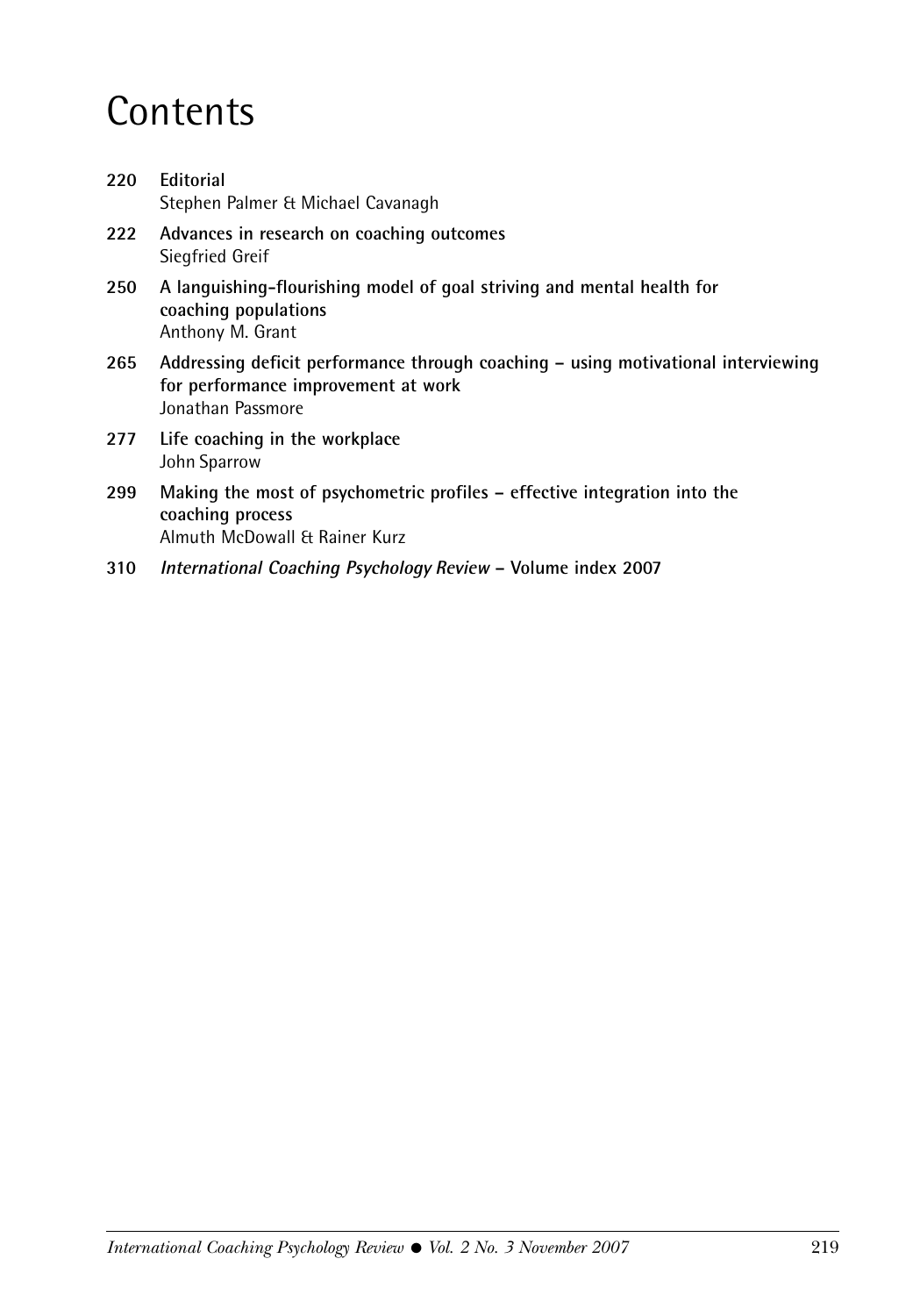# Contents

**220 Editorial**
Stephen Palmer & Michael Cavanagh

**222 Advances in research on coaching outcomes**
Siegfried Greif

**250 A languishing-flourishing model of goal striving and mental health for coaching populations**
Anthony M. Grant

**265 Addressing deficit performance through coaching – using motivational interviewing for performance improvement at work**
Jonathan Passmore

**277 Life coaching in the workplace**
John Sparrow

**299 Making the most of psychometric profiles – effective integration into the coaching process**
Almuth McDowall & Rainer Kurz

**310 *International Coaching Psychology Review* – Volume index 2007**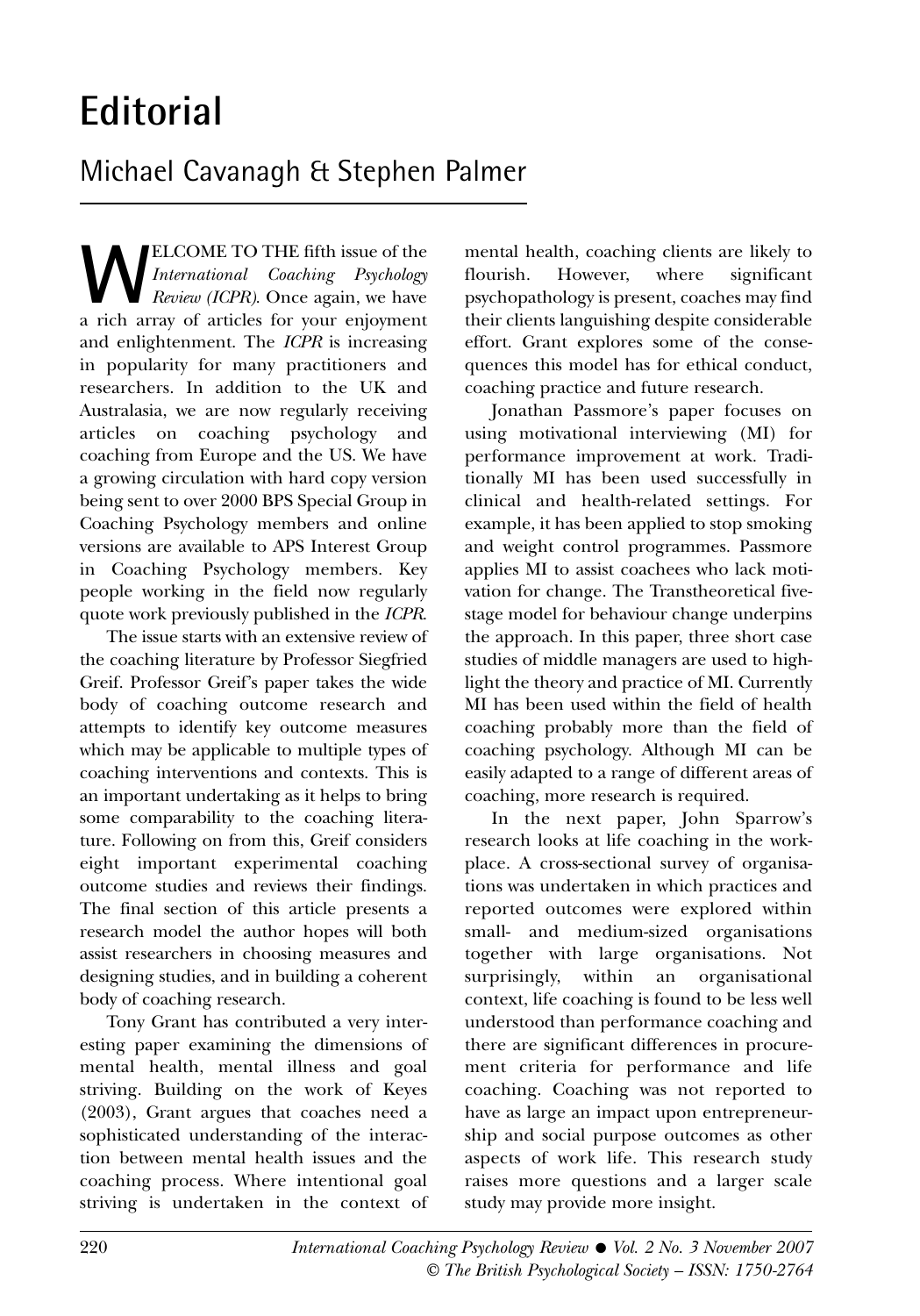# Editorial

## Michael Cavanagh & Stephen Palmer

WELCOME TO THE fifth issue of the *International Coaching Psychology Review (ICPR)*. Once again, we have a rich array of articles for your enjoyment and enlightenment. The *ICPR* is increasing in popularity for many practitioners and researchers. In addition to the UK and Australasia, we are now regularly receiving articles on coaching psychology and coaching from Europe and the US. We have a growing circulation with hard copy version being sent to over 2000 BPS Special Group in Coaching Psychology members and online versions are available to APS Interest Group in Coaching Psychology members. Key people working in the field now regularly quote work previously published in the *ICPR*.

The issue starts with an extensive review of the coaching literature by Professor Siegfried Greif. Professor Greif's paper takes the wide body of coaching outcome research and attempts to identify key outcome measures which may be applicable to multiple types of coaching interventions and contexts. This is an important undertaking as it helps to bring some comparability to the coaching literature. Following on from this, Greif considers eight important experimental coaching outcome studies and reviews their findings. The final section of this article presents a research model the author hopes will both assist researchers in choosing measures and designing studies, and in building a coherent body of coaching research.

Tony Grant has contributed a very interesting paper examining the dimensions of mental health, mental illness and goal striving. Building on the work of Keyes (2003), Grant argues that coaches need a sophisticated understanding of the interaction between mental health issues and the coaching process. Where intentional goal striving is undertaken in the context of mental health, coaching clients are likely to flourish. However, where significant psychopathology is present, coaches may find their clients languishing despite considerable effort. Grant explores some of the consequences this model has for ethical conduct, coaching practice and future research.

Jonathan Passmore's paper focuses on using motivational interviewing (MI) for performance improvement at work. Traditionally MI has been used successfully in clinical and health-related settings. For example, it has been applied to stop smoking and weight control programmes. Passmore applies MI to assist coachees who lack motivation for change. The Transtheoretical five-stage model for behaviour change underpins the approach. In this paper, three short case studies of middle managers are used to highlight the theory and practice of MI. Currently MI has been used within the field of health coaching probably more than the field of coaching psychology. Although MI can be easily adapted to a range of different areas of coaching, more research is required.

In the next paper, John Sparrow's research looks at life coaching in the workplace. A cross-sectional survey of organisations was undertaken in which practices and reported outcomes were explored within small- and medium-sized organisations together with large organisations. Not surprisingly, within an organisational context, life coaching is found to be less well understood than performance coaching and there are significant differences in procurement criteria for performance and life coaching. Coaching was not reported to have as large an impact upon entrepreneurship and social purpose outcomes as other aspects of work life. This research study raises more questions and a larger scale study may provide more insight.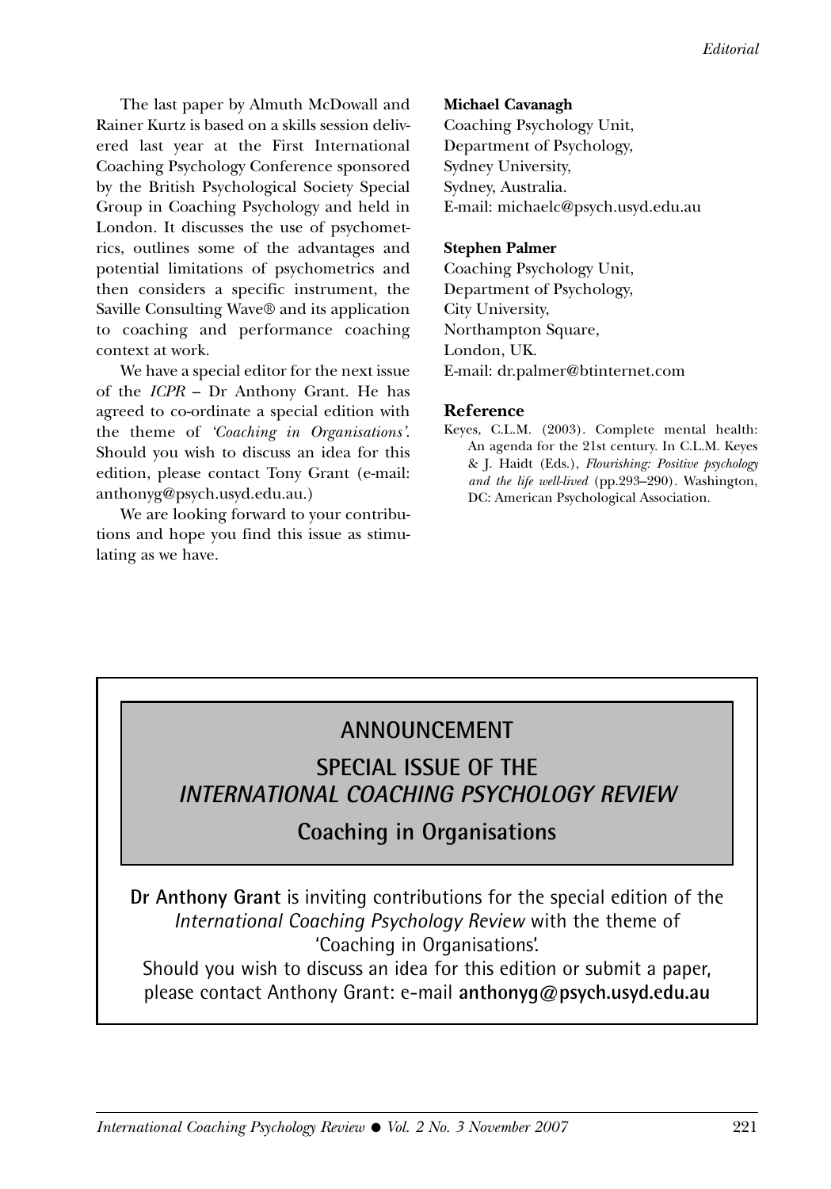The last paper by Almuth McDowall and Rainer Kurtz is based on a skills session delivered last year at the First International Coaching Psychology Conference sponsored by the British Psychological Society Special Group in Coaching Psychology and held in London. It discusses the use of psychometrics, outlines some of the advantages and potential limitations of psychometrics and then considers a specific instrument, the Saville Consulting Wave® and its application to coaching and performance coaching context at work.

We have a special editor for the next issue of the *ICPR* – Dr Anthony Grant. He has agreed to co-ordinate a special edition with the theme of *'Coaching in Organisations'.* Should you wish to discuss an idea for this edition, please contact Tony Grant (e-mail: anthonyg@psych.usyd.edu.au.)

We are looking forward to your contributions and hope you find this issue as stimulating as we have.

**Michael Cavanagh**
Coaching Psychology Unit,
Department of Psychology,
Sydney University,
Sydney, Australia.
E-mail: michaelc@psych.usyd.edu.au

**Stephen Palmer**
Coaching Psychology Unit,
Department of Psychology,
City University,
Northampton Square,
London, UK.
E-mail: dr.palmer@btinternet.com

## Reference

Keyes, C.L.M. (2003). Complete mental health: An agenda for the 21st century. In C.L.M. Keyes & J. Haidt (Eds.), *Flourishing: Positive psychology and the life well-lived* (pp.293–290). Washington, DC: American Psychological Association.

## ANNOUNCEMENT

## SPECIAL ISSUE OF THE *INTERNATIONAL COACHING PSYCHOLOGY REVIEW*

### Coaching in Organisations

**Dr Anthony Grant** is inviting contributions for the special edition of the *International Coaching Psychology Review* with the theme of 'Coaching in Organisations'.
Should you wish to discuss an idea for this edition or submit a paper, please contact Anthony Grant: e-mail **anthonyg@psych.usyd.edu.au**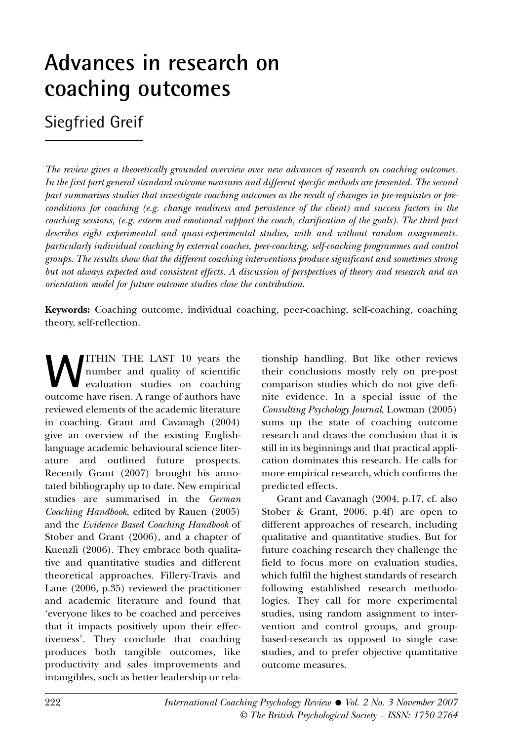# Advances in research on coaching outcomes

## Siegfried Greif

*The review gives a theoretically grounded overview over new advances of research on coaching outcomes. In the first part general standard outcome measures and different specific methods are presented. The second part summarises studies that investigate coaching outcomes as the result of changes in pre-requisites or preconditions for coaching (e.g. change readiness and persistence of the client) and success factors in the coaching sessions, (e.g. esteem and emotional support the coach, clarification of the goals). The third part describes eight experimental and quasi-experimental studies, with and without random assignments. particularly individual coaching by external coaches, peer-coaching, self-coaching programmes and control groups. The results show that the different coaching interventions produce significant and sometimes strong but not always expected and consistent effects. A discussion of perspectives of theory and research and an orientation model for future outcome studies close the contribution.*

**Keywords:** Coaching outcome, individual coaching, peer-coaching, self-coaching, coaching theory, self-reflection.

WITHIN THE LAST 10 years the number and quality of scientific evaluation studies on coaching outcome have risen. A range of authors have reviewed elements of the academic literature in coaching. Grant and Cavanagh (2004) give an overview of the existing English-language academic behavioural science literature and outlined future prospects. Recently Grant (2007) brought his annotated bibliography up to date. New empirical studies are summarised in the *German Coaching Handbook*, edited by Rauen (2005) and the *Evidence Based Coaching Handbook* of Stober and Grant (2006), and a chapter of Kuenzli (2006). They embrace both qualitative and quantitative studies and different theoretical approaches. Fillery-Travis and Lane (2006, p.35) reviewed the practitioner and academic literature and found that 'everyone likes to be coached and perceives that it impacts positively upon their effectiveness'. They conclude that coaching produces both tangible outcomes, like productivity and sales improvements and intangibles, such as better leadership or relationship handling. But like other reviews their conclusions mostly rely on pre-post comparison studies which do not give definite evidence. In a special issue of the *Consulting Psychology Journal*, Lowman (2005) sums up the state of coaching outcome research and draws the conclusion that it is still in its beginnings and that practical application dominates this research. He calls for more empirical research, which confirms the predicted effects.

Grant and Cavanagh (2004, p.17, cf. also Stober & Grant, 2006, p.4f) are open to different approaches of research, including qualitative and quantitative studies. But for future coaching research they challenge the field to focus more on evaluation studies, which fulfil the highest standards of research following established research methodologies. They call for more experimental studies, using random assignment to intervention and control groups, and group-based-research as opposed to single case studies, and to prefer objective quantitative outcome measures.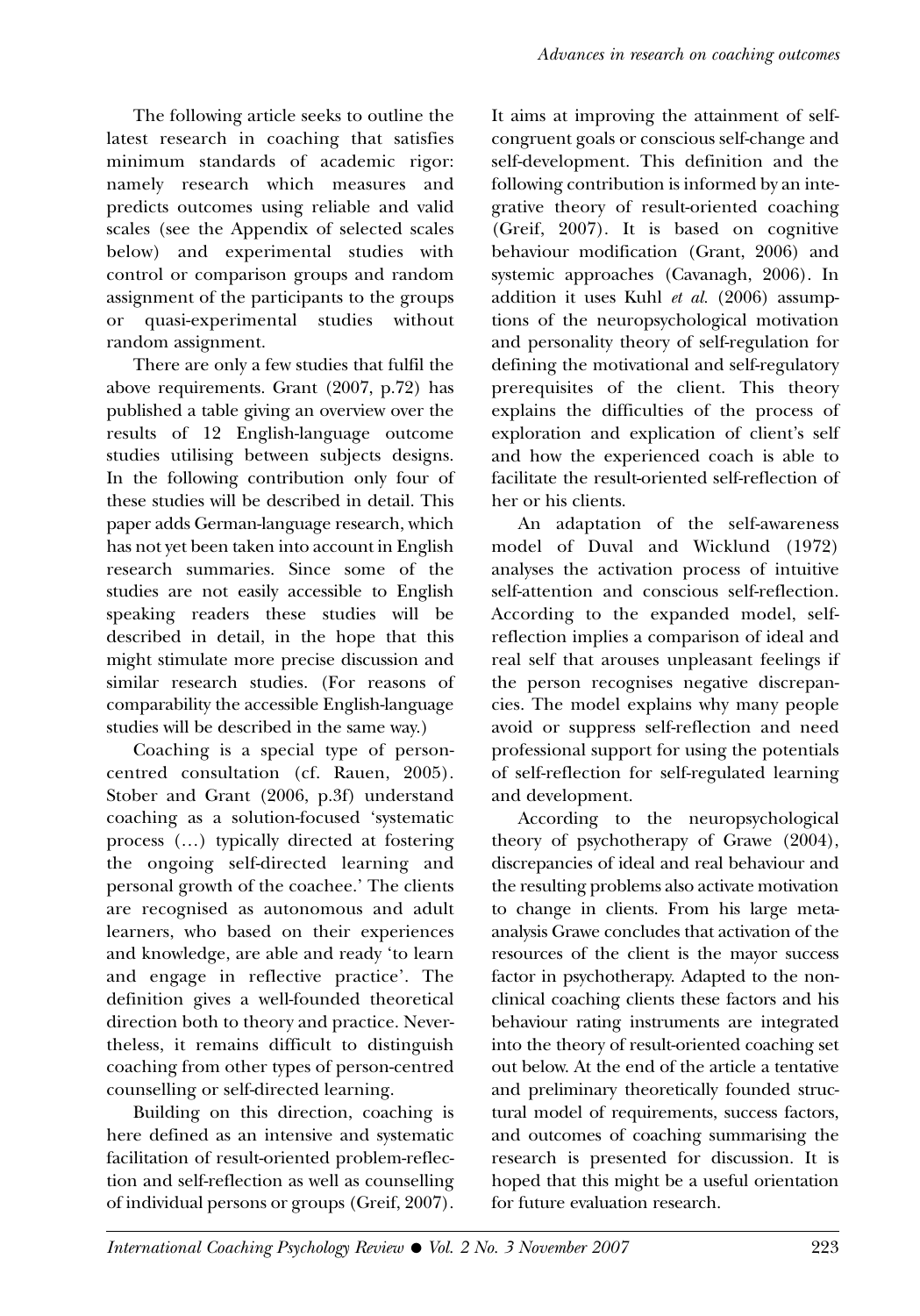The following article seeks to outline the latest research in coaching that satisfies minimum standards of academic rigor: namely research which measures and predicts outcomes using reliable and valid scales (see the Appendix of selected scales below) and experimental studies with control or comparison groups and random assignment of the participants to the groups or quasi-experimental studies without random assignment.

There are only a few studies that fulfil the above requirements. Grant (2007, p.72) has published a table giving an overview over the results of 12 English-language outcome studies utilising between subjects designs. In the following contribution only four of these studies will be described in detail. This paper adds German-language research, which has not yet been taken into account in English research summaries. Since some of the studies are not easily accessible to English speaking readers these studies will be described in detail, in the hope that this might stimulate more precise discussion and similar research studies. (For reasons of comparability the accessible English-language studies will be described in the same way.)

Coaching is a special type of person-centred consultation (cf. Rauen, 2005). Stober and Grant (2006, p.3f) understand coaching as a solution-focused 'systematic process (…) typically directed at fostering the ongoing self-directed learning and personal growth of the coachee.' The clients are recognised as autonomous and adult learners, who based on their experiences and knowledge, are able and ready 'to learn and engage in reflective practice'. The definition gives a well-founded theoretical direction both to theory and practice. Nevertheless, it remains difficult to distinguish coaching from other types of person-centred counselling or self-directed learning.

Building on this direction, coaching is here defined as an intensive and systematic facilitation of result-oriented problem-reflection and self-reflection as well as counselling of individual persons or groups (Greif, 2007). It aims at improving the attainment of self-congruent goals or conscious self-change and self-development. This definition and the following contribution is informed by an integrative theory of result-oriented coaching (Greif, 2007). It is based on cognitive behaviour modification (Grant, 2006) and systemic approaches (Cavanagh, 2006). In addition it uses Kuhl *et al.* (2006) assumptions of the neuropsychological motivation and personality theory of self-regulation for defining the motivational and self-regulatory prerequisites of the client. This theory explains the difficulties of the process of exploration and explication of client's self and how the experienced coach is able to facilitate the result-oriented self-reflection of her or his clients.

An adaptation of the self-awareness model of Duval and Wicklund (1972) analyses the activation process of intuitive self-attention and conscious self-reflection. According to the expanded model, self-reflection implies a comparison of ideal and real self that arouses unpleasant feelings if the person recognises negative discrepancies. The model explains why many people avoid or suppress self-reflection and need professional support for using the potentials of self-reflection for self-regulated learning and development.

According to the neuropsychological theory of psychotherapy of Grawe (2004), discrepancies of ideal and real behaviour and the resulting problems also activate motivation to change in clients. From his large meta-analysis Grawe concludes that activation of the resources of the client is the mayor success factor in psychotherapy. Adapted to the non-clinical coaching clients these factors and his behaviour rating instruments are integrated into the theory of result-oriented coaching set out below. At the end of the article a tentative and preliminary theoretically founded structural model of requirements, success factors, and outcomes of coaching summarising the research is presented for discussion. It is hoped that this might be a useful orientation for future evaluation research.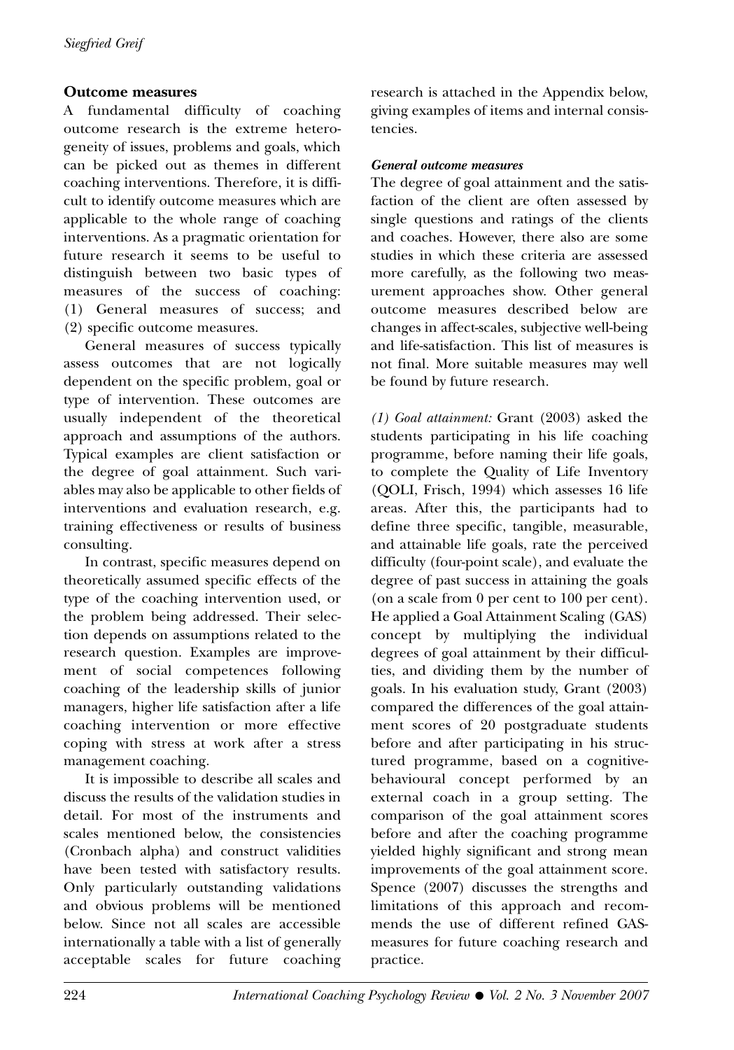## Outcome measures

A fundamental difficulty of coaching outcome research is the extreme heterogeneity of issues, problems and goals, which can be picked out as themes in different coaching interventions. Therefore, it is difficult to identify outcome measures which are applicable to the whole range of coaching interventions. As a pragmatic orientation for future research it seems to be useful to distinguish between two basic types of measures of the success of coaching: (1) General measures of success; and (2) specific outcome measures.

General measures of success typically assess outcomes that are not logically dependent on the specific problem, goal or type of intervention. These outcomes are usually independent of the theoretical approach and assumptions of the authors. Typical examples are client satisfaction or the degree of goal attainment. Such variables may also be applicable to other fields of interventions and evaluation research, e.g. training effectiveness or results of business consulting.

In contrast, specific measures depend on theoretically assumed specific effects of the type of the coaching intervention used, or the problem being addressed. Their selection depends on assumptions related to the research question. Examples are improvement of social competences following coaching of the leadership skills of junior managers, higher life satisfaction after a life coaching intervention or more effective coping with stress at work after a stress management coaching.

It is impossible to describe all scales and discuss the results of the validation studies in detail. For most of the instruments and scales mentioned below, the consistencies (Cronbach alpha) and construct validities have been tested with satisfactory results. Only particularly outstanding validations and obvious problems will be mentioned below. Since not all scales are accessible internationally a table with a list of generally acceptable scales for future coaching research is attached in the Appendix below, giving examples of items and internal consistencies.

### *General outcome measures*

The degree of goal attainment and the satisfaction of the client are often assessed by single questions and ratings of the clients and coaches. However, there also are some studies in which these criteria are assessed more carefully, as the following two measurement approaches show. Other general outcome measures described below are changes in affect-scales, subjective well-being and life-satisfaction. This list of measures is not final. More suitable measures may well be found by future research.

*(1) Goal attainment:* Grant (2003) asked the students participating in his life coaching programme, before naming their life goals, to complete the Quality of Life Inventory (QOLI, Frisch, 1994) which assesses 16 life areas. After this, the participants had to define three specific, tangible, measurable, and attainable life goals, rate the perceived difficulty (four-point scale), and evaluate the degree of past success in attaining the goals (on a scale from 0 per cent to 100 per cent). He applied a Goal Attainment Scaling (GAS) concept by multiplying the individual degrees of goal attainment by their difficulties, and dividing them by the number of goals. In his evaluation study, Grant (2003) compared the differences of the goal attainment scores of 20 postgraduate students before and after participating in his structured programme, based on a cognitive-behavioural concept performed by an external coach in a group setting. The comparison of the goal attainment scores before and after the coaching programme yielded highly significant and strong mean improvements of the goal attainment score. Spence (2007) discusses the strengths and limitations of this approach and recommends the use of different refined GAS-measures for future coaching research and practice.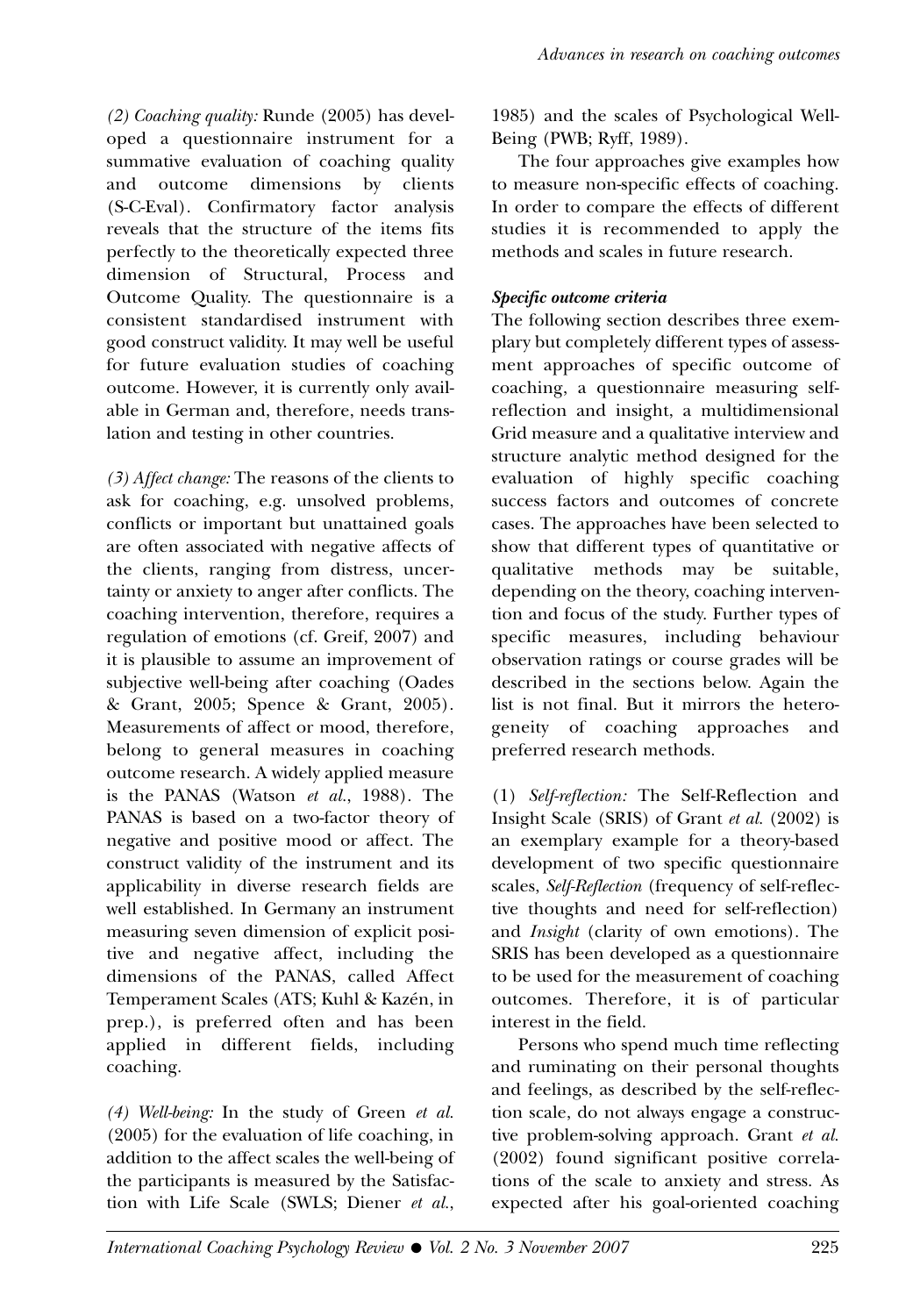*(2) Coaching quality:* Runde (2005) has developed a questionnaire instrument for a summative evaluation of coaching quality and outcome dimensions by clients (S-C-Eval). Confirmatory factor analysis reveals that the structure of the items fits perfectly to the theoretically expected three dimension of Structural, Process and Outcome Quality. The questionnaire is a consistent standardised instrument with good construct validity. It may well be useful for future evaluation studies of coaching outcome. However, it is currently only available in German and, therefore, needs translation and testing in other countries.

*(3) Affect change:* The reasons of the clients to ask for coaching, e.g. unsolved problems, conflicts or important but unattained goals are often associated with negative affects of the clients, ranging from distress, uncertainty or anxiety to anger after conflicts. The coaching intervention, therefore, requires a regulation of emotions (cf. Greif, 2007) and it is plausible to assume an improvement of subjective well-being after coaching (Oades & Grant, 2005; Spence & Grant, 2005). Measurements of affect or mood, therefore, belong to general measures in coaching outcome research. A widely applied measure is the PANAS (Watson *et al.*, 1988). The PANAS is based on a two-factor theory of negative and positive mood or affect. The construct validity of the instrument and its applicability in diverse research fields are well established. In Germany an instrument measuring seven dimension of explicit positive and negative affect, including the dimensions of the PANAS, called Affect Temperament Scales (ATS; Kuhl & Kazén, in prep.), is preferred often and has been applied in different fields, including coaching.

*(4) Well-being:* In the study of Green *et al.* (2005) for the evaluation of life coaching, in addition to the affect scales the well-being of the participants is measured by the Satisfaction with Life Scale (SWLS; Diener *et al.*, 1985) and the scales of Psychological Well-Being (PWB; Ryff, 1989).

The four approaches give examples how to measure non-specific effects of coaching. In order to compare the effects of different studies it is recommended to apply the methods and scales in future research.

***Specific outcome criteria***

The following section describes three exemplary but completely different types of assessment approaches of specific outcome of coaching, a questionnaire measuring self-reflection and insight, a multidimensional Grid measure and a qualitative interview and structure analytic method designed for the evaluation of highly specific coaching success factors and outcomes of concrete cases. The approaches have been selected to show that different types of quantitative or qualitative methods may be suitable, depending on the theory, coaching intervention and focus of the study. Further types of specific measures, including behaviour observation ratings or course grades will be described in the sections below. Again the list is not final. But it mirrors the heterogeneity of coaching approaches and preferred research methods.

(1) *Self-reflection:* The Self-Reflection and Insight Scale (SRIS) of Grant *et al.* (2002) is an exemplary example for a theory-based development of two specific questionnaire scales, *Self-Reflection* (frequency of self-reflective thoughts and need for self-reflection) and *Insight* (clarity of own emotions). The SRIS has been developed as a questionnaire to be used for the measurement of coaching outcomes. Therefore, it is of particular interest in the field.

Persons who spend much time reflecting and ruminating on their personal thoughts and feelings, as described by the self-reflection scale, do not always engage a constructive problem-solving approach. Grant *et al.* (2002) found significant positive correlations of the scale to anxiety and stress. As expected after his goal-oriented coaching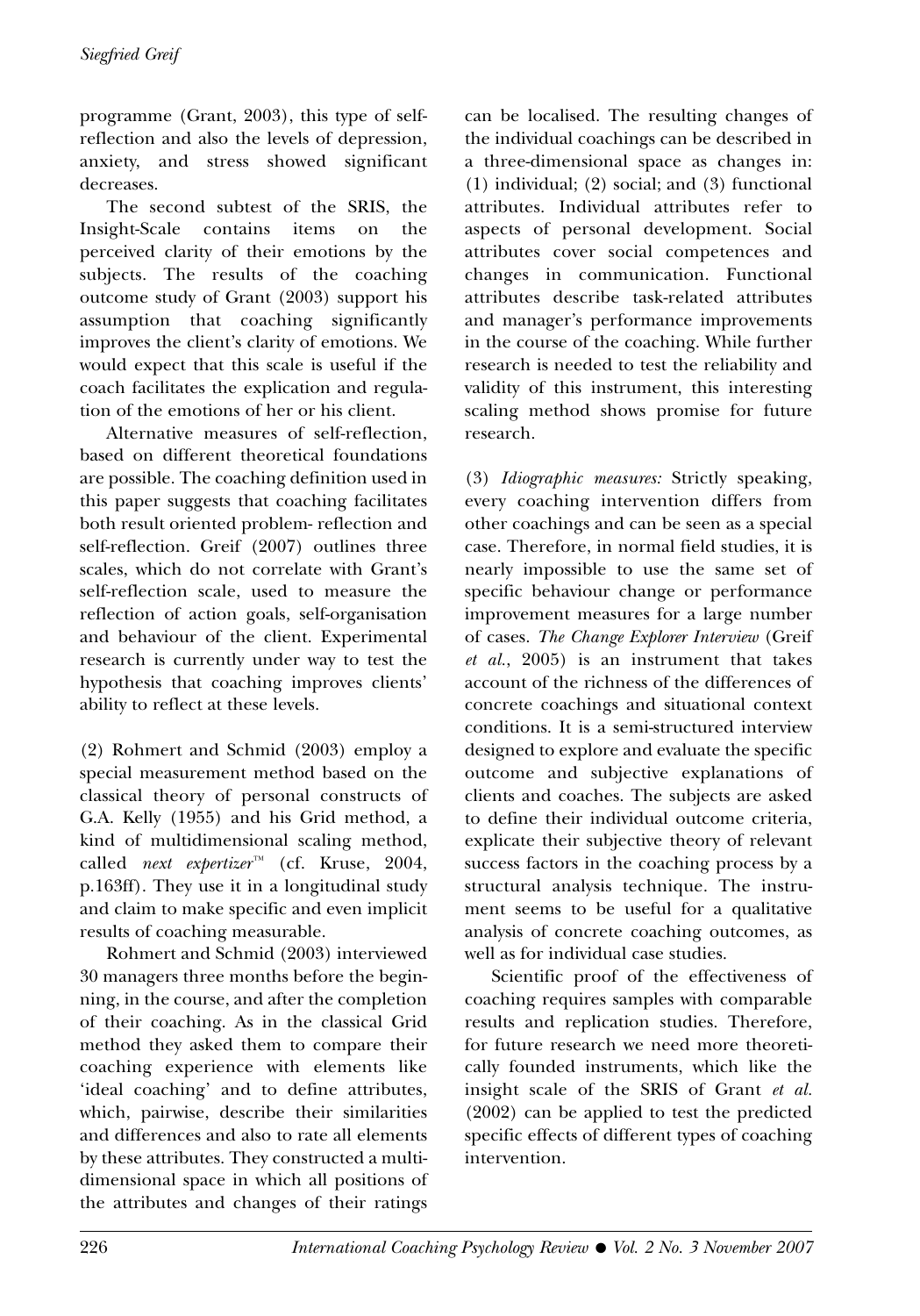programme (Grant, 2003), this type of self-reflection and also the levels of depression, anxiety, and stress showed significant decreases.

The second subtest of the SRIS, the Insight-Scale contains items on the perceived clarity of their emotions by the subjects. The results of the coaching outcome study of Grant (2003) support his assumption that coaching significantly improves the client's clarity of emotions. We would expect that this scale is useful if the coach facilitates the explication and regulation of the emotions of her or his client.

Alternative measures of self-reflection, based on different theoretical foundations are possible. The coaching definition used in this paper suggests that coaching facilitates both result oriented problem- reflection and self-reflection. Greif (2007) outlines three scales, which do not correlate with Grant's self-reflection scale, used to measure the reflection of action goals, self-organisation and behaviour of the client. Experimental research is currently under way to test the hypothesis that coaching improves clients' ability to reflect at these levels.

(2) Rohmert and Schmid (2003) employ a special measurement method based on the classical theory of personal constructs of G.A. Kelly (1955) and his Grid method, a kind of multidimensional scaling method, called *next expertizer*™ (cf. Kruse, 2004, p.163ff). They use it in a longitudinal study and claim to make specific and even implicit results of coaching measurable.

Rohmert and Schmid (2003) interviewed 30 managers three months before the beginning, in the course, and after the completion of their coaching. As in the classical Grid method they asked them to compare their coaching experience with elements like 'ideal coaching' and to define attributes, which, pairwise, describe their similarities and differences and also to rate all elements by these attributes. They constructed a multidimensional space in which all positions of the attributes and changes of their ratings can be localised. The resulting changes of the individual coachings can be described in a three-dimensional space as changes in: (1) individual; (2) social; and (3) functional attributes. Individual attributes refer to aspects of personal development. Social attributes cover social competences and changes in communication. Functional attributes describe task-related attributes and manager's performance improvements in the course of the coaching. While further research is needed to test the reliability and validity of this instrument, this interesting scaling method shows promise for future research.

(3) *Idiographic measures:* Strictly speaking, every coaching intervention differs from other coachings and can be seen as a special case. Therefore, in normal field studies, it is nearly impossible to use the same set of specific behaviour change or performance improvement measures for a large number of cases. *The Change Explorer Interview* (Greif *et al.*, 2005) is an instrument that takes account of the richness of the differences of concrete coachings and situational context conditions. It is a semi-structured interview designed to explore and evaluate the specific outcome and subjective explanations of clients and coaches. The subjects are asked to define their individual outcome criteria, explicate their subjective theory of relevant success factors in the coaching process by a structural analysis technique. The instrument seems to be useful for a qualitative analysis of concrete coaching outcomes, as well as for individual case studies.

Scientific proof of the effectiveness of coaching requires samples with comparable results and replication studies. Therefore, for future research we need more theoretically founded instruments, which like the insight scale of the SRIS of Grant *et al.* (2002) can be applied to test the predicted specific effects of different types of coaching intervention.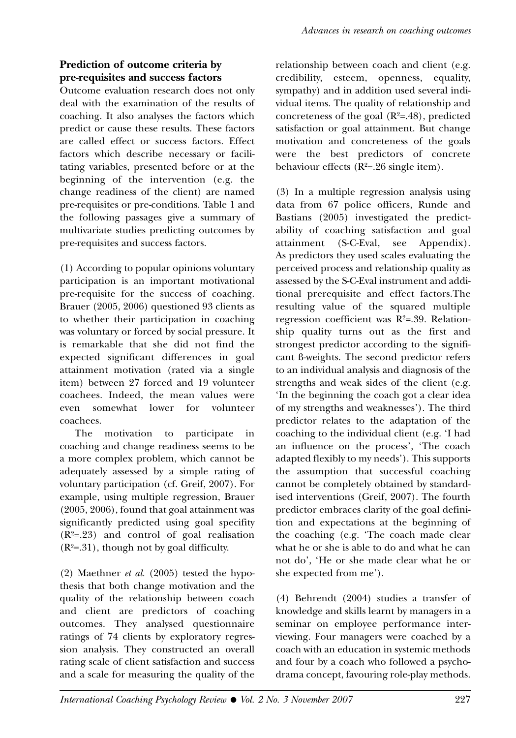### Prediction of outcome criteria by pre-requisites and success factors

Outcome evaluation research does not only deal with the examination of the results of coaching. It also analyses the factors which predict or cause these results. These factors are called effect or success factors. Effect factors which describe necessary or facilitating variables, presented before or at the beginning of the intervention (e.g. the change readiness of the client) are named pre-requisites or pre-conditions. Table 1 and the following passages give a summary of multivariate studies predicting outcomes by pre-requisites and success factors.

(1) According to popular opinions voluntary participation is an important motivational pre-requisite for the success of coaching. Brauer (2005, 2006) questioned 93 clients as to whether their participation in coaching was voluntary or forced by social pressure. It is remarkable that she did not find the expected significant differences in goal attainment motivation (rated via a single item) between 27 forced and 19 volunteer coachees. Indeed, the mean values were even somewhat lower for volunteer coachees.

The motivation to participate in coaching and change readiness seems to be a more complex problem, which cannot be adequately assessed by a simple rating of voluntary participation (cf. Greif, 2007). For example, using multiple regression, Brauer (2005, 2006), found that goal attainment was significantly predicted using goal specifity ($R^2$=.23) and control of goal realisation ($R^2$=.31), though not by goal difficulty.

(2) Maethner *et al.* (2005) tested the hypothesis that both change motivation and the quality of the relationship between coach and client are predictors of coaching outcomes. They analysed questionnaire ratings of 74 clients by exploratory regression analysis. They constructed an overall rating scale of client satisfaction and success and a scale for measuring the quality of the relationship between coach and client (e.g. credibility, esteem, openness, equality, sympathy) and in addition used several individual items. The quality of relationship and concreteness of the goal ($R^2$=.48), predicted satisfaction or goal attainment. But change motivation and concreteness of the goals were the best predictors of concrete behaviour effects ($R^2$=.26 single item).

(3) In a multiple regression analysis using data from 67 police officers, Runde and Bastians (2005) investigated the predictability of coaching satisfaction and goal attainment (S-C-Eval, see Appendix). As predictors they used scales evaluating the perceived process and relationship quality as assessed by the S-C-Eval instrument and additional prerequisite and effect factors.The resulting value of the squared multiple regression coefficient was $R^2$=.39. Relationship quality turns out as the first and strongest predictor according to the significant ß-weights. The second predictor refers to an individual analysis and diagnosis of the strengths and weak sides of the client (e.g. 'In the beginning the coach got a clear idea of my strengths and weaknesses'). The third predictor relates to the adaptation of the coaching to the individual client (e.g. 'I had an influence on the process', 'The coach adapted flexibly to my needs'). This supports the assumption that successful coaching cannot be completely obtained by standardised interventions (Greif, 2007). The fourth predictor embraces clarity of the goal definition and expectations at the beginning of the coaching (e.g. 'The coach made clear what he or she is able to do and what he can not do', 'He or she made clear what he or she expected from me').

(4) Behrendt (2004) studies a transfer of knowledge and skills learnt by managers in a seminar on employee performance interviewing. Four managers were coached by a coach with an education in systemic methods and four by a coach who followed a psychodrama concept, favouring role-play methods.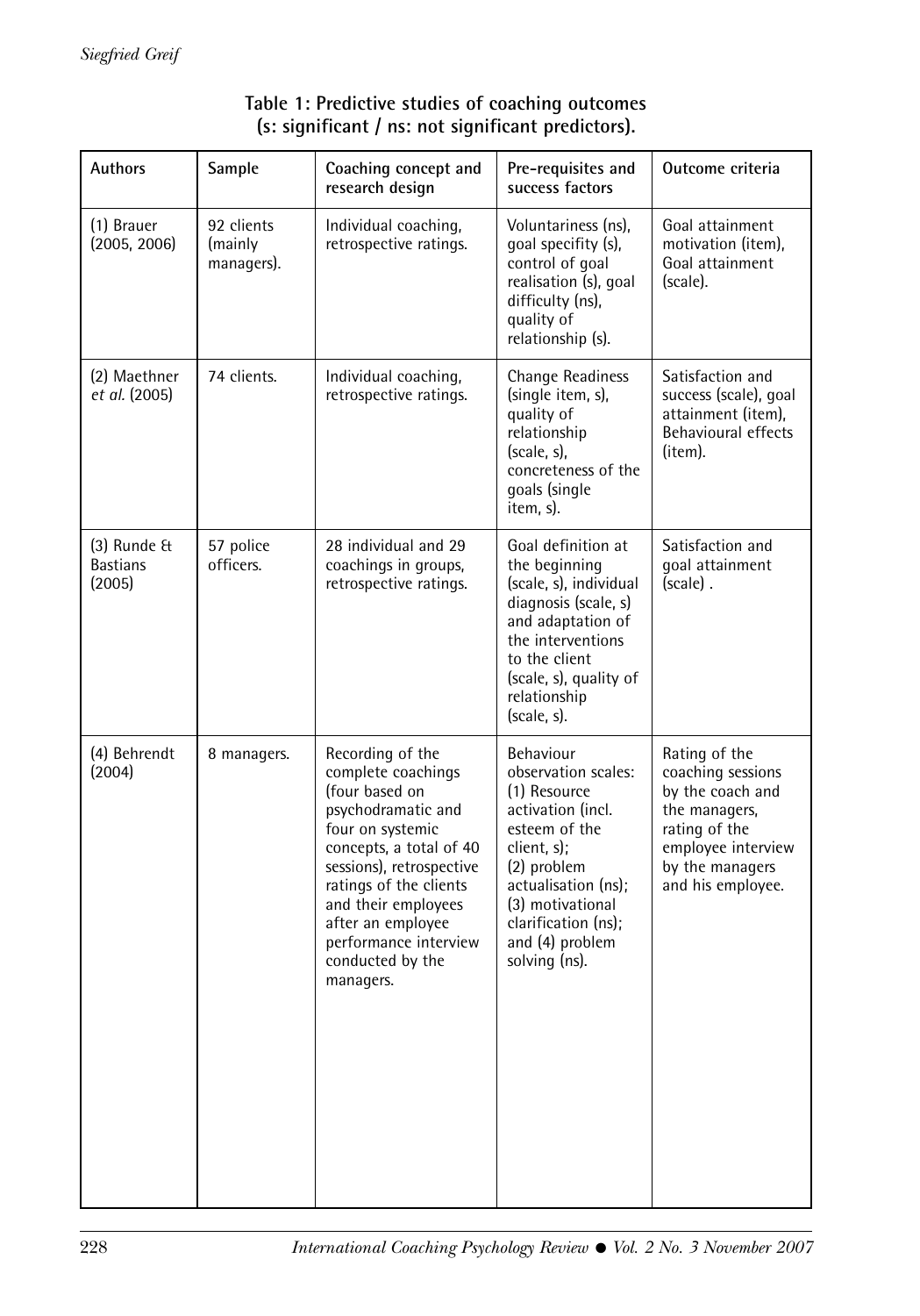**Table 1: Predictive studies of coaching outcomes (s: significant / ns: not significant predictors).**

| Authors | Sample | Coaching concept and research design | Pre-requisites and success factors | Outcome criteria |
|---|---|---|---|---|
| (1) Brauer (2005, 2006) | 92 clients (mainly managers). | Individual coaching, retrospective ratings. | Voluntariness (ns), goal specifity (s), control of goal realisation (s), goal difficulty (ns), quality of relationship (s). | Goal attainment motivation (item), Goal attainment (scale). |
| (2) Maethner *et al.* (2005) | 74 clients. | Individual coaching, retrospective ratings. | Change Readiness (single item, s), quality of relationship (scale, s), concreteness of the goals (single item, s). | Satisfaction and success (scale), goal attainment (item), Behavioural effects (item). |
| (3) Runde & Bastians (2005) | 57 police officers. | 28 individual and 29 coachings in groups, retrospective ratings. | Goal definition at the beginning (scale, s), individual diagnosis (scale, s) and adaptation of the interventions to the client (scale, s), quality of relationship (scale, s). | Satisfaction and goal attainment (scale) . |
| (4) Behrendt (2004) | 8 managers. | Recording of the complete coachings (four based on psychodramatic and four on systemic concepts, a total of 40 sessions), retrospective ratings of the clients and their employees after an employee performance interview conducted by the managers. | Behaviour observation scales: (1) Resource activation (incl. esteem of the client, s); (2) problem actualisation (ns); (3) motivational clarification (ns); and (4) problem solving (ns). | Rating of the coaching sessions by the coach and the managers, rating of the employee interview by the managers and his employee. |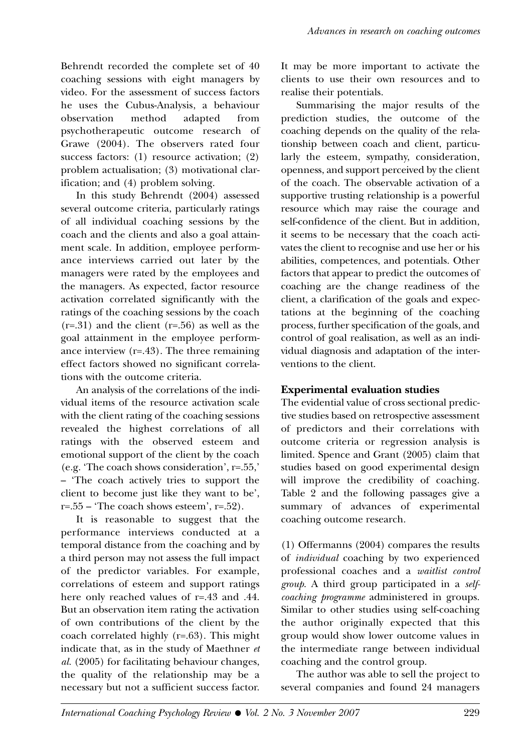Behrendt recorded the complete set of 40 coaching sessions with eight managers by video. For the assessment of success factors he uses the Cubus-Analysis, a behaviour observation method adapted from psychotherapeutic outcome research of Grawe (2004). The observers rated four success factors: (1) resource activation; (2) problem actualisation; (3) motivational clarification; and (4) problem solving.

In this study Behrendt (2004) assessed several outcome criteria, particularly ratings of all individual coaching sessions by the coach and the clients and also a goal attainment scale. In addition, employee performance interviews carried out later by the managers were rated by the employees and the managers. As expected, factor resource activation correlated significantly with the ratings of the coaching sessions by the coach (r=.31) and the client (r=.56) as well as the goal attainment in the employee performance interview (r=.43). The three remaining effect factors showed no significant correlations with the outcome criteria.

An analysis of the correlations of the individual items of the resource activation scale with the client rating of the coaching sessions revealed the highest correlations of all ratings with the observed esteem and emotional support of the client by the coach (e.g. 'The coach shows consideration', r=.55,' – 'The coach actively tries to support the client to become just like they want to be', r=.55 – 'The coach shows esteem', r=.52).

It is reasonable to suggest that the performance interviews conducted at a temporal distance from the coaching and by a third person may not assess the full impact of the predictor variables. For example, correlations of esteem and support ratings here only reached values of r=.43 and .44. But an observation item rating the activation of own contributions of the client by the coach correlated highly (r=.63). This might indicate that, as in the study of Maethner *et al.* (2005) for facilitating behaviour changes, the quality of the relationship may be a necessary but not a sufficient success factor. It may be more important to activate the clients to use their own resources and to realise their potentials.

Summarising the major results of the prediction studies, the outcome of the coaching depends on the quality of the relationship between coach and client, particularly the esteem, sympathy, consideration, openness, and support perceived by the client of the coach. The observable activation of a supportive trusting relationship is a powerful resource which may raise the courage and self-confidence of the client. But in addition, it seems to be necessary that the coach activates the client to recognise and use her or his abilities, competences, and potentials. Other factors that appear to predict the outcomes of coaching are the change readiness of the client, a clarification of the goals and expectations at the beginning of the coaching process, further specification of the goals, and control of goal realisation, as well as an individual diagnosis and adaptation of the interventions to the client.

## Experimental evaluation studies

The evidential value of cross sectional predictive studies based on retrospective assessment of predictors and their correlations with outcome criteria or regression analysis is limited. Spence and Grant (2005) claim that studies based on good experimental design will improve the credibility of coaching. Table 2 and the following passages give a summary of advances of experimental coaching outcome research.

(1) Offermanns (2004) compares the results of *individual* coaching by two experienced professional coaches and a *waitlist control group*. A third group participated in a *self-coaching programme* administered in groups. Similar to other studies using self-coaching the author originally expected that this group would show lower outcome values in the intermediate range between individual coaching and the control group.

The author was able to sell the project to several companies and found 24 managers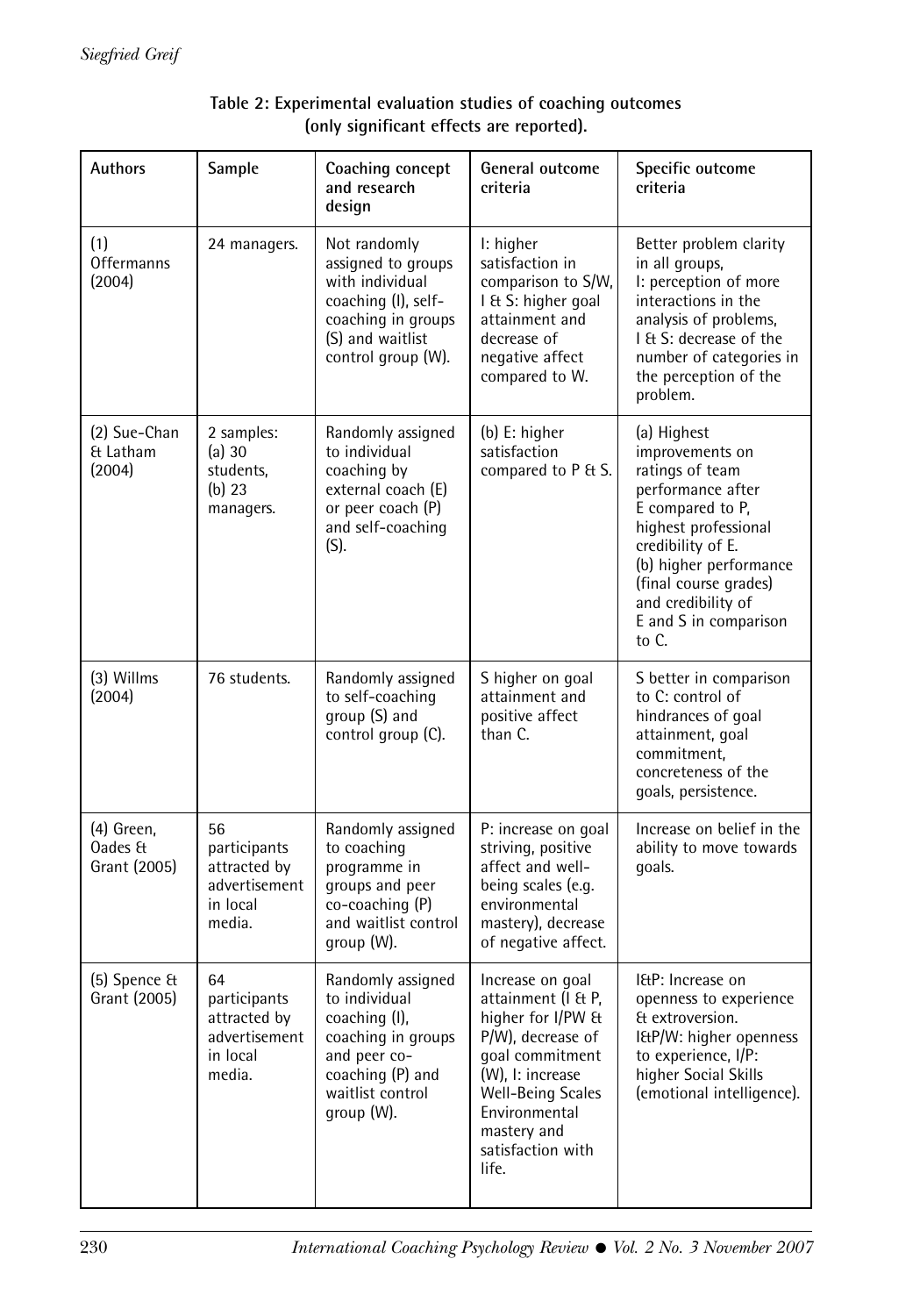**Table 2: Experimental evaluation studies of coaching outcomes (only significant effects are reported).**

| Authors | Sample | Coaching concept and research design | General outcome criteria | Specific outcome criteria |
|---|---|---|---|---|
| (1) Offermanns (2004) | 24 managers. | Not randomly assigned to groups with individual coaching (I), self-coaching in groups (S) and waitlist control group (W). | I: higher satisfaction in comparison to S/W, I & S: higher goal attainment and decrease of negative affect compared to W. | Better problem clarity in all groups, I: perception of more interactions in the analysis of problems, I & S: decrease of the number of categories in the perception of the problem. |
| (2) Sue-Chan & Latham (2004) | 2 samples: (a) 30 students, (b) 23 managers. | Randomly assigned to individual coaching by external coach (E) or peer coach (P) and self-coaching (S). | (b) E: higher satisfaction compared to P & S. | (a) Highest improvements on ratings of team performance after E compared to P, highest professional credibility of E. (b) higher performance (final course grades) and credibility of E and S in comparison to C. |
| (3) Willms (2004) | 76 students. | Randomly assigned to self-coaching group (S) and control group (C). | S higher on goal attainment and positive affect than C. | S better in comparison to C: control of hindrances of goal attainment, goal commitment, concreteness of the goals, persistence. |
| (4) Green, Oades & Grant (2005) | 56 participants attracted by advertisement in local media. | Randomly assigned to coaching programme in groups and peer co-coaching (P) and waitlist control group (W). | P: increase on goal striving, positive affect and well-being scales (e.g. environmental mastery), decrease of negative affect. | Increase on belief in the ability to move towards goals. |
| (5) Spence & Grant (2005) | 64 participants attracted by advertisement in local media. | Randomly assigned to individual coaching (I), coaching in groups and peer co-coaching (P) and waitlist control group (W). | Increase on goal attainment (I & P, higher for I/PW & P/W), decrease of goal commitment (W), I: increase Well-Being Scales Environmental mastery and satisfaction with life. | I&P: Increase on openness to experience & extroversion. I&P/W: higher openness to experience, I/P: higher Social Skills (emotional intelligence). |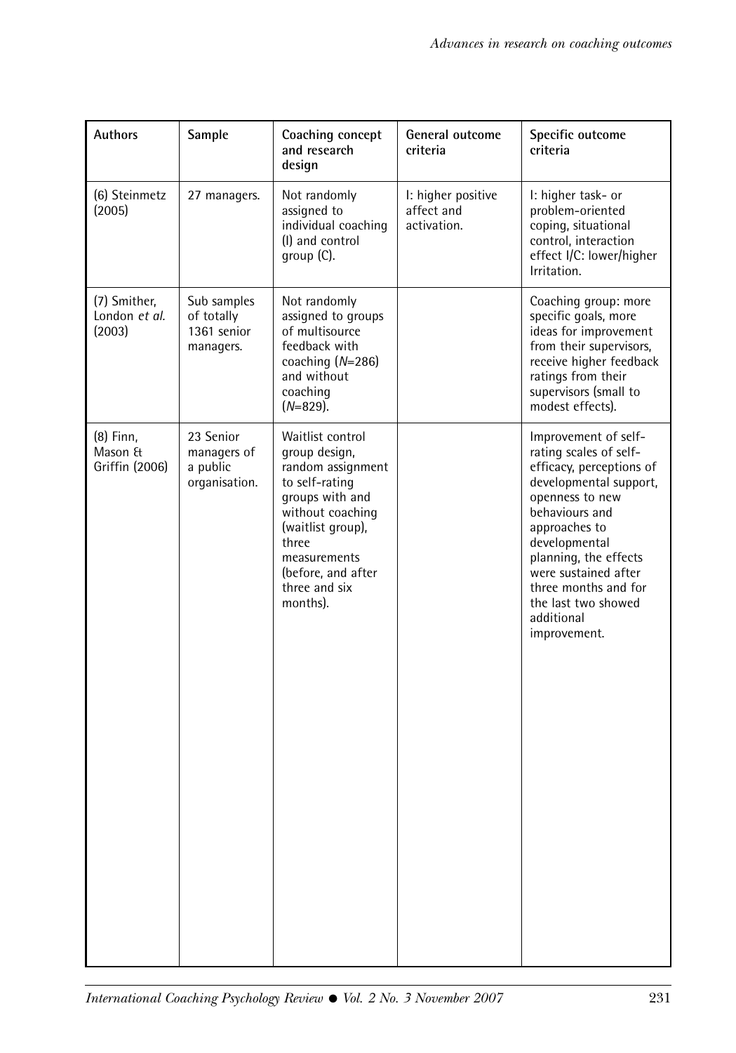| Authors | Sample | Coaching concept and research design | General outcome criteria | Specific outcome criteria |
|---|---|---|---|---|
| (6) Steinmetz (2005) | 27 managers. | Not randomly assigned to individual coaching (I) and control group (C). | I: higher positive affect and activation. | I: higher task- or problem-oriented coping, situational control, interaction effect I/C: lower/higher Irritation. |
| (7) Smither, London *et al.* (2003) | Sub samples of totally 1361 senior managers. | Not randomly assigned to groups of multisource feedback with coaching ($N$=286) and without coaching ($N$=829). | | Coaching group: more specific goals, more ideas for improvement from their supervisors, receive higher feedback ratings from their supervisors (small to modest effects). |
| (8) Finn, Mason & Griffin (2006) | 23 Senior managers of a public organisation. | Waitlist control group design, random assignment to self-rating groups with and without coaching (waitlist group), three measurements (before, and after three and six months). | | Improvement of self-rating scales of self-efficacy, perceptions of developmental support, openness to new behaviours and approaches to developmental planning, the effects were sustained after three months and for the last two showed additional improvement. |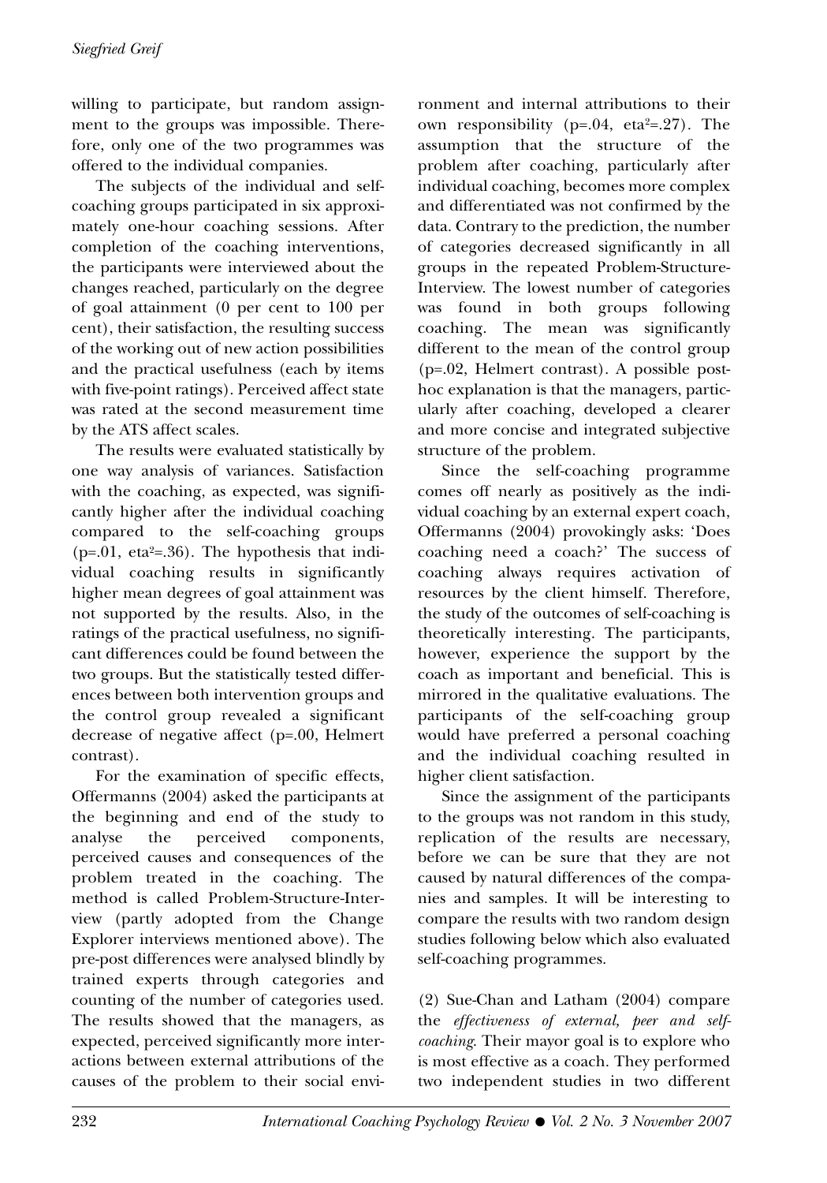willing to participate, but random assignment to the groups was impossible. Therefore, only one of the two programmes was offered to the individual companies.

The subjects of the individual and self-coaching groups participated in six approximately one-hour coaching sessions. After completion of the coaching interventions, the participants were interviewed about the changes reached, particularly on the degree of goal attainment (0 per cent to 100 per cent), their satisfaction, the resulting success of the working out of new action possibilities and the practical usefulness (each by items with five-point ratings). Perceived affect state was rated at the second measurement time by the ATS affect scales.

The results were evaluated statistically by one way analysis of variances. Satisfaction with the coaching, as expected, was significantly higher after the individual coaching compared to the self-coaching groups ($p=.01$, $eta^2=.36$). The hypothesis that individual coaching results in significantly higher mean degrees of goal attainment was not supported by the results. Also, in the ratings of the practical usefulness, no significant differences could be found between the two groups. But the statistically tested differences between both intervention groups and the control group revealed a significant decrease of negative affect ($p=.00$, Helmert contrast).

For the examination of specific effects, Offermanns (2004) asked the participants at the beginning and end of the study to analyse the perceived components, perceived causes and consequences of the problem treated in the coaching. The method is called Problem-Structure-Interview (partly adopted from the Change Explorer interviews mentioned above). The pre-post differences were analysed blindly by trained experts through categories and counting of the number of categories used. The results showed that the managers, as expected, perceived significantly more interactions between external attributions of the causes of the problem to their social environment and internal attributions to their own responsibility ($p=.04$, $eta^2=.27$). The assumption that the structure of the problem after coaching, particularly after individual coaching, becomes more complex and differentiated was not confirmed by the data. Contrary to the prediction, the number of categories decreased significantly in all groups in the repeated Problem-Structure-Interview. The lowest number of categories was found in both groups following coaching. The mean was significantly different to the mean of the control group ($p=.02$, Helmert contrast). A possible post-hoc explanation is that the managers, particularly after coaching, developed a clearer and more concise and integrated subjective structure of the problem.

Since the self-coaching programme comes off nearly as positively as the individual coaching by an external expert coach, Offermanns (2004) provokingly asks: 'Does coaching need a coach?' The success of coaching always requires activation of resources by the client himself. Therefore, the study of the outcomes of self-coaching is theoretically interesting. The participants, however, experience the support by the coach as important and beneficial. This is mirrored in the qualitative evaluations. The participants of the self-coaching group would have preferred a personal coaching and the individual coaching resulted in higher client satisfaction.

Since the assignment of the participants to the groups was not random in this study, replication of the results are necessary, before we can be sure that they are not caused by natural differences of the companies and samples. It will be interesting to compare the results with two random design studies following below which also evaluated self-coaching programmes.

(2) Sue-Chan and Latham (2004) compare the *effectiveness of external, peer and self-coaching*. Their mayor goal is to explore who is most effective as a coach. They performed two independent studies in two different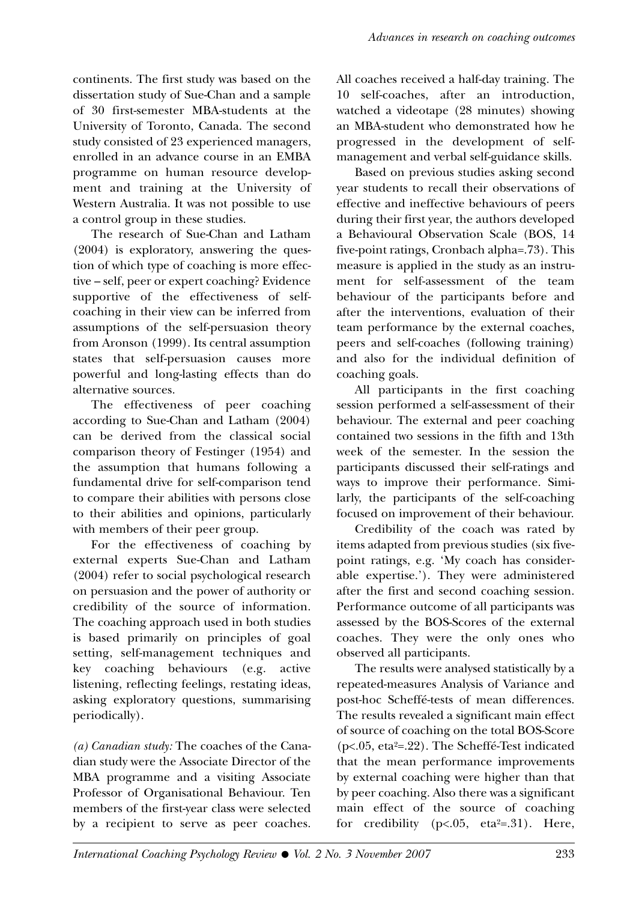continents. The first study was based on the dissertation study of Sue-Chan and a sample of 30 first-semester MBA-students at the University of Toronto, Canada. The second study consisted of 23 experienced managers, enrolled in an advance course in an EMBA programme on human resource development and training at the University of Western Australia. It was not possible to use a control group in these studies.

The research of Sue-Chan and Latham (2004) is exploratory, answering the question of which type of coaching is more effective – self, peer or expert coaching? Evidence supportive of the effectiveness of self-coaching in their view can be inferred from assumptions of the self-persuasion theory from Aronson (1999). Its central assumption states that self-persuasion causes more powerful and long-lasting effects than do alternative sources.

The effectiveness of peer coaching according to Sue-Chan and Latham (2004) can be derived from the classical social comparison theory of Festinger (1954) and the assumption that humans following a fundamental drive for self-comparison tend to compare their abilities with persons close to their abilities and opinions, particularly with members of their peer group.

For the effectiveness of coaching by external experts Sue-Chan and Latham (2004) refer to social psychological research on persuasion and the power of authority or credibility of the source of information. The coaching approach used in both studies is based primarily on principles of goal setting, self-management techniques and key coaching behaviours (e.g. active listening, reflecting feelings, restating ideas, asking exploratory questions, summarising periodically).

*(a) Canadian study:* The coaches of the Canadian study were the Associate Director of the MBA programme and a visiting Associate Professor of Organisational Behaviour. Ten members of the first-year class were selected by a recipient to serve as peer coaches. All coaches received a half-day training. The 10 self-coaches, after an introduction, watched a videotape (28 minutes) showing an MBA-student who demonstrated how he progressed in the development of self-management and verbal self-guidance skills.

Based on previous studies asking second year students to recall their observations of effective and ineffective behaviours of peers during their first year, the authors developed a Behavioural Observation Scale (BOS, 14 five-point ratings, Cronbach alpha=.73). This measure is applied in the study as an instrument for self-assessment of the team behaviour of the participants before and after the interventions, evaluation of their team performance by the external coaches, peers and self-coaches (following training) and also for the individual definition of coaching goals.

All participants in the first coaching session performed a self-assessment of their behaviour. The external and peer coaching contained two sessions in the fifth and 13th week of the semester. In the session the participants discussed their self-ratings and ways to improve their performance. Similarly, the participants of the self-coaching focused on improvement of their behaviour.

Credibility of the coach was rated by items adapted from previous studies (six five-point ratings, e.g. 'My coach has considerable expertise.'). They were administered after the first and second coaching session. Performance outcome of all participants was assessed by the BOS-Scores of the external coaches. They were the only ones who observed all participants.

The results were analysed statistically by a repeated-measures Analysis of Variance and post-hoc Scheffé-tests of mean differences. The results revealed a significant main effect of source of coaching on the total BOS-Score ($p<.05$, $eta^2=.22$). The Scheffé-Test indicated that the mean performance improvements by external coaching were higher than that by peer coaching. Also there was a significant main effect of the source of coaching for credibility ($p<.05$, $eta^2=.31$). Here,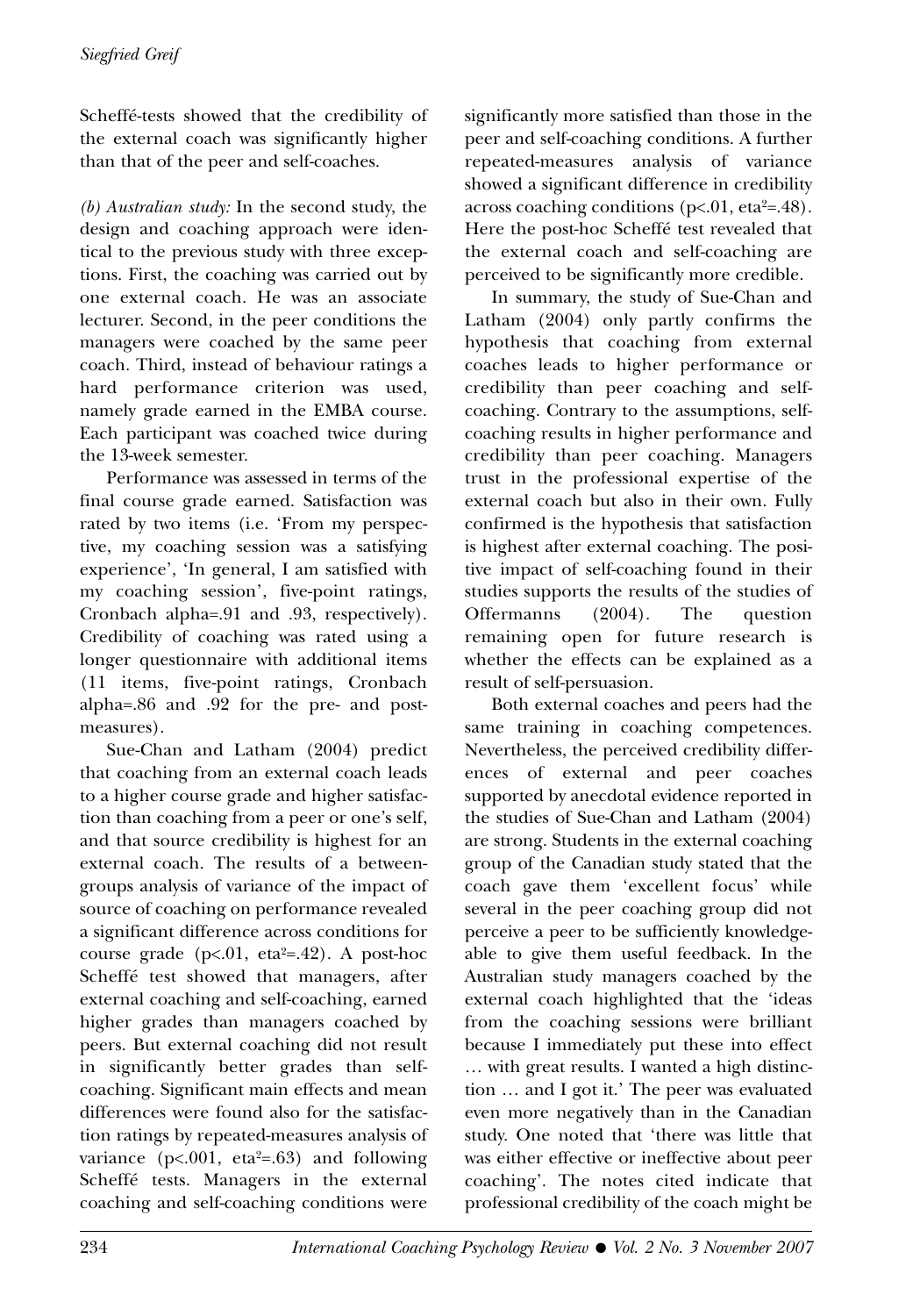Scheffé-tests showed that the credibility of the external coach was significantly higher than that of the peer and self-coaches.

*(b) Australian study:* In the second study, the design and coaching approach were identical to the previous study with three exceptions. First, the coaching was carried out by one external coach. He was an associate lecturer. Second, in the peer conditions the managers were coached by the same peer coach. Third, instead of behaviour ratings a hard performance criterion was used, namely grade earned in the EMBA course. Each participant was coached twice during the 13-week semester.

Performance was assessed in terms of the final course grade earned. Satisfaction was rated by two items (i.e. 'From my perspective, my coaching session was a satisfying experience', 'In general, I am satisfied with my coaching session', five-point ratings, Cronbach alpha=.91 and .93, respectively). Credibility of coaching was rated using a longer questionnaire with additional items (11 items, five-point ratings, Cronbach alpha=.86 and .92 for the pre- and post-measures).

Sue-Chan and Latham (2004) predict that coaching from an external coach leads to a higher course grade and higher satisfaction than coaching from a peer or one's self, and that source credibility is highest for an external coach. The results of a between-groups analysis of variance of the impact of source of coaching on performance revealed a significant difference across conditions for course grade ($p<.01$, $eta^2=.42$). A post-hoc Scheffé test showed that managers, after external coaching and self-coaching, earned higher grades than managers coached by peers. But external coaching did not result in significantly better grades than self-coaching. Significant main effects and mean differences were found also for the satisfaction ratings by repeated-measures analysis of variance ($p<.001$, $eta^2=.63$) and following Scheffé tests. Managers in the external coaching and self-coaching conditions were significantly more satisfied than those in the peer and self-coaching conditions. A further repeated-measures analysis of variance showed a significant difference in credibility across coaching conditions ($p<.01$, $eta^2=.48$). Here the post-hoc Scheffé test revealed that the external coach and self-coaching are perceived to be significantly more credible.

In summary, the study of Sue-Chan and Latham (2004) only partly confirms the hypothesis that coaching from external coaches leads to higher performance or credibility than peer coaching and self-coaching. Contrary to the assumptions, self-coaching results in higher performance and credibility than peer coaching. Managers trust in the professional expertise of the external coach but also in their own. Fully confirmed is the hypothesis that satisfaction is highest after external coaching. The positive impact of self-coaching found in their studies supports the results of the studies of Offermanns (2004). The question remaining open for future research is whether the effects can be explained as a result of self-persuasion.

Both external coaches and peers had the same training in coaching competences. Nevertheless, the perceived credibility differences of external and peer coaches supported by anecdotal evidence reported in the studies of Sue-Chan and Latham (2004) are strong. Students in the external coaching group of the Canadian study stated that the coach gave them 'excellent focus' while several in the peer coaching group did not perceive a peer to be sufficiently knowledgeable to give them useful feedback. In the Australian study managers coached by the external coach highlighted that the 'ideas from the coaching sessions were brilliant because I immediately put these into effect … with great results. I wanted a high distinction … and I got it.' The peer was evaluated even more negatively than in the Canadian study. One noted that 'there was little that was either effective or ineffective about peer coaching'. The notes cited indicate that professional credibility of the coach might be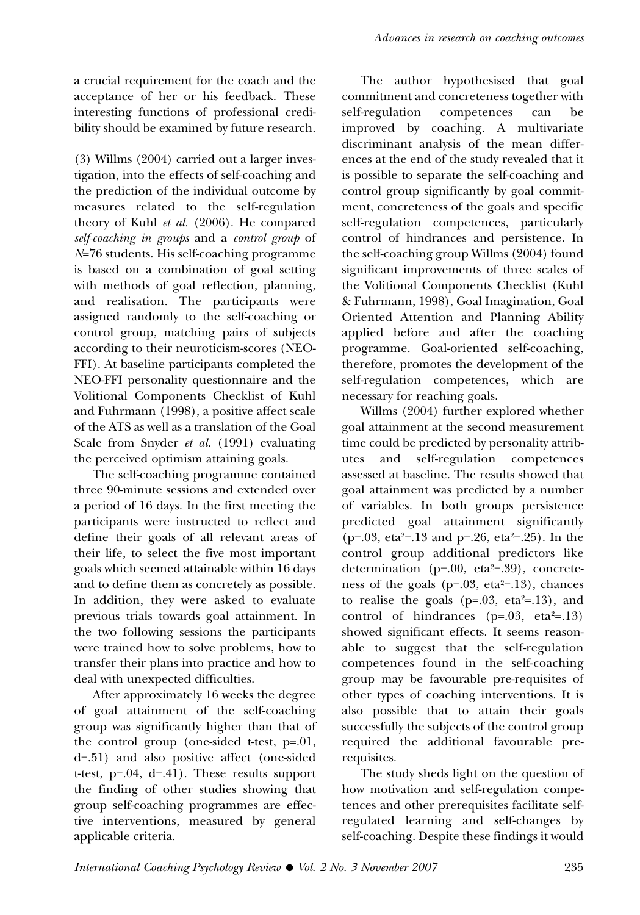a crucial requirement for the coach and the acceptance of her or his feedback. These interesting functions of professional credibility should be examined by future research.

(3) Willms (2004) carried out a larger investigation, into the effects of self-coaching and the prediction of the individual outcome by measures related to the self-regulation theory of Kuhl *et al.* (2006). He compared *self-coaching in groups* and a *control group* of *N*=76 students. His self-coaching programme is based on a combination of goal setting with methods of goal reflection, planning, and realisation. The participants were assigned randomly to the self-coaching or control group, matching pairs of subjects according to their neuroticism-scores (NEO-FFI). At baseline participants completed the NEO-FFI personality questionnaire and the Volitional Components Checklist of Kuhl and Fuhrmann (1998), a positive affect scale of the ATS as well as a translation of the Goal Scale from Snyder *et al.* (1991) evaluating the perceived optimism attaining goals.

The self-coaching programme contained three 90-minute sessions and extended over a period of 16 days. In the first meeting the participants were instructed to reflect and define their goals of all relevant areas of their life, to select the five most important goals which seemed attainable within 16 days and to define them as concretely as possible. In addition, they were asked to evaluate previous trials towards goal attainment. In the two following sessions the participants were trained how to solve problems, how to transfer their plans into practice and how to deal with unexpected difficulties.

After approximately 16 weeks the degree of goal attainment of the self-coaching group was significantly higher than that of the control group (one-sided t-test, $p=.01$, $d=.51$) and also positive affect (one-sided t-test, $p=.04$, $d=.41$). These results support the finding of other studies showing that group self-coaching programmes are effective interventions, measured by general applicable criteria.

The author hypothesised that goal commitment and concreteness together with self-regulation competences can be improved by coaching. A multivariate discriminant analysis of the mean differences at the end of the study revealed that it is possible to separate the self-coaching and control group significantly by goal commitment, concreteness of the goals and specific self-regulation competences, particularly control of hindrances and persistence. In the self-coaching group Willms (2004) found significant improvements of three scales of the Volitional Components Checklist (Kuhl & Fuhrmann, 1998), Goal Imagination, Goal Oriented Attention and Planning Ability applied before and after the coaching programme. Goal-oriented self-coaching, therefore, promotes the development of the self-regulation competences, which are necessary for reaching goals.

Willms (2004) further explored whether goal attainment at the second measurement time could be predicted by personality attributes and self-regulation competences assessed at baseline. The results showed that goal attainment was predicted by a number of variables. In both groups persistence predicted goal attainment significantly ($p=.03$, $eta^2=.13$ and $p=.26$, $eta^2=.25$). In the control group additional predictors like determination ($p=.00$, $eta^2=.39$), concreteness of the goals ($p=.03$, $eta^2=.13$), chances to realise the goals ($p=.03$, $eta^2=.13$), and control of hindrances ($p=.03$, $eta^2=.13$) showed significant effects. It seems reasonable to suggest that the self-regulation competences found in the self-coaching group may be favourable pre-requisites of other types of coaching interventions. It is also possible that to attain their goals successfully the subjects of the control group required the additional favourable pre-requisites.

The study sheds light on the question of how motivation and self-regulation competences and other prerequisites facilitate self-regulated learning and self-changes by self-coaching. Despite these findings it would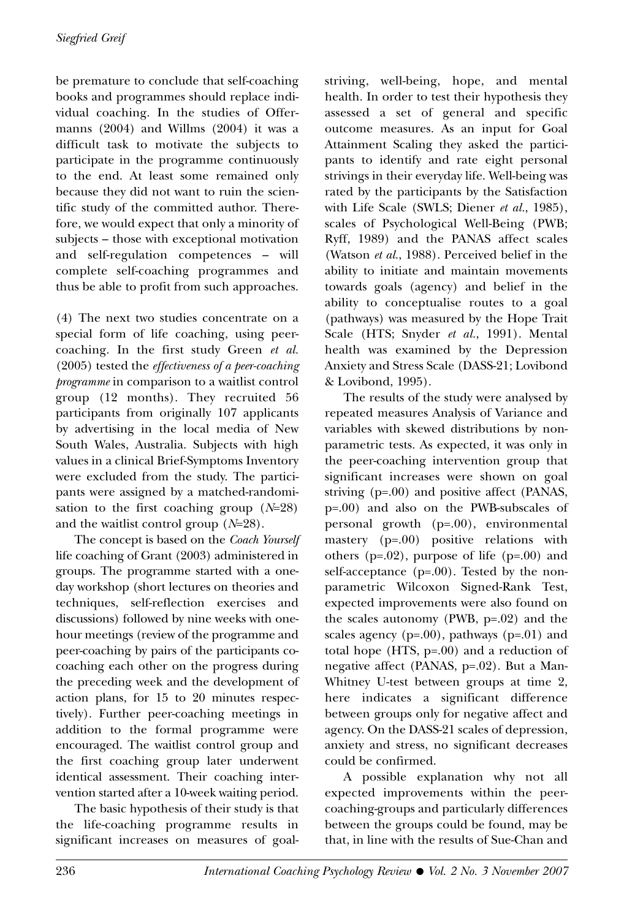be premature to conclude that self-coaching books and programmes should replace individual coaching. In the studies of Offermanns (2004) and Willms (2004) it was a difficult task to motivate the subjects to participate in the programme continuously to the end. At least some remained only because they did not want to ruin the scientific study of the committed author. Therefore, we would expect that only a minority of subjects – those with exceptional motivation and self-regulation competences – will complete self-coaching programmes and thus be able to profit from such approaches.

(4) The next two studies concentrate on a special form of life coaching, using peer-coaching. In the first study Green *et al.* (2005) tested the *effectiveness of a peer-coaching programme* in comparison to a waitlist control group (12 months). They recruited 56 participants from originally 107 applicants by advertising in the local media of New South Wales, Australia. Subjects with high values in a clinical Brief-Symptoms Inventory were excluded from the study. The participants were assigned by a matched-randomisation to the first coaching group ($N$=28) and the waitlist control group ($N$=28).

The concept is based on the *Coach Yourself* life coaching of Grant (2003) administered in groups. The programme started with a one-day workshop (short lectures on theories and techniques, self-reflection exercises and discussions) followed by nine weeks with one-hour meetings (review of the programme and peer-coaching by pairs of the participants co-coaching each other on the progress during the preceding week and the development of action plans, for 15 to 20 minutes respectively). Further peer-coaching meetings in addition to the formal programme were encouraged. The waitlist control group and the first coaching group later underwent identical assessment. Their coaching intervention started after a 10-week waiting period.

The basic hypothesis of their study is that the life-coaching programme results in significant increases on measures of goal-striving, well-being, hope, and mental health. In order to test their hypothesis they assessed a set of general and specific outcome measures. As an input for Goal Attainment Scaling they asked the participants to identify and rate eight personal strivings in their everyday life. Well-being was rated by the participants by the Satisfaction with Life Scale (SWLS; Diener *et al.*, 1985), scales of Psychological Well-Being (PWB; Ryff, 1989) and the PANAS affect scales (Watson *et al.*, 1988). Perceived belief in the ability to initiate and maintain movements towards goals (agency) and belief in the ability to conceptualise routes to a goal (pathways) was measured by the Hope Trait Scale (HTS; Snyder *et al.*, 1991). Mental health was examined by the Depression Anxiety and Stress Scale (DASS-21; Lovibond & Lovibond, 1995).

The results of the study were analysed by repeated measures Analysis of Variance and variables with skewed distributions by non-parametric tests. As expected, it was only in the peer-coaching intervention group that significant increases were shown on goal striving ($p$=.00) and positive affect (PANAS, $p$=.00) and also on the PWB-subscales of personal growth ($p$=.00), environmental mastery ($p$=.00) positive relations with others ($p$=.02), purpose of life ($p$=.00) and self-acceptance ($p$=.00). Tested by the non-parametric Wilcoxon Signed-Rank Test, expected improvements were also found on the scales autonomy (PWB, $p$=.02) and the scales agency ($p$=.00), pathways ($p$=.01) and total hope (HTS, $p$=.00) and a reduction of negative affect (PANAS, $p$=.02). But a Man-Whitney U-test between groups at time 2, here indicates a significant difference between groups only for negative affect and agency. On the DASS-21 scales of depression, anxiety and stress, no significant decreases could be confirmed.

A possible explanation why not all expected improvements within the peer-coaching-groups and particularly differences between the groups could be found, may be that, in line with the results of Sue-Chan and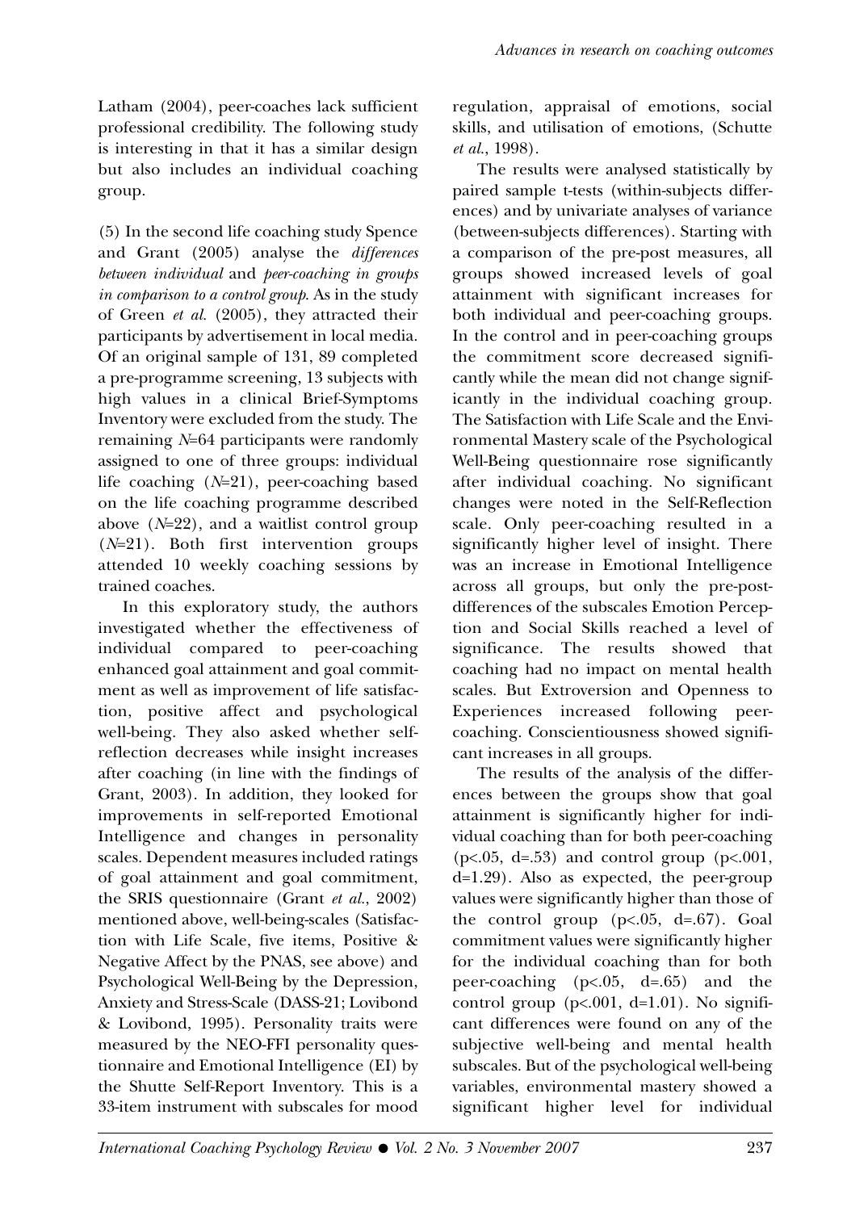Latham (2004), peer-coaches lack sufficient professional credibility. The following study is interesting in that it has a similar design but also includes an individual coaching group.

(5) In the second life coaching study Spence and Grant (2005) analyse the *differences between individual* and *peer-coaching in groups in comparison to a control group*. As in the study of Green *et al.* (2005), they attracted their participants by advertisement in local media. Of an original sample of 131, 89 completed a pre-programme screening, 13 subjects with high values in a clinical Brief-Symptoms Inventory were excluded from the study. The remaining $N$=64 participants were randomly assigned to one of three groups: individual life coaching ($N$=21), peer-coaching based on the life coaching programme described above ($N$=22), and a waitlist control group ($N$=21). Both first intervention groups attended 10 weekly coaching sessions by trained coaches.

In this exploratory study, the authors investigated whether the effectiveness of individual compared to peer-coaching enhanced goal attainment and goal commitment as well as improvement of life satisfaction, positive affect and psychological well-being. They also asked whether self-reflection decreases while insight increases after coaching (in line with the findings of Grant, 2003). In addition, they looked for improvements in self-reported Emotional Intelligence and changes in personality scales. Dependent measures included ratings of goal attainment and goal commitment, the SRIS questionnaire (Grant *et al.*, 2002) mentioned above, well-being-scales (Satisfaction with Life Scale, five items, Positive & Negative Affect by the PNAS, see above) and Psychological Well-Being by the Depression, Anxiety and Stress-Scale (DASS-21; Lovibond & Lovibond, 1995). Personality traits were measured by the NEO-FFI personality questionnaire and Emotional Intelligence (EI) by the Shutte Self-Report Inventory. This is a 33-item instrument with subscales for mood regulation, appraisal of emotions, social skills, and utilisation of emotions, (Schutte *et al.*, 1998).

The results were analysed statistically by paired sample t-tests (within-subjects differences) and by univariate analyses of variance (between-subjects differences). Starting with a comparison of the pre-post measures, all groups showed increased levels of goal attainment with significant increases for both individual and peer-coaching groups. In the control and in peer-coaching groups the commitment score decreased significantly while the mean did not change significantly in the individual coaching group. The Satisfaction with Life Scale and the Environmental Mastery scale of the Psychological Well-Being questionnaire rose significantly after individual coaching. No significant changes were noted in the Self-Reflection scale. Only peer-coaching resulted in a significantly higher level of insight. There was an increase in Emotional Intelligence across all groups, but only the pre-post-differences of the subscales Emotion Perception and Social Skills reached a level of significance. The results showed that coaching had no impact on mental health scales. But Extroversion and Openness to Experiences increased following peer-coaching. Conscientiousness showed significant increases in all groups.

The results of the analysis of the differences between the groups show that goal attainment is significantly higher for individual coaching than for both peer-coaching ($p<.05$, $d=.53$) and control group ($p<.001$, $d=1.29$). Also as expected, the peer-group values were significantly higher than those of the control group ($p<.05$, $d=.67$). Goal commitment values were significantly higher for the individual coaching than for both peer-coaching ($p<.05$, $d=.65$) and the control group ($p<.001$, $d=1.01$). No significant differences were found on any of the subjective well-being and mental health subscales. But of the psychological well-being variables, environmental mastery showed a significant higher level for individual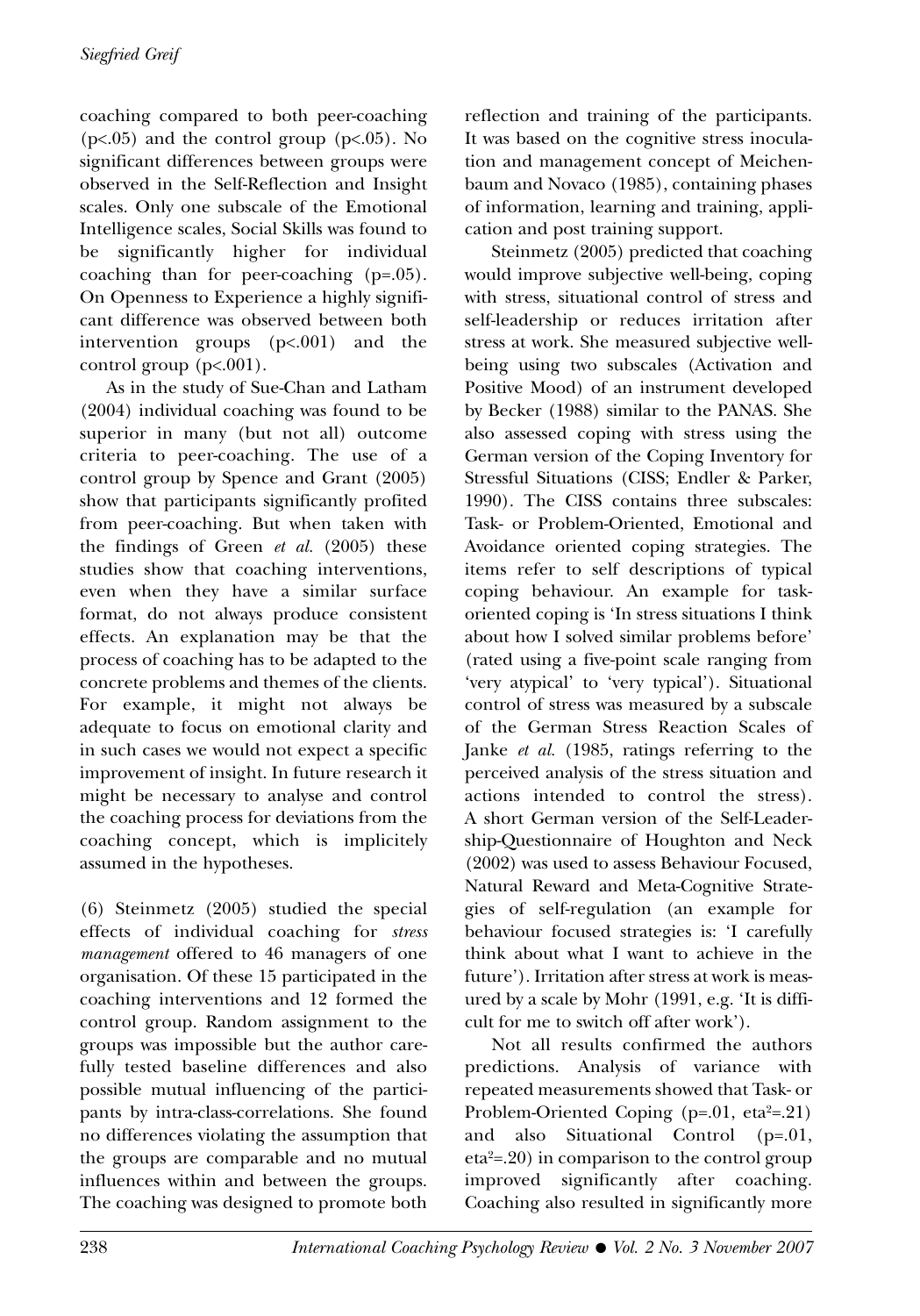coaching compared to both peer-coaching ($p<.05$) and the control group ($p<.05$). No significant differences between groups were observed in the Self-Reflection and Insight scales. Only one subscale of the Emotional Intelligence scales, Social Skills was found to be significantly higher for individual coaching than for peer-coaching ($p=.05$). On Openness to Experience a highly significant difference was observed between both intervention groups ($p<.001$) and the control group ($p<.001$).

As in the study of Sue-Chan and Latham (2004) individual coaching was found to be superior in many (but not all) outcome criteria to peer-coaching. The use of a control group by Spence and Grant (2005) show that participants significantly profited from peer-coaching. But when taken with the findings of Green *et al.* (2005) these studies show that coaching interventions, even when they have a similar surface format, do not always produce consistent effects. An explanation may be that the process of coaching has to be adapted to the concrete problems and themes of the clients. For example, it might not always be adequate to focus on emotional clarity and in such cases we would not expect a specific improvement of insight. In future research it might be necessary to analyse and control the coaching process for deviations from the coaching concept, which is implicitely assumed in the hypotheses.

(6) Steinmetz (2005) studied the special effects of individual coaching for *stress management* offered to 46 managers of one organisation. Of these 15 participated in the coaching interventions and 12 formed the control group. Random assignment to the groups was impossible but the author carefully tested baseline differences and also possible mutual influencing of the participants by intra-class-correlations. She found no differences violating the assumption that the groups are comparable and no mutual influences within and between the groups. The coaching was designed to promote both reflection and training of the participants. It was based on the cognitive stress inoculation and management concept of Meichenbaum and Novaco (1985), containing phases of information, learning and training, application and post training support.

Steinmetz (2005) predicted that coaching would improve subjective well-being, coping with stress, situational control of stress and self-leadership or reduces irritation after stress at work. She measured subjective well-being using two subscales (Activation and Positive Mood) of an instrument developed by Becker (1988) similar to the PANAS. She also assessed coping with stress using the German version of the Coping Inventory for Stressful Situations (CISS; Endler & Parker, 1990). The CISS contains three subscales: Task- or Problem-Oriented, Emotional and Avoidance oriented coping strategies. The items refer to self descriptions of typical coping behaviour. An example for task-oriented coping is 'In stress situations I think about how I solved similar problems before' (rated using a five-point scale ranging from 'very atypical' to 'very typical'). Situational control of stress was measured by a subscale of the German Stress Reaction Scales of Janke *et al.* (1985, ratings referring to the perceived analysis of the stress situation and actions intended to control the stress). A short German version of the Self-Leadership-Questionnaire of Houghton and Neck (2002) was used to assess Behaviour Focused, Natural Reward and Meta-Cognitive Strategies of self-regulation (an example for behaviour focused strategies is: 'I carefully think about what I want to achieve in the future'). Irritation after stress at work is measured by a scale by Mohr (1991, e.g. 'It is difficult for me to switch off after work').

Not all results confirmed the authors predictions. Analysis of variance with repeated measurements showed that Task- or Problem-Oriented Coping ($p=.01$, $eta^2=.21$) and also Situational Control ($p=.01$, $eta^2=.20$) in comparison to the control group improved significantly after coaching. Coaching also resulted in significantly more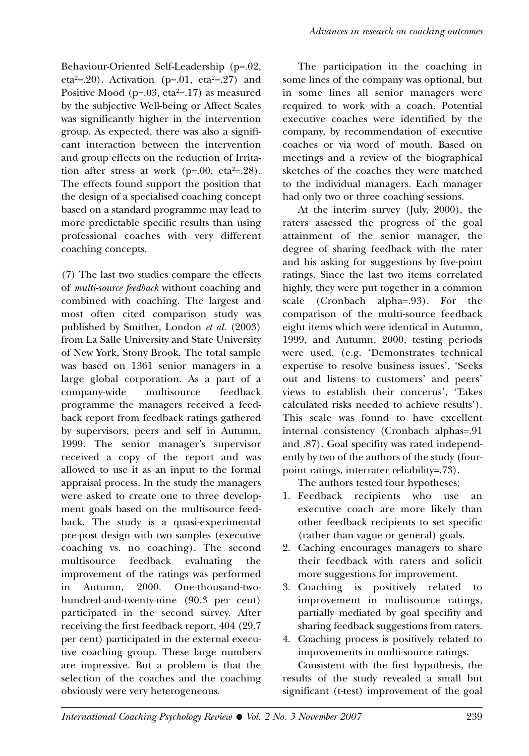Behaviour-Oriented Self-Leadership ($p=.02$, $eta^2=.20$). Activation ($p=.01$, $eta^2=.27$) and Positive Mood ($p=.03$, $eta^2=.17$) as measured by the subjective Well-being or Affect Scales was significantly higher in the intervention group. As expected, there was also a significant interaction between the intervention and group effects on the reduction of Irritation after stress at work ($p=.00$, $eta^2=.28$). The effects found support the position that the design of a specialised coaching concept based on a standard programme may lead to more predictable specific results than using professional coaches with very different coaching concepts.

(7) The last two studies compare the effects of *multi-source feedback* without coaching and combined with coaching. The largest and most often cited comparison study was published by Smither, London *et al.* (2003) from La Salle University and State University of New York, Stony Brook. The total sample was based on 1361 senior managers in a large global corporation. As a part of a company-wide multisource feedback programme the managers received a feedback report from feedback ratings gathered by supervisors, peers and self in Autumn, 1999. The senior manager's supervisor received a copy of the report and was allowed to use it as an input to the formal appraisal process. In the study the managers were asked to create one to three development goals based on the multisource feedback. The study is a quasi-experimental pre-post design with two samples (executive coaching vs. no coaching). The second multisource feedback evaluating the improvement of the ratings was performed in Autumn, 2000. One-thousand-two-hundred-and-twenty-nine (90.3 per cent) participated in the second survey. After receiving the first feedback report, 404 (29.7 per cent) participated in the external executive coaching group. These large numbers are impressive. But a problem is that the selection of the coaches and the coaching obviously were very heterogeneous.

The participation in the coaching in some lines of the company was optional, but in some lines all senior managers were required to work with a coach. Potential executive coaches were identified by the company, by recommendation of executive coaches or via word of mouth. Based on meetings and a review of the biographical sketches of the coaches they were matched to the individual managers. Each manager had only two or three coaching sessions.

At the interim survey (July, 2000), the raters assessed the progress of the goal attainment of the senior manager, the degree of sharing feedback with the rater and his asking for suggestions by five-point ratings. Since the last two items correlated highly, they were put together in a common scale (Cronbach alpha=.93). For the comparison of the multi-source feedback eight items which were identical in Autumn, 1999, and Autumn, 2000, testing periods were used. (e.g. 'Demonstrates technical expertise to resolve business issues', 'Seeks out and listens to customers' and peers' views to establish their concerns', 'Takes calculated risks needed to achieve results'). This scale was found to have excellent internal consistency (Cronbach alphas=.91 and .87). Goal specifity was rated independently by two of the authors of the study (four-point ratings, interrater reliability=.73).

The authors tested four hypotheses:

1. Feedback recipients who use an executive coach are more likely than other feedback recipients to set specific (rather than vague or general) goals.
2. Caching encourages managers to share their feedback with raters and solicit more suggestions for improvement.
3. Coaching is positively related to improvement in multisource ratings, partially mediated by goal specifity and sharing feedback suggestions from raters.
4. Coaching process is positively related to improvements in multi-source ratings.

Consistent with the first hypothesis, the results of the study revealed a small but significant (t-test) improvement of the goal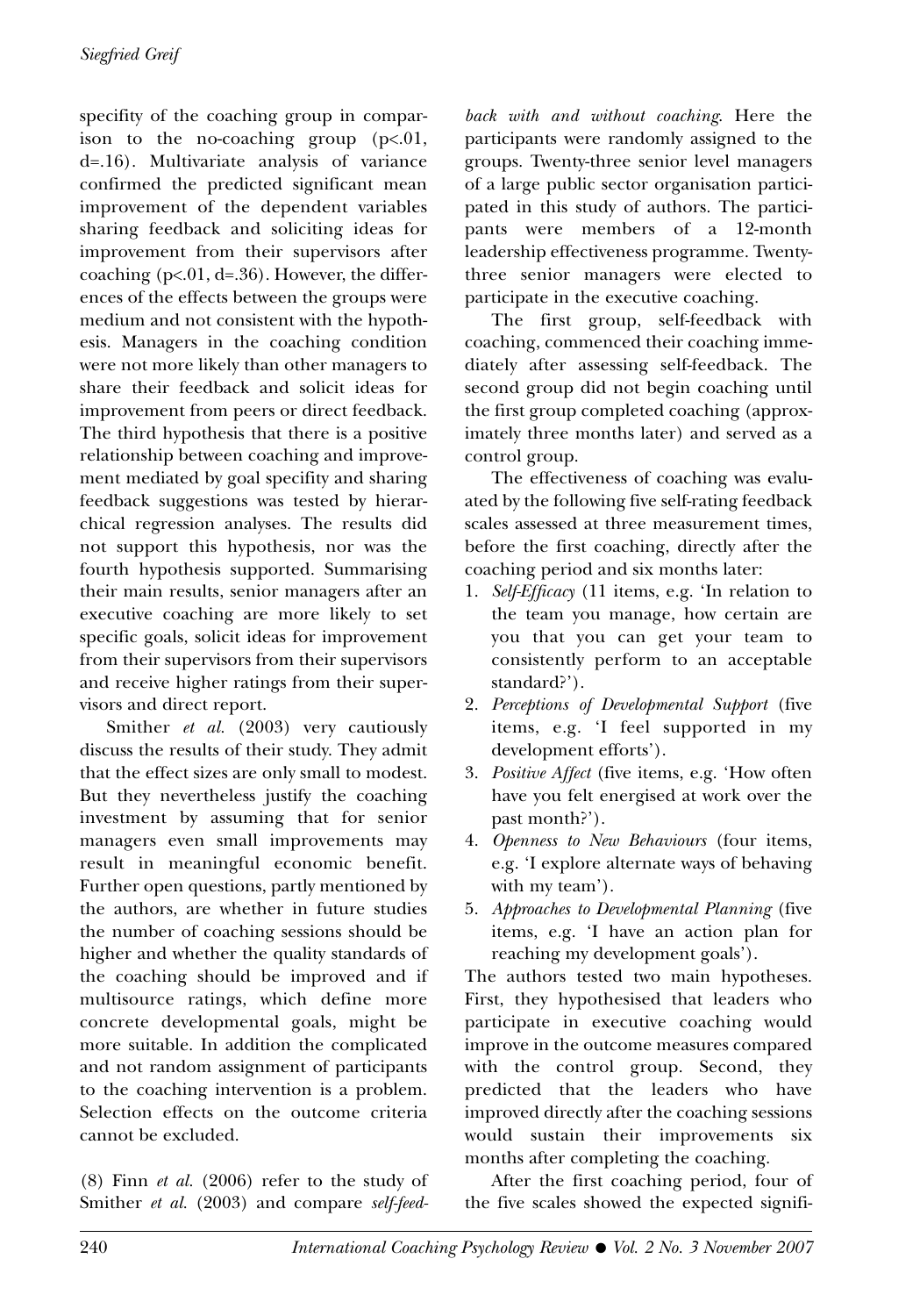specifity of the coaching group in comparison to the no-coaching group ($p<.01$, $d=.16$). Multivariate analysis of variance confirmed the predicted significant mean improvement of the dependent variables sharing feedback and soliciting ideas for improvement from their supervisors after coaching ($p<.01$, $d=.36$). However, the differences of the effects between the groups were medium and not consistent with the hypothesis. Managers in the coaching condition were not more likely than other managers to share their feedback and solicit ideas for improvement from peers or direct feedback. The third hypothesis that there is a positive relationship between coaching and improvement mediated by goal specifity and sharing feedback suggestions was tested by hierarchical regression analyses. The results did not support this hypothesis, nor was the fourth hypothesis supported. Summarising their main results, senior managers after an executive coaching are more likely to set specific goals, solicit ideas for improvement from their supervisors from their supervisors and receive higher ratings from their supervisors and direct report.

Smither *et al.* (2003) very cautiously discuss the results of their study. They admit that the effect sizes are only small to modest. But they nevertheless justify the coaching investment by assuming that for senior managers even small improvements may result in meaningful economic benefit. Further open questions, partly mentioned by the authors, are whether in future studies the number of coaching sessions should be higher and whether the quality standards of the coaching should be improved and if multisource ratings, which define more concrete developmental goals, might be more suitable. In addition the complicated and not random assignment of participants to the coaching intervention is a problem. Selection effects on the outcome criteria cannot be excluded.

(8) Finn *et al.* (2006) refer to the study of Smither *et al.* (2003) and compare *self-feedback with and without coaching*. Here the participants were randomly assigned to the groups. Twenty-three senior level managers of a large public sector organisation participated in this study of authors. The participants were members of a 12-month leadership effectiveness programme. Twenty-three senior managers were elected to participate in the executive coaching.

The first group, self-feedback with coaching, commenced their coaching immediately after assessing self-feedback. The second group did not begin coaching until the first group completed coaching (approximately three months later) and served as a control group.

The effectiveness of coaching was evaluated by the following five self-rating feedback scales assessed at three measurement times, before the first coaching, directly after the coaching period and six months later:

1. *Self-Efficacy* (11 items, e.g. 'In relation to the team you manage, how certain are you that you can get your team to consistently perform to an acceptable standard?').
2. *Perceptions of Developmental Support* (five items, e.g. 'I feel supported in my development efforts').
3. *Positive Affect* (five items, e.g. 'How often have you felt energised at work over the past month?').
4. *Openness to New Behaviours* (four items, e.g. 'I explore alternate ways of behaving with my team').
5. *Approaches to Developmental Planning* (five items, e.g. 'I have an action plan for reaching my development goals').

The authors tested two main hypotheses. First, they hypothesised that leaders who participate in executive coaching would improve in the outcome measures compared with the control group. Second, they predicted that the leaders who have improved directly after the coaching sessions would sustain their improvements six months after completing the coaching.

After the first coaching period, four of the five scales showed the expected signifi-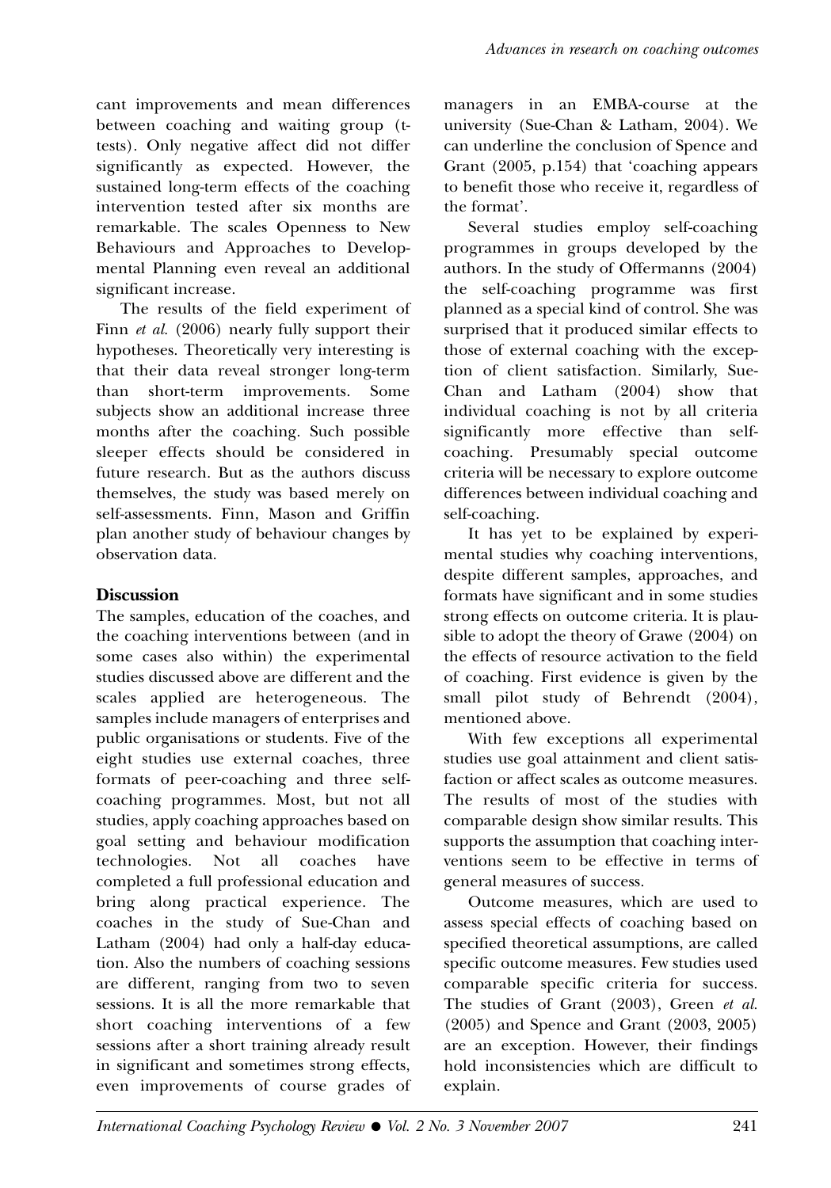cant improvements and mean differences between coaching and waiting group (t-tests). Only negative affect did not differ significantly as expected. However, the sustained long-term effects of the coaching intervention tested after six months are remarkable. The scales Openness to New Behaviours and Approaches to Developmental Planning even reveal an additional significant increase.

The results of the field experiment of Finn *et al.* (2006) nearly fully support their hypotheses. Theoretically very interesting is that their data reveal stronger long-term than short-term improvements. Some subjects show an additional increase three months after the coaching. Such possible sleeper effects should be considered in future research. But as the authors discuss themselves, the study was based merely on self-assessments. Finn, Mason and Griffin plan another study of behaviour changes by observation data.

## Discussion

The samples, education of the coaches, and the coaching interventions between (and in some cases also within) the experimental studies discussed above are different and the scales applied are heterogeneous. The samples include managers of enterprises and public organisations or students. Five of the eight studies use external coaches, three formats of peer-coaching and three self-coaching programmes. Most, but not all studies, apply coaching approaches based on goal setting and behaviour modification technologies. Not all coaches have completed a full professional education and bring along practical experience. The coaches in the study of Sue-Chan and Latham (2004) had only a half-day education. Also the numbers of coaching sessions are different, ranging from two to seven sessions. It is all the more remarkable that short coaching interventions of a few sessions after a short training already result in significant and sometimes strong effects, even improvements of course grades of managers in an EMBA-course at the university (Sue-Chan & Latham, 2004). We can underline the conclusion of Spence and Grant (2005, p.154) that 'coaching appears to benefit those who receive it, regardless of the format'.

Several studies employ self-coaching programmes in groups developed by the authors. In the study of Offermanns (2004) the self-coaching programme was first planned as a special kind of control. She was surprised that it produced similar effects to those of external coaching with the exception of client satisfaction. Similarly, Sue-Chan and Latham (2004) show that individual coaching is not by all criteria significantly more effective than self-coaching. Presumably special outcome criteria will be necessary to explore outcome differences between individual coaching and self-coaching.

It has yet to be explained by experimental studies why coaching interventions, despite different samples, approaches, and formats have significant and in some studies strong effects on outcome criteria. It is plausible to adopt the theory of Grawe (2004) on the effects of resource activation to the field of coaching. First evidence is given by the small pilot study of Behrendt (2004), mentioned above.

With few exceptions all experimental studies use goal attainment and client satisfaction or affect scales as outcome measures. The results of most of the studies with comparable design show similar results. This supports the assumption that coaching interventions seem to be effective in terms of general measures of success.

Outcome measures, which are used to assess special effects of coaching based on specified theoretical assumptions, are called specific outcome measures. Few studies used comparable specific criteria for success. The studies of Grant (2003), Green *et al.* (2005) and Spence and Grant (2003, 2005) are an exception. However, their findings hold inconsistencies which are difficult to explain.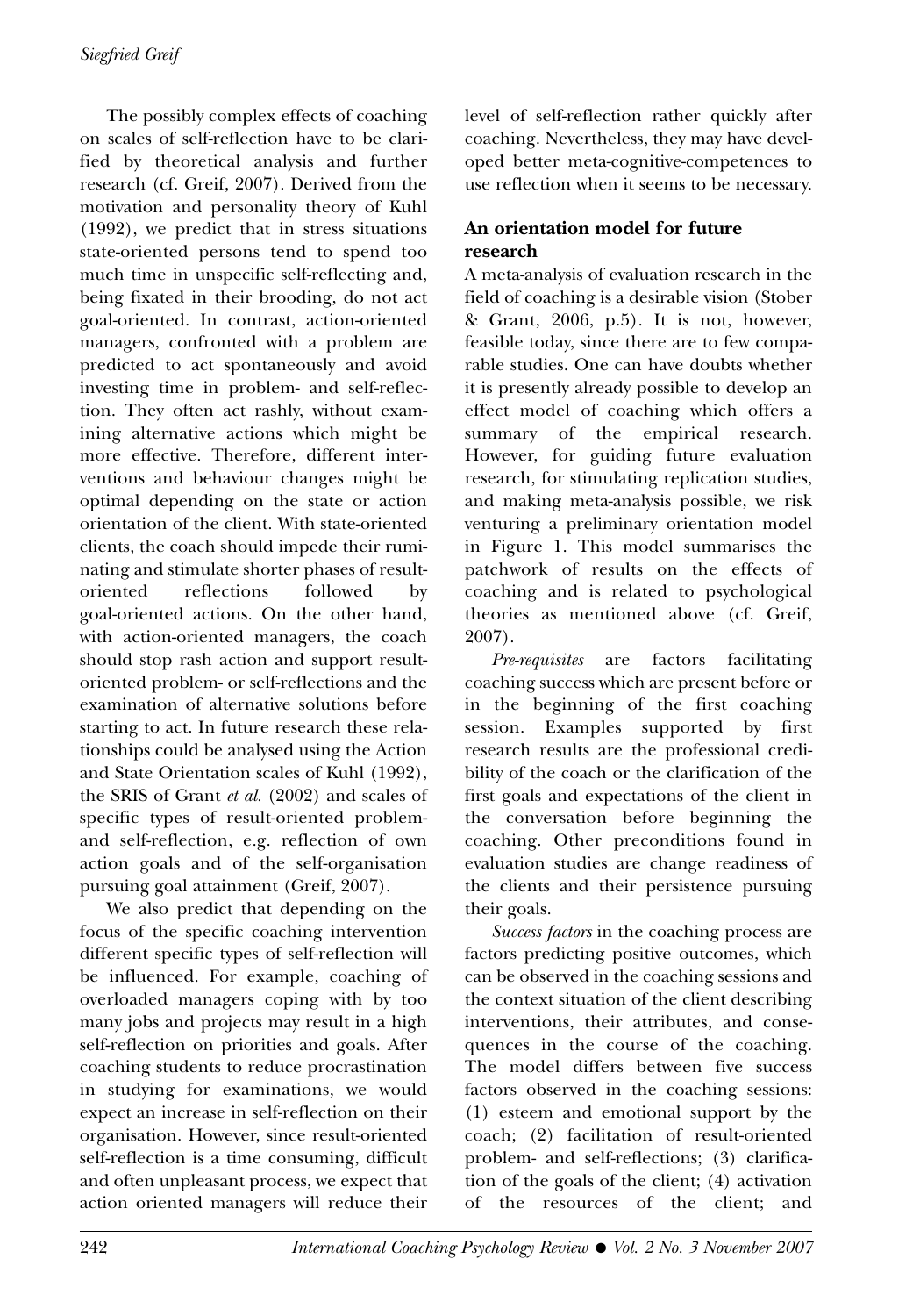The possibly complex effects of coaching on scales of self-reflection have to be clarified by theoretical analysis and further research (cf. Greif, 2007). Derived from the motivation and personality theory of Kuhl (1992), we predict that in stress situations state-oriented persons tend to spend too much time in unspecific self-reflecting and, being fixated in their brooding, do not act goal-oriented. In contrast, action-oriented managers, confronted with a problem are predicted to act spontaneously and avoid investing time in problem- and self-reflection. They often act rashly, without examining alternative actions which might be more effective. Therefore, different interventions and behaviour changes might be optimal depending on the state or action orientation of the client. With state-oriented clients, the coach should impede their ruminating and stimulate shorter phases of result-oriented reflections followed by goal-oriented actions. On the other hand, with action-oriented managers, the coach should stop rash action and support result-oriented problem- or self-reflections and the examination of alternative solutions before starting to act. In future research these relationships could be analysed using the Action and State Orientation scales of Kuhl (1992), the SRIS of Grant *et al.* (2002) and scales of specific types of result-oriented problem- and self-reflection, e.g. reflection of own action goals and of the self-organisation pursuing goal attainment (Greif, 2007).

We also predict that depending on the focus of the specific coaching intervention different specific types of self-reflection will be influenced. For example, coaching of overloaded managers coping with by too many jobs and projects may result in a high self-reflection on priorities and goals. After coaching students to reduce procrastination in studying for examinations, we would expect an increase in self-reflection on their organisation. However, since result-oriented self-reflection is a time consuming, difficult and often unpleasant process, we expect that action oriented managers will reduce their level of self-reflection rather quickly after coaching. Nevertheless, they may have developed better meta-cognitive-competences to use reflection when it seems to be necessary.

## An orientation model for future research

A meta-analysis of evaluation research in the field of coaching is a desirable vision (Stober & Grant, 2006, p.5). It is not, however, feasible today, since there are to few comparable studies. One can have doubts whether it is presently already possible to develop an effect model of coaching which offers a summary of the empirical research. However, for guiding future evaluation research, for stimulating replication studies, and making meta-analysis possible, we risk venturing a preliminary orientation model in Figure 1. This model summarises the patchwork of results on the effects of coaching and is related to psychological theories as mentioned above (cf. Greif, 2007).

*Pre-requisites* are factors facilitating coaching success which are present before or in the beginning of the first coaching session. Examples supported by first research results are the professional credibility of the coach or the clarification of the first goals and expectations of the client in the conversation before beginning the coaching. Other preconditions found in evaluation studies are change readiness of the clients and their persistence pursuing their goals.

*Success factors* in the coaching process are factors predicting positive outcomes, which can be observed in the coaching sessions and the context situation of the client describing interventions, their attributes, and consequences in the course of the coaching. The model differs between five success factors observed in the coaching sessions: (1) esteem and emotional support by the coach; (2) facilitation of result-oriented problem- and self-reflections; (3) clarification of the goals of the client; (4) activation of the resources of the client; and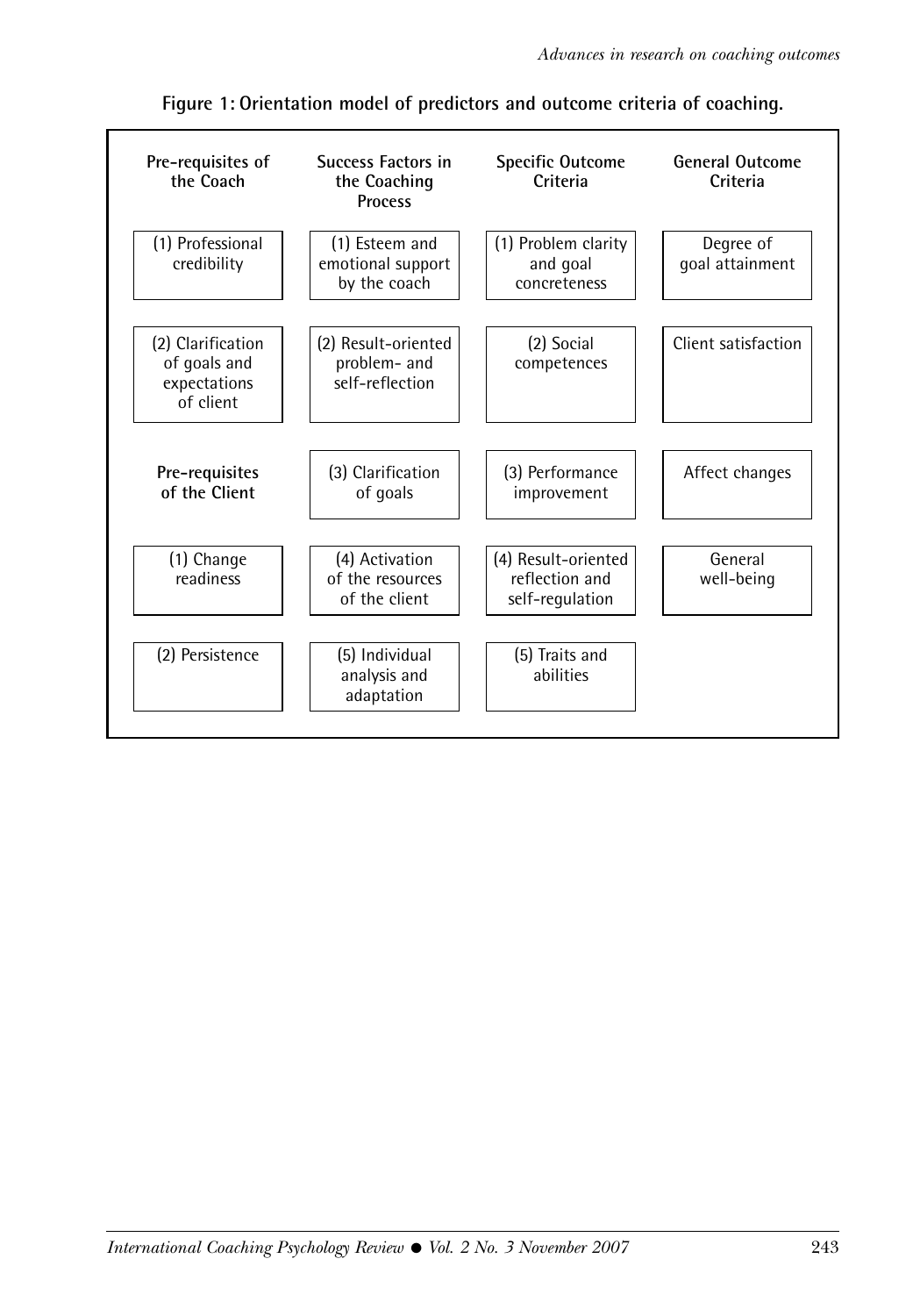**Figure 1: Orientation model of predictors and outcome criteria of coaching.**

| Pre-requisites of the Coach | Success Factors in the Coaching Process | Specific Outcome Criteria | General Outcome Criteria |
|---|---|---|---|
| (1) Professional credibility | (1) Esteem and emotional support by the coach | (1) Problem clarity and goal concreteness | Degree of goal attainment |
| (2) Clarification of goals and expectations of client | (2) Result-oriented problem- and self-reflection | (2) Social competences | Client satisfaction |
| **Pre-requisites of the Client** | (3) Clarification of goals | (3) Performance improvement | Affect changes |
| (1) Change readiness | (4) Activation of the resources of the client | (4) Result-oriented reflection and self-regulation | General well-being |
| (2) Persistence | (5) Individual analysis and adaptation | (5) Traits and abilities | |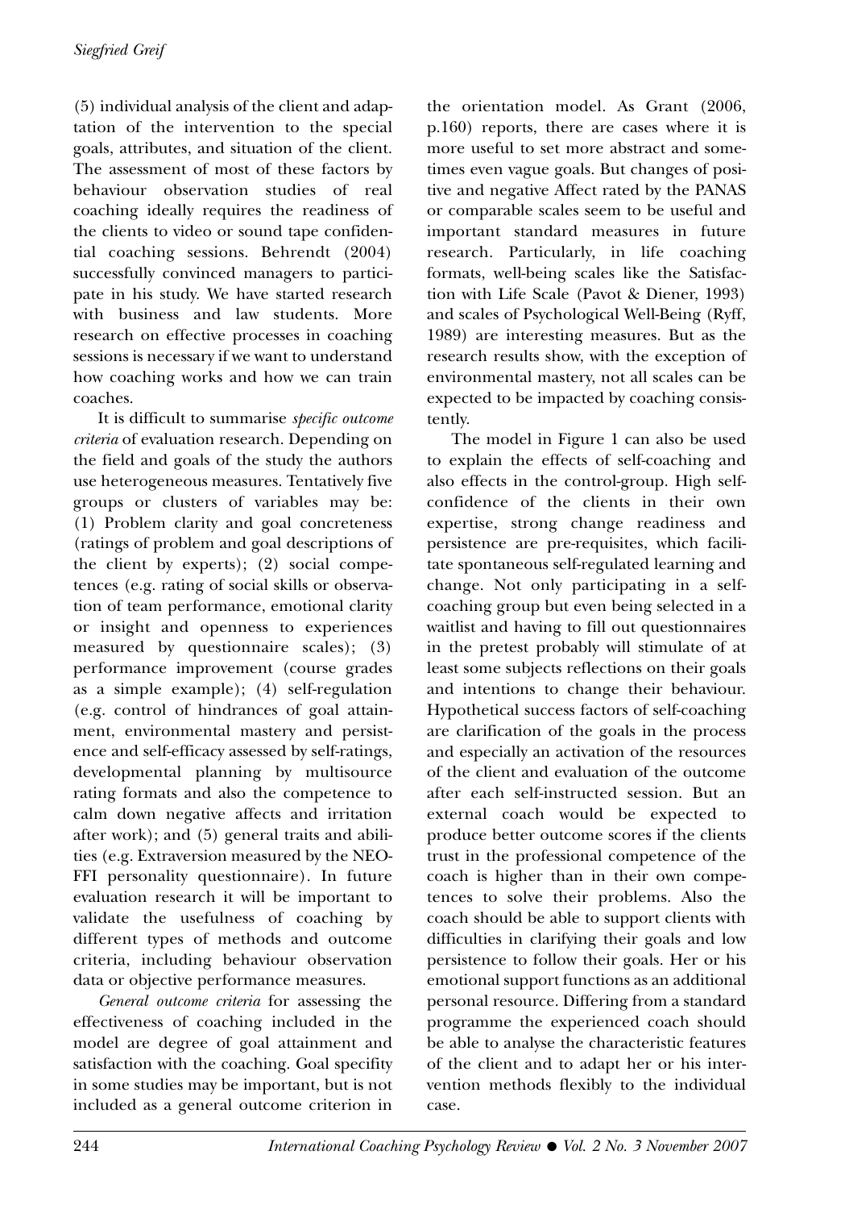(5) individual analysis of the client and adaptation of the intervention to the special goals, attributes, and situation of the client. The assessment of most of these factors by behaviour observation studies of real coaching ideally requires the readiness of the clients to video or sound tape confidential coaching sessions. Behrendt (2004) successfully convinced managers to participate in his study. We have started research with business and law students. More research on effective processes in coaching sessions is necessary if we want to understand how coaching works and how we can train coaches.

It is difficult to summarise *specific outcome criteria* of evaluation research. Depending on the field and goals of the study the authors use heterogeneous measures. Tentatively five groups or clusters of variables may be: (1) Problem clarity and goal concreteness (ratings of problem and goal descriptions of the client by experts); (2) social competences (e.g. rating of social skills or observation of team performance, emotional clarity or insight and openness to experiences measured by questionnaire scales); (3) performance improvement (course grades as a simple example); (4) self-regulation (e.g. control of hindrances of goal attainment, environmental mastery and persistence and self-efficacy assessed by self-ratings, developmental planning by multisource rating formats and also the competence to calm down negative affects and irritation after work); and (5) general traits and abilities (e.g. Extraversion measured by the NEO-FFI personality questionnaire). In future evaluation research it will be important to validate the usefulness of coaching by different types of methods and outcome criteria, including behaviour observation data or objective performance measures.

*General outcome criteria* for assessing the effectiveness of coaching included in the model are degree of goal attainment and satisfaction with the coaching. Goal specifity in some studies may be important, but is not included as a general outcome criterion in the orientation model. As Grant (2006, p.160) reports, there are cases where it is more useful to set more abstract and sometimes even vague goals. But changes of positive and negative Affect rated by the PANAS or comparable scales seem to be useful and important standard measures in future research. Particularly, in life coaching formats, well-being scales like the Satisfaction with Life Scale (Pavot & Diener, 1993) and scales of Psychological Well-Being (Ryff, 1989) are interesting measures. But as the research results show, with the exception of environmental mastery, not all scales can be expected to be impacted by coaching consistently.

The model in Figure 1 can also be used to explain the effects of self-coaching and also effects in the control-group. High self-confidence of the clients in their own expertise, strong change readiness and persistence are pre-requisites, which facilitate spontaneous self-regulated learning and change. Not only participating in a self-coaching group but even being selected in a waitlist and having to fill out questionnaires in the pretest probably will stimulate of at least some subjects reflections on their goals and intentions to change their behaviour. Hypothetical success factors of self-coaching are clarification of the goals in the process and especially an activation of the resources of the client and evaluation of the outcome after each self-instructed session. But an external coach would be expected to produce better outcome scores if the clients trust in the professional competence of the coach is higher than in their own competences to solve their problems. Also the coach should be able to support clients with difficulties in clarifying their goals and low persistence to follow their goals. Her or his emotional support functions as an additional personal resource. Differing from a standard programme the experienced coach should be able to analyse the characteristic features of the client and to adapt her or his intervention methods flexibly to the individual case.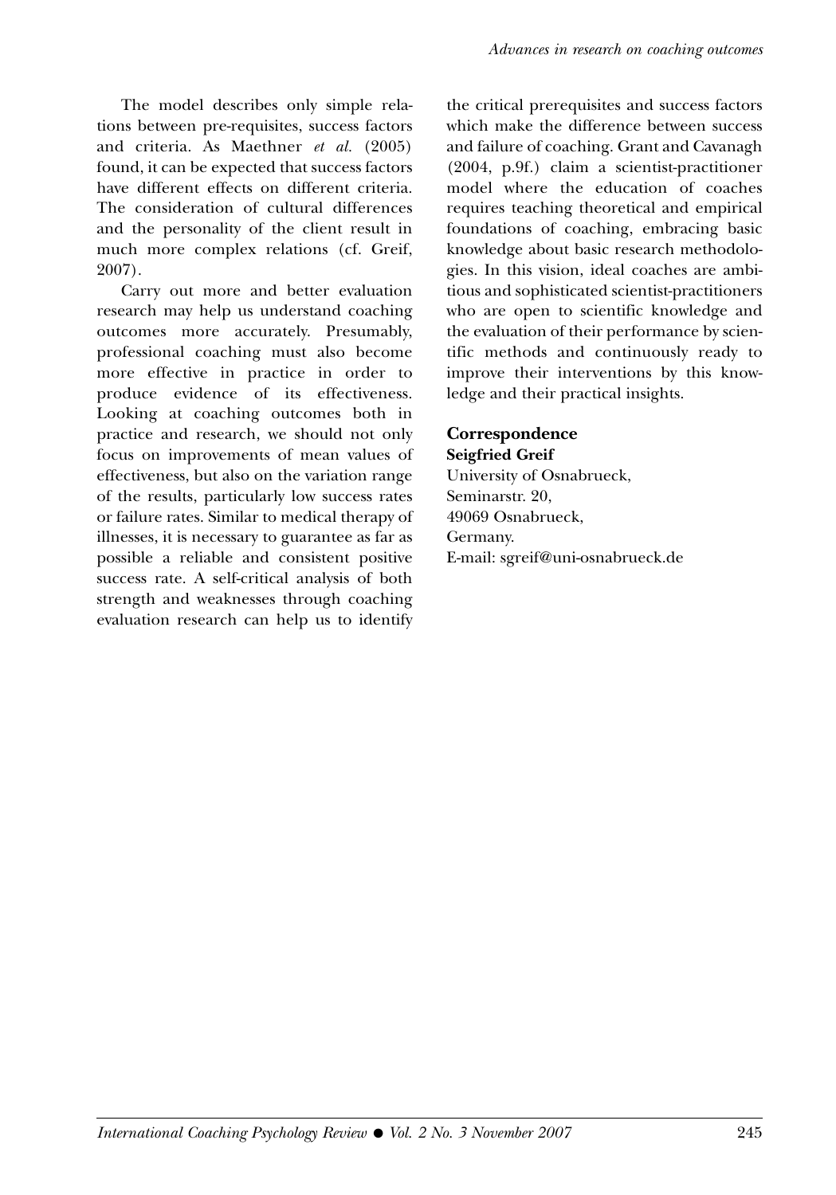The model describes only simple relations between pre-requisites, success factors and criteria. As Maethner *et al.* (2005) found, it can be expected that success factors have different effects on different criteria. The consideration of cultural differences and the personality of the client result in much more complex relations (cf. Greif, 2007).

Carry out more and better evaluation research may help us understand coaching outcomes more accurately. Presumably, professional coaching must also become more effective in practice in order to produce evidence of its effectiveness. Looking at coaching outcomes both in practice and research, we should not only focus on improvements of mean values of effectiveness, but also on the variation range of the results, particularly low success rates or failure rates. Similar to medical therapy of illnesses, it is necessary to guarantee as far as possible a reliable and consistent positive success rate. A self-critical analysis of both strength and weaknesses through coaching evaluation research can help us to identify the critical prerequisites and success factors which make the difference between success and failure of coaching. Grant and Cavanagh (2004, p.9f.) claim a scientist-practitioner model where the education of coaches requires teaching theoretical and empirical foundations of coaching, embracing basic knowledge about basic research methodologies. In this vision, ideal coaches are ambitious and sophisticated scientist-practitioners who are open to scientific knowledge and the evaluation of their performance by scientific methods and continuously ready to improve their interventions by this knowledge and their practical insights.

## Correspondence

**Seigfried Greif**
University of Osnabrueck,
Seminarstr. 20,
49069 Osnabrueck,
Germany.
E-mail: sgreif@uni-osnabrueck.de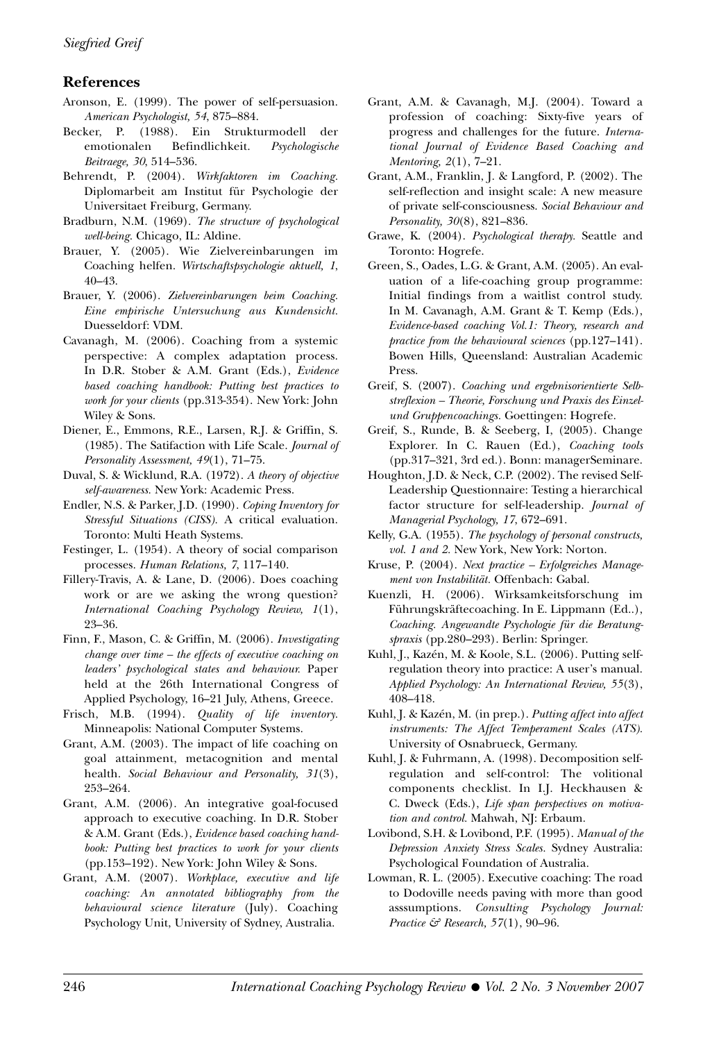## References

Aronson, E. (1999). The power of self-persuasion. *American Psychologist, 54*, 875–884.

Becker, P. (1988). Ein Strukturmodell der emotionalen Befindlichkeit. *Psychologische Beitraege, 30*, 514–536.

Behrendt, P. (2004). *Wirkfaktoren im Coaching.* Diplomarbeit am Institut für Psychologie der Universitaet Freiburg, Germany.

Bradburn, N.M. (1969). *The structure of psychological well-being.* Chicago, IL: Aldine.

Brauer, Y. (2005). Wie Zielvereinbarungen im Coaching helfen. *Wirtschaftspsychologie aktuell, 1*, 40–43.

Brauer, Y. (2006). *Zielvereinbarungen beim Coaching. Eine empirische Untersuchung aus Kundensicht.* Duesseldorf: VDM.

Cavanagh, M. (2006). Coaching from a systemic perspective: A complex adaptation process. In D.R. Stober & A.M. Grant (Eds.), *Evidence based coaching handbook: Putting best practices to work for your clients* (pp.313-354). New York: John Wiley & Sons.

Diener, E., Emmons, R.E., Larsen, R.J. & Griffin, S. (1985). The Satifaction with Life Scale. *Journal of Personality Assessment, 49*(1), 71–75.

Duval, S. & Wicklund, R.A. (1972). *A theory of objective self-awareness.* New York: Academic Press.

Endler, N.S. & Parker, J.D. (1990). *Coping Inventory for Stressful Situations (CISS).* A critical evaluation. Toronto: Multi Heath Systems.

Festinger, L. (1954). A theory of social comparison processes. *Human Relations, 7*, 117–140.

Fillery-Travis, A. & Lane, D. (2006). Does coaching work or are we asking the wrong question? *International Coaching Psychology Review, 1*(1), 23–36.

Finn, F., Mason, C. & Griffin, M. (2006). *Investigating change over time – the effects of executive coaching on leaders' psychological states and behaviour.* Paper held at the 26th International Congress of Applied Psychology, 16–21 July, Athens, Greece.

Frisch, M.B. (1994). *Quality of life inventory.* Minneapolis: National Computer Systems.

Grant, A.M. (2003). The impact of life coaching on goal attainment, metacognition and mental health. *Social Behaviour and Personality, 31*(3), 253–264.

Grant, A.M. (2006). An integrative goal-focused approach to executive coaching. In D.R. Stober & A.M. Grant (Eds.), *Evidence based coaching handbook: Putting best practices to work for your clients* (pp.153–192). New York: John Wiley & Sons.

Grant, A.M. (2007). *Workplace, executive and life coaching: An annotated bibliography from the behavioural science literature* (July). Coaching Psychology Unit, University of Sydney, Australia.

Grant, A.M. & Cavanagh, M.J. (2004). Toward a profession of coaching: Sixty-five years of progress and challenges for the future. *International Journal of Evidence Based Coaching and Mentoring, 2*(1), 7–21.

Grant, A.M., Franklin, J. & Langford, P. (2002). The self-reflection and insight scale: A new measure of private self-consciousness. *Social Behaviour and Personality, 30*(8), 821–836.

Grawe, K. (2004). *Psychological therapy.* Seattle and Toronto: Hogrefe.

Green, S., Oades, L.G. & Grant, A.M. (2005). An evaluation of a life-coaching group programme: Initial findings from a waitlist control study. In M. Cavanagh, A.M. Grant & T. Kemp (Eds.), *Evidence-based coaching Vol.1: Theory, research and practice from the behavioural sciences* (pp.127–141). Bowen Hills, Queensland: Australian Academic Press.

Greif, S. (2007). *Coaching und ergebnisorientierte Selbstreflexion – Theorie, Forschung und Praxis des Einzel- und Gruppencoachings.* Goettingen: Hogrefe.

Greif, S., Runde, B. & Seeberg, I, (2005). Change Explorer. In C. Rauen (Ed.), *Coaching tools* (pp.317–321, 3rd ed.). Bonn: managerSeminare.

Houghton, J.D. & Neck, C.P. (2002). The revised Self-Leadership Questionnaire: Testing a hierarchical factor structure for self-leadership. *Journal of Managerial Psychology, 17*, 672–691.

Kelly, G.A. (1955). *The psychology of personal constructs, vol. 1 and 2.* New York, New York: Norton.

Kruse, P. (2004). *Next practice – Erfolgreiches Management von Instabilität.* Offenbach: Gabal.

Kuenzli, H. (2006). Wirksamkeitsforschung im Führungskräftecoaching. In E. Lippmann (Ed..), *Coaching. Angewandte Psychologie für die Beratungspraxis* (pp.280–293). Berlin: Springer.

Kuhl, J., Kazén, M. & Koole, S.L. (2006). Putting self-regulation theory into practice: A user's manual. *Applied Psychology: An International Review, 55*(3), 408–418.

Kuhl, J. & Kazén, M. (in prep.). *Putting affect into affect instruments: The Affect Temperament Scales (ATS).* University of Osnabrueck, Germany.

Kuhl, J. & Fuhrmann, A. (1998). Decomposition self-regulation and self-control: The volitional components checklist. In I.J. Heckhausen & C. Dweck (Eds.), *Life span perspectives on motivation and control.* Mahwah, NJ: Erbaum.

Lovibond, S.H. & Lovibond, P.F. (1995). *Manual of the Depression Anxiety Stress Scales.* Sydney Australia: Psychological Foundation of Australia.

Lowman, R. L. (2005). Executive coaching: The road to Dodoville needs paving with more than good asssumptions. *Consulting Psychology Journal: Practice & Research, 57*(1), 90–96.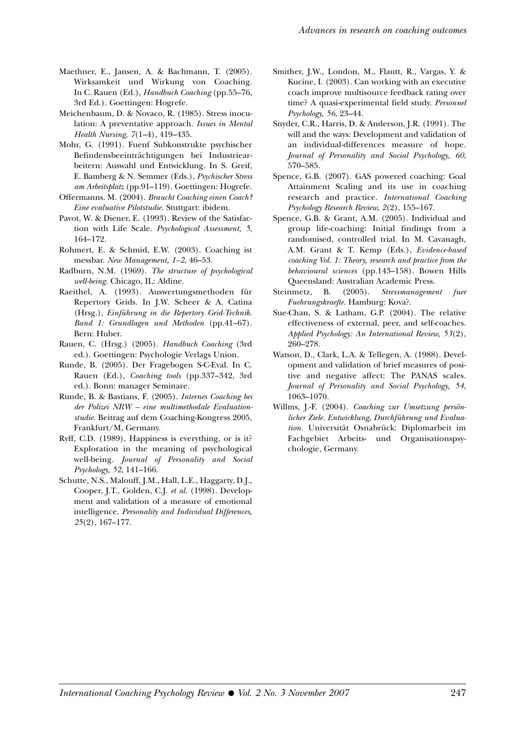Maethner, E., Jansen, A. & Bachmann, T. (2005). Wirksamkeit und Wirkung von Coaching. In C. Rauen (Ed.), *Handbuch Coaching* (pp.55–76, 3rd Ed.). Goettingen: Hogrefe.

Meichenbaum, D. & Novaco, R. (1985). Stress inoculation: A preventative approach. *Issues in Mental Health Nursing, 7*(1–4), 419–435.

Mohr, G. (1991). Fuenf Subkonstrukte psychischer Befindensbeeinträchtigungen bei Industriearbeitern: Auswahl und Entwicklung. In S. Greif, E. Bamberg & N. Semmer (Eds.), *Psychischer Stress am Arbeitsplatz* (pp.91–119). Goettingen: Hogrefe.

Offermanns. M. (2004). *Braucht Coaching einen Coach? Eine evaluative Pilotstudie.* Stuttgart: ibidem.

Pavot, W. & Diener, E. (1993). Review of the Satisfaction with Life Scale. *Psychological Assessment, 5*, 164–172.

Rohmert, E. & Schmid, E.W. (2003). Coaching ist messbar. *New Management, 1–2*, 46–53.

Radburn, N.M. (1969). *The structure of psychological well-being.* Chicago, IL: Aldine.

Raeithel, A. (1993). Auswertungsmethoden für Repertory Grids. In J.W. Scheer & A. Catina (Hrsg.), *Einführung in die Repertory Grid-Technik. Band 1: Grundlagen und Methoden* (pp.41–67). Bern: Huber.

Rauen, C. (Hrsg.) (2005). *Handbuch Coaching* (3rd ed.). Goettingen: Psychologie Verlags Union.

Runde, B. (2005). Der Fragebogen S-C-Eval. In C. Rauen (Ed.), *Coaching tools* (pp.337–342, 3rd ed.). Bonn: manager Seminare.

Runde, B. & Bastians, F. (2005). *Internes Coaching bei der Polizei NRW – eine multimethodale Evaluationstudie.* Beitrag auf dem Coaching-Kongress 2005, Frankfurt/M, Germany.

Ryff, C.D. (1989), Happiness is everything, or is it? Exploration in the meaning of psychological well-being. *Journal of Personality and Social Psychology, 52*, 141–166.

Schutte, N.S., Malouff, J.M., Hall, L.E., Haggarty, D.J., Cooper, J.T., Golden, C.J. *et al.* (1998). Development and validation of a measure of emotional intelligence. *Personality and Individual Differences, 25*(2), 167–177.

Smither, J.W., London, M., Flautt, R., Vargas, Y. & Kucine, I. (2003). Can working with an executive coach improve multisource feedback rating over time? A quasi-experimental field study. *Personnel Psychology, 56*, 23–44.

Snyder, C.R., Harris, D. & Anderson, J.R. (1991). The will and the ways: Development and validation of an individual-differences measure of hope. *Journal of Personality and Social Psychology, 60*, 570–585.

Spence, G.B. (2007). GAS powered coaching: Goal Attainment Scaling and its use in coaching research and practice. *International Coaching Psychology Research Review, 2*(2), 155–167.

Spence, G.B. & Grant, A.M. (2005). Individual and group life-coaching: Initial findings from a randomised, controlled trial. In M. Cavanagh, A.M. Grant & T. Kemp (Eds.), *Evidence-based coaching Vol. 1: Theory, research and practice from the behavioural sciences* (pp.143–158). Bowen Hills Queensland: Australian Academic Press.

Steinmetz, B. (2005). *Stressmanagement fuer Fuehrungskraefte.* Hamburg: Kova?.

Sue-Chan, S. & Latham, G.P. (2004). The relative effectiveness of external, peer, and self-coaches. *Applied Psychology: An International Review, 53*(2), 260–278.

Watson, D., Clark, L.A. & Tellegen, A. (1988). Development and validation of brief measures of positive and negative affect: The PANAS scales. *Journal of Personality and Social Psychology, 54*, 1063–1070.

Willms, J.-F. (2004). *Coaching zur Umsetzung persönlicher Ziele. Entwicklung, Durchführung und Evaluation.* Universität Osnabrück: Diplomarbeit im Fachgebiet Arbeits- und Organisationspsychologie, Germany.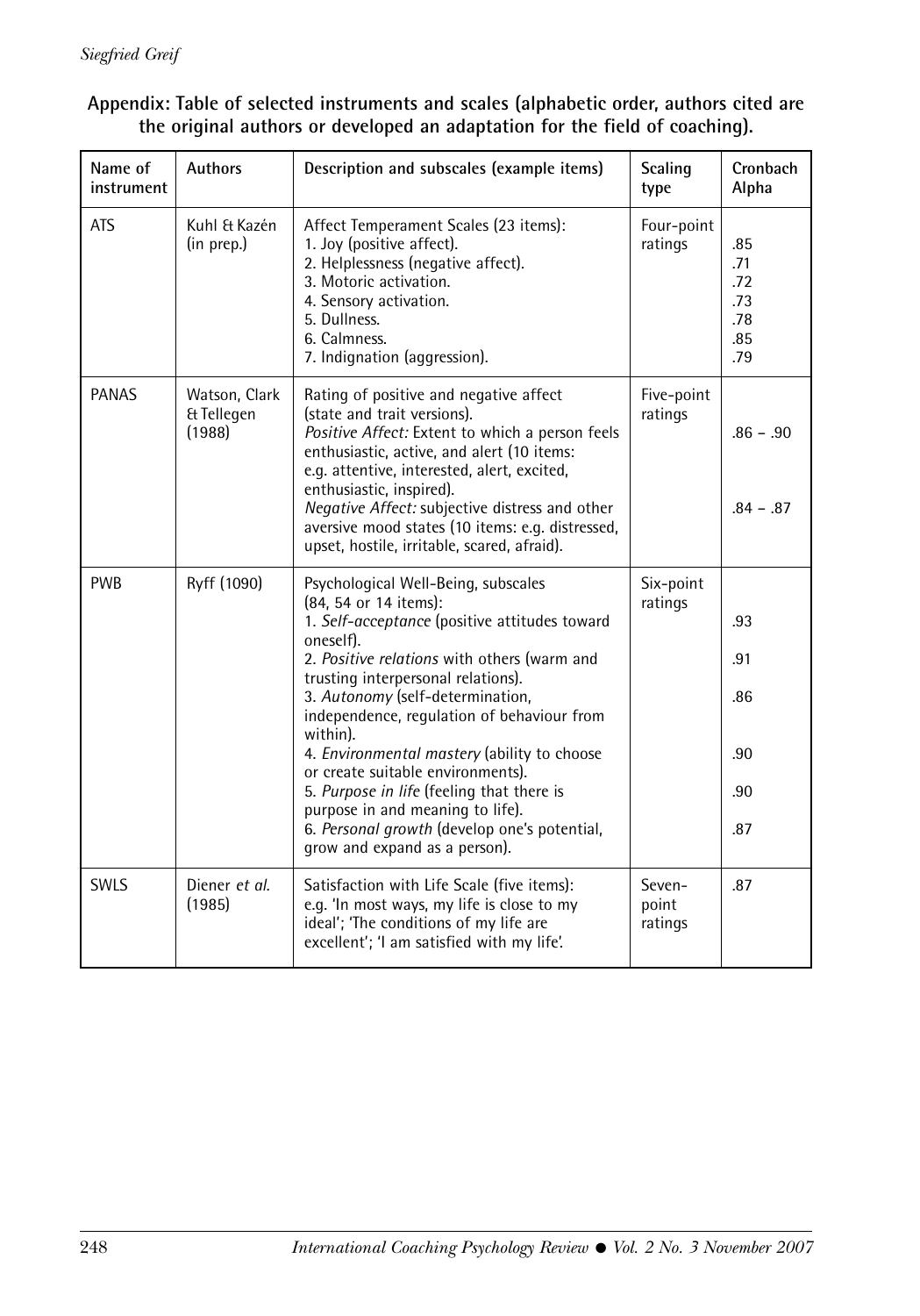**Appendix: Table of selected instruments and scales (alphabetic order, authors cited are the original authors or developed an adaptation for the field of coaching).**

| Name of instrument | Authors | Description and subscales (example items) | Scaling type | Cronbach Alpha |
|---|---|---|---|---|
| ATS | Kuhl & Kazén (in prep.) | Affect Temperament Scales (23 items):<br>1. Joy (positive affect).<br>2. Helplessness (negative affect).<br>3. Motoric activation.<br>4. Sensory activation.<br>5. Dullness.<br>6. Calmness.<br>7. Indignation (aggression). | Four-point ratings | <br>.85<br>.71<br>.72<br>.73<br>.78<br>.85<br>.79 |
| PANAS | Watson, Clark & Tellegen (1988) | Rating of positive and negative affect (state and trait versions).<br>*Positive Affect:* Extent to which a person feels enthusiastic, active, and alert (10 items: e.g. attentive, interested, alert, excited, enthusiastic, inspired).<br>*Negative Affect:* subjective distress and other aversive mood states (10 items: e.g. distressed, upset, hostile, irritable, scared, afraid). | Five-point ratings | <br>.86 – .90<br><br>.84 – .87 |
| PWB | Ryff (1090) | Psychological Well-Being, subscales (84, 54 or 14 items):<br>1. *Self-acceptance* (positive attitudes toward oneself).<br>2. *Positive relations* with others (warm and trusting interpersonal relations).<br>3. *Autonomy* (self-determination, independence, regulation of behaviour from within).<br>4. *Environmental mastery* (ability to choose or create suitable environments).<br>5. *Purpose in life* (feeling that there is purpose in and meaning to life).<br>6. *Personal growth* (develop one's potential, grow and expand as a person). | Six-point ratings | <br>.93<br>.91<br>.86<br>.90<br>.90<br>.87 |
| SWLS | Diener *et al.* (1985) | Satisfaction with Life Scale (five items): e.g. 'In most ways, my life is close to my ideal'; 'The conditions of my life are excellent'; 'I am satisfied with my life'. | Seven-point ratings | .87 |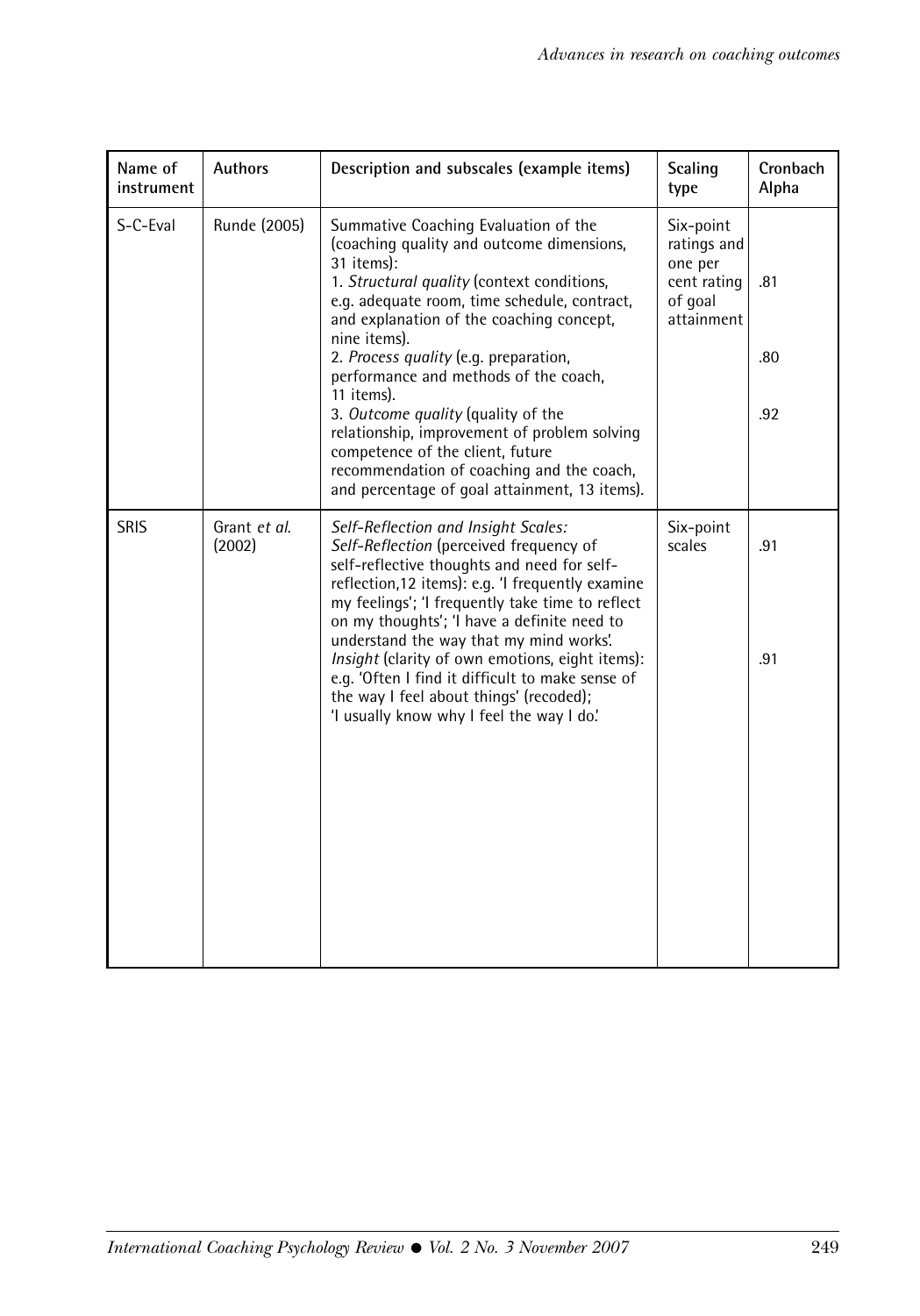| Name of instrument | Authors | Description and subscales (example items) | Scaling type | Cronbach Alpha |
|---|---|---|---|---|
| S-C-Eval | Runde (2005) | Summative Coaching Evaluation of the (coaching quality and outcome dimensions, 31 items):<br>1. *Structural quality* (context conditions, e.g. adequate room, time schedule, contract, and explanation of the coaching concept, nine items).<br>2. *Process quality* (e.g. preparation, performance and methods of the coach, 11 items).<br>3. *Outcome quality* (quality of the relationship, improvement of problem solving competence of the client, future recommendation of coaching and the coach, and percentage of goal attainment, 13 items). | Six-point ratings and one per cent rating of goal attainment | .81<br><br>.80<br><br>.92 |
| SRIS | Grant *et al.* (2002) | *Self-Reflection and Insight Scales:*<br>*Self-Reflection* (perceived frequency of self-reflective thoughts and need for self-reflection,12 items): e.g. 'I frequently examine my feelings'; 'I frequently take time to reflect on my thoughts'; 'I have a definite need to understand the way that my mind works'.<br>*Insight* (clarity of own emotions, eight items): e.g. 'Often I find it difficult to make sense of the way I feel about things' (recoded); 'I usually know why I feel the way I do'. | Six-point scales | .91<br><br>.91 |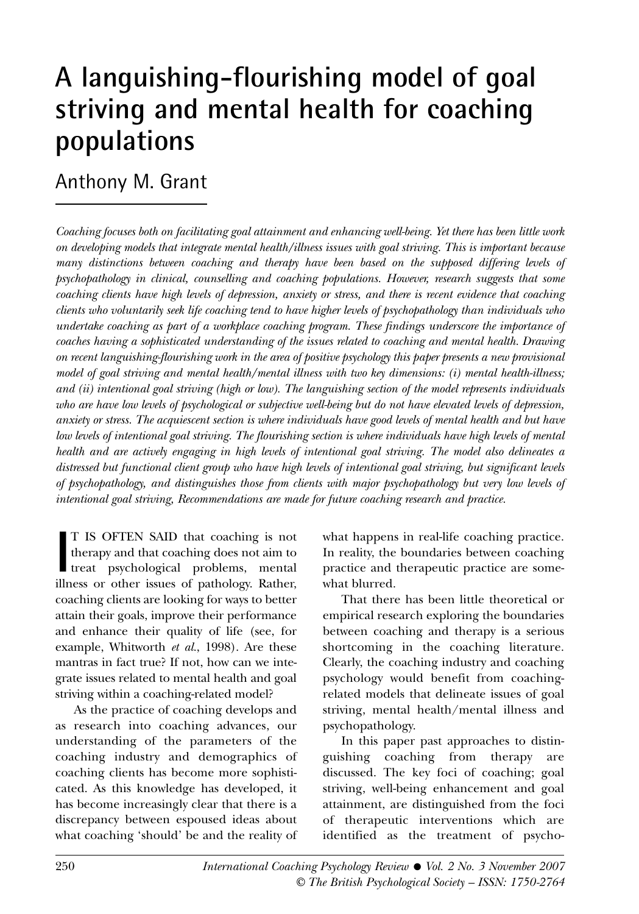# A languishing-flourishing model of goal striving and mental health for coaching populations

## Anthony M. Grant

*Coaching focuses both on facilitating goal attainment and enhancing well-being. Yet there has been little work on developing models that integrate mental health/illness issues with goal striving. This is important because many distinctions between coaching and therapy have been based on the supposed differing levels of psychopathology in clinical, counselling and coaching populations. However, research suggests that some coaching clients have high levels of depression, anxiety or stress, and there is recent evidence that coaching clients who voluntarily seek life coaching tend to have higher levels of psychopathology than individuals who undertake coaching as part of a workplace coaching program. These findings underscore the importance of coaches having a sophisticated understanding of the issues related to coaching and mental health. Drawing on recent languishing-flourishing work in the area of positive psychology this paper presents a new provisional model of goal striving and mental health/mental illness with two key dimensions: (i) mental health-illness; and (ii) intentional goal striving (high or low). The languishing section of the model represents individuals who are have low levels of psychological or subjective well-being but do not have elevated levels of depression, anxiety or stress. The acquiescent section is where individuals have good levels of mental health and but have low levels of intentional goal striving. The flourishing section is where individuals have high levels of mental health and are actively engaging in high levels of intentional goal striving. The model also delineates a distressed but functional client group who have high levels of intentional goal striving, but significant levels of psychopathology, and distinguishes those from clients with major psychopathology but very low levels of intentional goal striving, Recommendations are made for future coaching research and practice.*

IT IS OFTEN SAID that coaching is not therapy and that coaching does not aim to treat psychological problems, mental illness or other issues of pathology. Rather, coaching clients are looking for ways to better attain their goals, improve their performance and enhance their quality of life (see, for example, Whitworth *et al.*, 1998). Are these mantras in fact true? If not, how can we integrate issues related to mental health and goal striving within a coaching-related model?

As the practice of coaching develops and as research into coaching advances, our understanding of the parameters of the coaching industry and demographics of coaching clients has become more sophisticated. As this knowledge has developed, it has become increasingly clear that there is a discrepancy between espoused ideas about what coaching 'should' be and the reality of what happens in real-life coaching practice. In reality, the boundaries between coaching practice and therapeutic practice are somewhat blurred.

That there has been little theoretical or empirical research exploring the boundaries between coaching and therapy is a serious shortcoming in the coaching literature. Clearly, the coaching industry and coaching psychology would benefit from coaching-related models that delineate issues of goal striving, mental health/mental illness and psychopathology.

In this paper past approaches to distinguishing coaching from therapy are discussed. The key foci of coaching; goal striving, well-being enhancement and goal attainment, are distinguished from the foci of therapeutic interventions which are identified as the treatment of psycho-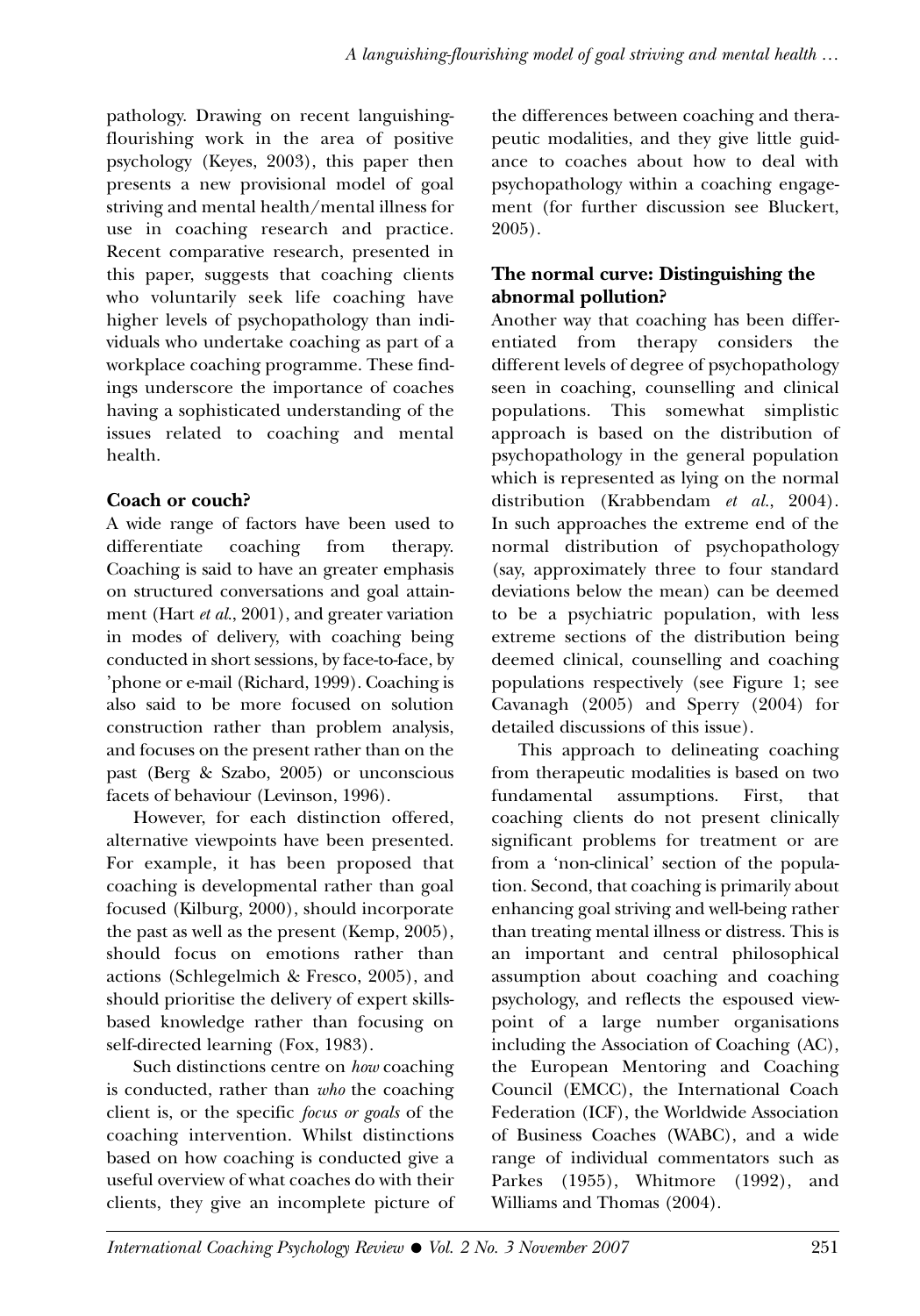pathology. Drawing on recent languishing-flourishing work in the area of positive psychology (Keyes, 2003), this paper then presents a new provisional model of goal striving and mental health/mental illness for use in coaching research and practice. Recent comparative research, presented in this paper, suggests that coaching clients who voluntarily seek life coaching have higher levels of psychopathology than individuals who undertake coaching as part of a workplace coaching programme. These findings underscore the importance of coaches having a sophisticated understanding of the issues related to coaching and mental health.

## Coach or couch?

A wide range of factors have been used to differentiate coaching from therapy. Coaching is said to have an greater emphasis on structured conversations and goal attainment (Hart *et al.*, 2001), and greater variation in modes of delivery, with coaching being conducted in short sessions, by face-to-face, by 'phone or e-mail (Richard, 1999). Coaching is also said to be more focused on solution construction rather than problem analysis, and focuses on the present rather than on the past (Berg & Szabo, 2005) or unconscious facets of behaviour (Levinson, 1996).

However, for each distinction offered, alternative viewpoints have been presented. For example, it has been proposed that coaching is developmental rather than goal focused (Kilburg, 2000), should incorporate the past as well as the present (Kemp, 2005), should focus on emotions rather than actions (Schlegelmich & Fresco, 2005), and should prioritise the delivery of expert skills-based knowledge rather than focusing on self-directed learning (Fox, 1983).

Such distinctions centre on *how* coaching is conducted, rather than *who* the coaching client is, or the specific *focus or goals* of the coaching intervention. Whilst distinctions based on how coaching is conducted give a useful overview of what coaches do with their clients, they give an incomplete picture of the differences between coaching and therapeutic modalities, and they give little guidance to coaches about how to deal with psychopathology within a coaching engagement (for further discussion see Bluckert, 2005).

## The normal curve: Distinguishing the abnormal pollution?

Another way that coaching has been differentiated from therapy considers the different levels of degree of psychopathology seen in coaching, counselling and clinical populations. This somewhat simplistic approach is based on the distribution of psychopathology in the general population which is represented as lying on the normal distribution (Krabbendam *et al.*, 2004). In such approaches the extreme end of the normal distribution of psychopathology (say, approximately three to four standard deviations below the mean) can be deemed to be a psychiatric population, with less extreme sections of the distribution being deemed clinical, counselling and coaching populations respectively (see Figure 1; see Cavanagh (2005) and Sperry (2004) for detailed discussions of this issue).

This approach to delineating coaching from therapeutic modalities is based on two fundamental assumptions. First, that coaching clients do not present clinically significant problems for treatment or are from a 'non-clinical' section of the population. Second, that coaching is primarily about enhancing goal striving and well-being rather than treating mental illness or distress. This is an important and central philosophical assumption about coaching and coaching psychology, and reflects the espoused viewpoint of a large number organisations including the Association of Coaching (AC), the European Mentoring and Coaching Council (EMCC), the International Coach Federation (ICF), the Worldwide Association of Business Coaches (WABC), and a wide range of individual commentators such as Parkes (1955), Whitmore (1992), and Williams and Thomas (2004).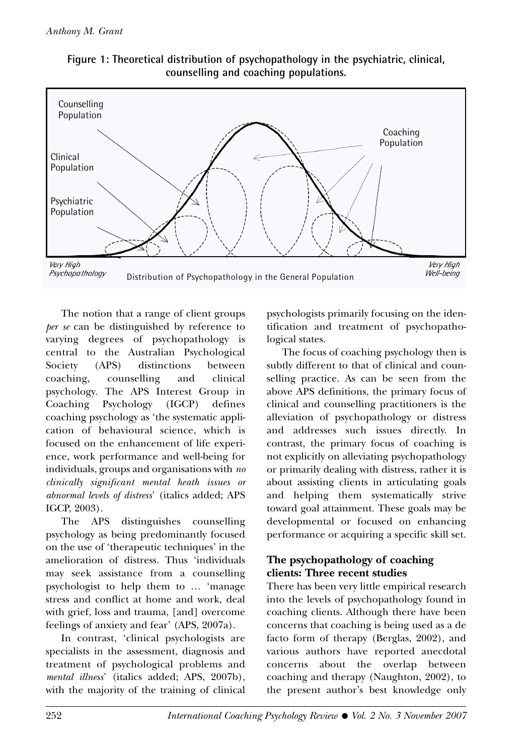**Figure 1: Theoretical distribution of psychopathology in the psychiatric, clinical, counselling and coaching populations.**

Counselling Population

Clinical Population

Psychiatric Population

Coaching Population

*Very High Psychopathology*

Distribution of Psychopathology in the General Population

*Very High Well-being*

The notion that a range of client groups *per se* can be distinguished by reference to varying degrees of psychopathology is central to the Australian Psychological Society (APS) distinctions between coaching, counselling and clinical psychology. The APS Interest Group in Coaching Psychology (IGCP) defines coaching psychology as 'the systematic application of behavioural science, which is focused on the enhancement of life experience, work performance and well-being for individuals, groups and organisations with *no clinically significant mental heath issues or abnormal levels of distress*' (italics added; APS IGCP, 2003).

The APS distinguishes counselling psychology as being predominantly focused on the use of 'therapeutic techniques' in the amelioration of distress. Thus 'individuals may seek assistance from a counselling psychologist to help them to … 'manage stress and conflict at home and work, deal with grief, loss and trauma, [and] overcome feelings of anxiety and fear' (APS, 2007a).

In contrast, 'clinical psychologists are specialists in the assessment, diagnosis and treatment of psychological problems and *mental illness*' (italics added; APS, 2007b), with the majority of the training of clinical psychologists primarily focusing on the identification and treatment of psychopathological states.

The focus of coaching psychology then is subtly different to that of clinical and counselling practice. As can be seen from the above APS definitions, the primary focus of clinical and counselling practitioners is the alleviation of psychopathology or distress and addresses such issues directly. In contrast, the primary focus of coaching is not explicitly on alleviating psychopathology or primarily dealing with distress, rather it is about assisting clients in articulating goals and helping them systematically strive toward goal attainment. These goals may be developmental or focused on enhancing performance or acquiring a specific skill set.

### The psychopathology of coaching clients: Three recent studies

There has been very little empirical research into the levels of psychopathology found in coaching clients. Although there have been concerns that coaching is being used as a de facto form of therapy (Berglas, 2002), and various authors have reported anecdotal concerns about the overlap between coaching and therapy (Naughton, 2002), to the present author's best knowledge only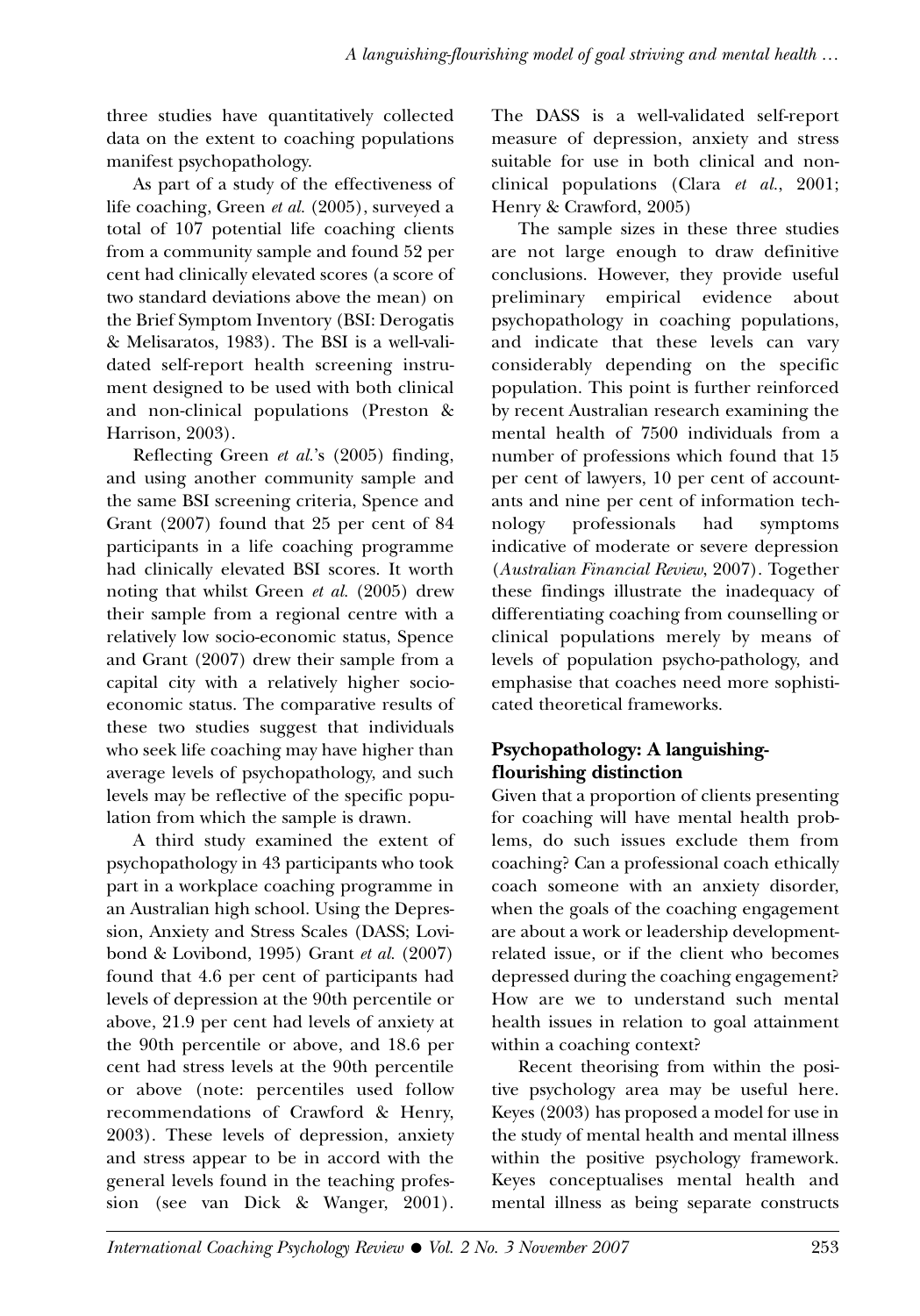three studies have quantitatively collected data on the extent to coaching populations manifest psychopathology.

As part of a study of the effectiveness of life coaching, Green *et al.* (2005), surveyed a total of 107 potential life coaching clients from a community sample and found 52 per cent had clinically elevated scores (a score of two standard deviations above the mean) on the Brief Symptom Inventory (BSI: Derogatis & Melisaratos, 1983). The BSI is a well-validated self-report health screening instrument designed to be used with both clinical and non-clinical populations (Preston & Harrison, 2003).

Reflecting Green *et al.*'s (2005) finding, and using another community sample and the same BSI screening criteria, Spence and Grant (2007) found that 25 per cent of 84 participants in a life coaching programme had clinically elevated BSI scores. It worth noting that whilst Green *et al.* (2005) drew their sample from a regional centre with a relatively low socio-economic status, Spence and Grant (2007) drew their sample from a capital city with a relatively higher socio-economic status. The comparative results of these two studies suggest that individuals who seek life coaching may have higher than average levels of psychopathology, and such levels may be reflective of the specific population from which the sample is drawn.

A third study examined the extent of psychopathology in 43 participants who took part in a workplace coaching programme in an Australian high school. Using the Depression, Anxiety and Stress Scales (DASS; Lovibond & Lovibond, 1995) Grant *et al.* (2007) found that 4.6 per cent of participants had levels of depression at the 90th percentile or above, 21.9 per cent had levels of anxiety at the 90th percentile or above, and 18.6 per cent had stress levels at the 90th percentile or above (note: percentiles used follow recommendations of Crawford & Henry, 2003). These levels of depression, anxiety and stress appear to be in accord with the general levels found in the teaching profession (see van Dick & Wanger, 2001). The DASS is a well-validated self-report measure of depression, anxiety and stress suitable for use in both clinical and non-clinical populations (Clara *et al.*, 2001; Henry & Crawford, 2005)

The sample sizes in these three studies are not large enough to draw definitive conclusions. However, they provide useful preliminary empirical evidence about psychopathology in coaching populations, and indicate that these levels can vary considerably depending on the specific population. This point is further reinforced by recent Australian research examining the mental health of 7500 individuals from a number of professions which found that 15 per cent of lawyers, 10 per cent of accountants and nine per cent of information technology professionals had symptoms indicative of moderate or severe depression (*Australian Financial Review*, 2007). Together these findings illustrate the inadequacy of differentiating coaching from counselling or clinical populations merely by means of levels of population psycho-pathology, and emphasise that coaches need more sophisticated theoretical frameworks.

## Psychopathology: A languishing-flourishing distinction

Given that a proportion of clients presenting for coaching will have mental health problems, do such issues exclude them from coaching? Can a professional coach ethically coach someone with an anxiety disorder, when the goals of the coaching engagement are about a work or leadership development-related issue, or if the client who becomes depressed during the coaching engagement? How are we to understand such mental health issues in relation to goal attainment within a coaching context?

Recent theorising from within the positive psychology area may be useful here. Keyes (2003) has proposed a model for use in the study of mental health and mental illness within the positive psychology framework. Keyes conceptualises mental health and mental illness as being separate constructs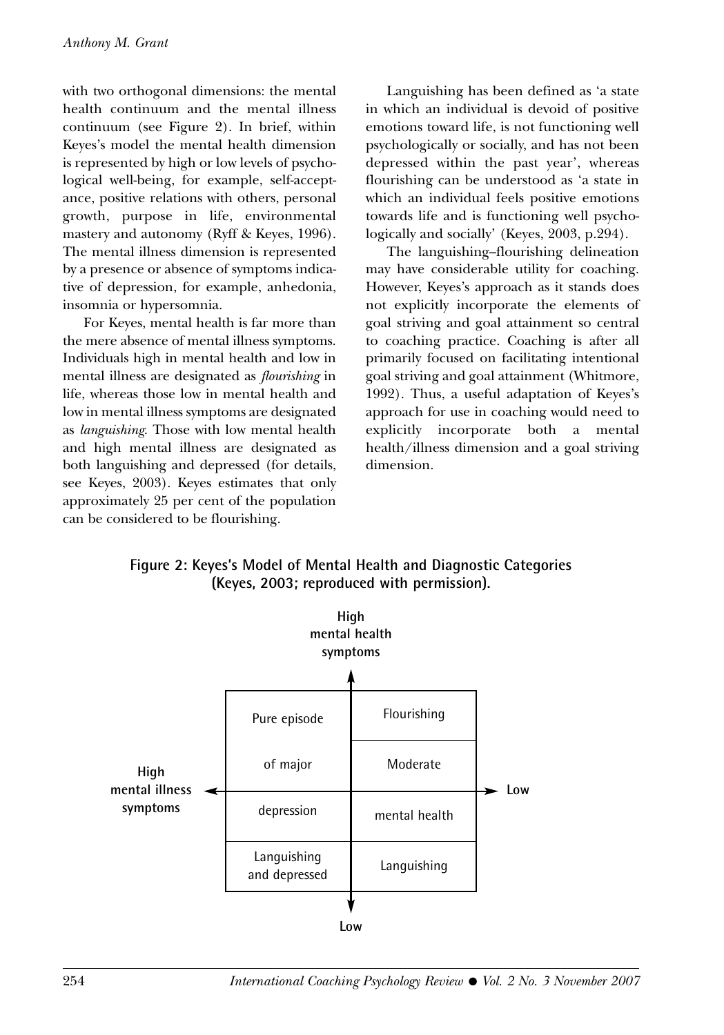with two orthogonal dimensions: the mental health continuum and the mental illness continuum (see Figure 2). In brief, within Keyes's model the mental health dimension is represented by high or low levels of psychological well-being, for example, self-acceptance, positive relations with others, personal growth, purpose in life, environmental mastery and autonomy (Ryff & Keyes, 1996). The mental illness dimension is represented by a presence or absence of symptoms indicative of depression, for example, anhedonia, insomnia or hypersomnia.

For Keyes, mental health is far more than the mere absence of mental illness symptoms. Individuals high in mental health and low in mental illness are designated as *flourishing* in life, whereas those low in mental health and low in mental illness symptoms are designated as *languishing*. Those with low mental health and high mental illness are designated as both languishing and depressed (for details, see Keyes, 2003). Keyes estimates that only approximately 25 per cent of the population can be considered to be flourishing.

Languishing has been defined as 'a state in which an individual is devoid of positive emotions toward life, is not functioning well psychologically or socially, and has not been depressed within the past year', whereas flourishing can be understood as 'a state in which an individual feels positive emotions towards life and is functioning well psychologically and socially' (Keyes, 2003, p.294).

The languishing–flourishing delineation may have considerable utility for coaching. However, Keyes's approach as it stands does not explicitly incorporate the elements of goal striving and goal attainment so central to coaching practice. Coaching is after all primarily focused on facilitating intentional goal striving and goal attainment (Whitmore, 1992). Thus, a useful adaptation of Keyes's approach for use in coaching would need to explicitly incorporate both a mental health/illness dimension and a goal striving dimension.

**Figure 2: Keyes's Model of Mental Health and Diagnostic Categories (Keyes, 2003; reproduced with permission).**

High mental health symptoms (top) – Low (bottom); High mental illness symptoms (left) – Low (right)

| High mental illness symptoms | Low mental illness symptoms |
|---|---|
| Pure episode of major depression | Flourishing |
| | Moderate mental health |
| Languishing and depressed | Languishing |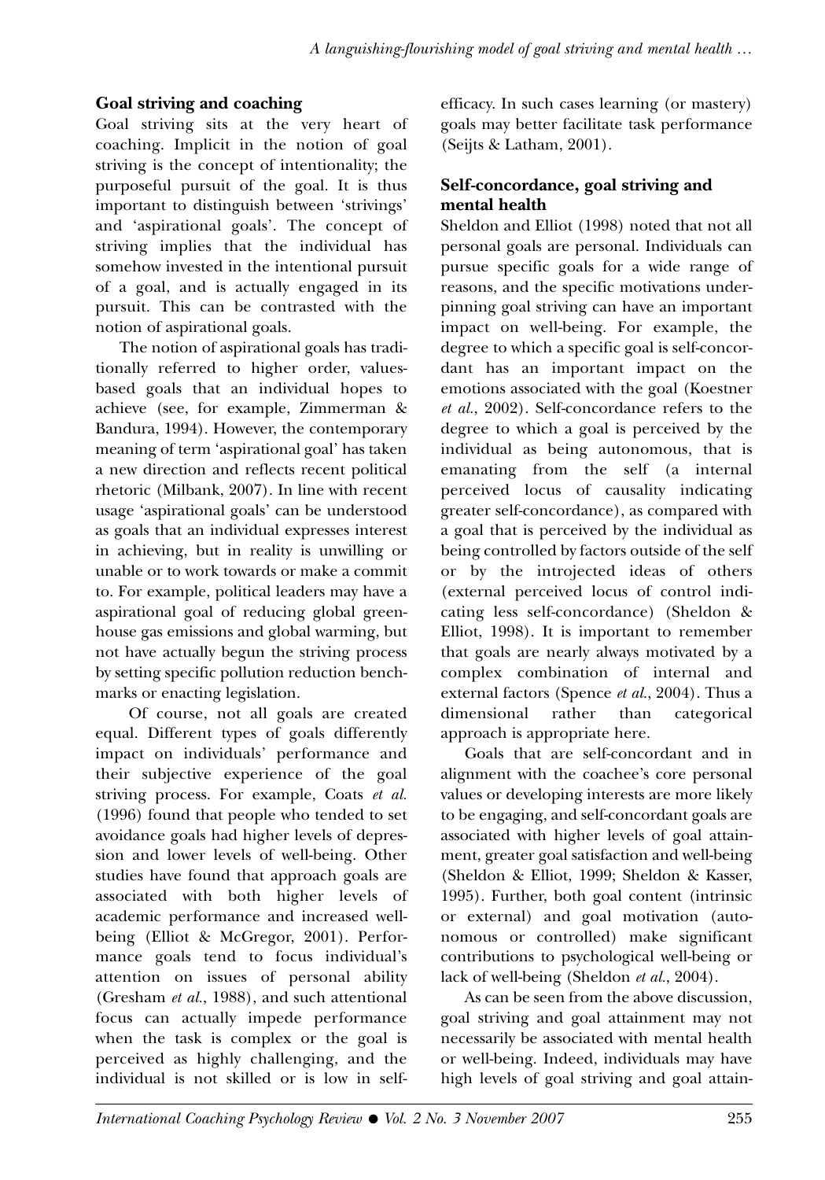## Goal striving and coaching

Goal striving sits at the very heart of coaching. Implicit in the notion of goal striving is the concept of intentionality; the purposeful pursuit of the goal. It is thus important to distinguish between 'strivings' and 'aspirational goals'. The concept of striving implies that the individual has somehow invested in the intentional pursuit of a goal, and is actually engaged in its pursuit. This can be contrasted with the notion of aspirational goals.

The notion of aspirational goals has traditionally referred to higher order, values-based goals that an individual hopes to achieve (see, for example, Zimmerman & Bandura, 1994). However, the contemporary meaning of term 'aspirational goal' has taken a new direction and reflects recent political rhetoric (Milbank, 2007). In line with recent usage 'aspirational goals' can be understood as goals that an individual expresses interest in achieving, but in reality is unwilling or unable or to work towards or make a commit to. For example, political leaders may have a aspirational goal of reducing global greenhouse gas emissions and global warming, but not have actually begun the striving process by setting specific pollution reduction benchmarks or enacting legislation.

Of course, not all goals are created equal. Different types of goals differently impact on individuals' performance and their subjective experience of the goal striving process. For example, Coats *et al.* (1996) found that people who tended to set avoidance goals had higher levels of depression and lower levels of well-being. Other studies have found that approach goals are associated with both higher levels of academic performance and increased well-being (Elliot & McGregor, 2001). Performance goals tend to focus individual's attention on issues of personal ability (Gresham *et al.*, 1988), and such attentional focus can actually impede performance when the task is complex or the goal is perceived as highly challenging, and the individual is not skilled or is low in self-efficacy. In such cases learning (or mastery) goals may better facilitate task performance (Seijts & Latham, 2001).

## Self-concordance, goal striving and mental health

Sheldon and Elliot (1998) noted that not all personal goals are personal. Individuals can pursue specific goals for a wide range of reasons, and the specific motivations underpinning goal striving can have an important impact on well-being. For example, the degree to which a specific goal is self-concordant has an important impact on the emotions associated with the goal (Koestner *et al.*, 2002). Self-concordance refers to the degree to which a goal is perceived by the individual as being autonomous, that is emanating from the self (a internal perceived locus of causality indicating greater self-concordance), as compared with a goal that is perceived by the individual as being controlled by factors outside of the self or by the introjected ideas of others (external perceived locus of control indicating less self-concordance) (Sheldon & Elliot, 1998). It is important to remember that goals are nearly always motivated by a complex combination of internal and external factors (Spence *et al.*, 2004). Thus a dimensional rather than categorical approach is appropriate here.

Goals that are self-concordant and in alignment with the coachee's core personal values or developing interests are more likely to be engaging, and self-concordant goals are associated with higher levels of goal attainment, greater goal satisfaction and well-being (Sheldon & Elliot, 1999; Sheldon & Kasser, 1995). Further, both goal content (intrinsic or external) and goal motivation (autonomous or controlled) make significant contributions to psychological well-being or lack of well-being (Sheldon *et al.*, 2004).

As can be seen from the above discussion, goal striving and goal attainment may not necessarily be associated with mental health or well-being. Indeed, individuals may have high levels of goal striving and goal attain-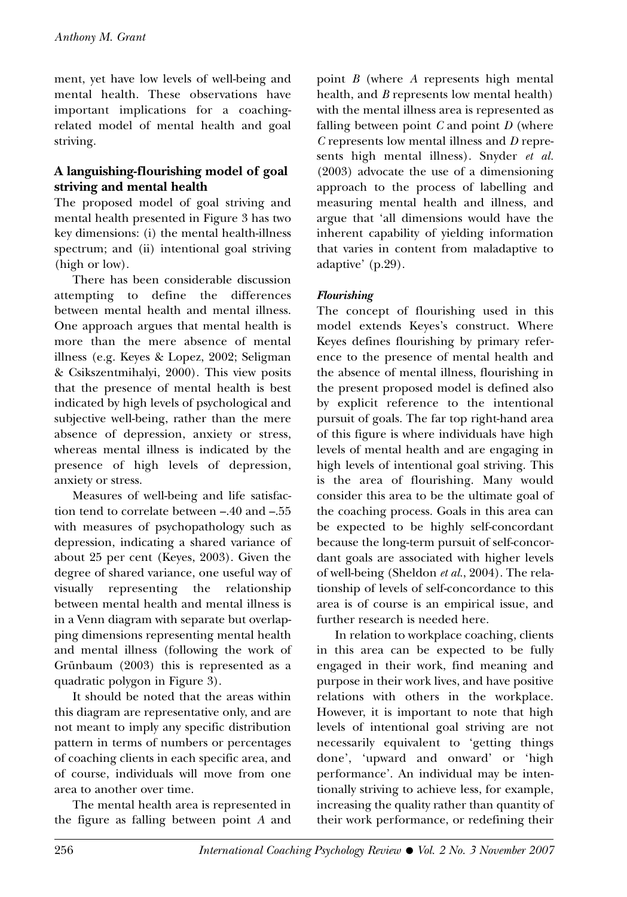ment, yet have low levels of well-being and mental health. These observations have important implications for a coaching-related model of mental health and goal striving.

## A languishing-flourishing model of goal striving and mental health

The proposed model of goal striving and mental health presented in Figure 3 has two key dimensions: (i) the mental health-illness spectrum; and (ii) intentional goal striving (high or low).

There has been considerable discussion attempting to define the differences between mental health and mental illness. One approach argues that mental health is more than the mere absence of mental illness (e.g. Keyes & Lopez, 2002; Seligman & Csikszentmihalyi, 2000). This view posits that the presence of mental health is best indicated by high levels of psychological and subjective well-being, rather than the mere absence of depression, anxiety or stress, whereas mental illness is indicated by the presence of high levels of depression, anxiety or stress.

Measures of well-being and life satisfaction tend to correlate between –.40 and –.55 with measures of psychopathology such as depression, indicating a shared variance of about 25 per cent (Keyes, 2003). Given the degree of shared variance, one useful way of visually representing the relationship between mental health and mental illness is in a Venn diagram with separate but overlapping dimensions representing mental health and mental illness (following the work of Grünbaum (2003) this is represented as a quadratic polygon in Figure 3).

It should be noted that the areas within this diagram are representative only, and are not meant to imply any specific distribution pattern in terms of numbers or percentages of coaching clients in each specific area, and of course, individuals will move from one area to another over time.

The mental health area is represented in the figure as falling between point *A* and point *B* (where *A* represents high mental health, and *B* represents low mental health) with the mental illness area is represented as falling between point *C* and point *D* (where *C* represents low mental illness and *D* represents high mental illness). Snyder *et al.* (2003) advocate the use of a dimensioning approach to the process of labelling and measuring mental health and illness, and argue that 'all dimensions would have the inherent capability of yielding information that varies in content from maladaptive to adaptive' (p.29).

### *Flourishing*

The concept of flourishing used in this model extends Keyes's construct. Where Keyes defines flourishing by primary reference to the presence of mental health and the absence of mental illness, flourishing in the present proposed model is defined also by explicit reference to the intentional pursuit of goals. The far top right-hand area of this figure is where individuals have high levels of mental health and are engaging in high levels of intentional goal striving. This is the area of flourishing. Many would consider this area to be the ultimate goal of the coaching process. Goals in this area can be expected to be highly self-concordant because the long-term pursuit of self-concordant goals are associated with higher levels of well-being (Sheldon *et al.*, 2004). The relationship of levels of self-concordance to this area is of course is an empirical issue, and further research is needed here.

In relation to workplace coaching, clients in this area can be expected to be fully engaged in their work, find meaning and purpose in their work lives, and have positive relations with others in the workplace. However, it is important to note that high levels of intentional goal striving are not necessarily equivalent to 'getting things done', 'upward and onward' or 'high performance'. An individual may be intentionally striving to achieve less, for example, increasing the quality rather than quantity of their work performance, or redefining their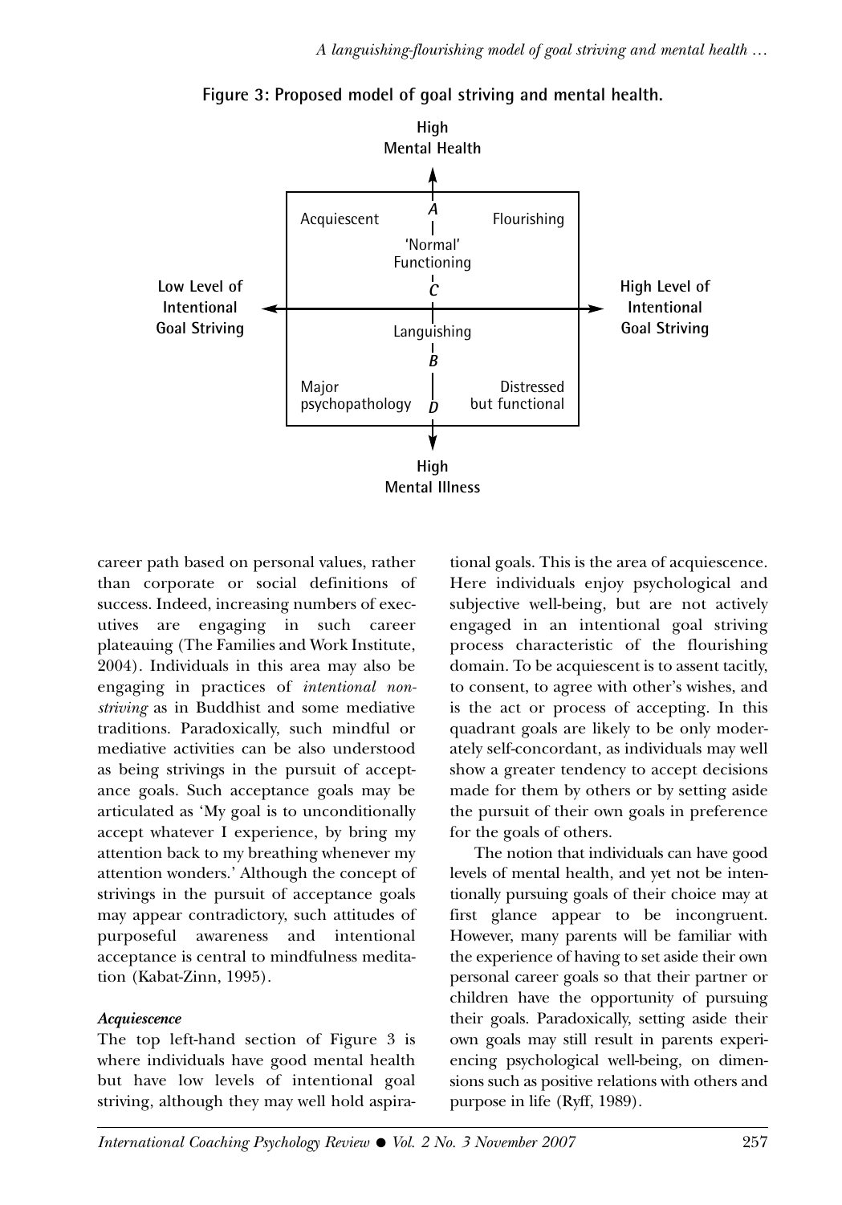**Figure 3: Proposed model of goal striving and mental health.**

career path based on personal values, rather than corporate or social definitions of success. Indeed, increasing numbers of executives are engaging in such career plateauing (The Families and Work Institute, 2004). Individuals in this area may also be engaging in practices of *intentional non-striving* as in Buddhist and some mediative traditions. Paradoxically, such mindful or mediative activities can be also understood as being strivings in the pursuit of acceptance goals. Such acceptance goals may be articulated as 'My goal is to unconditionally accept whatever I experience, by bring my attention back to my breathing whenever my attention wonders.' Although the concept of strivings in the pursuit of acceptance goals may appear contradictory, such attitudes of purposeful awareness and intentional acceptance is central to mindfulness meditation (Kabat-Zinn, 1995).

### *Acquiescence*

The top left-hand section of Figure 3 is where individuals have good mental health but have low levels of intentional goal striving, although they may well hold aspirational goals. This is the area of acquiescence. Here individuals enjoy psychological and subjective well-being, but are not actively engaged in an intentional goal striving process characteristic of the flourishing domain. To be acquiescent is to assent tacitly, to consent, to agree with other's wishes, and is the act or process of accepting. In this quadrant goals are likely to be only moderately self-concordant, as individuals may well show a greater tendency to accept decisions made for them by others or by setting aside the pursuit of their own goals in preference for the goals of others.

The notion that individuals can have good levels of mental health, and yet not be intentionally pursuing goals of their choice may at first glance appear to be incongruent. However, many parents will be familiar with the experience of having to set aside their own personal career goals so that their partner or children have the opportunity of pursuing their goals. Paradoxically, setting aside their own goals may still result in parents experiencing psychological well-being, on dimensions such as positive relations with others and purpose in life (Ryff, 1989).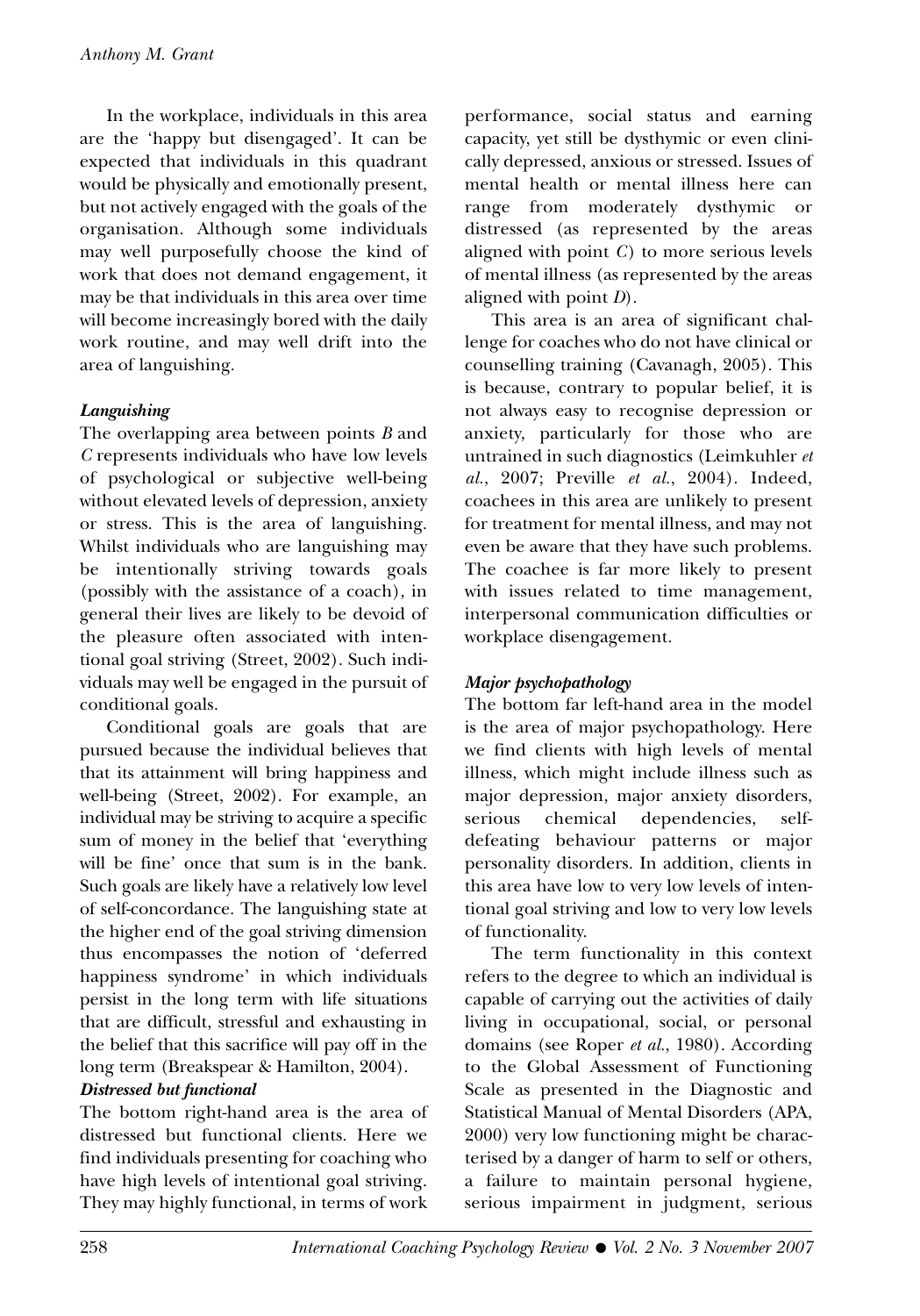In the workplace, individuals in this area are the 'happy but disengaged'. It can be expected that individuals in this quadrant would be physically and emotionally present, but not actively engaged with the goals of the organisation. Although some individuals may well purposefully choose the kind of work that does not demand engagement, it may be that individuals in this area over time will become increasingly bored with the daily work routine, and may well drift into the area of languishing.

***Languishing***

The overlapping area between points *B* and *C* represents individuals who have low levels of psychological or subjective well-being without elevated levels of depression, anxiety or stress. This is the area of languishing. Whilst individuals who are languishing may be intentionally striving towards goals (possibly with the assistance of a coach), in general their lives are likely to be devoid of the pleasure often associated with intentional goal striving (Street, 2002). Such individuals may well be engaged in the pursuit of conditional goals.

Conditional goals are goals that are pursued because the individual believes that that its attainment will bring happiness and well-being (Street, 2002). For example, an individual may be striving to acquire a specific sum of money in the belief that 'everything will be fine' once that sum is in the bank. Such goals are likely have a relatively low level of self-concordance. The languishing state at the higher end of the goal striving dimension thus encompasses the notion of 'deferred happiness syndrome' in which individuals persist in the long term with life situations that are difficult, stressful and exhausting in the belief that this sacrifice will pay off in the long term (Breakspear & Hamilton, 2004).

***Distressed but functional***

The bottom right-hand area is the area of distressed but functional clients. Here we find individuals presenting for coaching who have high levels of intentional goal striving. They may highly functional, in terms of work performance, social status and earning capacity, yet still be dysthymic or even clinically depressed, anxious or stressed. Issues of mental health or mental illness here can range from moderately dysthymic or distressed (as represented by the areas aligned with point *C*) to more serious levels of mental illness (as represented by the areas aligned with point *D*).

This area is an area of significant challenge for coaches who do not have clinical or counselling training (Cavanagh, 2005). This is because, contrary to popular belief, it is not always easy to recognise depression or anxiety, particularly for those who are untrained in such diagnostics (Leimkuhler *et al.*, 2007; Preville *et al.*, 2004). Indeed, coachees in this area are unlikely to present for treatment for mental illness, and may not even be aware that they have such problems. The coachee is far more likely to present with issues related to time management, interpersonal communication difficulties or workplace disengagement.

***Major psychopathology***

The bottom far left-hand area in the model is the area of major psychopathology. Here we find clients with high levels of mental illness, which might include illness such as major depression, major anxiety disorders, serious chemical dependencies, self-defeating behaviour patterns or major personality disorders. In addition, clients in this area have low to very low levels of intentional goal striving and low to very low levels of functionality.

The term functionality in this context refers to the degree to which an individual is capable of carrying out the activities of daily living in occupational, social, or personal domains (see Roper *et al.*, 1980). According to the Global Assessment of Functioning Scale as presented in the Diagnostic and Statistical Manual of Mental Disorders (APA, 2000) very low functioning might be characterised by a danger of harm to self or others, a failure to maintain personal hygiene, serious impairment in judgment, serious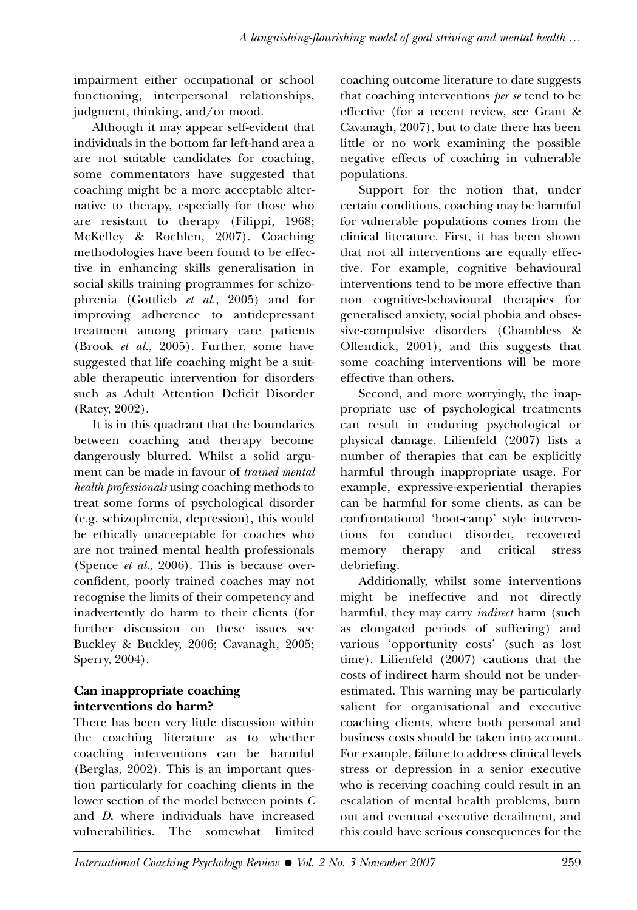impairment either occupational or school functioning, interpersonal relationships, judgment, thinking, and/or mood.

Although it may appear self-evident that individuals in the bottom far left-hand area a are not suitable candidates for coaching, some commentators have suggested that coaching might be a more acceptable alternative to therapy, especially for those who are resistant to therapy (Filippi, 1968; McKelley & Rochlen, 2007). Coaching methodologies have been found to be effective in enhancing skills generalisation in social skills training programmes for schizophrenia (Gottlieb *et al.*, 2005) and for improving adherence to antidepressant treatment among primary care patients (Brook *et al.*, 2005). Further, some have suggested that life coaching might be a suitable therapeutic intervention for disorders such as Adult Attention Deficit Disorder (Ratey, 2002).

It is in this quadrant that the boundaries between coaching and therapy become dangerously blurred. Whilst a solid argument can be made in favour of *trained mental health professionals* using coaching methods to treat some forms of psychological disorder (e.g. schizophrenia, depression), this would be ethically unacceptable for coaches who are not trained mental health professionals (Spence *et al.*, 2006). This is because overconfident, poorly trained coaches may not recognise the limits of their competency and inadvertently do harm to their clients (for further discussion on these issues see Buckley & Buckley, 2006; Cavanagh, 2005; Sperry, 2004).

## Can inappropriate coaching interventions do harm?

There has been very little discussion within the coaching literature as to whether coaching interventions can be harmful (Berglas, 2002). This is an important question particularly for coaching clients in the lower section of the model between points *C* and *D*, where individuals have increased vulnerabilities. The somewhat limited coaching outcome literature to date suggests that coaching interventions *per se* tend to be effective (for a recent review, see Grant & Cavanagh, 2007), but to date there has been little or no work examining the possible negative effects of coaching in vulnerable populations.

Support for the notion that, under certain conditions, coaching may be harmful for vulnerable populations comes from the clinical literature. First, it has been shown that not all interventions are equally effective. For example, cognitive behavioural interventions tend to be more effective than non cognitive-behavioural therapies for generalised anxiety, social phobia and obsessive-compulsive disorders (Chambless & Ollendick, 2001), and this suggests that some coaching interventions will be more effective than others.

Second, and more worryingly, the inappropriate use of psychological treatments can result in enduring psychological or physical damage. Lilienfeld (2007) lists a number of therapies that can be explicitly harmful through inappropriate usage. For example, expressive-experiential therapies can be harmful for some clients, as can be confrontational 'boot-camp' style interventions for conduct disorder, recovered memory therapy and critical stress debriefing.

Additionally, whilst some interventions might be ineffective and not directly harmful, they may carry *indirect* harm (such as elongated periods of suffering) and various 'opportunity costs' (such as lost time). Lilienfeld (2007) cautions that the costs of indirect harm should not be underestimated. This warning may be particularly salient for organisational and executive coaching clients, where both personal and business costs should be taken into account. For example, failure to address clinical levels stress or depression in a senior executive who is receiving coaching could result in an escalation of mental health problems, burn out and eventual executive derailment, and this could have serious consequences for the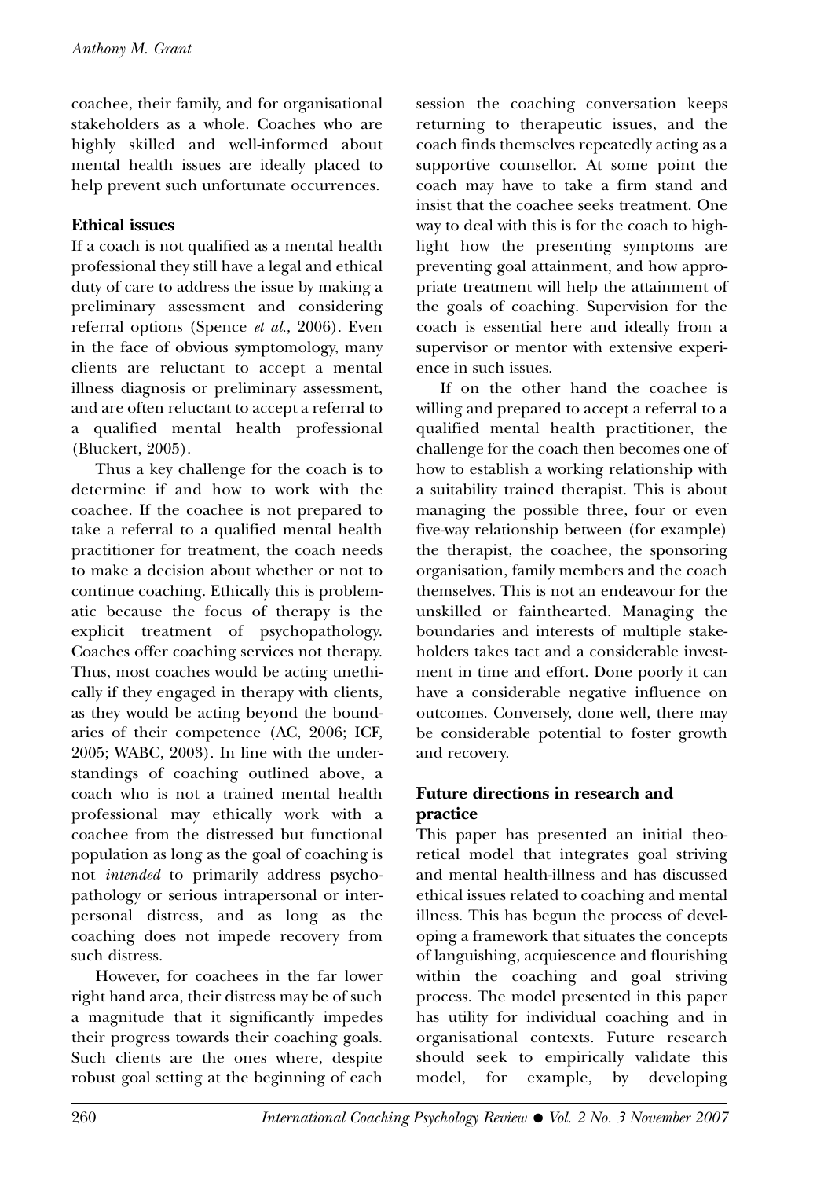coachee, their family, and for organisational stakeholders as a whole. Coaches who are highly skilled and well-informed about mental health issues are ideally placed to help prevent such unfortunate occurrences.

## Ethical issues

If a coach is not qualified as a mental health professional they still have a legal and ethical duty of care to address the issue by making a preliminary assessment and considering referral options (Spence *et al.*, 2006). Even in the face of obvious symptomology, many clients are reluctant to accept a mental illness diagnosis or preliminary assessment, and are often reluctant to accept a referral to a qualified mental health professional (Bluckert, 2005).

Thus a key challenge for the coach is to determine if and how to work with the coachee. If the coachee is not prepared to take a referral to a qualified mental health practitioner for treatment, the coach needs to make a decision about whether or not to continue coaching. Ethically this is problematic because the focus of therapy is the explicit treatment of psychopathology. Coaches offer coaching services not therapy. Thus, most coaches would be acting unethically if they engaged in therapy with clients, as they would be acting beyond the boundaries of their competence (AC, 2006; ICF, 2005; WABC, 2003). In line with the understandings of coaching outlined above, a coach who is not a trained mental health professional may ethically work with a coachee from the distressed but functional population as long as the goal of coaching is not *intended* to primarily address psychopathology or serious intrapersonal or interpersonal distress, and as long as the coaching does not impede recovery from such distress.

However, for coachees in the far lower right hand area, their distress may be of such a magnitude that it significantly impedes their progress towards their coaching goals. Such clients are the ones where, despite robust goal setting at the beginning of each session the coaching conversation keeps returning to therapeutic issues, and the coach finds themselves repeatedly acting as a supportive counsellor. At some point the coach may have to take a firm stand and insist that the coachee seeks treatment. One way to deal with this is for the coach to highlight how the presenting symptoms are preventing goal attainment, and how appropriate treatment will help the attainment of the goals of coaching. Supervision for the coach is essential here and ideally from a supervisor or mentor with extensive experience in such issues.

If on the other hand the coachee is willing and prepared to accept a referral to a qualified mental health practitioner, the challenge for the coach then becomes one of how to establish a working relationship with a suitability trained therapist. This is about managing the possible three, four or even five-way relationship between (for example) the therapist, the coachee, the sponsoring organisation, family members and the coach themselves. This is not an endeavour for the unskilled or fainthearted. Managing the boundaries and interests of multiple stakeholders takes tact and a considerable investment in time and effort. Done poorly it can have a considerable negative influence on outcomes. Conversely, done well, there may be considerable potential to foster growth and recovery.

## Future directions in research and practice

This paper has presented an initial theoretical model that integrates goal striving and mental health-illness and has discussed ethical issues related to coaching and mental illness. This has begun the process of developing a framework that situates the concepts of languishing, acquiescence and flourishing within the coaching and goal striving process. The model presented in this paper has utility for individual coaching and in organisational contexts. Future research should seek to empirically validate this model, for example, by developing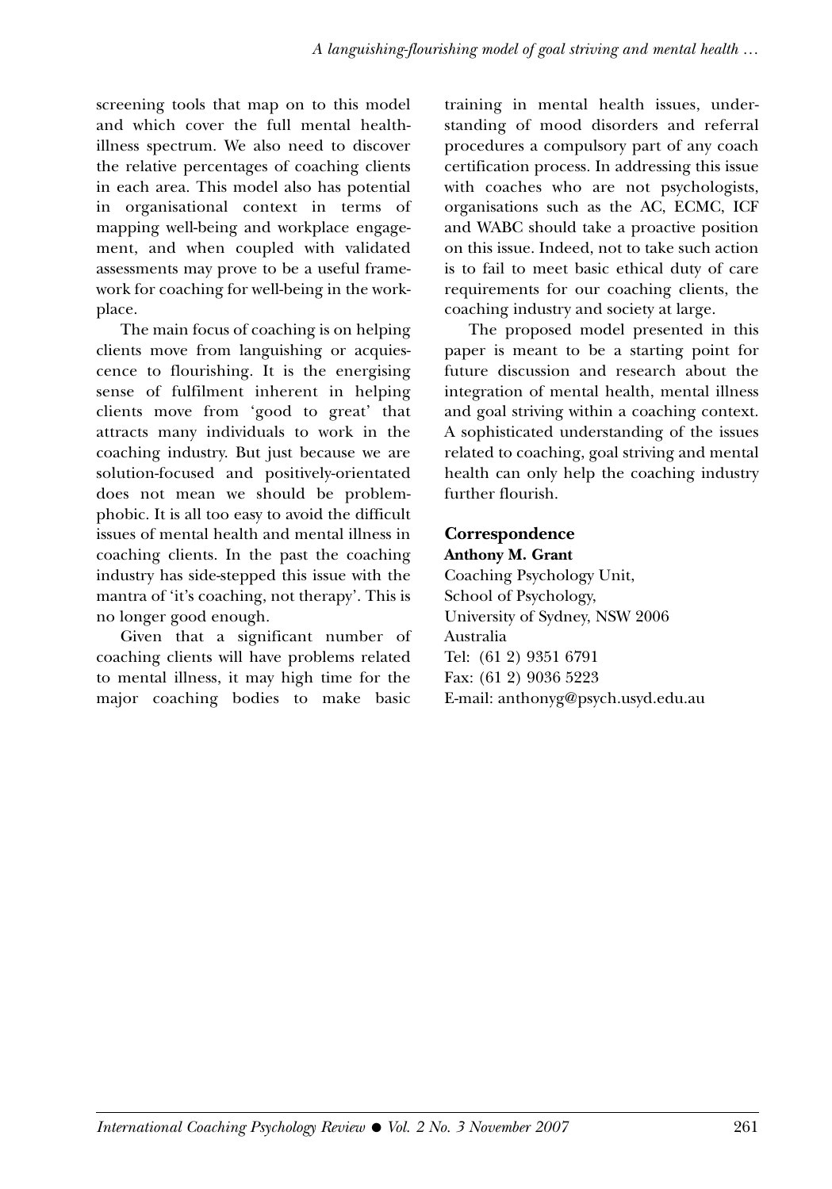screening tools that map on to this model and which cover the full mental health-illness spectrum. We also need to discover the relative percentages of coaching clients in each area. This model also has potential in organisational context in terms of mapping well-being and workplace engagement, and when coupled with validated assessments may prove to be a useful framework for coaching for well-being in the workplace.

The main focus of coaching is on helping clients move from languishing or acquiescence to flourishing. It is the energising sense of fulfilment inherent in helping clients move from 'good to great' that attracts many individuals to work in the coaching industry. But just because we are solution-focused and positively-orientated does not mean we should be problem-phobic. It is all too easy to avoid the difficult issues of mental health and mental illness in coaching clients. In the past the coaching industry has side-stepped this issue with the mantra of 'it's coaching, not therapy'. This is no longer good enough.

Given that a significant number of coaching clients will have problems related to mental illness, it may high time for the major coaching bodies to make basic training in mental health issues, understanding of mood disorders and referral procedures a compulsory part of any coach certification process. In addressing this issue with coaches who are not psychologists, organisations such as the AC, ECMC, ICF and WABC should take a proactive position on this issue. Indeed, not to take such action is to fail to meet basic ethical duty of care requirements for our coaching clients, the coaching industry and society at large.

The proposed model presented in this paper is meant to be a starting point for future discussion and research about the integration of mental health, mental illness and goal striving within a coaching context. A sophisticated understanding of the issues related to coaching, goal striving and mental health can only help the coaching industry further flourish.

## Correspondence

**Anthony M. Grant**
Coaching Psychology Unit,
School of Psychology,
University of Sydney, NSW 2006
Australia
Tel: (61 2) 9351 6791
Fax: (61 2) 9036 5223
E-mail: anthonyg@psych.usyd.edu.au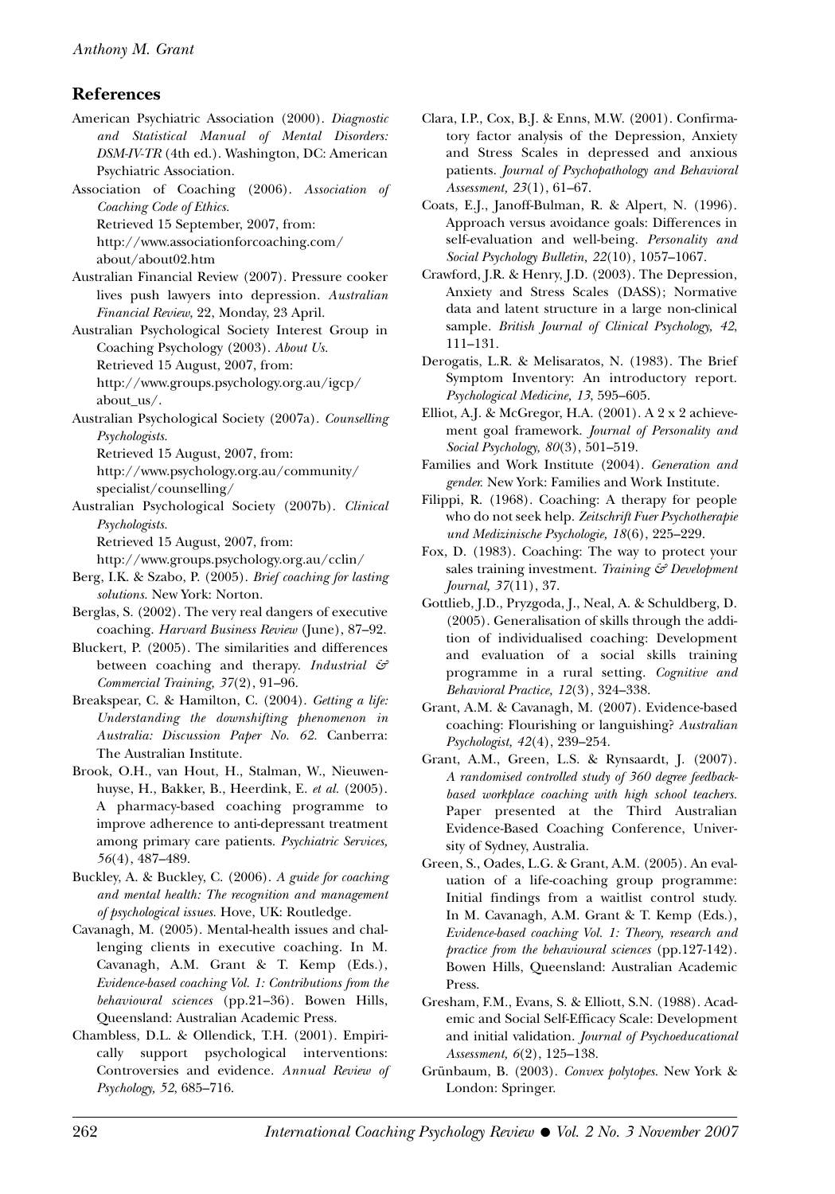## References

American Psychiatric Association (2000). *Diagnostic and Statistical Manual of Mental Disorders: DSM-IV-TR* (4th ed.). Washington, DC: American Psychiatric Association.

Association of Coaching (2006). *Association of Coaching Code of Ethics.* Retrieved 15 September, 2007, from: http://www.associationforcoaching.com/about/about02.htm

Australian Financial Review (2007). Pressure cooker lives push lawyers into depression. *Australian Financial Review,* 22, Monday, 23 April.

Australian Psychological Society Interest Group in Coaching Psychology (2003). *About Us.* Retrieved 15 August, 2007, from: http://www.groups.psychology.org.au/igcp/about_us/.

Australian Psychological Society (2007a). *Counselling Psychologists.* Retrieved 15 August, 2007, from: http://www.psychology.org.au/community/specialist/counselling/

Australian Psychological Society (2007b). *Clinical Psychologists.* Retrieved 15 August, 2007, from: http://www.groups.psychology.org.au/cclin/

Berg, I.K. & Szabo, P. (2005). *Brief coaching for lasting solutions.* New York: Norton.

Berglas, S. (2002). The very real dangers of executive coaching. *Harvard Business Review* (June), 87–92.

Bluckert, P. (2005). The similarities and differences between coaching and therapy. *Industrial & Commercial Training, 37*(2), 91–96.

Breakspear, C. & Hamilton, C. (2004). *Getting a life: Understanding the downshifting phenomenon in Australia: Discussion Paper No. 62.* Canberra: The Australian Institute.

Brook, O.H., van Hout, H., Stalman, W., Nieuwenhuyse, H., Bakker, B., Heerdink, E. *et al.* (2005). A pharmacy-based coaching programme to improve adherence to anti-depressant treatment among primary care patients. *Psychiatric Services, 56*(4), 487–489.

Buckley, A. & Buckley, C. (2006). *A guide for coaching and mental health: The recognition and management of psychological issues.* Hove, UK: Routledge.

Cavanagh, M. (2005). Mental-health issues and challenging clients in executive coaching. In M. Cavanagh, A.M. Grant & T. Kemp (Eds.), *Evidence-based coaching Vol. 1: Contributions from the behavioural sciences* (pp.21–36). Bowen Hills, Queensland: Australian Academic Press.

Chambless, D.L. & Ollendick, T.H. (2001). Empirically support psychological interventions: Controversies and evidence. *Annual Review of Psychology, 52,* 685–716.

Clara, I.P., Cox, B.J. & Enns, M.W. (2001). Confirmatory factor analysis of the Depression, Anxiety and Stress Scales in depressed and anxious patients. *Journal of Psychopathology and Behavioral Assessment, 23*(1), 61–67.

Coats, E.J., Janoff-Bulman, R. & Alpert, N. (1996). Approach versus avoidance goals: Differences in self-evaluation and well-being. *Personality and Social Psychology Bulletin, 22*(10), 1057–1067.

Crawford, J.R. & Henry, J.D. (2003). The Depression, Anxiety and Stress Scales (DASS); Normative data and latent structure in a large non-clinical sample. *British Journal of Clinical Psychology, 42,* 111–131.

Derogatis, L.R. & Melisaratos, N. (1983). The Brief Symptom Inventory: An introductory report. *Psychological Medicine, 13,* 595–605.

Elliot, A.J. & McGregor, H.A. (2001). A 2 x 2 achievement goal framework. *Journal of Personality and Social Psychology, 80*(3), 501–519.

Families and Work Institute (2004). *Generation and gender.* New York: Families and Work Institute.

Filippi, R. (1968). Coaching: A therapy for people who do not seek help. *Zeitschrift Fuer Psychotherapie und Medizinische Psychologie, 18*(6), 225–229.

Fox, D. (1983). Coaching: The way to protect your sales training investment. *Training & Development Journal, 37*(11), 37.

Gottlieb, J.D., Pryzgoda, J., Neal, A. & Schuldberg, D. (2005). Generalisation of skills through the addition of individualised coaching: Development and evaluation of a social skills training programme in a rural setting. *Cognitive and Behavioral Practice, 12*(3), 324–338.

Grant, A.M. & Cavanagh, M. (2007). Evidence-based coaching: Flourishing or languishing? *Australian Psychologist, 42*(4), 239–254.

Grant, A.M., Green, L.S. & Rynsaardt, J. (2007). *A randomised controlled study of 360 degree feedback-based workplace coaching with high school teachers.* Paper presented at the Third Australian Evidence-Based Coaching Conference, University of Sydney, Australia.

Green, S., Oades, L.G. & Grant, A.M. (2005). An evaluation of a life-coaching group programme: Initial findings from a waitlist control study. In M. Cavanagh, A.M. Grant & T. Kemp (Eds.), *Evidence-based coaching Vol. 1: Theory, research and practice from the behavioural sciences* (pp.127-142). Bowen Hills, Queensland: Australian Academic Press.

Gresham, F.M., Evans, S. & Elliott, S.N. (1988). Academic and Social Self-Efficacy Scale: Development and initial validation. *Journal of Psychoeducational Assessment, 6*(2), 125–138.

Grünbaum, B. (2003). *Convex polytopes.* New York & London: Springer.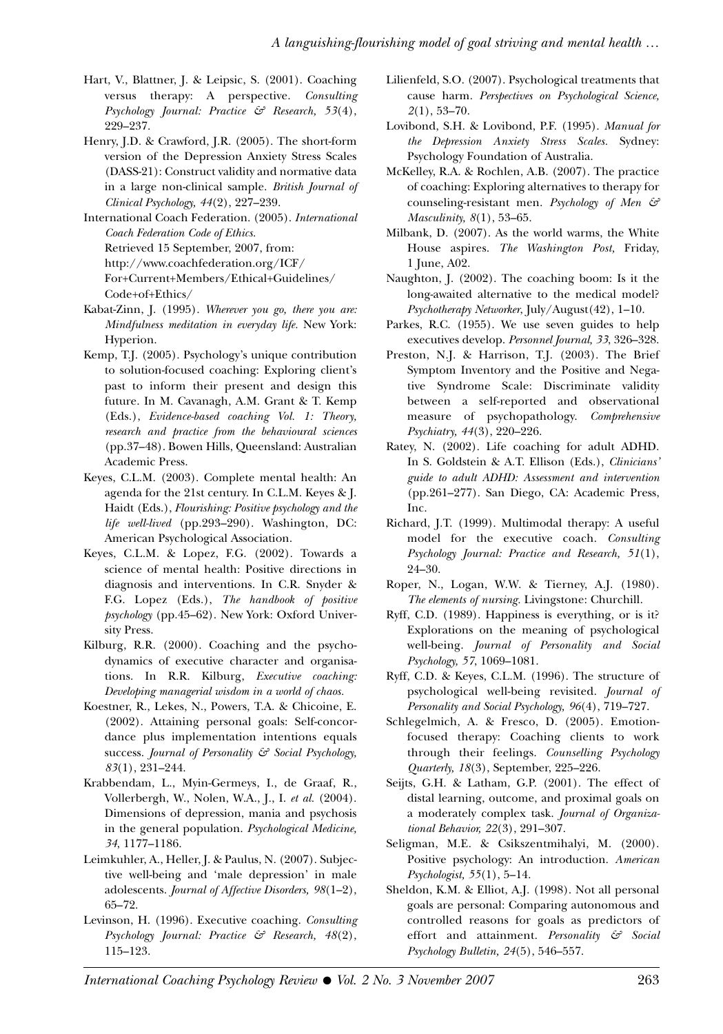Hart, V., Blattner, J. & Leipsic, S. (2001). Coaching versus therapy: A perspective. *Consulting Psychology Journal: Practice & Research, 53*(4), 229–237.

Henry, J.D. & Crawford, J.R. (2005). The short-form version of the Depression Anxiety Stress Scales (DASS-21): Construct validity and normative data in a large non-clinical sample. *British Journal of Clinical Psychology, 44*(2), 227–239.

International Coach Federation. (2005). *International Coach Federation Code of Ethics*. Retrieved 15 September, 2007, from: http://www.coachfederation.org/ICF/For+Current+Members/Ethical+Guidelines/Code+of+Ethics/

Kabat-Zinn, J. (1995). *Wherever you go, there you are: Mindfulness meditation in everyday life.* New York: Hyperion.

Kemp, T.J. (2005). Psychology's unique contribution to solution-focused coaching: Exploring client's past to inform their present and design this future. In M. Cavanagh, A.M. Grant & T. Kemp (Eds.), *Evidence-based coaching Vol. 1: Theory, research and practice from the behavioural sciences* (pp.37–48). Bowen Hills, Queensland: Australian Academic Press.

Keyes, C.L.M. (2003). Complete mental health: An agenda for the 21st century. In C.L.M. Keyes & J. Haidt (Eds.), *Flourishing: Positive psychology and the life well-lived* (pp.293–290). Washington, DC: American Psychological Association.

Keyes, C.L.M. & Lopez, F.G. (2002). Towards a science of mental health: Positive directions in diagnosis and interventions. In C.R. Snyder & F.G. Lopez (Eds.), *The handbook of positive psychology* (pp.45–62). New York: Oxford University Press.

Kilburg, R.R. (2000). Coaching and the psychodynamics of executive character and organisations. In R.R. Kilburg, *Executive coaching: Developing managerial wisdom in a world of chaos.*

Koestner, R., Lekes, N., Powers, T.A. & Chicoine, E. (2002). Attaining personal goals: Self-concordance plus implementation intentions equals success. *Journal of Personality & Social Psychology, 83*(1), 231–244.

Krabbendam, L., Myin-Germeys, I., de Graaf, R., Vollerbergh, W., Nolen, W.A., J., I. *et al.* (2004). Dimensions of depression, mania and psychosis in the general population. *Psychological Medicine, 34*, 1177–1186.

Leimkuhler, A., Heller, J. & Paulus, N. (2007). Subjective well-being and 'male depression' in male adolescents. *Journal of Affective Disorders, 98*(1–2), 65–72.

Levinson, H. (1996). Executive coaching. *Consulting Psychology Journal: Practice & Research, 48*(2), 115–123.

Lilienfeld, S.O. (2007). Psychological treatments that cause harm. *Perspectives on Psychological Science, 2*(1), 53–70.

Lovibond, S.H. & Lovibond, P.F. (1995). *Manual for the Depression Anxiety Stress Scales.* Sydney: Psychology Foundation of Australia.

McKelley, R.A. & Rochlen, A.B. (2007). The practice of coaching: Exploring alternatives to therapy for counseling-resistant men. *Psychology of Men & Masculinity, 8*(1), 53–65.

Milbank, D. (2007). As the world warms, the White House aspires. *The Washington Post,* Friday, 1 June, A02.

Naughton, J. (2002). The coaching boom: Is it the long-awaited alternative to the medical model? *Psychotherapy Networker,* July/August(42), 1–10.

Parkes, R.C. (1955). We use seven guides to help executives develop. *Personnel Journal, 33*, 326–328.

Preston, N.J. & Harrison, T.J. (2003). The Brief Symptom Inventory and the Positive and Negative Syndrome Scale: Discriminate validity between a self-reported and observational measure of psychopathology. *Comprehensive Psychiatry, 44*(3), 220–226.

Ratey, N. (2002). Life coaching for adult ADHD. In S. Goldstein & A.T. Ellison (Eds.), *Clinicians' guide to adult ADHD: Assessment and intervention* (pp.261–277). San Diego, CA: Academic Press, Inc.

Richard, J.T. (1999). Multimodal therapy: A useful model for the executive coach. *Consulting Psychology Journal: Practice and Research, 51*(1), 24–30.

Roper, N., Logan, W.W. & Tierney, A.J. (1980). *The elements of nursing.* Livingstone: Churchill.

Ryff, C.D. (1989). Happiness is everything, or is it? Explorations on the meaning of psychological well-being. *Journal of Personality and Social Psychology, 57*, 1069–1081.

Ryff, C.D. & Keyes, C.L.M. (1996). The structure of psychological well-being revisited. *Journal of Personality and Social Psychology, 96*(4), 719–727.

Schlegelmich, A. & Fresco, D. (2005). Emotion-focused therapy: Coaching clients to work through their feelings. *Counselling Psychology Quarterly, 18*(3), September, 225–226.

Seijts, G.H. & Latham, G.P. (2001). The effect of distal learning, outcome, and proximal goals on a moderately complex task. *Journal of Organizational Behavior, 22*(3), 291–307.

Seligman, M.E. & Csikszentmihalyi, M. (2000). Positive psychology: An introduction. *American Psychologist, 55*(1), 5–14.

Sheldon, K.M. & Elliot, A.J. (1998). Not all personal goals are personal: Comparing autonomous and controlled reasons for goals as predictors of effort and attainment. *Personality & Social Psychology Bulletin, 24*(5), 546–557.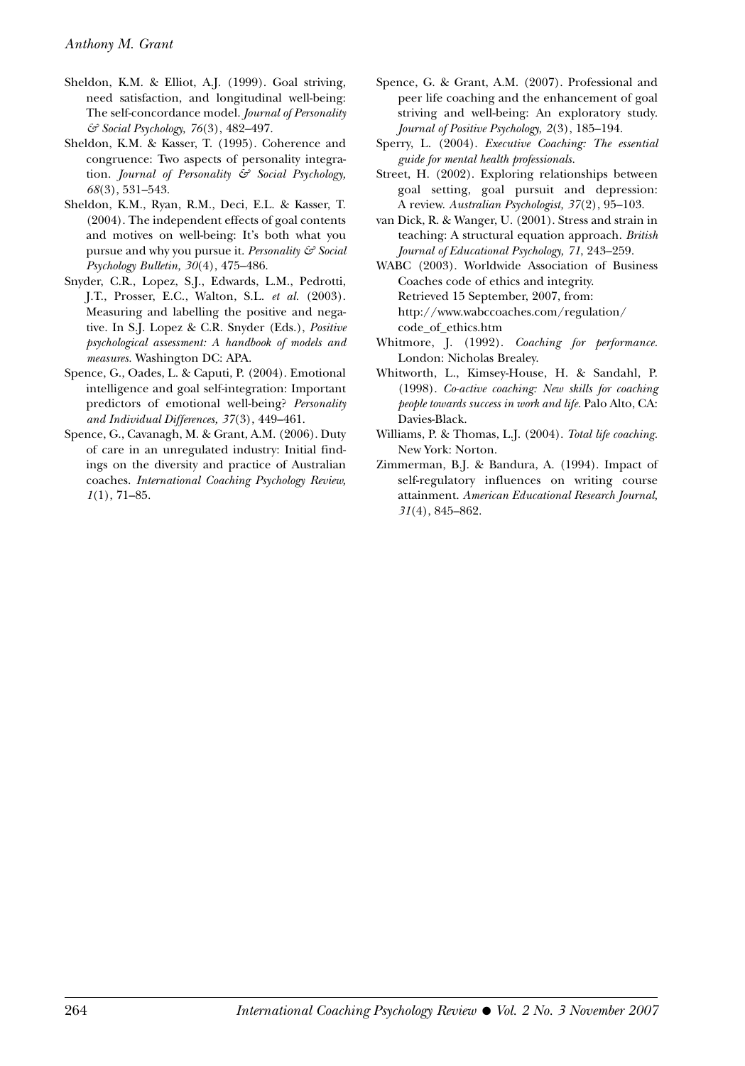Sheldon, K.M. & Elliot, A.J. (1999). Goal striving, need satisfaction, and longitudinal well-being: The self-concordance model. *Journal of Personality & Social Psychology, 76*(3), 482–497.

Sheldon, K.M. & Kasser, T. (1995). Coherence and congruence: Two aspects of personality integration. *Journal of Personality & Social Psychology, 68*(3), 531–543.

Sheldon, K.M., Ryan, R.M., Deci, E.L. & Kasser, T. (2004). The independent effects of goal contents and motives on well-being: It's both what you pursue and why you pursue it. *Personality & Social Psychology Bulletin, 30*(4), 475–486.

Snyder, C.R., Lopez, S.J., Edwards, L.M., Pedrotti, J.T., Prosser, E.C., Walton, S.L. *et al.* (2003). Measuring and labelling the positive and negative. In S.J. Lopez & C.R. Snyder (Eds.), *Positive psychological assessment: A handbook of models and measures.* Washington DC: APA.

Spence, G., Oades, L. & Caputi, P. (2004). Emotional intelligence and goal self-integration: Important predictors of emotional well-being? *Personality and Individual Differences, 37*(3), 449–461.

Spence, G., Cavanagh, M. & Grant, A.M. (2006). Duty of care in an unregulated industry: Initial findings on the diversity and practice of Australian coaches. *International Coaching Psychology Review, 1*(1), 71–85.

Spence, G. & Grant, A.M. (2007). Professional and peer life coaching and the enhancement of goal striving and well-being: An exploratory study. *Journal of Positive Psychology, 2*(3), 185–194.

Sperry, L. (2004). *Executive Coaching: The essential guide for mental health professionals.*

Street, H. (2002). Exploring relationships between goal setting, goal pursuit and depression: A review. *Australian Psychologist, 37*(2), 95–103.

van Dick, R. & Wanger, U. (2001). Stress and strain in teaching: A structural equation approach. *British Journal of Educational Psychology, 71*, 243–259.

WABC (2003). Worldwide Association of Business Coaches code of ethics and integrity. Retrieved 15 September, 2007, from: http://www.wabccoaches.com/regulation/code_of_ethics.htm

Whitmore, J. (1992). *Coaching for performance.* London: Nicholas Brealey.

Whitworth, L., Kimsey-House, H. & Sandahl, P. (1998). *Co-active coaching: New skills for coaching people towards success in work and life.* Palo Alto, CA: Davies-Black.

Williams, P. & Thomas, L.J. (2004). *Total life coaching.* New York: Norton.

Zimmerman, B.J. & Bandura, A. (1994). Impact of self-regulatory influences on writing course attainment. *American Educational Research Journal, 31*(4), 845–862.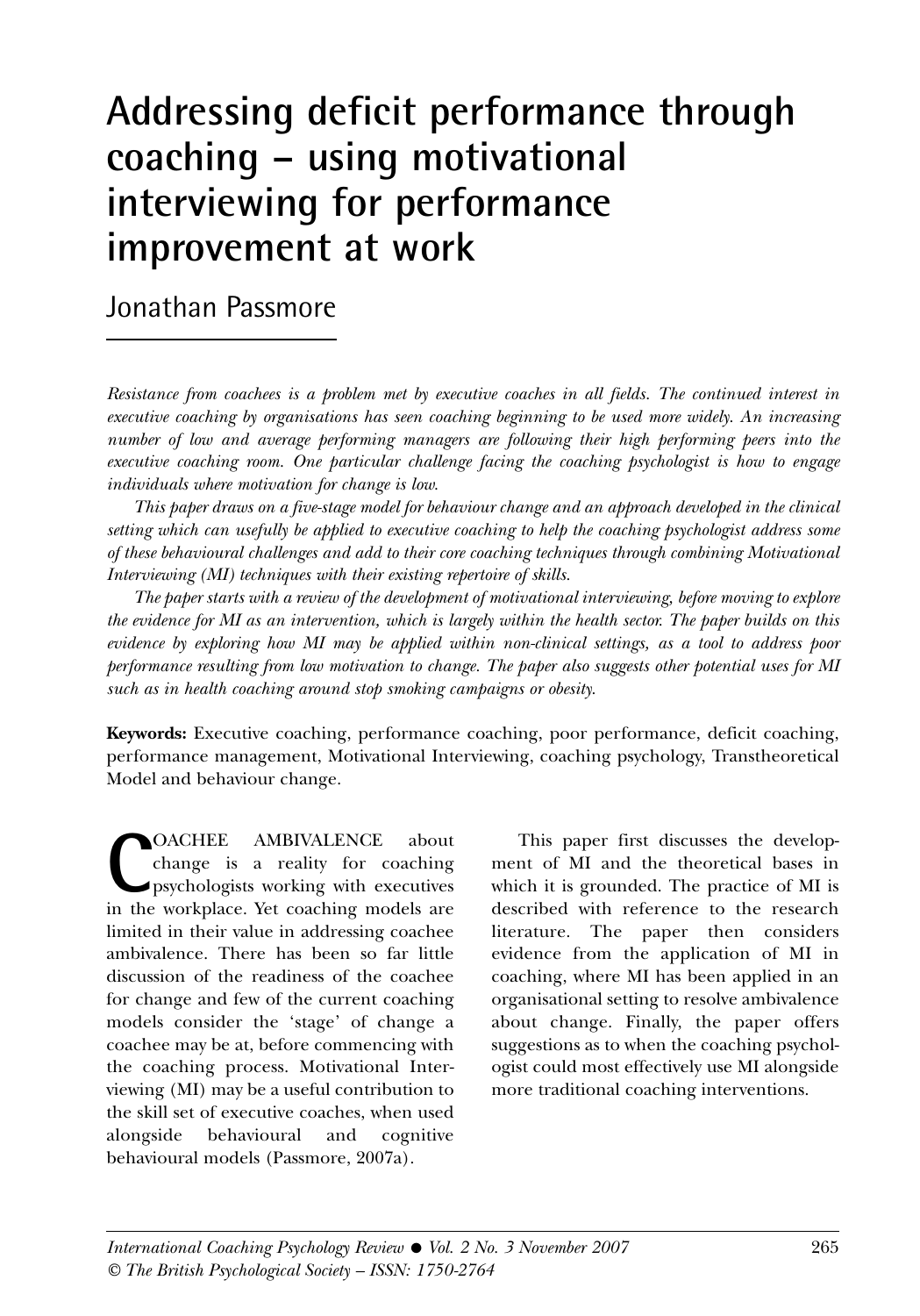# Addressing deficit performance through coaching – using motivational interviewing for performance improvement at work

## Jonathan Passmore

*Resistance from coachees is a problem met by executive coaches in all fields. The continued interest in executive coaching by organisations has seen coaching beginning to be used more widely. An increasing number of low and average performing managers are following their high performing peers into the executive coaching room. One particular challenge facing the coaching psychologist is how to engage individuals where motivation for change is low.*

*This paper draws on a five-stage model for behaviour change and an approach developed in the clinical setting which can usefully be applied to executive coaching to help the coaching psychologist address some of these behavioural challenges and add to their core coaching techniques through combining Motivational Interviewing (MI) techniques with their existing repertoire of skills.*

*The paper starts with a review of the development of motivational interviewing, before moving to explore the evidence for MI as an intervention, which is largely within the health sector. The paper builds on this evidence by exploring how MI may be applied within non-clinical settings, as a tool to address poor performance resulting from low motivation to change. The paper also suggests other potential uses for MI such as in health coaching around stop smoking campaigns or obesity.*

**Keywords:** Executive coaching, performance coaching, poor performance, deficit coaching, performance management, Motivational Interviewing, coaching psychology, Transtheoretical Model and behaviour change.

COACHEE AMBIVALENCE about change is a reality for coaching psychologists working with executives in the workplace. Yet coaching models are limited in their value in addressing coachee ambivalence. There has been so far little discussion of the readiness of the coachee for change and few of the current coaching models consider the 'stage' of change a coachee may be at, before commencing with the coaching process. Motivational Interviewing (MI) may be a useful contribution to the skill set of executive coaches, when used alongside behavioural and cognitive behavioural models (Passmore, 2007a).

This paper first discusses the development of MI and the theoretical bases in which it is grounded. The practice of MI is described with reference to the research literature. The paper then considers evidence from the application of MI in coaching, where MI has been applied in an organisational setting to resolve ambivalence about change. Finally, the paper offers suggestions as to when the coaching psychologist could most effectively use MI alongside more traditional coaching interventions.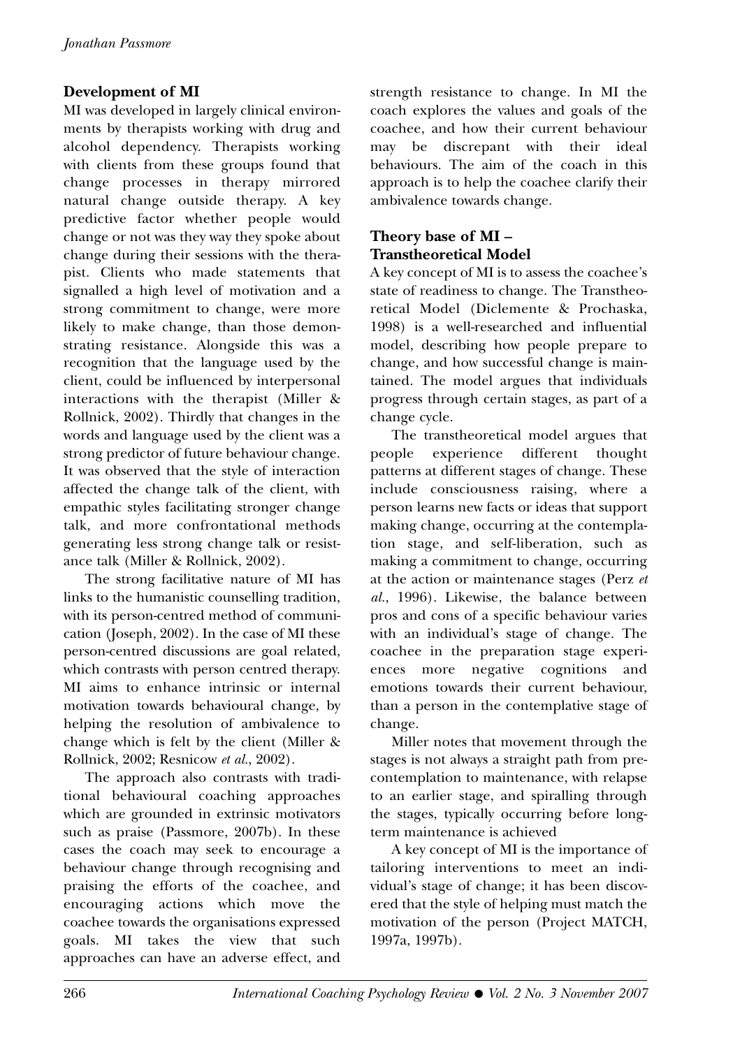## Development of MI

MI was developed in largely clinical environments by therapists working with drug and alcohol dependency. Therapists working with clients from these groups found that change processes in therapy mirrored natural change outside therapy. A key predictive factor whether people would change or not was they way they spoke about change during their sessions with the therapist. Clients who made statements that signalled a high level of motivation and a strong commitment to change, were more likely to make change, than those demonstrating resistance. Alongside this was a recognition that the language used by the client, could be influenced by interpersonal interactions with the therapist (Miller & Rollnick, 2002). Thirdly that changes in the words and language used by the client was a strong predictor of future behaviour change. It was observed that the style of interaction affected the change talk of the client, with empathic styles facilitating stronger change talk, and more confrontational methods generating less strong change talk or resistance talk (Miller & Rollnick, 2002).

The strong facilitative nature of MI has links to the humanistic counselling tradition, with its person-centred method of communication (Joseph, 2002). In the case of MI these person-centred discussions are goal related, which contrasts with person centred therapy. MI aims to enhance intrinsic or internal motivation towards behavioural change, by helping the resolution of ambivalence to change which is felt by the client (Miller & Rollnick, 2002; Resnicow *et al.*, 2002).

The approach also contrasts with traditional behavioural coaching approaches which are grounded in extrinsic motivators such as praise (Passmore, 2007b). In these cases the coach may seek to encourage a behaviour change through recognising and praising the efforts of the coachee, and encouraging actions which move the coachee towards the organisations expressed goals. MI takes the view that such approaches can have an adverse effect, and strength resistance to change. In MI the coach explores the values and goals of the coachee, and how their current behaviour may be discrepant with their ideal behaviours. The aim of the coach in this approach is to help the coachee clarify their ambivalence towards change.

## Theory base of MI – Transtheoretical Model

A key concept of MI is to assess the coachee's state of readiness to change. The Transtheoretical Model (Diclemente & Prochaska, 1998) is a well-researched and influential model, describing how people prepare to change, and how successful change is maintained. The model argues that individuals progress through certain stages, as part of a change cycle.

The transtheoretical model argues that people experience different thought patterns at different stages of change. These include consciousness raising, where a person learns new facts or ideas that support making change, occurring at the contemplation stage, and self-liberation, such as making a commitment to change, occurring at the action or maintenance stages (Perz *et al.*, 1996). Likewise, the balance between pros and cons of a specific behaviour varies with an individual's stage of change. The coachee in the preparation stage experiences more negative cognitions and emotions towards their current behaviour, than a person in the contemplative stage of change.

Miller notes that movement through the stages is not always a straight path from precontemplation to maintenance, with relapse to an earlier stage, and spiralling through the stages, typically occurring before long-term maintenance is achieved

A key concept of MI is the importance of tailoring interventions to meet an individual's stage of change; it has been discovered that the style of helping must match the motivation of the person (Project MATCH, 1997a, 1997b).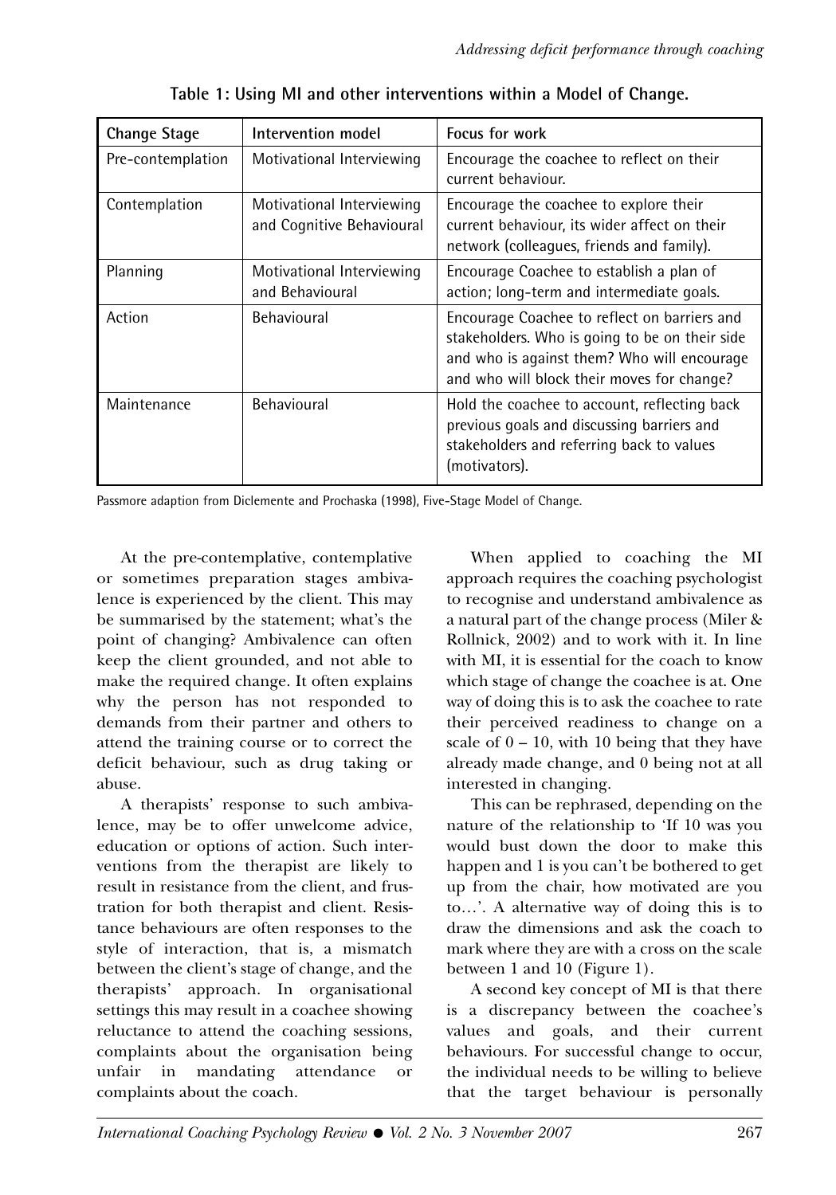**Table 1: Using MI and other interventions within a Model of Change.**

| Change Stage | Intervention model | Focus for work |
|---|---|---|
| Pre-contemplation | Motivational Interviewing | Encourage the coachee to reflect on their current behaviour. |
| Contemplation | Motivational Interviewing and Cognitive Behavioural | Encourage the coachee to explore their current behaviour, its wider affect on their network (colleagues, friends and family). |
| Planning | Motivational Interviewing and Behavioural | Encourage Coachee to establish a plan of action; long-term and intermediate goals. |
| Action | Behavioural | Encourage Coachee to reflect on barriers and stakeholders. Who is going to be on their side and who is against them? Who will encourage and who will block their moves for change? |
| Maintenance | Behavioural | Hold the coachee to account, reflecting back previous goals and discussing barriers and stakeholders and referring back to values (motivators). |

Passmore adaption from Diclemente and Prochaska (1998), Five-Stage Model of Change.

At the pre-contemplative, contemplative or sometimes preparation stages ambivalence is experienced by the client. This may be summarised by the statement; what's the point of changing? Ambivalence can often keep the client grounded, and not able to make the required change. It often explains why the person has not responded to demands from their partner and others to attend the training course or to correct the deficit behaviour, such as drug taking or abuse.

A therapists' response to such ambivalence, may be to offer unwelcome advice, education or options of action. Such interventions from the therapist are likely to result in resistance from the client, and frustration for both therapist and client. Resistance behaviours are often responses to the style of interaction, that is, a mismatch between the client's stage of change, and the therapists' approach. In organisational settings this may result in a coachee showing reluctance to attend the coaching sessions, complaints about the organisation being unfair in mandating attendance or complaints about the coach.

When applied to coaching the MI approach requires the coaching psychologist to recognise and understand ambivalence as a natural part of the change process (Miler & Rollnick, 2002) and to work with it. In line with MI, it is essential for the coach to know which stage of change the coachee is at. One way of doing this is to ask the coachee to rate their perceived readiness to change on a scale of 0 – 10, with 10 being that they have already made change, and 0 being not at all interested in changing.

This can be rephrased, depending on the nature of the relationship to 'If 10 was you would bust down the door to make this happen and 1 is you can't be bothered to get up from the chair, how motivated are you to…'. A alternative way of doing this is to draw the dimensions and ask the coach to mark where they are with a cross on the scale between 1 and 10 (Figure 1).

A second key concept of MI is that there is a discrepancy between the coachee's values and goals, and their current behaviours. For successful change to occur, the individual needs to be willing to believe that the target behaviour is personally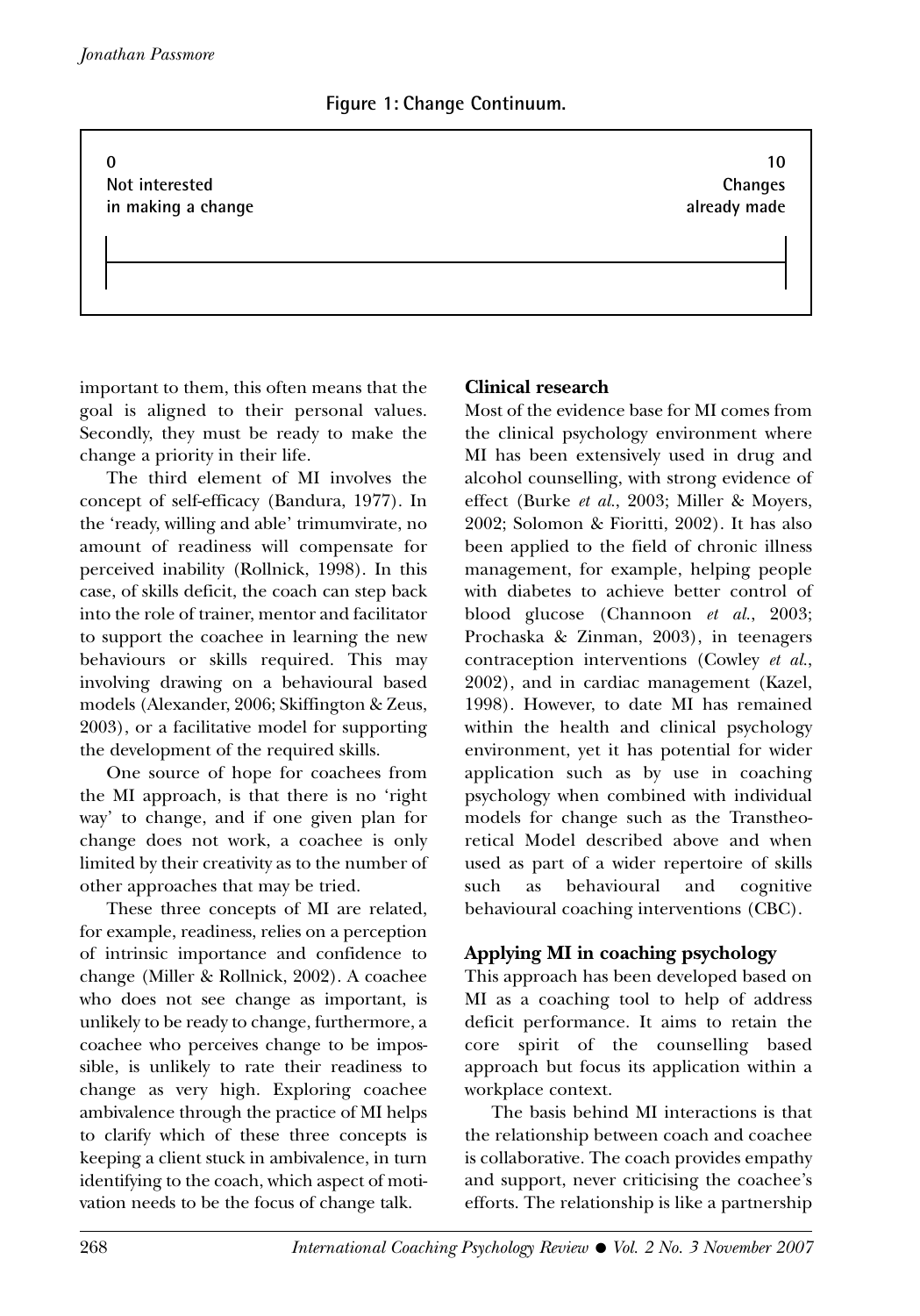**Figure 1: Change Continuum.**

| 0 Not interested in making a change | 10 Changes already made |
|---|---|

important to them, this often means that the goal is aligned to their personal values. Secondly, they must be ready to make the change a priority in their life.

The third element of MI involves the concept of self-efficacy (Bandura, 1977). In the 'ready, willing and able' trimumvirate, no amount of readiness will compensate for perceived inability (Rollnick, 1998). In this case, of skills deficit, the coach can step back into the role of trainer, mentor and facilitator to support the coachee in learning the new behaviours or skills required. This may involving drawing on a behavioural based models (Alexander, 2006; Skiffington & Zeus, 2003), or a facilitative model for supporting the development of the required skills.

One source of hope for coachees from the MI approach, is that there is no 'right way' to change, and if one given plan for change does not work, a coachee is only limited by their creativity as to the number of other approaches that may be tried.

These three concepts of MI are related, for example, readiness, relies on a perception of intrinsic importance and confidence to change (Miller & Rollnick, 2002). A coachee who does not see change as important, is unlikely to be ready to change, furthermore, a coachee who perceives change to be impossible, is unlikely to rate their readiness to change as very high. Exploring coachee ambivalence through the practice of MI helps to clarify which of these three concepts is keeping a client stuck in ambivalence, in turn identifying to the coach, which aspect of motivation needs to be the focus of change talk.

## Clinical research

Most of the evidence base for MI comes from the clinical psychology environment where MI has been extensively used in drug and alcohol counselling, with strong evidence of effect (Burke *et al.*, 2003; Miller & Moyers, 2002; Solomon & Fioritti, 2002). It has also been applied to the field of chronic illness management, for example, helping people with diabetes to achieve better control of blood glucose (Channoon *et al.*, 2003; Prochaska & Zinman, 2003), in teenagers contraception interventions (Cowley *et al.*, 2002), and in cardiac management (Kazel, 1998). However, to date MI has remained within the health and clinical psychology environment, yet it has potential for wider application such as by use in coaching psychology when combined with individual models for change such as the Transtheoretical Model described above and when used as part of a wider repertoire of skills such as behavioural and cognitive behavioural coaching interventions (CBC).

## Applying MI in coaching psychology

This approach has been developed based on MI as a coaching tool to help of address deficit performance. It aims to retain the core spirit of the counselling based approach but focus its application within a workplace context.

The basis behind MI interactions is that the relationship between coach and coachee is collaborative. The coach provides empathy and support, never criticising the coachee's efforts. The relationship is like a partnership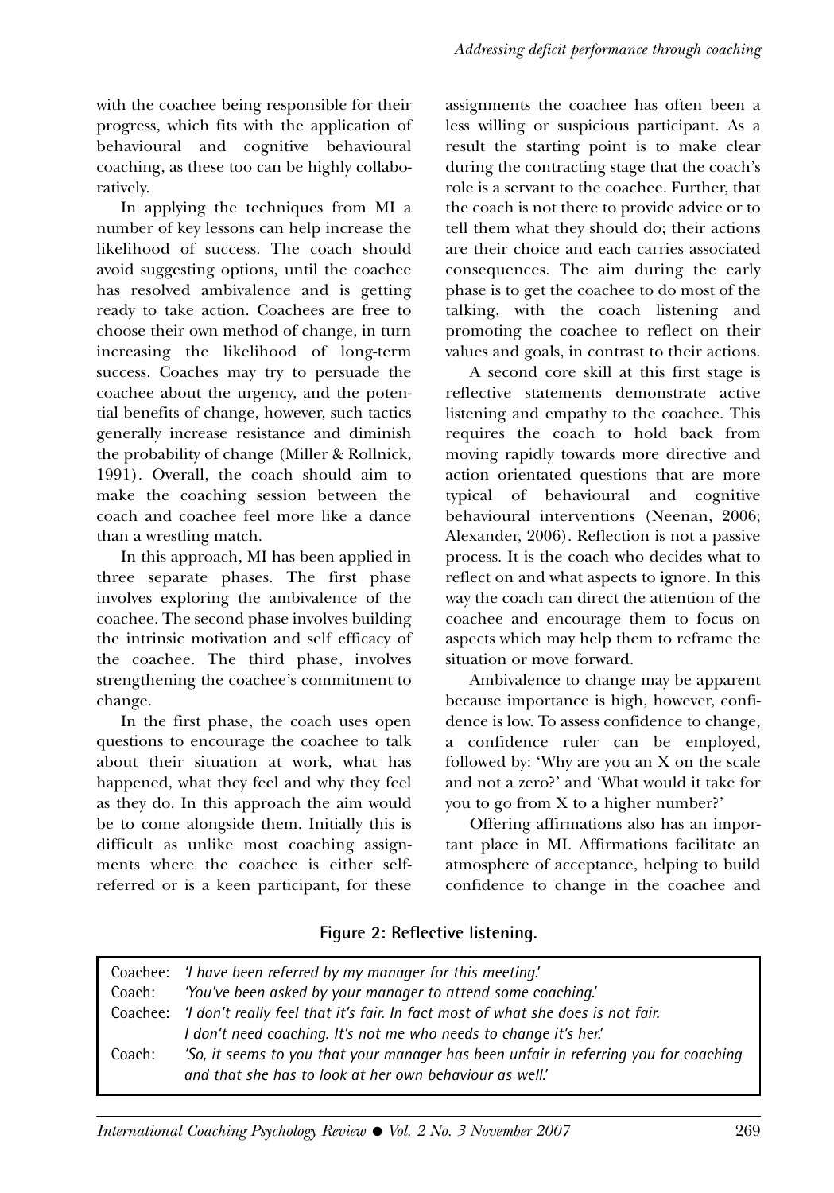with the coachee being responsible for their progress, which fits with the application of behavioural and cognitive behavioural coaching, as these too can be highly collaboratively.

In applying the techniques from MI a number of key lessons can help increase the likelihood of success. The coach should avoid suggesting options, until the coachee has resolved ambivalence and is getting ready to take action. Coachees are free to choose their own method of change, in turn increasing the likelihood of long-term success. Coaches may try to persuade the coachee about the urgency, and the potential benefits of change, however, such tactics generally increase resistance and diminish the probability of change (Miller & Rollnick, 1991). Overall, the coach should aim to make the coaching session between the coach and coachee feel more like a dance than a wrestling match.

In this approach, MI has been applied in three separate phases. The first phase involves exploring the ambivalence of the coachee. The second phase involves building the intrinsic motivation and self efficacy of the coachee. The third phase, involves strengthening the coachee's commitment to change.

In the first phase, the coach uses open questions to encourage the coachee to talk about their situation at work, what has happened, what they feel and why they feel as they do. In this approach the aim would be to come alongside them. Initially this is difficult as unlike most coaching assignments where the coachee is either self-referred or is a keen participant, for these assignments the coachee has often been a less willing or suspicious participant. As a result the starting point is to make clear during the contracting stage that the coach's role is a servant to the coachee. Further, that the coach is not there to provide advice or to tell them what they should do; their actions are their choice and each carries associated consequences. The aim during the early phase is to get the coachee to do most of the talking, with the coach listening and promoting the coachee to reflect on their values and goals, in contrast to their actions.

A second core skill at this first stage is reflective statements demonstrate active listening and empathy to the coachee. This requires the coach to hold back from moving rapidly towards more directive and action orientated questions that are more typical of behavioural and cognitive behavioural interventions (Neenan, 2006; Alexander, 2006). Reflection is not a passive process. It is the coach who decides what to reflect on and what aspects to ignore. In this way the coach can direct the attention of the coachee and encourage them to focus on aspects which may help them to reframe the situation or move forward.

Ambivalence to change may be apparent because importance is high, however, confidence is low. To assess confidence to change, a confidence ruler can be employed, followed by: 'Why are you an X on the scale and not a zero?' and 'What would it take for you to go from X to a higher number?'

Offering affirmations also has an important place in MI. Affirmations facilitate an atmosphere of acceptance, helping to build confidence to change in the coachee and

**Figure 2: Reflective listening.**

| | |
|---|---|
| Coachee: | *'I have been referred by my manager for this meeting.'* |
| Coach: | *'You've been asked by your manager to attend some coaching.'* |
| Coachee: | *'I don't really feel that it's fair. In fact most of what she does is not fair. I don't need coaching. It's not me who needs to change it's her.'* |
| Coach: | *'So, it seems to you that your manager has been unfair in referring you for coaching and that she has to look at her own behaviour as well.'* |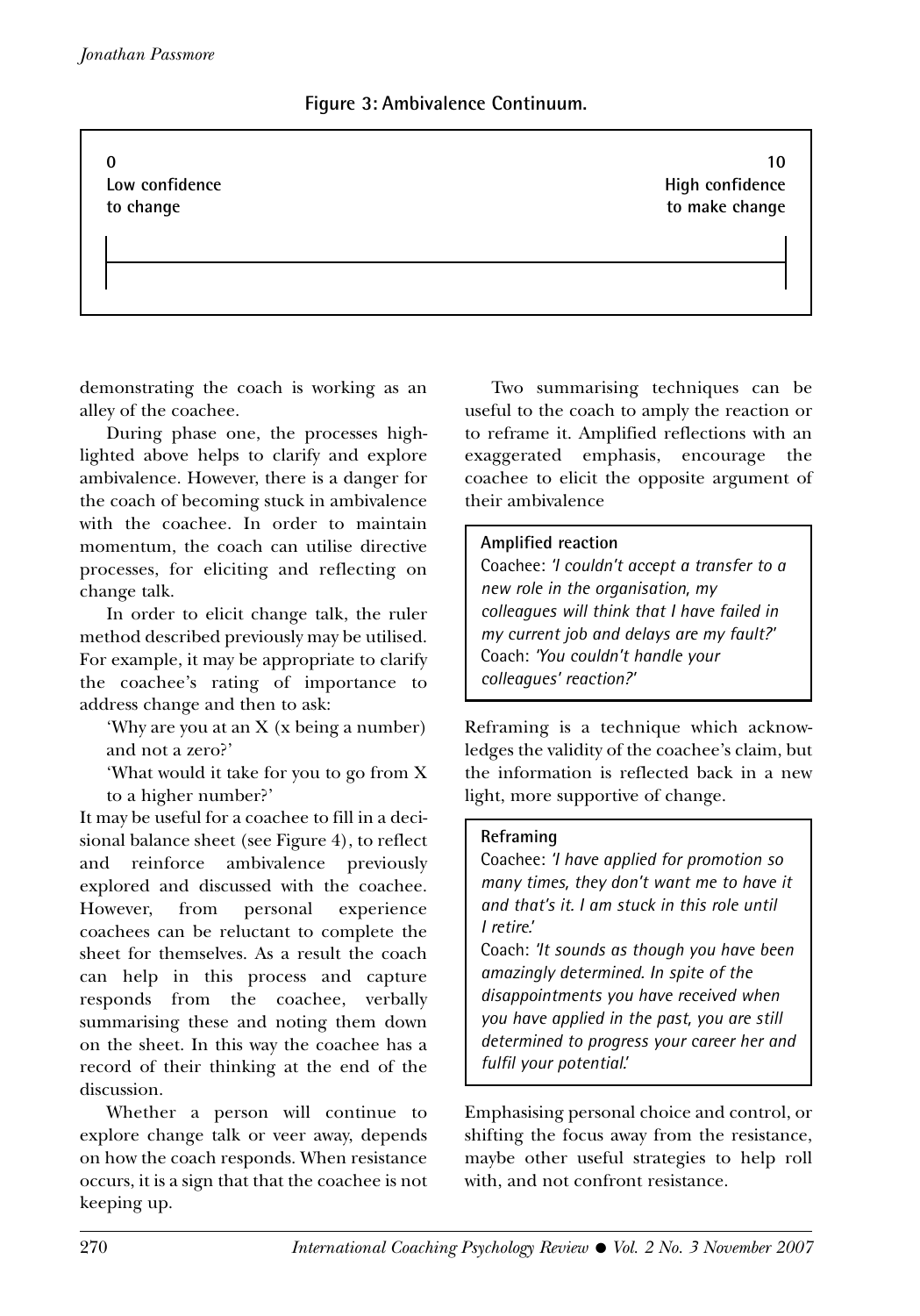**Figure 3: Ambivalence Continuum.**

| 0<br>Low confidence<br>to change | 10<br>High confidence<br>to make change |
|---|---|

demonstrating the coach is working as an alley of the coachee.

During phase one, the processes highlighted above helps to clarify and explore ambivalence. However, there is a danger for the coach of becoming stuck in ambivalence with the coachee. In order to maintain momentum, the coach can utilise directive processes, for eliciting and reflecting on change talk.

In order to elicit change talk, the ruler method described previously may be utilised. For example, it may be appropriate to clarify the coachee's rating of importance to address change and then to ask:

> 'Why are you at an X (x being a number) and not a zero?'
>
> 'What would it take for you to go from X to a higher number?'

It may be useful for a coachee to fill in a decisional balance sheet (see Figure 4), to reflect and reinforce ambivalence previously explored and discussed with the coachee. However, from personal experience coachees can be reluctant to complete the sheet for themselves. As a result the coach can help in this process and capture responds from the coachee, verbally summarising these and noting them down on the sheet. In this way the coachee has a record of their thinking at the end of the discussion.

Whether a person will continue to explore change talk or veer away, depends on how the coach responds. When resistance occurs, it is a sign that that the coachee is not keeping up.

Two summarising techniques can be useful to the coach to amply the reaction or to reframe it. Amplified reflections with an exaggerated emphasis, encourage the coachee to elicit the opposite argument of their ambivalence

> **Amplified reaction**
>
> Coachee: *'I couldn't accept a transfer to a new role in the organisation, my colleagues will think that I have failed in my current job and delays are my fault?'*
>
> Coach: *'You couldn't handle your colleagues' reaction?'*

Reframing is a technique which acknowledges the validity of the coachee's claim, but the information is reflected back in a new light, more supportive of change.

> **Reframing**
>
> Coachee: *'I have applied for promotion so many times, they don't want me to have it and that's it. I am stuck in this role until I retire.'*
>
> Coach: *'It sounds as though you have been amazingly determined. In spite of the disappointments you have received when you have applied in the past, you are still determined to progress your career her and fulfil your potential.'*

Emphasising personal choice and control, or shifting the focus away from the resistance, maybe other useful strategies to help roll with, and not confront resistance.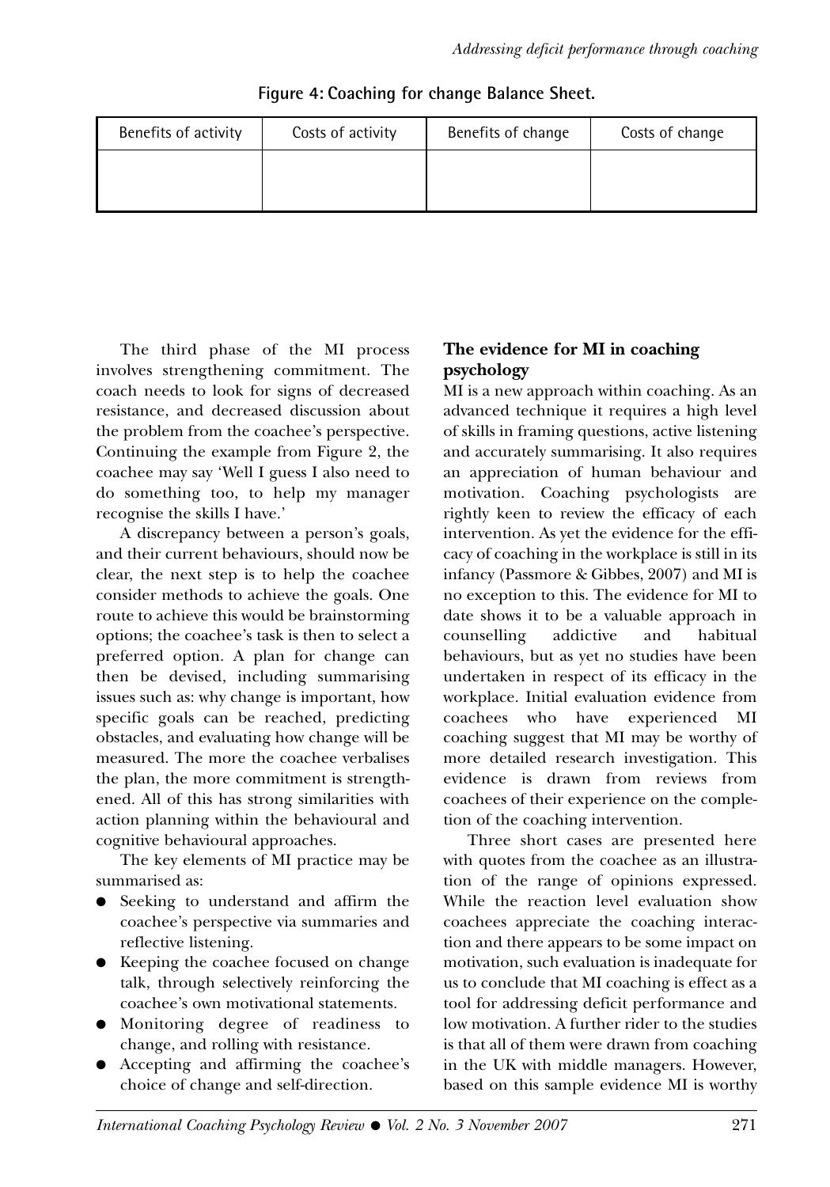**Figure 4: Coaching for change Balance Sheet.**

| Benefits of activity | Costs of activity | Benefits of change | Costs of change |
|---|---|---|---|
| | | | |

The third phase of the MI process involves strengthening commitment. The coach needs to look for signs of decreased resistance, and decreased discussion about the problem from the coachee's perspective. Continuing the example from Figure 2, the coachee may say 'Well I guess I also need to do something too, to help my manager recognise the skills I have.'

A discrepancy between a person's goals, and their current behaviours, should now be clear, the next step is to help the coachee consider methods to achieve the goals. One route to achieve this would be brainstorming options; the coachee's task is then to select a preferred option. A plan for change can then be devised, including summarising issues such as: why change is important, how specific goals can be reached, predicting obstacles, and evaluating how change will be measured. The more the coachee verbalises the plan, the more commitment is strengthened. All of this has strong similarities with action planning within the behavioural and cognitive behavioural approaches.

The key elements of MI practice may be summarised as:

- Seeking to understand and affirm the coachee's perspective via summaries and reflective listening.
- Keeping the coachee focused on change talk, through selectively reinforcing the coachee's own motivational statements.
- Monitoring degree of readiness to change, and rolling with resistance.
- Accepting and affirming the coachee's choice of change and self-direction.

### The evidence for MI in coaching psychology

MI is a new approach within coaching. As an advanced technique it requires a high level of skills in framing questions, active listening and accurately summarising. It also requires an appreciation of human behaviour and motivation. Coaching psychologists are rightly keen to review the efficacy of each intervention. As yet the evidence for the efficacy of coaching in the workplace is still in its infancy (Passmore & Gibbes, 2007) and MI is no exception to this. The evidence for MI to date shows it to be a valuable approach in counselling addictive and habitual behaviours, but as yet no studies have been undertaken in respect of its efficacy in the workplace. Initial evaluation evidence from coachees who have experienced MI coaching suggest that MI may be worthy of more detailed research investigation. This evidence is drawn from reviews from coachees of their experience on the completion of the coaching intervention.

Three short cases are presented here with quotes from the coachee as an illustration of the range of opinions expressed. While the reaction level evaluation show coachees appreciate the coaching interaction and there appears to be some impact on motivation, such evaluation is inadequate for us to conclude that MI coaching is effect as a tool for addressing deficit performance and low motivation. A further rider to the studies is that all of them were drawn from coaching in the UK with middle managers. However, based on this sample evidence MI is worthy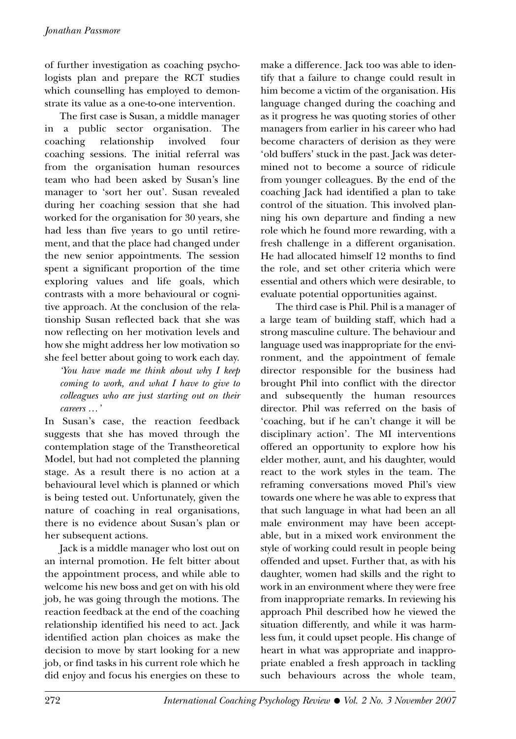of further investigation as coaching psychologists plan and prepare the RCT studies which counselling has employed to demonstrate its value as a one-to-one intervention.

The first case is Susan, a middle manager in a public sector organisation. The coaching relationship involved four coaching sessions. The initial referral was from the organisation human resources team who had been asked by Susan's line manager to 'sort her out'. Susan revealed during her coaching session that she had worked for the organisation for 30 years, she had less than five years to go until retirement, and that the place had changed under the new senior appointments. The session spent a significant proportion of the time exploring values and life goals, which contrasts with a more behavioural or cognitive approach. At the conclusion of the relationship Susan reflected back that she was now reflecting on her motivation levels and how she might address her low motivation so she feel better about going to work each day.

> *'You have made me think about why I keep coming to work, and what I have to give to colleagues who are just starting out on their careers …'*

In Susan's case, the reaction feedback suggests that she has moved through the contemplation stage of the Transtheoretical Model, but had not completed the planning stage. As a result there is no action at a behavioural level which is planned or which is being tested out. Unfortunately, given the nature of coaching in real organisations, there is no evidence about Susan's plan or her subsequent actions.

Jack is a middle manager who lost out on an internal promotion. He felt bitter about the appointment process, and while able to welcome his new boss and get on with his old job, he was going through the motions. The reaction feedback at the end of the coaching relationship identified his need to act. Jack identified action plan choices as make the decision to move by start looking for a new job, or find tasks in his current role which he did enjoy and focus his energies on these to make a difference. Jack too was able to identify that a failure to change could result in him become a victim of the organisation. His language changed during the coaching and as it progress he was quoting stories of other managers from earlier in his career who had become characters of derision as they were 'old buffers' stuck in the past. Jack was determined not to become a source of ridicule from younger colleagues. By the end of the coaching Jack had identified a plan to take control of the situation. This involved planning his own departure and finding a new role which he found more rewarding, with a fresh challenge in a different organisation. He had allocated himself 12 months to find the role, and set other criteria which were essential and others which were desirable, to evaluate potential opportunities against.

The third case is Phil. Phil is a manager of a large team of building staff, which had a strong masculine culture. The behaviour and language used was inappropriate for the environment, and the appointment of female director responsible for the business had brought Phil into conflict with the director and subsequently the human resources director. Phil was referred on the basis of 'coaching, but if he can't change it will be disciplinary action'. The MI interventions offered an opportunity to explore how his elder mother, aunt, and his daughter, would react to the work styles in the team. The reframing conversations moved Phil's view towards one where he was able to express that that such language in what had been an all male environment may have been acceptable, but in a mixed work environment the style of working could result in people being offended and upset. Further that, as with his daughter, women had skills and the right to work in an environment where they were free from inappropriate remarks. In reviewing his approach Phil described how he viewed the situation differently, and while it was harmless fun, it could upset people. His change of heart in what was appropriate and inappropriate enabled a fresh approach in tackling such behaviours across the whole team,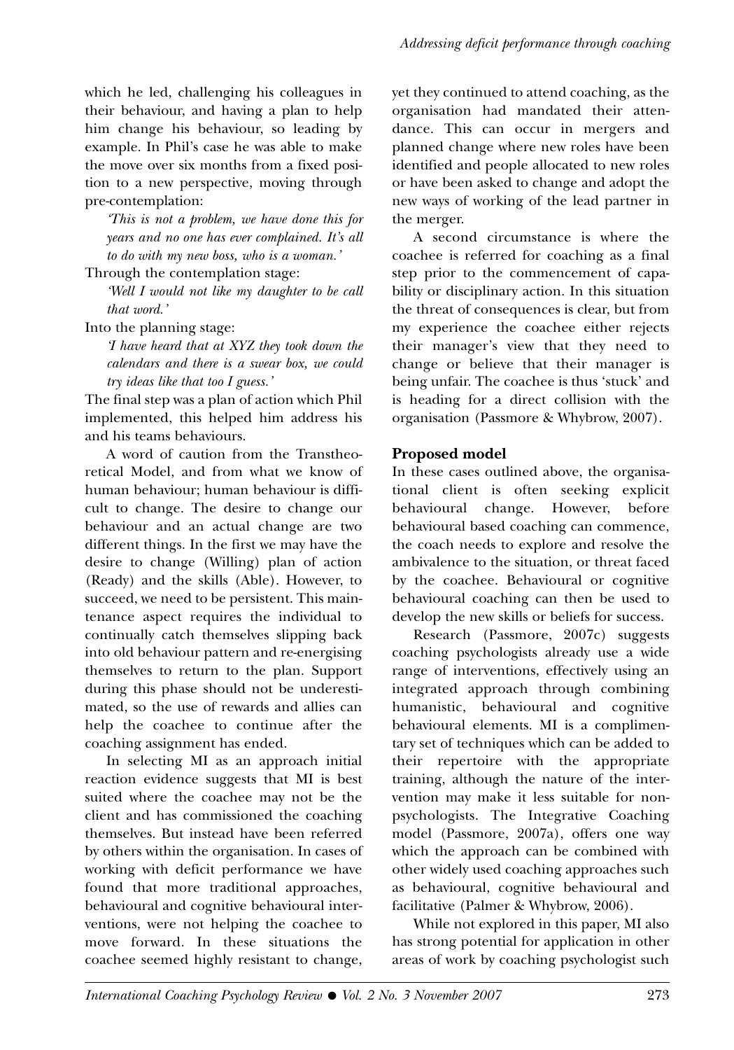which he led, challenging his colleagues in their behaviour, and having a plan to help him change his behaviour, so leading by example. In Phil's case he was able to make the move over six months from a fixed position to a new perspective, moving through pre-contemplation:

> *'This is not a problem, we have done this for years and no one has ever complained. It's all to do with my new boss, who is a woman.'*

Through the contemplation stage:

> *'Well I would not like my daughter to be call that word.'*

Into the planning stage:

> *'I have heard that at XYZ they took down the calendars and there is a swear box, we could try ideas like that too I guess.'*

The final step was a plan of action which Phil implemented, this helped him address his and his teams behaviours.

A word of caution from the Transtheoretical Model, and from what we know of human behaviour; human behaviour is difficult to change. The desire to change our behaviour and an actual change are two different things. In the first we may have the desire to change (Willing) plan of action (Ready) and the skills (Able). However, to succeed, we need to be persistent. This maintenance aspect requires the individual to continually catch themselves slipping back into old behaviour pattern and re-energising themselves to return to the plan. Support during this phase should not be underestimated, so the use of rewards and allies can help the coachee to continue after the coaching assignment has ended.

In selecting MI as an approach initial reaction evidence suggests that MI is best suited where the coachee may not be the client and has commissioned the coaching themselves. But instead have been referred by others within the organisation. In cases of working with deficit performance we have found that more traditional approaches, behavioural and cognitive behavioural interventions, were not helping the coachee to move forward. In these situations the coachee seemed highly resistant to change, yet they continued to attend coaching, as the organisation had mandated their attendance. This can occur in mergers and planned change where new roles have been identified and people allocated to new roles or have been asked to change and adopt the new ways of working of the lead partner in the merger.

A second circumstance is where the coachee is referred for coaching as a final step prior to the commencement of capability or disciplinary action. In this situation the threat of consequences is clear, but from my experience the coachee either rejects their manager's view that they need to change or believe that their manager is being unfair. The coachee is thus 'stuck' and is heading for a direct collision with the organisation (Passmore & Whybrow, 2007).

## Proposed model

In these cases outlined above, the organisational client is often seeking explicit behavioural change. However, before behavioural based coaching can commence, the coach needs to explore and resolve the ambivalence to the situation, or threat faced by the coachee. Behavioural or cognitive behavioural coaching can then be used to develop the new skills or beliefs for success.

Research (Passmore, 2007c) suggests coaching psychologists already use a wide range of interventions, effectively using an integrated approach through combining humanistic, behavioural and cognitive behavioural elements. MI is a complimentary set of techniques which can be added to their repertoire with the appropriate training, although the nature of the intervention may make it less suitable for non-psychologists. The Integrative Coaching model (Passmore, 2007a), offers one way which the approach can be combined with other widely used coaching approaches such as behavioural, cognitive behavioural and facilitative (Palmer & Whybrow, 2006).

While not explored in this paper, MI also has strong potential for application in other areas of work by coaching psychologist such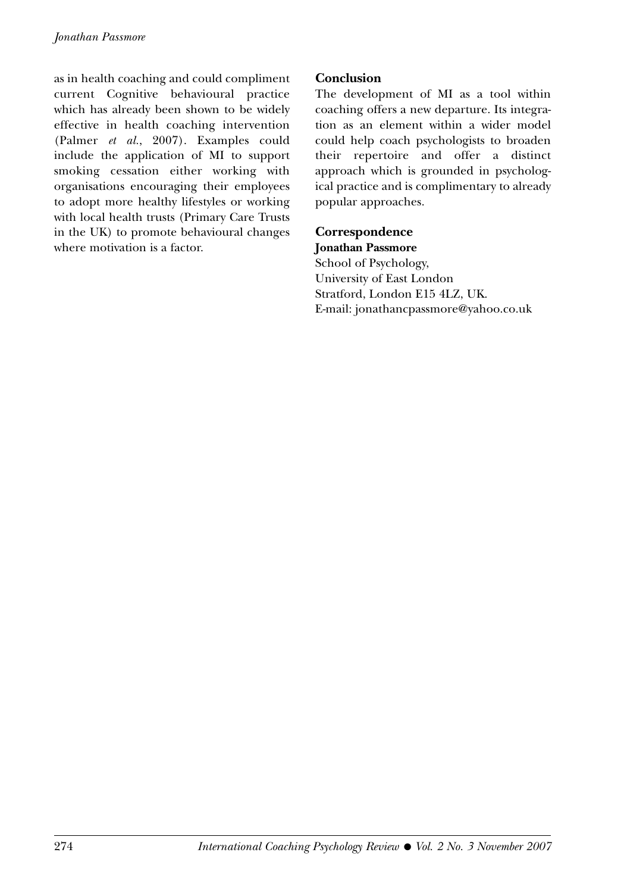as in health coaching and could compliment current Cognitive behavioural practice which has already been shown to be widely effective in health coaching intervention (Palmer *et al.*, 2007). Examples could include the application of MI to support smoking cessation either working with organisations encouraging their employees to adopt more healthy lifestyles or working with local health trusts (Primary Care Trusts in the UK) to promote behavioural changes where motivation is a factor.

## Conclusion

The development of MI as a tool within coaching offers a new departure. Its integration as an element within a wider model could help coach psychologists to broaden their repertoire and offer a distinct approach which is grounded in psychological practice and is complimentary to already popular approaches.

## Correspondence

**Jonathan Passmore**
School of Psychology,
University of East London
Stratford, London E15 4LZ, UK.
E-mail: jonathancpassmore@yahoo.co.uk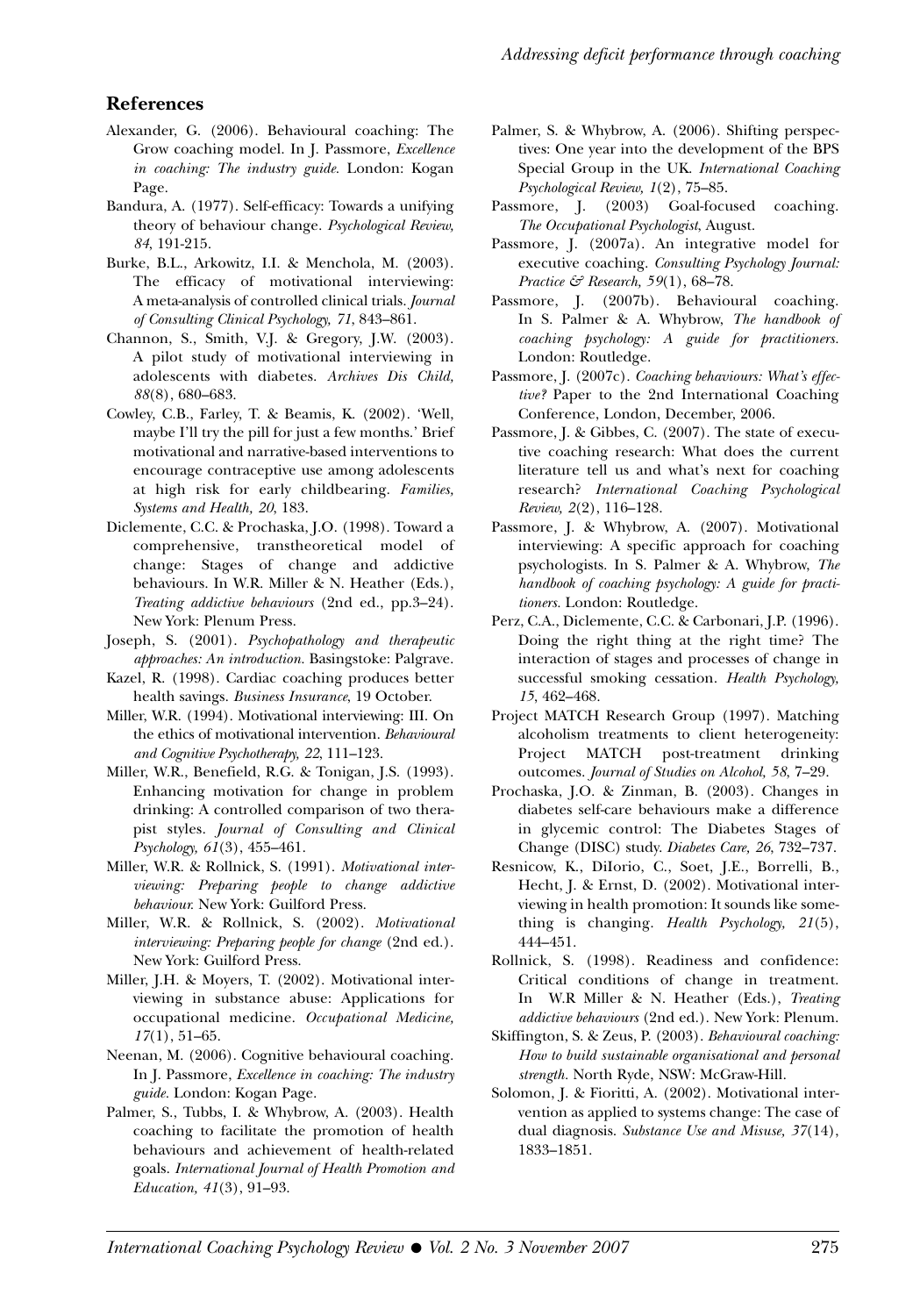## References

Alexander, G. (2006). Behavioural coaching: The Grow coaching model. In J. Passmore, *Excellence in coaching: The industry guide.* London: Kogan Page.

Bandura, A. (1977). Self-efficacy: Towards a unifying theory of behaviour change. *Psychological Review, 84*, 191-215.

Burke, B.L., Arkowitz, I.I. & Menchola, M. (2003). The efficacy of motivational interviewing: A meta-analysis of controlled clinical trials. *Journal of Consulting Clinical Psychology, 71*, 843–861.

Channon, S., Smith, V.J. & Gregory, J.W. (2003). A pilot study of motivational interviewing in adolescents with diabetes. *Archives Dis Child, 88*(8), 680–683.

Cowley, C.B., Farley, T. & Beamis, K. (2002). 'Well, maybe I'll try the pill for just a few months.' Brief motivational and narrative-based interventions to encourage contraceptive use among adolescents at high risk for early childbearing. *Families, Systems and Health, 20*, 183.

Diclemente, C.C. & Prochaska, J.O. (1998). Toward a comprehensive, transtheoretical model of change: Stages of change and addictive behaviours. In W.R. Miller & N. Heather (Eds.), *Treating addictive behaviours* (2nd ed., pp.3–24). New York: Plenum Press.

Joseph, S. (2001). *Psychopathology and therapeutic approaches: An introduction.* Basingstoke: Palgrave.

Kazel, R. (1998). Cardiac coaching produces better health savings. *Business Insurance*, 19 October.

Miller, W.R. (1994). Motivational interviewing: III. On the ethics of motivational intervention. *Behavioural and Cognitive Psychotherapy, 22*, 111–123.

Miller, W.R., Benefield, R.G. & Tonigan, J.S. (1993). Enhancing motivation for change in problem drinking: A controlled comparison of two therapist styles. *Journal of Consulting and Clinical Psychology, 61*(3), 455–461.

Miller, W.R. & Rollnick, S. (1991). *Motivational interviewing: Preparing people to change addictive behaviour.* New York: Guilford Press.

Miller, W.R. & Rollnick, S. (2002). *Motivational interviewing: Preparing people for change* (2nd ed.). New York: Guilford Press.

Miller, J.H. & Moyers, T. (2002). Motivational interviewing in substance abuse: Applications for occupational medicine. *Occupational Medicine, 17*(1), 51–65.

Neenan, M. (2006). Cognitive behavioural coaching. In J. Passmore, *Excellence in coaching: The industry guide.* London: Kogan Page.

Palmer, S., Tubbs, I. & Whybrow, A. (2003). Health coaching to facilitate the promotion of health behaviours and achievement of health-related goals. *International Journal of Health Promotion and Education, 41*(3), 91–93.

Palmer, S. & Whybrow, A. (2006). Shifting perspectives: One year into the development of the BPS Special Group in the UK. *International Coaching Psychological Review, 1*(2), 75–85.

Passmore, J. (2003) Goal-focused coaching. *The Occupational Psychologist*, August.

Passmore, J. (2007a). An integrative model for executive coaching. *Consulting Psychology Journal: Practice & Research, 59*(1), 68–78.

Passmore, J. (2007b). Behavioural coaching. In S. Palmer & A. Whybrow, *The handbook of coaching psychology: A guide for practitioners.* London: Routledge.

Passmore, J. (2007c). *Coaching behaviours: What's effective?* Paper to the 2nd International Coaching Conference, London, December, 2006.

Passmore, J. & Gibbes, C. (2007). The state of executive coaching research: What does the current literature tell us and what's next for coaching research? *International Coaching Psychological Review, 2*(2), 116–128.

Passmore, J. & Whybrow, A. (2007). Motivational interviewing: A specific approach for coaching psychologists. In S. Palmer & A. Whybrow, *The handbook of coaching psychology: A guide for practitioners.* London: Routledge.

Perz, C.A., Diclemente, C.C. & Carbonari, J.P. (1996). Doing the right thing at the right time? The interaction of stages and processes of change in successful smoking cessation. *Health Psychology, 15*, 462–468.

Project MATCH Research Group (1997). Matching alcoholism treatments to client heterogeneity: Project MATCH post-treatment drinking outcomes. *Journal of Studies on Alcohol, 58*, 7–29.

Prochaska, J.O. & Zinman, B. (2003). Changes in diabetes self-care behaviours make a difference in glycemic control: The Diabetes Stages of Change (DISC) study. *Diabetes Care, 26*, 732–737.

Resnicow, K., DiIorio, C., Soet, J.E., Borrelli, B., Hecht, J. & Ernst, D. (2002). Motivational interviewing in health promotion: It sounds like something is changing. *Health Psychology, 21*(5), 444–451.

Rollnick, S. (1998). Readiness and confidence: Critical conditions of change in treatment. In W.R Miller & N. Heather (Eds.), *Treating addictive behaviours* (2nd ed.). New York: Plenum.

Skiffington, S. & Zeus, P. (2003). *Behavioural coaching: How to build sustainable organisational and personal strength.* North Ryde, NSW: McGraw-Hill.

Solomon, J. & Fioritti, A. (2002). Motivational intervention as applied to systems change: The case of dual diagnosis. *Substance Use and Misuse, 37*(14), 1833–1851.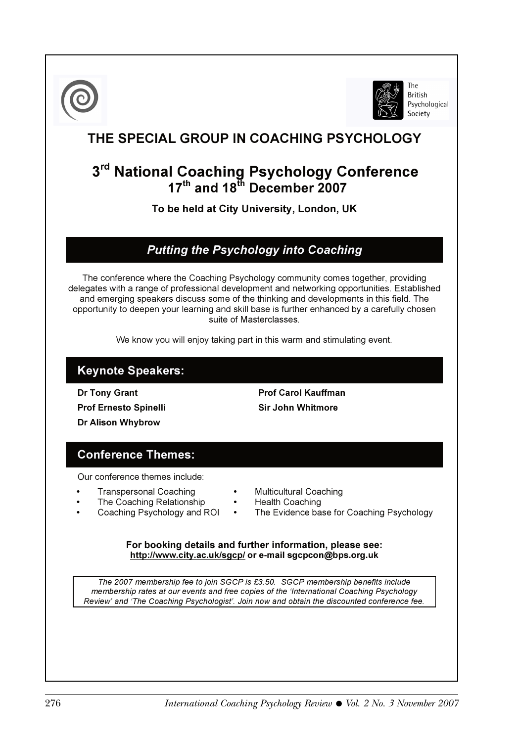The British Psychological Society

# THE SPECIAL GROUP IN COACHING PSYCHOLOGY

## 3rd National Coaching Psychology Conference
## 17th and 18th December 2007

**To be held at City University, London, UK**

### *Putting the Psychology into Coaching*

The conference where the Coaching Psychology community comes together, providing delegates with a range of professional development and networking opportunities. Established and emerging speakers discuss some of the thinking and developments in this field. The opportunity to deepen your learning and skill base is further enhanced by a carefully chosen suite of Masterclasses.

We know you will enjoy taking part in this warm and stimulating event.

### Keynote Speakers:

**Dr Tony Grant**
**Prof Ernesto Spinelli**
**Dr Alison Whybrow**
**Prof Carol Kauffman**
**Sir John Whitmore**

### Conference Themes:

Our conference themes include:

- Transpersonal Coaching
- The Coaching Relationship
- Coaching Psychology and ROI
- Multicultural Coaching
- Health Coaching
- The Evidence base for Coaching Psychology

**For booking details and further information, please see:**
**http://www.city.ac.uk/sgcp/ or e-mail sgcpcon@bps.org.uk**

*The 2007 membership fee to join SGCP is £3.50. SGCP membership benefits include membership rates at our events and free copies of the 'International Coaching Psychology Review' and 'The Coaching Psychologist'. Join now and obtain the discounted conference fee.*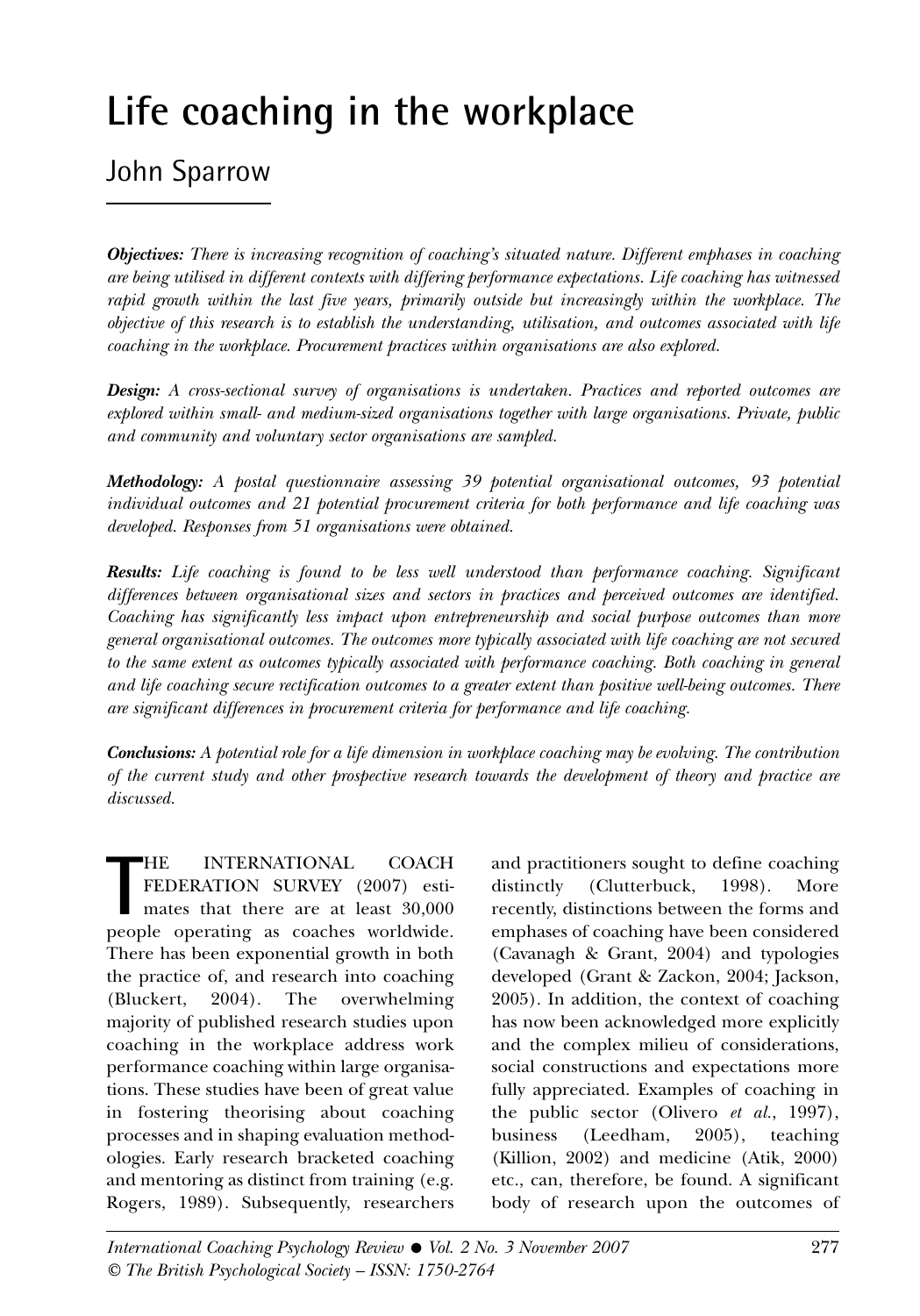# Life coaching in the workplace

## John Sparrow

***Objectives:*** *There is increasing recognition of coaching's situated nature. Different emphases in coaching are being utilised in different contexts with differing performance expectations. Life coaching has witnessed rapid growth within the last five years, primarily outside but increasingly within the workplace. The objective of this research is to establish the understanding, utilisation, and outcomes associated with life coaching in the workplace. Procurement practices within organisations are also explored.*

***Design:*** *A cross-sectional survey of organisations is undertaken. Practices and reported outcomes are explored within small- and medium-sized organisations together with large organisations. Private, public and community and voluntary sector organisations are sampled.*

***Methodology:*** *A postal questionnaire assessing 39 potential organisational outcomes, 93 potential individual outcomes and 21 potential procurement criteria for both performance and life coaching was developed. Responses from 51 organisations were obtained.*

***Results:*** *Life coaching is found to be less well understood than performance coaching. Significant differences between organisational sizes and sectors in practices and perceived outcomes are identified. Coaching has significantly less impact upon entrepreneurship and social purpose outcomes than more general organisational outcomes. The outcomes more typically associated with life coaching are not secured to the same extent as outcomes typically associated with performance coaching. Both coaching in general and life coaching secure rectification outcomes to a greater extent than positive well-being outcomes. There are significant differences in procurement criteria for performance and life coaching.*

***Conclusions:*** *A potential role for a life dimension in workplace coaching may be evolving. The contribution of the current study and other prospective research towards the development of theory and practice are discussed.*

THE INTERNATIONAL COACH FEDERATION SURVEY (2007) estimates that there are at least 30,000 people operating as coaches worldwide. There has been exponential growth in both the practice of, and research into coaching (Bluckert, 2004). The overwhelming majority of published research studies upon coaching in the workplace address work performance coaching within large organisations. These studies have been of great value in fostering theorising about coaching processes and in shaping evaluation methodologies. Early research bracketed coaching and mentoring as distinct from training (e.g. Rogers, 1989). Subsequently, researchers and practitioners sought to define coaching distinctly (Clutterbuck, 1998). More recently, distinctions between the forms and emphases of coaching have been considered (Cavanagh & Grant, 2004) and typologies developed (Grant & Zackon, 2004; Jackson, 2005). In addition, the context of coaching has now been acknowledged more explicitly and the complex milieu of considerations, social constructions and expectations more fully appreciated. Examples of coaching in the public sector (Olivero *et al.*, 1997), business (Leedham, 2005), teaching (Killion, 2002) and medicine (Atik, 2000) etc., can, therefore, be found. A significant body of research upon the outcomes of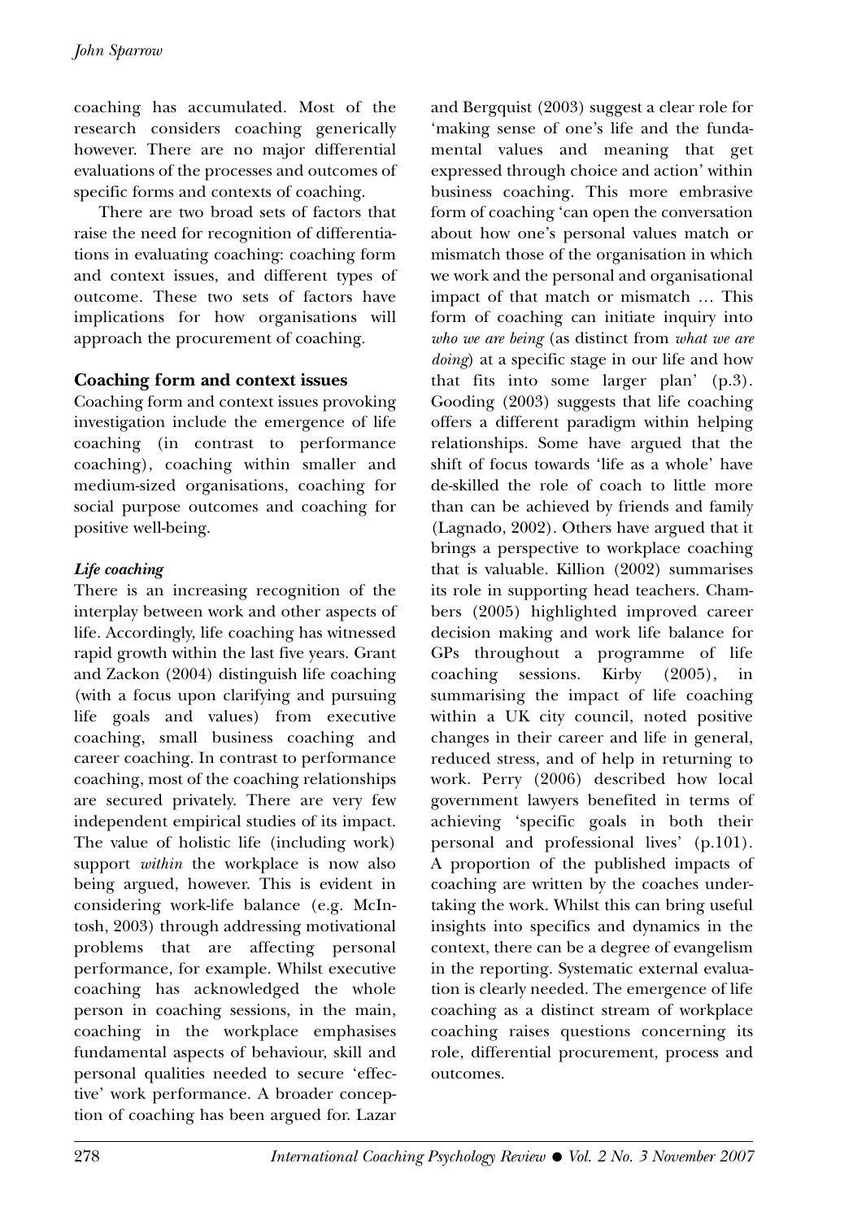coaching has accumulated. Most of the research considers coaching generically however. There are no major differential evaluations of the processes and outcomes of specific forms and contexts of coaching.

There are two broad sets of factors that raise the need for recognition of differentiations in evaluating coaching: coaching form and context issues, and different types of outcome. These two sets of factors have implications for how organisations will approach the procurement of coaching.

## Coaching form and context issues

Coaching form and context issues provoking investigation include the emergence of life coaching (in contrast to performance coaching), coaching within smaller and medium-sized organisations, coaching for social purpose outcomes and coaching for positive well-being.

### *Life coaching*

There is an increasing recognition of the interplay between work and other aspects of life. Accordingly, life coaching has witnessed rapid growth within the last five years. Grant and Zackon (2004) distinguish life coaching (with a focus upon clarifying and pursuing life goals and values) from executive coaching, small business coaching and career coaching. In contrast to performance coaching, most of the coaching relationships are secured privately. There are very few independent empirical studies of its impact. The value of holistic life (including work) support *within* the workplace is now also being argued, however. This is evident in considering work-life balance (e.g. McIntosh, 2003) through addressing motivational problems that are affecting personal performance, for example. Whilst executive coaching has acknowledged the whole person in coaching sessions, in the main, coaching in the workplace emphasises fundamental aspects of behaviour, skill and personal qualities needed to secure 'effective' work performance. A broader conception of coaching has been argued for. Lazar and Bergquist (2003) suggest a clear role for 'making sense of one's life and the fundamental values and meaning that get expressed through choice and action' within business coaching. This more embrasive form of coaching 'can open the conversation about how one's personal values match or mismatch those of the organisation in which we work and the personal and organisational impact of that match or mismatch … This form of coaching can initiate inquiry into *who we are being* (as distinct from *what we are doing*) at a specific stage in our life and how that fits into some larger plan' (p.3). Gooding (2003) suggests that life coaching offers a different paradigm within helping relationships. Some have argued that the shift of focus towards 'life as a whole' have de-skilled the role of coach to little more than can be achieved by friends and family (Lagnado, 2002). Others have argued that it brings a perspective to workplace coaching that is valuable. Killion (2002) summarises its role in supporting head teachers. Chambers (2005) highlighted improved career decision making and work life balance for GPs throughout a programme of life coaching sessions. Kirby (2005), in summarising the impact of life coaching within a UK city council, noted positive changes in their career and life in general, reduced stress, and of help in returning to work. Perry (2006) described how local government lawyers benefited in terms of achieving 'specific goals in both their personal and professional lives' (p.101). A proportion of the published impacts of coaching are written by the coaches undertaking the work. Whilst this can bring useful insights into specifics and dynamics in the context, there can be a degree of evangelism in the reporting. Systematic external evaluation is clearly needed. The emergence of life coaching as a distinct stream of workplace coaching raises questions concerning its role, differential procurement, process and outcomes.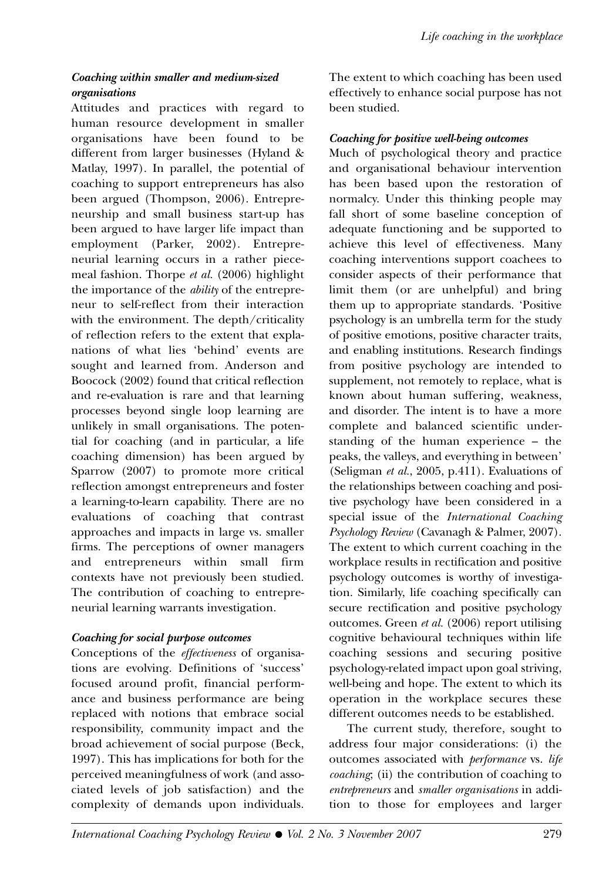### *Coaching within smaller and medium-sized organisations*

Attitudes and practices with regard to human resource development in smaller organisations have been found to be different from larger businesses (Hyland & Matlay, 1997). In parallel, the potential of coaching to support entrepreneurs has also been argued (Thompson, 2006). Entrepreneurship and small business start-up has been argued to have larger life impact than employment (Parker, 2002). Entrepreneurial learning occurs in a rather piecemeal fashion. Thorpe *et al.* (2006) highlight the importance of the *ability* of the entrepreneur to self-reflect from their interaction with the environment. The depth/criticality of reflection refers to the extent that explanations of what lies 'behind' events are sought and learned from. Anderson and Boocock (2002) found that critical reflection and re-evaluation is rare and that learning processes beyond single loop learning are unlikely in small organisations. The potential for coaching (and in particular, a life coaching dimension) has been argued by Sparrow (2007) to promote more critical reflection amongst entrepreneurs and foster a learning-to-learn capability. There are no evaluations of coaching that contrast approaches and impacts in large vs. smaller firms. The perceptions of owner managers and entrepreneurs within small firm contexts have not previously been studied. The contribution of coaching to entrepreneurial learning warrants investigation.

### *Coaching for social purpose outcomes*

Conceptions of the *effectiveness* of organisations are evolving. Definitions of 'success' focused around profit, financial performance and business performance are being replaced with notions that embrace social responsibility, community impact and the broad achievement of social purpose (Beck, 1997). This has implications for both for the perceived meaningfulness of work (and associated levels of job satisfaction) and the complexity of demands upon individuals. The extent to which coaching has been used effectively to enhance social purpose has not been studied.

### *Coaching for positive well-being outcomes*

Much of psychological theory and practice and organisational behaviour intervention has been based upon the restoration of normalcy. Under this thinking people may fall short of some baseline conception of adequate functioning and be supported to achieve this level of effectiveness. Many coaching interventions support coachees to consider aspects of their performance that limit them (or are unhelpful) and bring them up to appropriate standards. 'Positive psychology is an umbrella term for the study of positive emotions, positive character traits, and enabling institutions. Research findings from positive psychology are intended to supplement, not remotely to replace, what is known about human suffering, weakness, and disorder. The intent is to have a more complete and balanced scientific understanding of the human experience – the peaks, the valleys, and everything in between' (Seligman *et al.*, 2005, p.411). Evaluations of the relationships between coaching and positive psychology have been considered in a special issue of the *International Coaching Psychology Review* (Cavanagh & Palmer, 2007). The extent to which current coaching in the workplace results in rectification and positive psychology outcomes is worthy of investigation. Similarly, life coaching specifically can secure rectification and positive psychology outcomes. Green *et al.* (2006) report utilising cognitive behavioural techniques within life coaching sessions and securing positive psychology-related impact upon goal striving, well-being and hope. The extent to which its operation in the workplace secures these different outcomes needs to be established.

The current study, therefore, sought to address four major considerations: (i) the outcomes associated with *performance* vs. *life coaching*; (ii) the contribution of coaching to *entrepreneurs* and *smaller organisations* in addition to those for employees and larger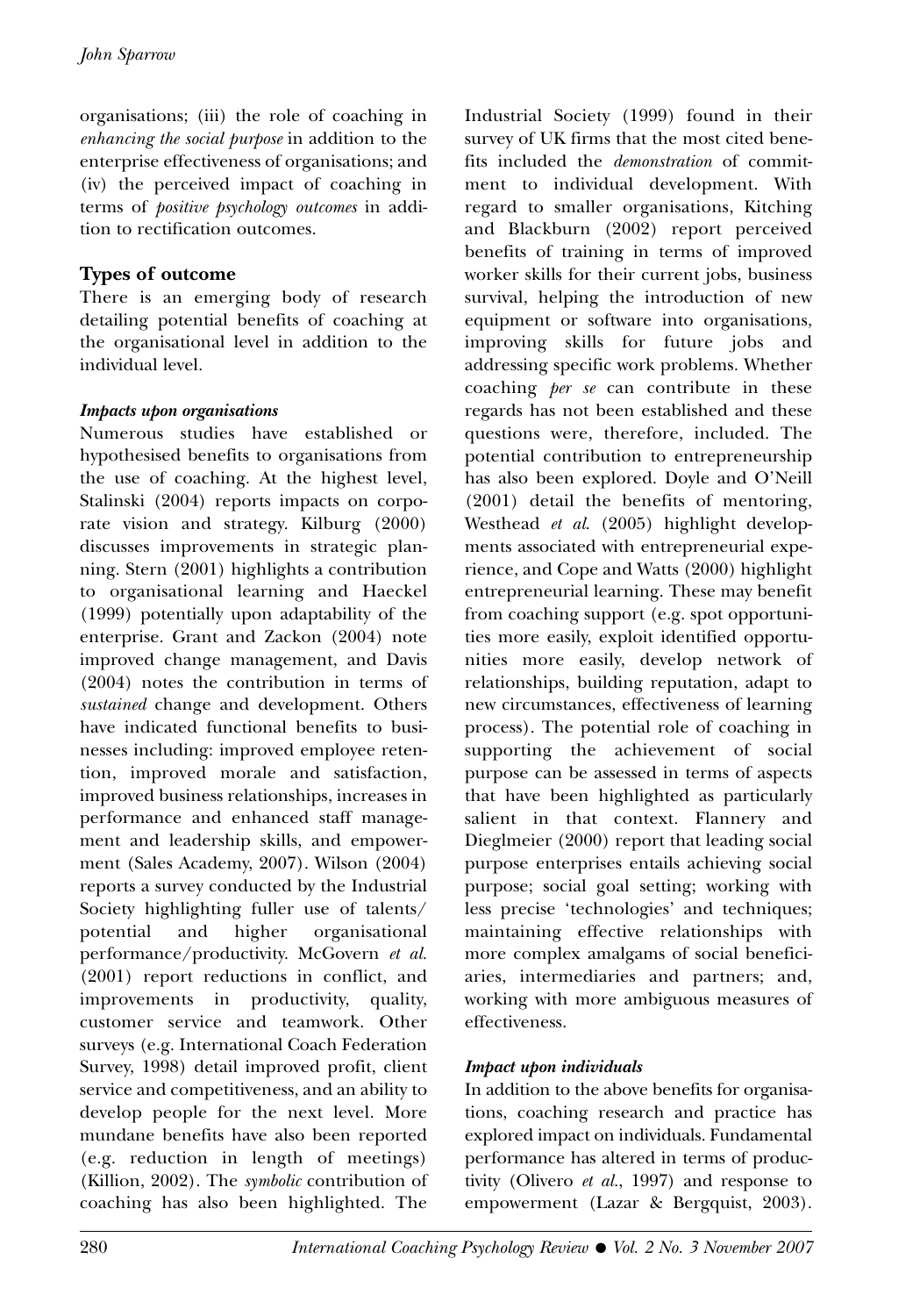organisations; (iii) the role of coaching in *enhancing the social purpose* in addition to the enterprise effectiveness of organisations; and (iv) the perceived impact of coaching in terms of *positive psychology outcomes* in addition to rectification outcomes.

## Types of outcome

There is an emerging body of research detailing potential benefits of coaching at the organisational level in addition to the individual level.

### *Impacts upon organisations*

Numerous studies have established or hypothesised benefits to organisations from the use of coaching. At the highest level, Stalinski (2004) reports impacts on corporate vision and strategy. Kilburg (2000) discusses improvements in strategic planning. Stern (2001) highlights a contribution to organisational learning and Haeckel (1999) potentially upon adaptability of the enterprise. Grant and Zackon (2004) note improved change management, and Davis (2004) notes the contribution in terms of *sustained* change and development. Others have indicated functional benefits to businesses including: improved employee retention, improved morale and satisfaction, improved business relationships, increases in performance and enhanced staff management and leadership skills, and empowerment (Sales Academy, 2007). Wilson (2004) reports a survey conducted by the Industrial Society highlighting fuller use of talents/potential and higher organisational performance/productivity. McGovern *et al.* (2001) report reductions in conflict, and improvements in productivity, quality, customer service and teamwork. Other surveys (e.g. International Coach Federation Survey, 1998) detail improved profit, client service and competitiveness, and an ability to develop people for the next level. More mundane benefits have also been reported (e.g. reduction in length of meetings) (Killion, 2002). The *symbolic* contribution of coaching has also been highlighted. The Industrial Society (1999) found in their survey of UK firms that the most cited benefits included the *demonstration* of commitment to individual development. With regard to smaller organisations, Kitching and Blackburn (2002) report perceived benefits of training in terms of improved worker skills for their current jobs, business survival, helping the introduction of new equipment or software into organisations, improving skills for future jobs and addressing specific work problems. Whether coaching *per se* can contribute in these regards has not been established and these questions were, therefore, included. The potential contribution to entrepreneurship has also been explored. Doyle and O'Neill (2001) detail the benefits of mentoring, Westhead *et al.* (2005) highlight developments associated with entrepreneurial experience, and Cope and Watts (2000) highlight entrepreneurial learning. These may benefit from coaching support (e.g. spot opportunities more easily, exploit identified opportunities more easily, develop network of relationships, building reputation, adapt to new circumstances, effectiveness of learning process). The potential role of coaching in supporting the achievement of social purpose can be assessed in terms of aspects that have been highlighted as particularly salient in that context. Flannery and Dieglmeier (2000) report that leading social purpose enterprises entails achieving social purpose; social goal setting; working with less precise 'technologies' and techniques; maintaining effective relationships with more complex amalgams of social beneficiaries, intermediaries and partners; and, working with more ambiguous measures of effectiveness.

### *Impact upon individuals*

In addition to the above benefits for organisations, coaching research and practice has explored impact on individuals. Fundamental performance has altered in terms of productivity (Olivero *et al.*, 1997) and response to empowerment (Lazar & Bergquist, 2003).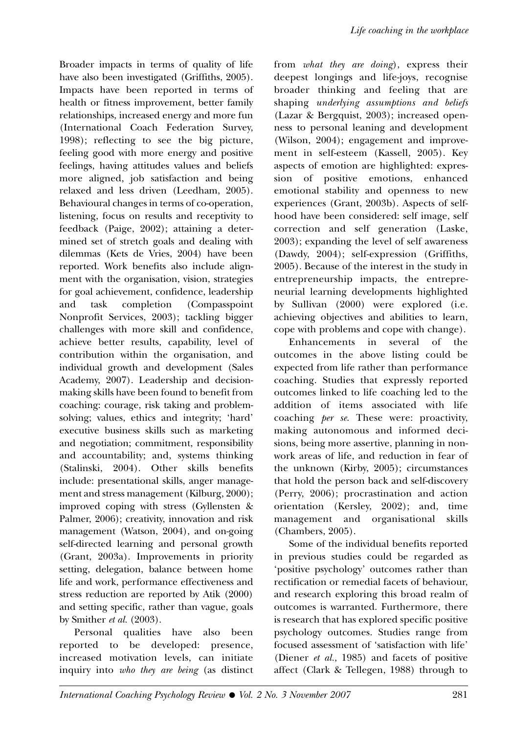Broader impacts in terms of quality of life have also been investigated (Griffiths, 2005). Impacts have been reported in terms of health or fitness improvement, better family relationships, increased energy and more fun (International Coach Federation Survey, 1998); reflecting to see the big picture, feeling good with more energy and positive feelings, having attitudes values and beliefs more aligned, job satisfaction and being relaxed and less driven (Leedham, 2005). Behavioural changes in terms of co-operation, listening, focus on results and receptivity to feedback (Paige, 2002); attaining a determined set of stretch goals and dealing with dilemmas (Kets de Vries, 2004) have been reported. Work benefits also include alignment with the organisation, vision, strategies for goal achievement, confidence, leadership and task completion (Compasspoint Nonprofit Services, 2003); tackling bigger challenges with more skill and confidence, achieve better results, capability, level of contribution within the organisation, and individual growth and development (Sales Academy, 2007). Leadership and decision-making skills have been found to benefit from coaching: courage, risk taking and problem-solving; values, ethics and integrity; 'hard' executive business skills such as marketing and negotiation; commitment, responsibility and accountability; and, systems thinking (Stalinski, 2004). Other skills benefits include: presentational skills, anger management and stress management (Kilburg, 2000); improved coping with stress (Gyllensten & Palmer, 2006); creativity, innovation and risk management (Watson, 2004), and on-going self-directed learning and personal growth (Grant, 2003a). Improvements in priority setting, delegation, balance between home life and work, performance effectiveness and stress reduction are reported by Atik (2000) and setting specific, rather than vague, goals by Smither *et al.* (2003).

Personal qualities have also been reported to be developed: presence, increased motivation levels, can initiate inquiry into *who they are being* (as distinct from *what they are doing*), express their deepest longings and life-joys, recognise broader thinking and feeling that are shaping *underlying assumptions and beliefs* (Lazar & Bergquist, 2003); increased openness to personal leaning and development (Wilson, 2004); engagement and improvement in self-esteem (Kassell, 2005). Key aspects of emotion are highlighted: expression of positive emotions, enhanced emotional stability and openness to new experiences (Grant, 2003b). Aspects of selfhood have been considered: self image, self correction and self generation (Laske, 2003); expanding the level of self awareness (Dawdy, 2004); self-expression (Griffiths, 2005). Because of the interest in the study in entrepreneurship impacts, the entrepreneurial learning developments highlighted by Sullivan (2000) were explored (i.e. achieving objectives and abilities to learn, cope with problems and cope with change).

Enhancements in several of the outcomes in the above listing could be expected from life rather than performance coaching. Studies that expressly reported outcomes linked to life coaching led to the addition of items associated with life coaching *per se*. These were: proactivity, making autonomous and informed decisions, being more assertive, planning in non-work areas of life, and reduction in fear of the unknown (Kirby, 2005); circumstances that hold the person back and self-discovery (Perry, 2006); procrastination and action orientation (Kersley, 2002); and, time management and organisational skills (Chambers, 2005).

Some of the individual benefits reported in previous studies could be regarded as 'positive psychology' outcomes rather than rectification or remedial facets of behaviour, and research exploring this broad realm of outcomes is warranted. Furthermore, there is research that has explored specific positive psychology outcomes. Studies range from focused assessment of 'satisfaction with life' (Diener *et al.*, 1985) and facets of positive affect (Clark & Tellegen, 1988) through to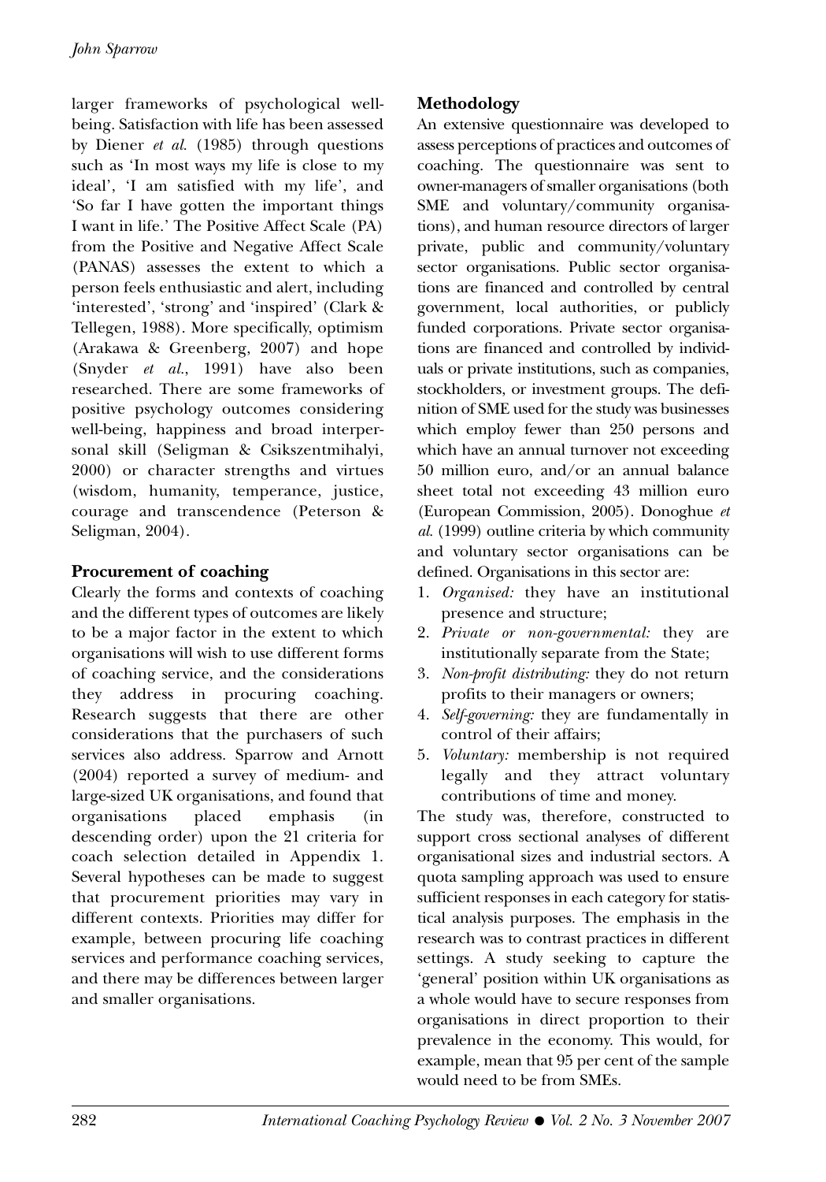larger frameworks of psychological well-being. Satisfaction with life has been assessed by Diener *et al.* (1985) through questions such as 'In most ways my life is close to my ideal', 'I am satisfied with my life', and 'So far I have gotten the important things I want in life.' The Positive Affect Scale (PA) from the Positive and Negative Affect Scale (PANAS) assesses the extent to which a person feels enthusiastic and alert, including 'interested', 'strong' and 'inspired' (Clark & Tellegen, 1988). More specifically, optimism (Arakawa & Greenberg, 2007) and hope (Snyder *et al.*, 1991) have also been researched. There are some frameworks of positive psychology outcomes considering well-being, happiness and broad interpersonal skill (Seligman & Csikszentmihalyi, 2000) or character strengths and virtues (wisdom, humanity, temperance, justice, courage and transcendence (Peterson & Seligman, 2004).

## Procurement of coaching

Clearly the forms and contexts of coaching and the different types of outcomes are likely to be a major factor in the extent to which organisations will wish to use different forms of coaching service, and the considerations they address in procuring coaching. Research suggests that there are other considerations that the purchasers of such services also address. Sparrow and Arnott (2004) reported a survey of medium- and large-sized UK organisations, and found that organisations placed emphasis (in descending order) upon the 21 criteria for coach selection detailed in Appendix 1. Several hypotheses can be made to suggest that procurement priorities may vary in different contexts. Priorities may differ for example, between procuring life coaching services and performance coaching services, and there may be differences between larger and smaller organisations.

## Methodology

An extensive questionnaire was developed to assess perceptions of practices and outcomes of coaching. The questionnaire was sent to owner-managers of smaller organisations (both SME and voluntary/community organisations), and human resource directors of larger private, public and community/voluntary sector organisations. Public sector organisations are financed and controlled by central government, local authorities, or publicly funded corporations. Private sector organisations are financed and controlled by individuals or private institutions, such as companies, stockholders, or investment groups. The definition of SME used for the study was businesses which employ fewer than 250 persons and which have an annual turnover not exceeding 50 million euro, and/or an annual balance sheet total not exceeding 43 million euro (European Commission, 2005). Donoghue *et al.* (1999) outline criteria by which community and voluntary sector organisations can be defined. Organisations in this sector are:

1. *Organised:* they have an institutional presence and structure;
2. *Private or non-governmental:* they are institutionally separate from the State;
3. *Non-profit distributing:* they do not return profits to their managers or owners;
4. *Self-governing:* they are fundamentally in control of their affairs;
5. *Voluntary:* membership is not required legally and they attract voluntary contributions of time and money.

The study was, therefore, constructed to support cross sectional analyses of different organisational sizes and industrial sectors. A quota sampling approach was used to ensure sufficient responses in each category for statistical analysis purposes. The emphasis in the research was to contrast practices in different settings. A study seeking to capture the 'general' position within UK organisations as a whole would have to secure responses from organisations in direct proportion to their prevalence in the economy. This would, for example, mean that 95 per cent of the sample would need to be from SMEs.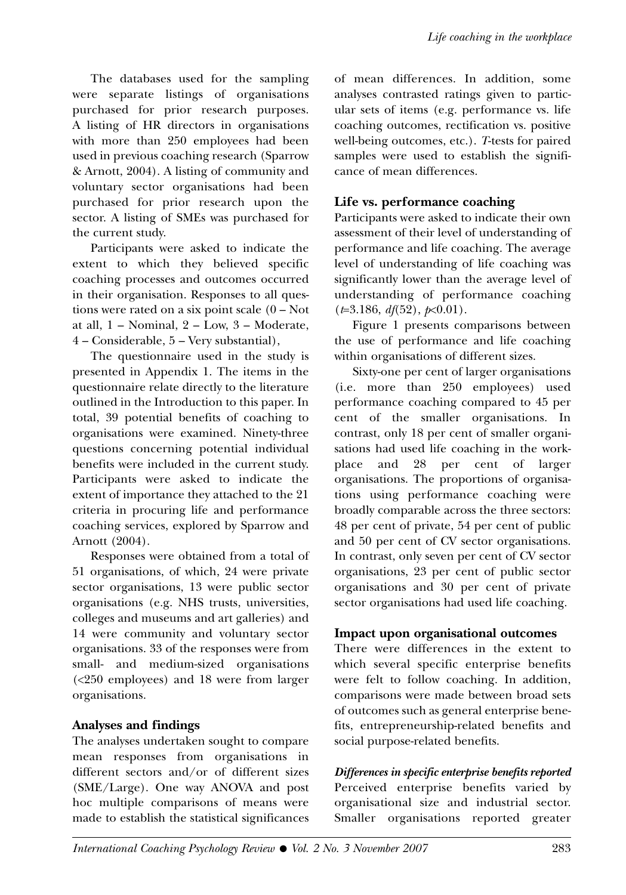The databases used for the sampling were separate listings of organisations purchased for prior research purposes. A listing of HR directors in organisations with more than 250 employees had been used in previous coaching research (Sparrow & Arnott, 2004). A listing of community and voluntary sector organisations had been purchased for prior research upon the sector. A listing of SMEs was purchased for the current study.

Participants were asked to indicate the extent to which they believed specific coaching processes and outcomes occurred in their organisation. Responses to all questions were rated on a six point scale (0 – Not at all, 1 – Nominal, 2 – Low, 3 – Moderate, 4 – Considerable, 5 – Very substantial),

The questionnaire used in the study is presented in Appendix 1. The items in the questionnaire relate directly to the literature outlined in the Introduction to this paper. In total, 39 potential benefits of coaching to organisations were examined. Ninety-three questions concerning potential individual benefits were included in the current study. Participants were asked to indicate the extent of importance they attached to the 21 criteria in procuring life and performance coaching services, explored by Sparrow and Arnott (2004).

Responses were obtained from a total of 51 organisations, of which, 24 were private sector organisations, 13 were public sector organisations (e.g. NHS trusts, universities, colleges and museums and art galleries) and 14 were community and voluntary sector organisations. 33 of the responses were from small- and medium-sized organisations (<250 employees) and 18 were from larger organisations.

## Analyses and findings

The analyses undertaken sought to compare mean responses from organisations in different sectors and/or of different sizes (SME/Large). One way ANOVA and post hoc multiple comparisons of means were made to establish the statistical significances of mean differences. In addition, some analyses contrasted ratings given to particular sets of items (e.g. performance vs. life coaching outcomes, rectification vs. positive well-being outcomes, etc.). *T*-tests for paired samples were used to establish the significance of mean differences.

## Life vs. performance coaching

Participants were asked to indicate their own assessment of their level of understanding of performance and life coaching. The average level of understanding of life coaching was significantly lower than the average level of understanding of performance coaching ($t$=3.186, $df(52)$, $p$<0.01).

Figure 1 presents comparisons between the use of performance and life coaching within organisations of different sizes.

Sixty-one per cent of larger organisations (i.e. more than 250 employees) used performance coaching compared to 45 per cent of the smaller organisations. In contrast, only 18 per cent of smaller organisations had used life coaching in the workplace and 28 per cent of larger organisations. The proportions of organisations using performance coaching were broadly comparable across the three sectors: 48 per cent of private, 54 per cent of public and 50 per cent of CV sector organisations. In contrast, only seven per cent of CV sector organisations, 23 per cent of public sector organisations and 30 per cent of private sector organisations had used life coaching.

## Impact upon organisational outcomes

There were differences in the extent to which several specific enterprise benefits were felt to follow coaching. In addition, comparisons were made between broad sets of outcomes such as general enterprise benefits, entrepreneurship-related benefits and social purpose-related benefits.

### *Differences in specific enterprise benefits reported*

Perceived enterprise benefits varied by organisational size and industrial sector. Smaller organisations reported greater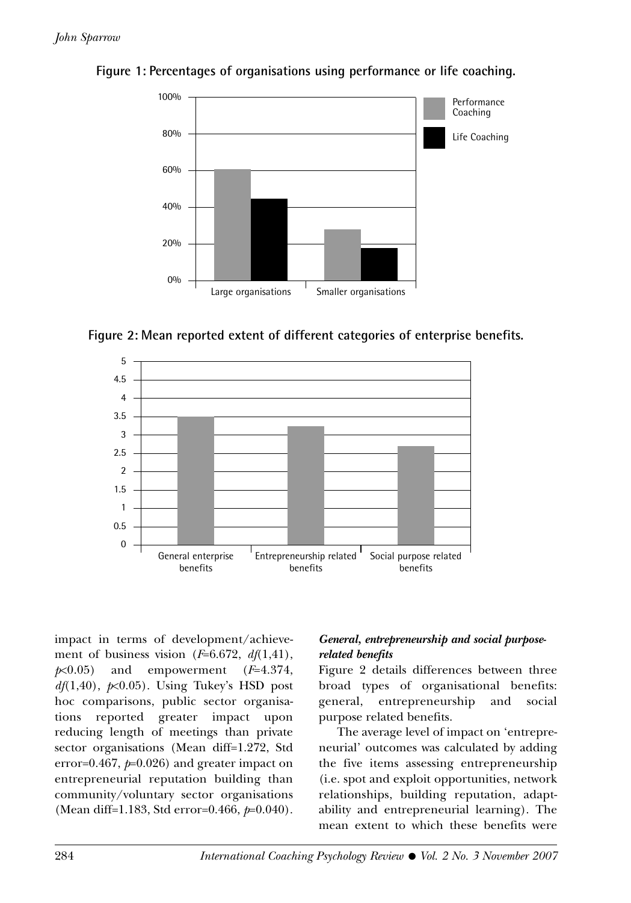**Figure 1: Percentages of organisations using performance or life coaching.**

**Figure 2: Mean reported extent of different categories of enterprise benefits.**

impact in terms of development/achievement of business vision ($F$=6.672, $df(1,41)$, $p<0.05$) and empowerment ($F$=4.374, $df(1,40)$, $p<0.05$). Using Tukey's HSD post hoc comparisons, public sector organisations reported greater impact upon reducing length of meetings than private sector organisations (Mean diff=1.272, Std error=0.467, $p$=0.026) and greater impact on entrepreneurial reputation building than community/voluntary sector organisations (Mean diff=1.183, Std error=0.466, $p$=0.040).

#### *General, entrepreneurship and social purpose-related benefits*

Figure 2 details differences between three broad types of organisational benefits: general, entrepreneurship and social purpose related benefits.

The average level of impact on 'entrepreneurial' outcomes was calculated by adding the five items assessing entrepreneurship (i.e. spot and exploit opportunities, network relationships, building reputation, adaptability and entrepreneurial learning). The mean extent to which these benefits were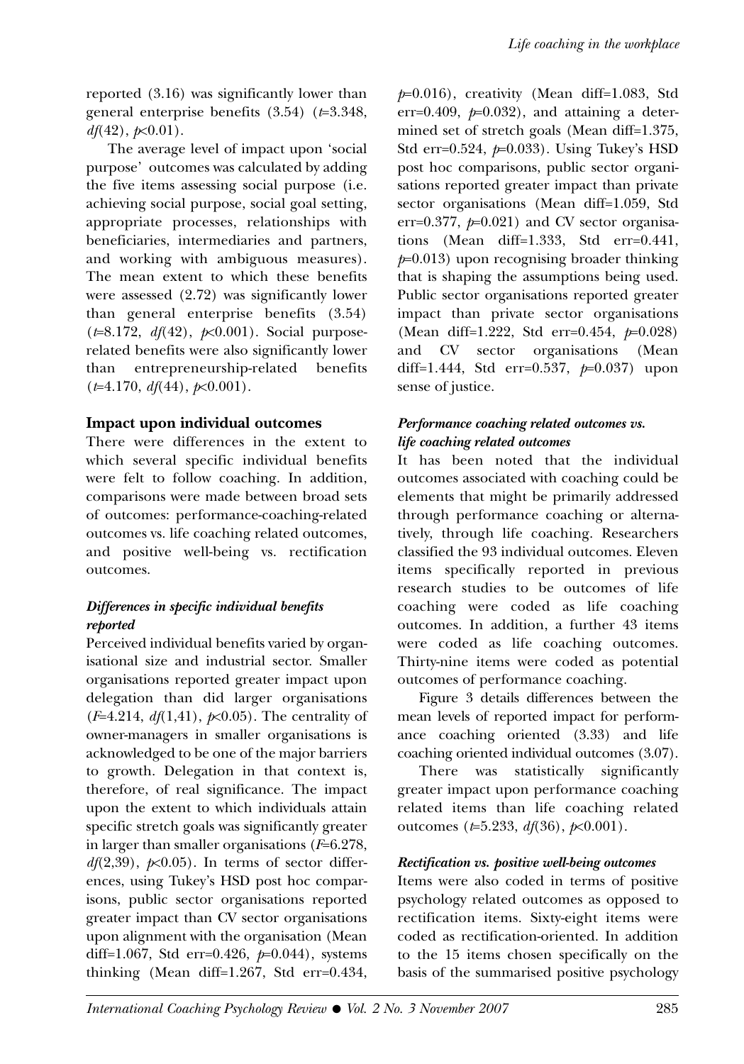reported (3.16) was significantly lower than general enterprise benefits (3.54) ($t$=3.348, $df$(42), $p$<0.01).

The average level of impact upon 'social purpose' outcomes was calculated by adding the five items assessing social purpose (i.e. achieving social purpose, social goal setting, appropriate processes, relationships with beneficiaries, intermediaries and partners, and working with ambiguous measures). The mean extent to which these benefits were assessed (2.72) was significantly lower than general enterprise benefits (3.54) ($t$=8.172, $df$(42), $p$<0.001). Social purpose-related benefits were also significantly lower than entrepreneurship-related benefits ($t$=4.170, $df$(44), $p$<0.001).

## Impact upon individual outcomes

There were differences in the extent to which several specific individual benefits were felt to follow coaching. In addition, comparisons were made between broad sets of outcomes: performance-coaching-related outcomes vs. life coaching related outcomes, and positive well-being vs. rectification outcomes.

### *Differences in specific individual benefits reported*

Perceived individual benefits varied by organisational size and industrial sector. Smaller organisations reported greater impact upon delegation than did larger organisations ($F$=4.214, $df$(1,41), $p$<0.05). The centrality of owner-managers in smaller organisations is acknowledged to be one of the major barriers to growth. Delegation in that context is, therefore, of real significance. The impact upon the extent to which individuals attain specific stretch goals was significantly greater in larger than smaller organisations ($F$=6.278, $df$(2,39), $p$<0.05). In terms of sector differences, using Tukey's HSD post hoc comparisons, public sector organisations reported greater impact than CV sector organisations upon alignment with the organisation (Mean diff=1.067, Std err=0.426, $p$=0.044), systems thinking (Mean diff=1.267, Std err=0.434, $p$=0.016), creativity (Mean diff=1.083, Std err=0.409, $p$=0.032), and attaining a determined set of stretch goals (Mean diff=1.375, Std err=0.524, $p$=0.033). Using Tukey's HSD post hoc comparisons, public sector organisations reported greater impact than private sector organisations (Mean diff=1.059, Std err=0.377, $p$=0.021) and CV sector organisations (Mean diff=1.333, Std err=0.441, $p$=0.013) upon recognising broader thinking that is shaping the assumptions being used. Public sector organisations reported greater impact than private sector organisations (Mean diff=1.222, Std err=0.454, $p$=0.028) and CV sector organisations (Mean diff=1.444, Std err=0.537, $p$=0.037) upon sense of justice.

### *Performance coaching related outcomes vs. life coaching related outcomes*

It has been noted that the individual outcomes associated with coaching could be elements that might be primarily addressed through performance coaching or alternatively, through life coaching. Researchers classified the 93 individual outcomes. Eleven items specifically reported in previous research studies to be outcomes of life coaching were coded as life coaching outcomes. In addition, a further 43 items were coded as life coaching outcomes. Thirty-nine items were coded as potential outcomes of performance coaching.

Figure 3 details differences between the mean levels of reported impact for performance coaching oriented (3.33) and life coaching oriented individual outcomes (3.07).

There was statistically significantly greater impact upon performance coaching related items than life coaching related outcomes ($t$=5.233, $df$(36), $p$<0.001).

### *Rectification vs. positive well-being outcomes*

Items were also coded in terms of positive psychology related outcomes as opposed to rectification items. Sixty-eight items were coded as rectification-oriented. In addition to the 15 items chosen specifically on the basis of the summarised positive psychology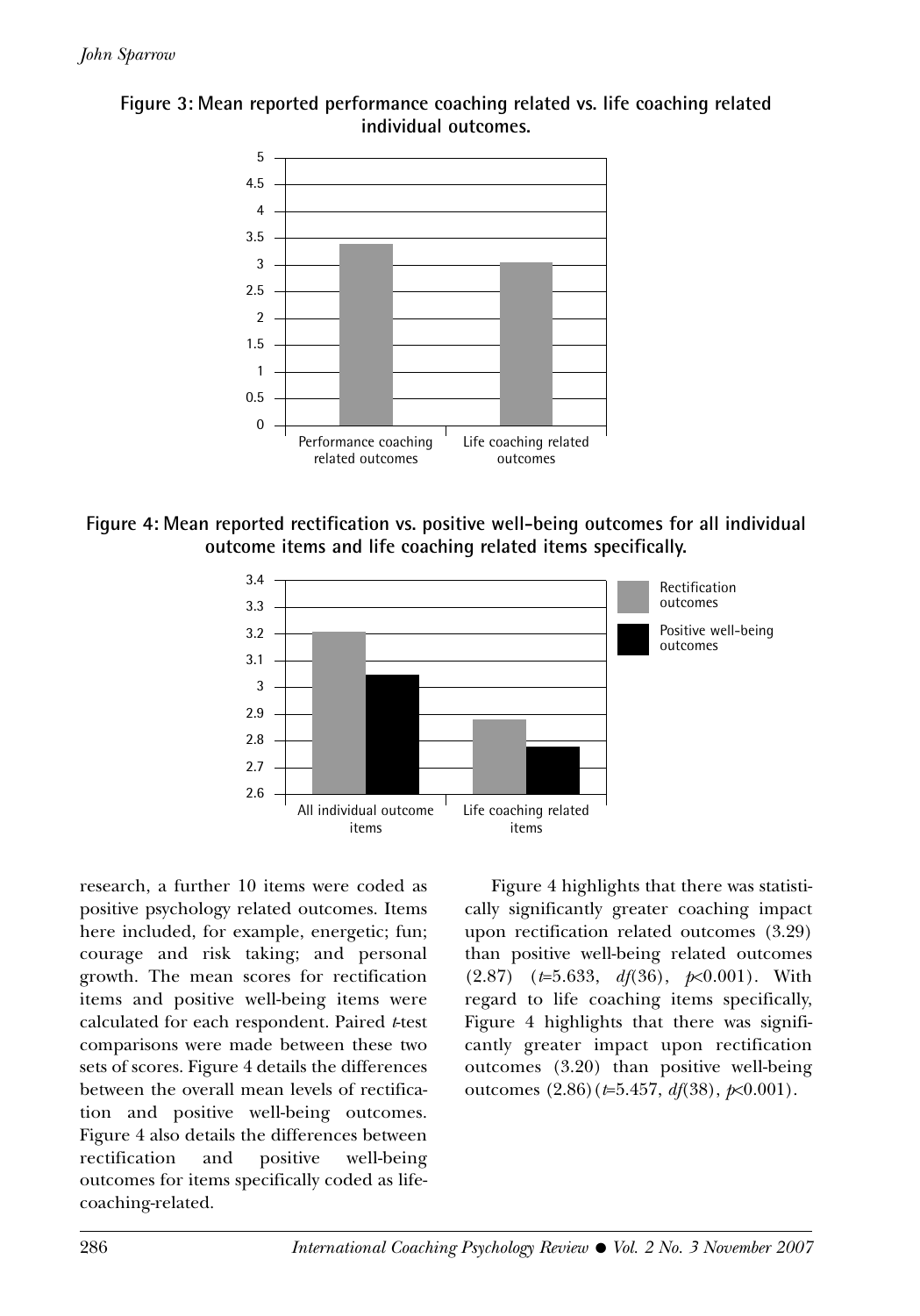**Figure 3: Mean reported performance coaching related vs. life coaching related individual outcomes.**

**Figure 4: Mean reported rectification vs. positive well-being outcomes for all individual outcome items and life coaching related items specifically.**

research, a further 10 items were coded as positive psychology related outcomes. Items here included, for example, energetic; fun; courage and risk taking; and personal growth. The mean scores for rectification items and positive well-being items were calculated for each respondent. Paired *t*-test comparisons were made between these two sets of scores. Figure 4 details the differences between the overall mean levels of rectification and positive well-being outcomes. Figure 4 also details the differences between rectification and positive well-being outcomes for items specifically coded as life-coaching-related.

Figure 4 highlights that there was statistically significantly greater coaching impact upon rectification related outcomes (3.29) than positive well-being related outcomes (2.87) ($t$=5.633, $df(36)$, $p$<0.001). With regard to life coaching items specifically, Figure 4 highlights that there was significantly greater impact upon rectification outcomes (3.20) than positive well-being outcomes (2.86) ($t$=5.457, $df(38)$, $p$<0.001).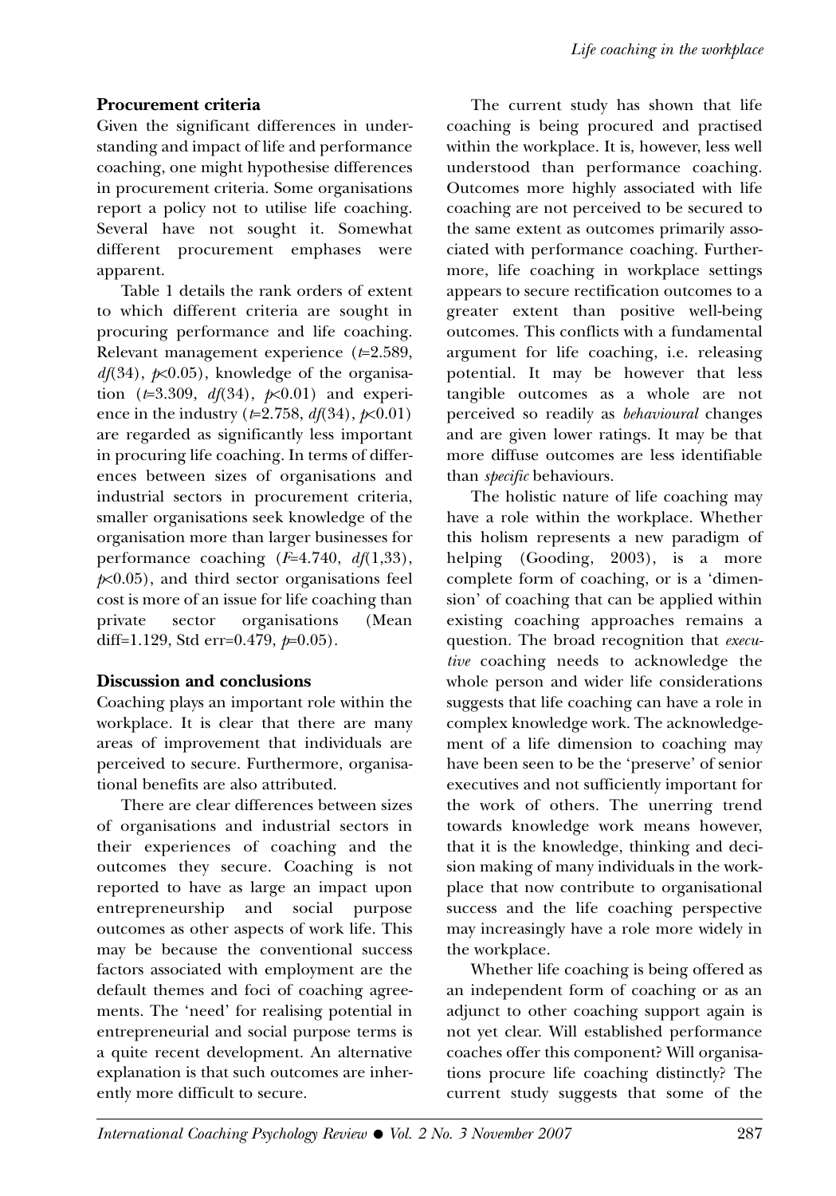### Procurement criteria

Given the significant differences in understanding and impact of life and performance coaching, one might hypothesise differences in procurement criteria. Some organisations report a policy not to utilise life coaching. Several have not sought it. Somewhat different procurement emphases were apparent.

Table 1 details the rank orders of extent to which different criteria are sought in procuring performance and life coaching. Relevant management experience ($t$=2.589, $df$(34), $p$<0.05), knowledge of the organisation ($t$=3.309, $df$(34), $p$<0.01) and experience in the industry ($t$=2.758, $df$(34), $p$<0.01) are regarded as significantly less important in procuring life coaching. In terms of differences between sizes of organisations and industrial sectors in procurement criteria, smaller organisations seek knowledge of the organisation more than larger businesses for performance coaching ($F$=4.740, $df$(1,33), $p$<0.05), and third sector organisations feel cost is more of an issue for life coaching than private sector organisations (Mean diff=1.129, Std err=0.479, $p$=0.05).

### Discussion and conclusions

Coaching plays an important role within the workplace. It is clear that there are many areas of improvement that individuals are perceived to secure. Furthermore, organisational benefits are also attributed.

There are clear differences between sizes of organisations and industrial sectors in their experiences of coaching and the outcomes they secure. Coaching is not reported to have as large an impact upon entrepreneurship and social purpose outcomes as other aspects of work life. This may be because the conventional success factors associated with employment are the default themes and foci of coaching agreements. The 'need' for realising potential in entrepreneurial and social purpose terms is a quite recent development. An alternative explanation is that such outcomes are inherently more difficult to secure.

The current study has shown that life coaching is being procured and practised within the workplace. It is, however, less well understood than performance coaching. Outcomes more highly associated with life coaching are not perceived to be secured to the same extent as outcomes primarily associated with performance coaching. Furthermore, life coaching in workplace settings appears to secure rectification outcomes to a greater extent than positive well-being outcomes. This conflicts with a fundamental argument for life coaching, i.e. releasing potential. It may be however that less tangible outcomes as a whole are not perceived so readily as *behavioural* changes and are given lower ratings. It may be that more diffuse outcomes are less identifiable than *specific* behaviours.

The holistic nature of life coaching may have a role within the workplace. Whether this holism represents a new paradigm of helping (Gooding, 2003), is a more complete form of coaching, or is a 'dimension' of coaching that can be applied within existing coaching approaches remains a question. The broad recognition that *executive* coaching needs to acknowledge the whole person and wider life considerations suggests that life coaching can have a role in complex knowledge work. The acknowledgement of a life dimension to coaching may have been seen to be the 'preserve' of senior executives and not sufficiently important for the work of others. The unerring trend towards knowledge work means however, that it is the knowledge, thinking and decision making of many individuals in the workplace that now contribute to organisational success and the life coaching perspective may increasingly have a role more widely in the workplace.

Whether life coaching is being offered as an independent form of coaching or as an adjunct to other coaching support again is not yet clear. Will established performance coaches offer this component? Will organisations procure life coaching distinctly? The current study suggests that some of the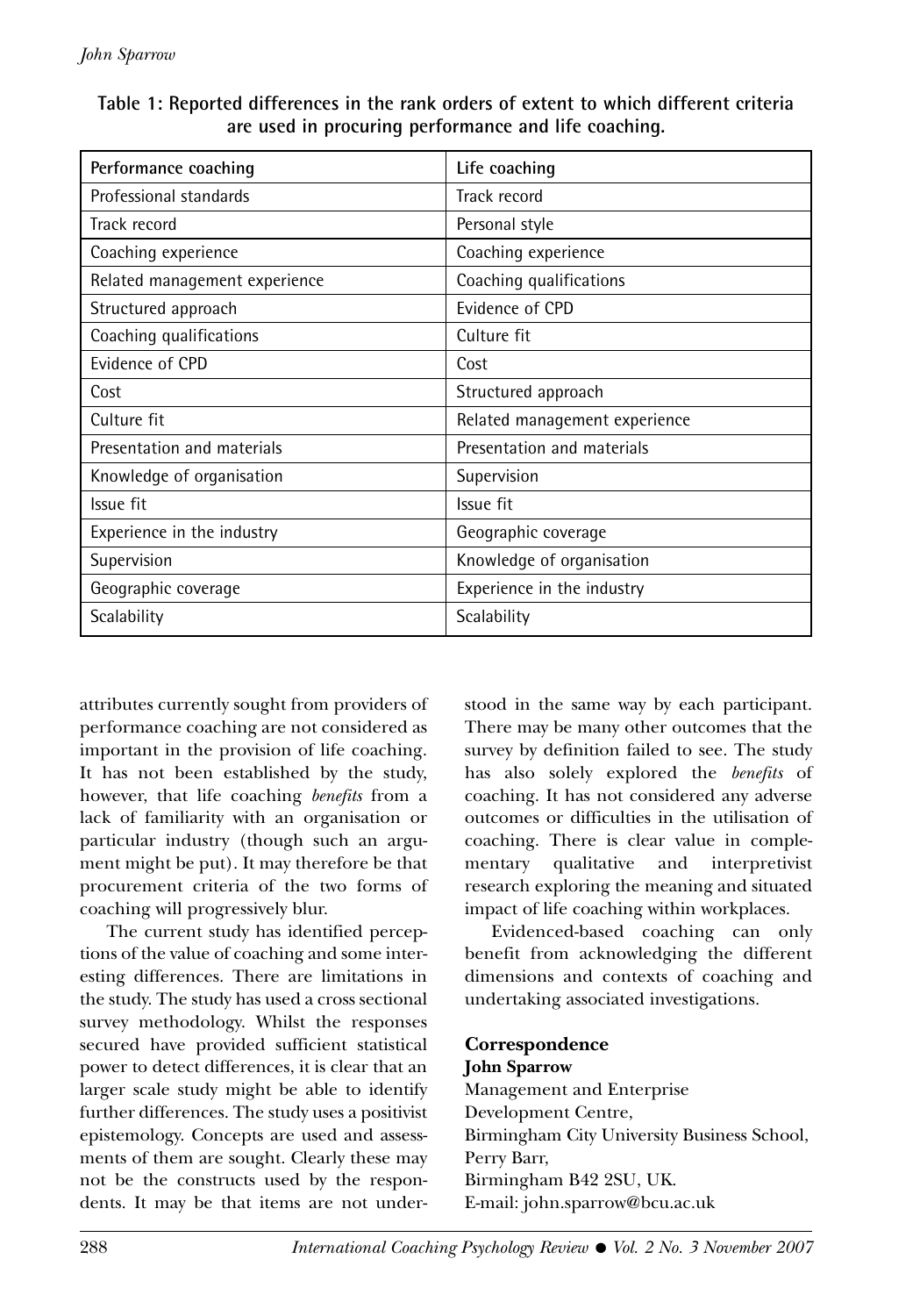**Table 1: Reported differences in the rank orders of extent to which different criteria are used in procuring performance and life coaching.**

| Performance coaching | Life coaching |
|---|---|
| Professional standards | Track record |
| Track record | Personal style |
| Coaching experience | Coaching experience |
| Related management experience | Coaching qualifications |
| Structured approach | Evidence of CPD |
| Coaching qualifications | Culture fit |
| Evidence of CPD | Cost |
| Cost | Structured approach |
| Culture fit | Related management experience |
| Presentation and materials | Presentation and materials |
| Knowledge of organisation | Supervision |
| Issue fit | Issue fit |
| Experience in the industry | Geographic coverage |
| Supervision | Knowledge of organisation |
| Geographic coverage | Experience in the industry |
| Scalability | Scalability |

attributes currently sought from providers of performance coaching are not considered as important in the provision of life coaching. It has not been established by the study, however, that life coaching *benefits* from a lack of familiarity with an organisation or particular industry (though such an argument might be put). It may therefore be that procurement criteria of the two forms of coaching will progressively blur.

The current study has identified perceptions of the value of coaching and some interesting differences. There are limitations in the study. The study has used a cross sectional survey methodology. Whilst the responses secured have provided sufficient statistical power to detect differences, it is clear that an larger scale study might be able to identify further differences. The study uses a positivist epistemology. Concepts are used and assessments of them are sought. Clearly these may not be the constructs used by the respondents. It may be that items are not understood in the same way by each participant. There may be many other outcomes that the survey by definition failed to see. The study has also solely explored the *benefits* of coaching. It has not considered any adverse outcomes or difficulties in the utilisation of coaching. There is clear value in complementary qualitative and interpretivist research exploring the meaning and situated impact of life coaching within workplaces.

Evidenced-based coaching can only benefit from acknowledging the different dimensions and contexts of coaching and undertaking associated investigations.

## Correspondence

**John Sparrow**
Management and Enterprise
Development Centre,
Birmingham City University Business School,
Perry Barr,
Birmingham B42 2SU, UK.
E-mail: john.sparrow@bcu.ac.uk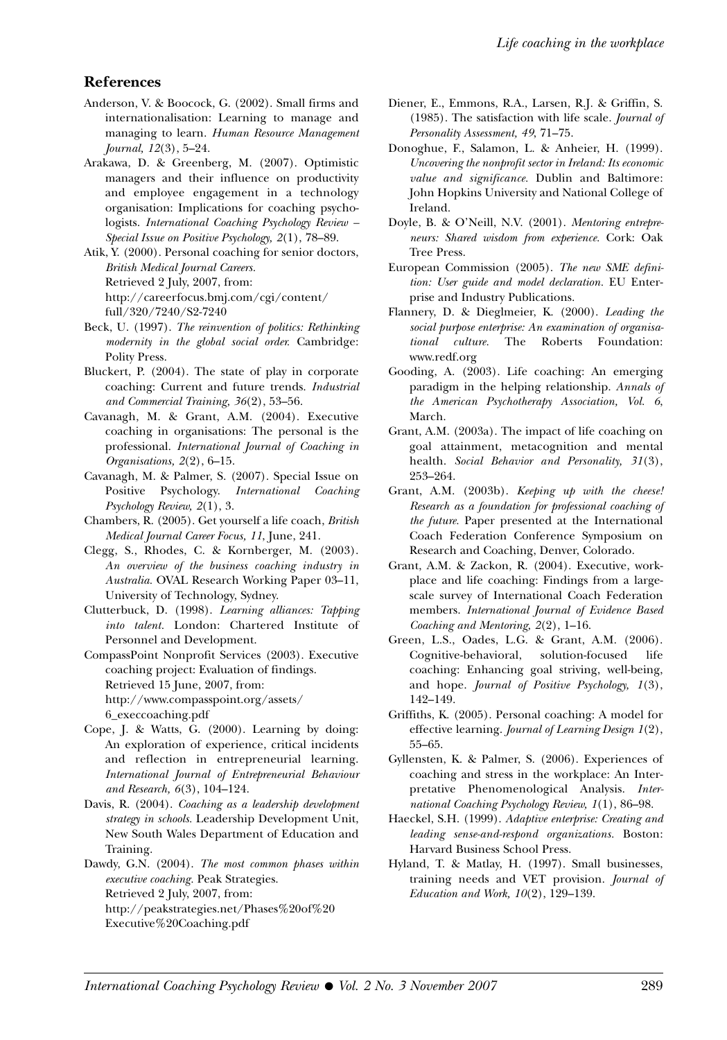## References

Anderson, V. & Boocock, G. (2002). Small firms and internationalisation: Learning to manage and managing to learn. *Human Resource Management Journal, 12*(3), 5–24.

Arakawa, D. & Greenberg, M. (2007). Optimistic managers and their influence on productivity and employee engagement in a technology organisation: Implications for coaching psychologists. *International Coaching Psychology Review – Special Issue on Positive Psychology, 2*(1), 78–89.

Atik, Y. (2000). Personal coaching for senior doctors, *British Medical Journal Careers.* Retrieved 2 July, 2007, from: http://careerfocus.bmj.com/cgi/content/full/320/7240/S2-7240

Beck, U. (1997). *The reinvention of politics: Rethinking modernity in the global social order.* Cambridge: Polity Press.

Bluckert, P. (2004). The state of play in corporate coaching: Current and future trends. *Industrial and Commercial Training, 36*(2), 53–56.

Cavanagh, M. & Grant, A.M. (2004). Executive coaching in organisations: The personal is the professional. *International Journal of Coaching in Organisations, 2*(2), 6–15.

Cavanagh, M. & Palmer, S. (2007). Special Issue on Positive Psychology. *International Coaching Psychology Review, 2*(1), 3.

Chambers, R. (2005). Get yourself a life coach, *British Medical Journal Career Focus, 11*, June, 241.

Clegg, S., Rhodes, C. & Kornberger, M. (2003). *An overview of the business coaching industry in Australia.* OVAL Research Working Paper 03–11, University of Technology, Sydney.

Clutterbuck, D. (1998). *Learning alliances: Tapping into talent.* London: Chartered Institute of Personnel and Development.

CompassPoint Nonprofit Services (2003). Executive coaching project: Evaluation of findings. Retrieved 15 June, 2007, from: http://www.compasspoint.org/assets/6_execcoaching.pdf

Cope, J. & Watts, G. (2000). Learning by doing: An exploration of experience, critical incidents and reflection in entrepreneurial learning. *International Journal of Entrepreneurial Behaviour and Research, 6*(3), 104–124.

Davis, R. (2004). *Coaching as a leadership development strategy in schools.* Leadership Development Unit, New South Wales Department of Education and Training.

Dawdy, G.N. (2004). *The most common phases within executive coaching.* Peak Strategies. Retrieved 2 July, 2007, from: http://peakstrategies.net/Phases%20of%20Executive%20Coaching.pdf

Diener, E., Emmons, R.A., Larsen, R.J. & Griffin, S. (1985). The satisfaction with life scale. *Journal of Personality Assessment, 49*, 71–75.

Donoghue, F., Salamon, L. & Anheier, H. (1999). *Uncovering the nonprofit sector in Ireland: Its economic value and significance.* Dublin and Baltimore: John Hopkins University and National College of Ireland.

Doyle, B. & O'Neill, N.V. (2001). *Mentoring entrepreneurs: Shared wisdom from experience.* Cork: Oak Tree Press.

European Commission (2005). *The new SME definition: User guide and model declaration.* EU Enterprise and Industry Publications.

Flannery, D. & Dieglmeier, K. (2000). *Leading the social purpose enterprise: An examination of organisational culture.* The Roberts Foundation: www.redf.org

Gooding, A. (2003). Life coaching: An emerging paradigm in the helping relationship. *Annals of the American Psychotherapy Association, Vol. 6,* March.

Grant, A.M. (2003a). The impact of life coaching on goal attainment, metacognition and mental health. *Social Behavior and Personality, 31*(3), 253–264.

Grant, A.M. (2003b). *Keeping up with the cheese! Research as a foundation for professional coaching of the future.* Paper presented at the International Coach Federation Conference Symposium on Research and Coaching, Denver, Colorado.

Grant, A.M. & Zackon, R. (2004). Executive, workplace and life coaching: Findings from a large-scale survey of International Coach Federation members. *International Journal of Evidence Based Coaching and Mentoring, 2*(2), 1–16.

Green, L.S., Oades, L.G. & Grant, A.M. (2006). Cognitive-behavioral, solution-focused life coaching: Enhancing goal striving, well-being, and hope. *Journal of Positive Psychology, 1*(3), 142–149.

Griffiths, K. (2005). Personal coaching: A model for effective learning. *Journal of Learning Design 1*(2), 55–65.

Gyllensten, K. & Palmer, S. (2006). Experiences of coaching and stress in the workplace: An Interpretative Phenomenological Analysis. *International Coaching Psychology Review, 1*(1), 86–98.

Haeckel, S.H. (1999). *Adaptive enterprise: Creating and leading sense-and-respond organizations.* Boston: Harvard Business School Press.

Hyland, T. & Matlay, H. (1997). Small businesses, training needs and VET provision. *Journal of Education and Work, 10*(2), 129–139.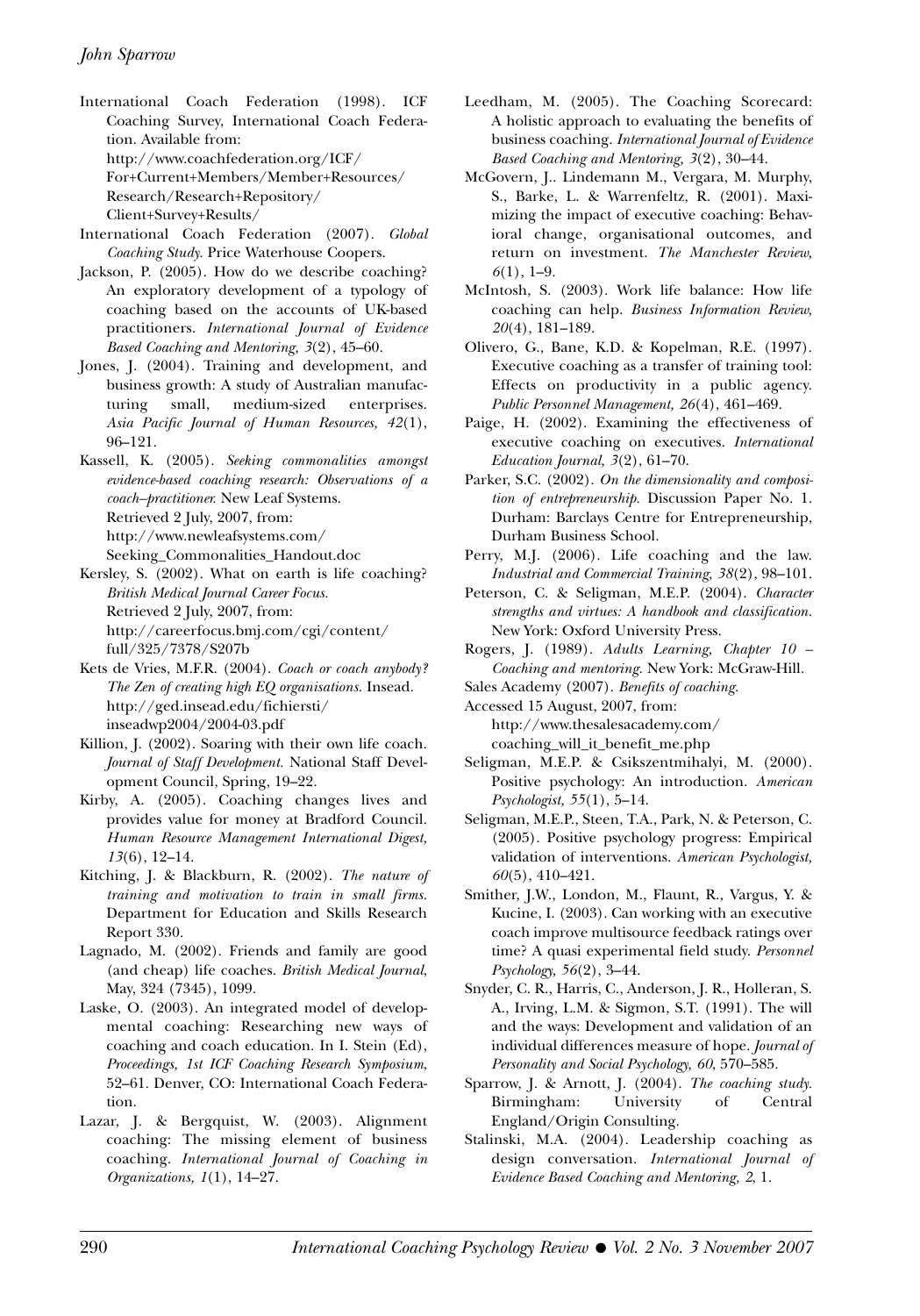International Coach Federation (1998). ICF Coaching Survey, International Coach Federation. Available from: http://www.coachfederation.org/ICF/For+Current+Members/Member+Resources/Research/Research+Repository/Client+Survey+Results/

International Coach Federation (2007). *Global Coaching Study.* Price Waterhouse Coopers.

Jackson, P. (2005). How do we describe coaching? An exploratory development of a typology of coaching based on the accounts of UK-based practitioners. *International Journal of Evidence Based Coaching and Mentoring, 3*(2), 45–60.

Jones, J. (2004). Training and development, and business growth: A study of Australian manufacturing small, medium-sized enterprises. *Asia Pacific Journal of Human Resources, 42*(1), 96–121.

Kassell, K. (2005). *Seeking commonalities amongst evidence-based coaching research: Observations of a coach–practitioner.* New Leaf Systems. Retrieved 2 July, 2007, from: http://www.newleafsystems.com/Seeking_Commonalities_Handout.doc

Kersley, S. (2002). What on earth is life coaching? *British Medical Journal Career Focus.* Retrieved 2 July, 2007, from: http://careerfocus.bmj.com/cgi/content/full/325/7378/S207b

Kets de Vries, M.F.R. (2004). *Coach or coach anybody? The Zen of creating high EQ organisations.* Insead. http://ged.insead.edu/fichiersti/inseadwp2004/2004-03.pdf

Killion, J. (2002). Soaring with their own life coach. *Journal of Staff Development.* National Staff Development Council, Spring, 19–22.

Kirby, A. (2005). Coaching changes lives and provides value for money at Bradford Council. *Human Resource Management International Digest, 13*(6), 12–14.

Kitching, J. & Blackburn, R. (2002). *The nature of training and motivation to train in small firms.* Department for Education and Skills Research Report 330.

Lagnado, M. (2002). Friends and family are good (and cheap) life coaches. *British Medical Journal*, May, 324 (7345), 1099.

Laske, O. (2003). An integrated model of developmental coaching: Researching new ways of coaching and coach education. In I. Stein (Ed), *Proceedings, 1st ICF Coaching Research Symposium*, 52–61. Denver, CO: International Coach Federation.

Lazar, J. & Bergquist, W. (2003). Alignment coaching: The missing element of business coaching. *International Journal of Coaching in Organizations, 1*(1), 14–27.

Leedham, M. (2005). The Coaching Scorecard: A holistic approach to evaluating the benefits of business coaching. *International Journal of Evidence Based Coaching and Mentoring, 3*(2), 30–44.

McGovern, J.. Lindemann M., Vergara, M. Murphy, S., Barke, L. & Warrenfeltz, R. (2001). Maximizing the impact of executive coaching: Behavioral change, organisational outcomes, and return on investment. *The Manchester Review, 6*(1), 1–9.

McIntosh, S. (2003). Work life balance: How life coaching can help. *Business Information Review, 20*(4), 181–189.

Olivero, G., Bane, K.D. & Kopelman, R.E. (1997). Executive coaching as a transfer of training tool: Effects on productivity in a public agency. *Public Personnel Management, 26*(4), 461–469.

Paige, H. (2002). Examining the effectiveness of executive coaching on executives. *International Education Journal, 3*(2), 61–70.

Parker, S.C. (2002). *On the dimensionality and composition of entrepreneurship.* Discussion Paper No. 1. Durham: Barclays Centre for Entrepreneurship, Durham Business School.

Perry, M.J. (2006). Life coaching and the law. *Industrial and Commercial Training, 38*(2), 98–101.

Peterson, C. & Seligman, M.E.P. (2004). *Character strengths and virtues: A handbook and classification.* New York: Oxford University Press.

Rogers, J. (1989). *Adults Learning, Chapter 10 – Coaching and mentoring.* New York: McGraw-Hill.

Sales Academy (2007). *Benefits of coaching.* Accessed 15 August, 2007, from: http://www.thesalesacademy.com/coaching_will_it_benefit_me.php

Seligman, M.E.P. & Csikszentmihalyi, M. (2000). Positive psychology: An introduction. *American Psychologist, 55*(1), 5–14.

Seligman, M.E.P., Steen, T.A., Park, N. & Peterson, C. (2005). Positive psychology progress: Empirical validation of interventions. *American Psychologist, 60*(5), 410–421.

Smither, J.W., London, M., Flaunt, R., Vargus, Y. & Kucine, I. (2003). Can working with an executive coach improve multisource feedback ratings over time? A quasi experimental field study. *Personnel Psychology, 56*(2), 3–44.

Snyder, C. R., Harris, C., Anderson, J. R., Holleran, S. A., Irving, L.M. & Sigmon, S.T. (1991). The will and the ways: Development and validation of an individual differences measure of hope. *Journal of Personality and Social Psychology, 60*, 570–585.

Sparrow, J. & Arnott, J. (2004). *The coaching study.* Birmingham: University of Central England/Origin Consulting.

Stalinski, M.A. (2004). Leadership coaching as design conversation. *International Journal of Evidence Based Coaching and Mentoring, 2*, 1.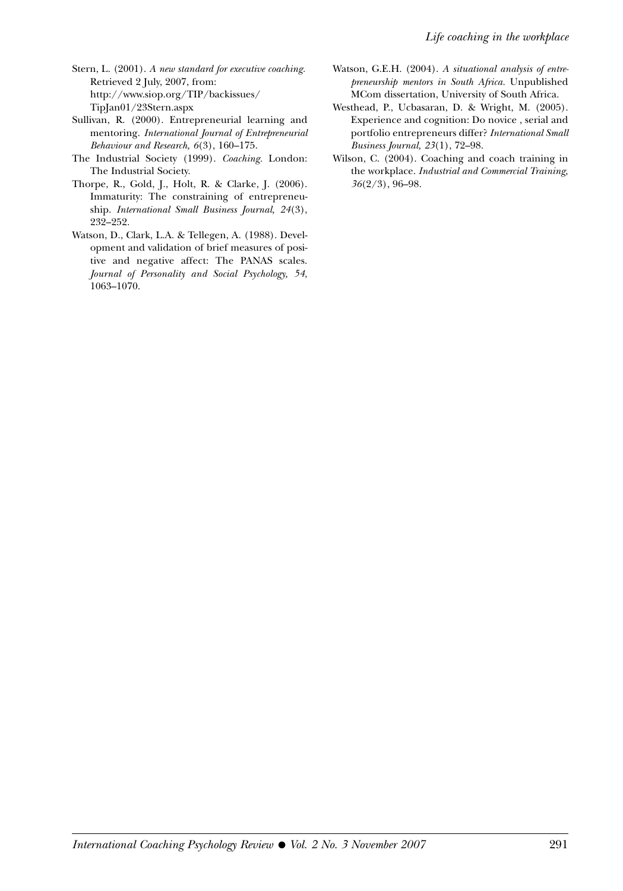Stern, L. (2001). *A new standard for executive coaching.* Retrieved 2 July, 2007, from: http://www.siop.org/TIP/backissues/TipJan01/23Stern.aspx

Sullivan, R. (2000). Entrepreneurial learning and mentoring. *International Journal of Entrepreneurial Behaviour and Research, 6*(3), 160–175.

The Industrial Society (1999). *Coaching.* London: The Industrial Society.

Thorpe, R., Gold, J., Holt, R. & Clarke, J. (2006). Immaturity: The constraining of entrepreneuship. *International Small Business Journal, 24*(3), 232–252.

Watson, D., Clark, L.A. & Tellegen, A. (1988). Development and validation of brief measures of positive and negative affect: The PANAS scales. *Journal of Personality and Social Psychology, 54*, 1063–1070.

Watson, G.E.H. (2004). *A situational analysis of entrepreneurship mentors in South Africa.* Unpublished MCom dissertation, University of South Africa.

Westhead, P., Ucbasaran, D. & Wright, M. (2005). Experience and cognition: Do novice , serial and portfolio entrepreneurs differ? *International Small Business Journal, 23*(1), 72–98.

Wilson, C. (2004). Coaching and coach training in the workplace. *Industrial and Commercial Training, 36*(2/3), 96–98.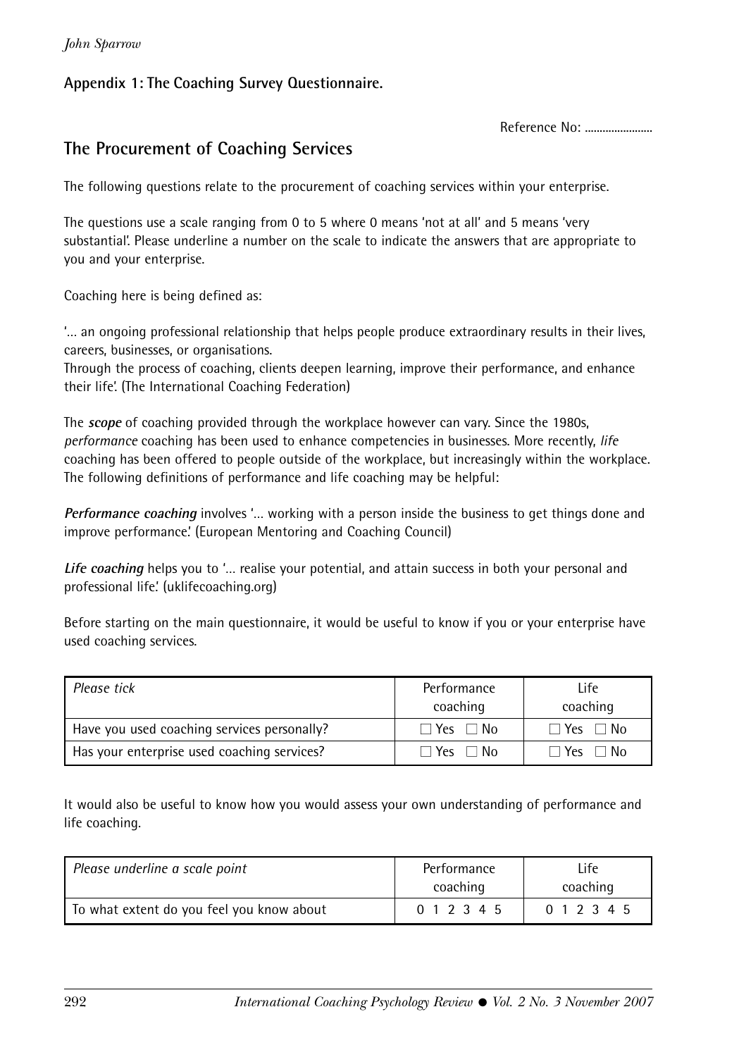**Appendix 1: The Coaching Survey Questionnaire.**

Reference No: .......................

## The Procurement of Coaching Services

The following questions relate to the procurement of coaching services within your enterprise.

The questions use a scale ranging from 0 to 5 where 0 means 'not at all' and 5 means 'very substantial'. Please underline a number on the scale to indicate the answers that are appropriate to you and your enterprise.

Coaching here is being defined as:

'... an ongoing professional relationship that helps people produce extraordinary results in their lives, careers, businesses, or organisations.
Through the process of coaching, clients deepen learning, improve their performance, and enhance their life'. (The International Coaching Federation)

The ***scope*** of coaching provided through the workplace however can vary. Since the 1980s, *performance* coaching has been used to enhance competencies in businesses. More recently, *life* coaching has been offered to people outside of the workplace, but increasingly within the workplace. The following definitions of performance and life coaching may be helpful:

***Performance coaching*** involves '... working with a person inside the business to get things done and improve performance'. (European Mentoring and Coaching Council)

***Life coaching*** helps you to '... realise your potential, and attain success in both your personal and professional life'. (uklifecoaching.org)

Before starting on the main questionnaire, it would be useful to know if you or your enterprise have used coaching services.

| *Please tick* | Performance coaching | Life coaching |
|---|---|---|
| Have you used coaching services personally? | ☐ Yes ☐ No | ☐ Yes ☐ No |
| Has your enterprise used coaching services? | ☐ Yes ☐ No | ☐ Yes ☐ No |

It would also be useful to know how you would assess your own understanding of performance and life coaching.

| *Please underline a scale point* | Performance coaching | Life coaching |
|---|---|---|
| To what extent do you feel you know about | 0 1 2 3 4 5 | 0 1 2 3 4 5 |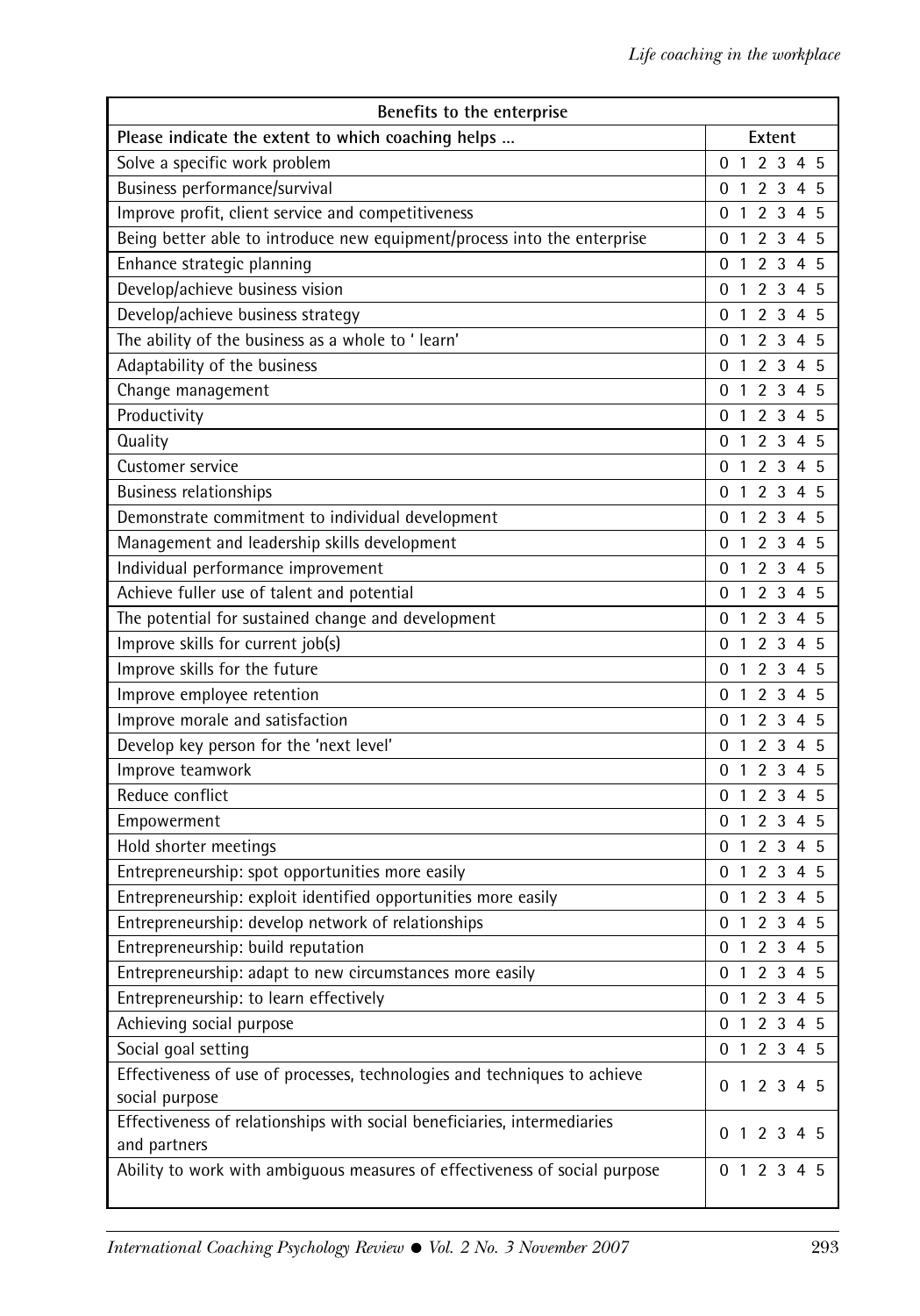| Benefits to the enterprise | |
|---|---|
| **Please indicate the extent to which coaching helps …** | **Extent** |
| Solve a specific work problem | 0 1 2 3 4 5 |
| Business performance/survival | 0 1 2 3 4 5 |
| Improve profit, client service and competitiveness | 0 1 2 3 4 5 |
| Being better able to introduce new equipment/process into the enterprise | 0 1 2 3 4 5 |
| Enhance strategic planning | 0 1 2 3 4 5 |
| Develop/achieve business vision | 0 1 2 3 4 5 |
| Develop/achieve business strategy | 0 1 2 3 4 5 |
| The ability of the business as a whole to ' learn' | 0 1 2 3 4 5 |
| Adaptability of the business | 0 1 2 3 4 5 |
| Change management | 0 1 2 3 4 5 |
| Productivity | 0 1 2 3 4 5 |
| Quality | 0 1 2 3 4 5 |
| Customer service | 0 1 2 3 4 5 |
| Business relationships | 0 1 2 3 4 5 |
| Demonstrate commitment to individual development | 0 1 2 3 4 5 |
| Management and leadership skills development | 0 1 2 3 4 5 |
| Individual performance improvement | 0 1 2 3 4 5 |
| Achieve fuller use of talent and potential | 0 1 2 3 4 5 |
| The potential for sustained change and development | 0 1 2 3 4 5 |
| Improve skills for current job(s) | 0 1 2 3 4 5 |
| Improve skills for the future | 0 1 2 3 4 5 |
| Improve employee retention | 0 1 2 3 4 5 |
| Improve morale and satisfaction | 0 1 2 3 4 5 |
| Develop key person for the 'next level' | 0 1 2 3 4 5 |
| Improve teamwork | 0 1 2 3 4 5 |
| Reduce conflict | 0 1 2 3 4 5 |
| Empowerment | 0 1 2 3 4 5 |
| Hold shorter meetings | 0 1 2 3 4 5 |
| Entrepreneurship: spot opportunities more easily | 0 1 2 3 4 5 |
| Entrepreneurship: exploit identified opportunities more easily | 0 1 2 3 4 5 |
| Entrepreneurship: develop network of relationships | 0 1 2 3 4 5 |
| Entrepreneurship: build reputation | 0 1 2 3 4 5 |
| Entrepreneurship: adapt to new circumstances more easily | 0 1 2 3 4 5 |
| Entrepreneurship: to learn effectively | 0 1 2 3 4 5 |
| Achieving social purpose | 0 1 2 3 4 5 |
| Social goal setting | 0 1 2 3 4 5 |
| Effectiveness of use of processes, technologies and techniques to achieve social purpose | 0 1 2 3 4 5 |
| Effectiveness of relationships with social beneficiaries, intermediaries and partners | 0 1 2 3 4 5 |
| Ability to work with ambiguous measures of effectiveness of social purpose | 0 1 2 3 4 5 |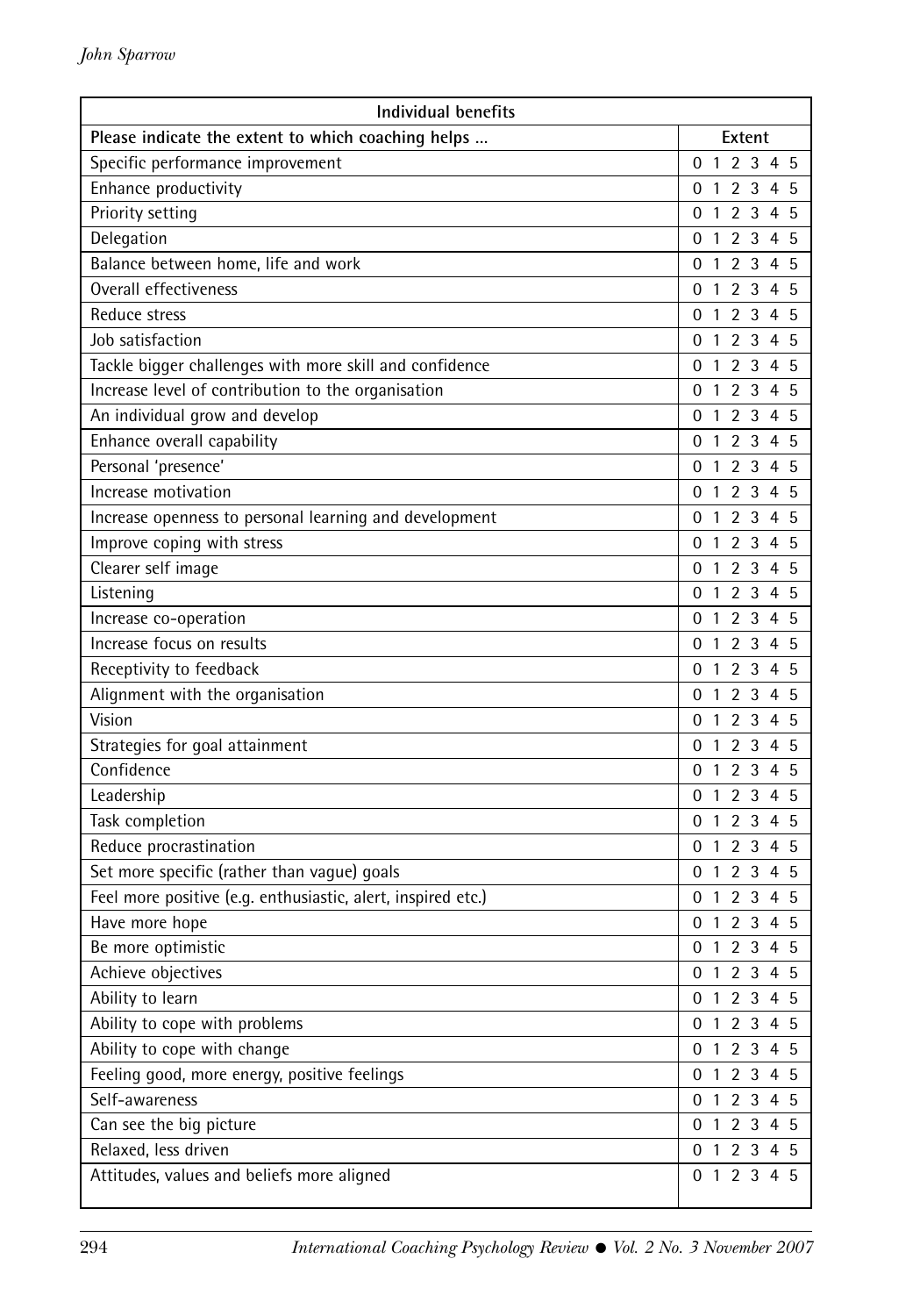| Individual benefits | |
|---|---|
| **Please indicate the extent to which coaching helps …** | **Extent** |
| Specific performance improvement | 0 1 2 3 4 5 |
| Enhance productivity | 0 1 2 3 4 5 |
| Priority setting | 0 1 2 3 4 5 |
| Delegation | 0 1 2 3 4 5 |
| Balance between home, life and work | 0 1 2 3 4 5 |
| Overall effectiveness | 0 1 2 3 4 5 |
| Reduce stress | 0 1 2 3 4 5 |
| Job satisfaction | 0 1 2 3 4 5 |
| Tackle bigger challenges with more skill and confidence | 0 1 2 3 4 5 |
| Increase level of contribution to the organisation | 0 1 2 3 4 5 |
| An individual grow and develop | 0 1 2 3 4 5 |
| Enhance overall capability | 0 1 2 3 4 5 |
| Personal 'presence' | 0 1 2 3 4 5 |
| Increase motivation | 0 1 2 3 4 5 |
| Increase openness to personal learning and development | 0 1 2 3 4 5 |
| Improve coping with stress | 0 1 2 3 4 5 |
| Clearer self image | 0 1 2 3 4 5 |
| Listening | 0 1 2 3 4 5 |
| Increase co-operation | 0 1 2 3 4 5 |
| Increase focus on results | 0 1 2 3 4 5 |
| Receptivity to feedback | 0 1 2 3 4 5 |
| Alignment with the organisation | 0 1 2 3 4 5 |
| Vision | 0 1 2 3 4 5 |
| Strategies for goal attainment | 0 1 2 3 4 5 |
| Confidence | 0 1 2 3 4 5 |
| Leadership | 0 1 2 3 4 5 |
| Task completion | 0 1 2 3 4 5 |
| Reduce procrastination | 0 1 2 3 4 5 |
| Set more specific (rather than vague) goals | 0 1 2 3 4 5 |
| Feel more positive (e.g. enthusiastic, alert, inspired etc.) | 0 1 2 3 4 5 |
| Have more hope | 0 1 2 3 4 5 |
| Be more optimistic | 0 1 2 3 4 5 |
| Achieve objectives | 0 1 2 3 4 5 |
| Ability to learn | 0 1 2 3 4 5 |
| Ability to cope with problems | 0 1 2 3 4 5 |
| Ability to cope with change | 0 1 2 3 4 5 |
| Feeling good, more energy, positive feelings | 0 1 2 3 4 5 |
| Self-awareness | 0 1 2 3 4 5 |
| Can see the big picture | 0 1 2 3 4 5 |
| Relaxed, less driven | 0 1 2 3 4 5 |
| Attitudes, values and beliefs more aligned | 0 1 2 3 4 5 |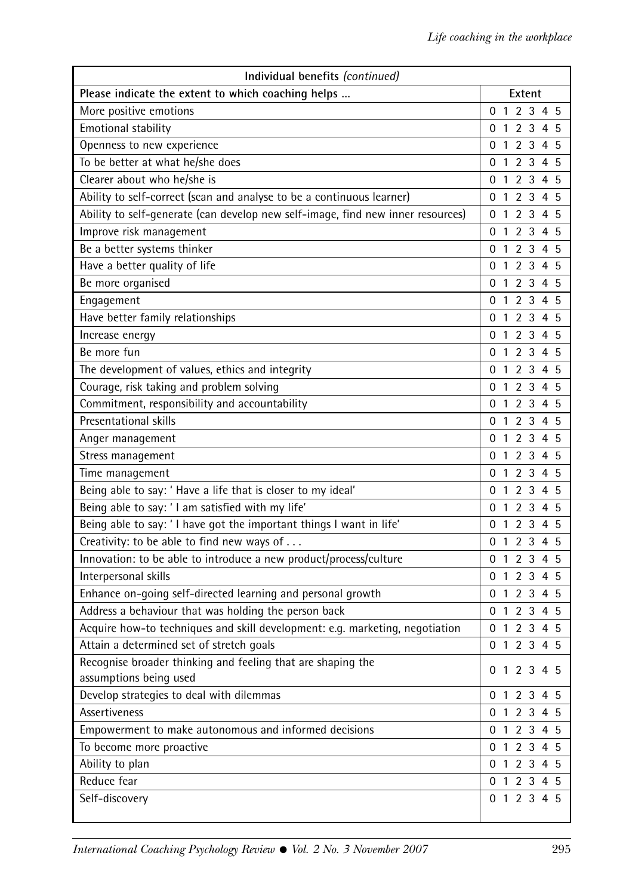| Individual benefits *(continued)* | |
|---|---|
| **Please indicate the extent to which coaching helps …** | **Extent** |
| More positive emotions | 0 1 2 3 4 5 |
| Emotional stability | 0 1 2 3 4 5 |
| Openness to new experience | 0 1 2 3 4 5 |
| To be better at what he/she does | 0 1 2 3 4 5 |
| Clearer about who he/she is | 0 1 2 3 4 5 |
| Ability to self-correct (scan and analyse to be a continuous learner) | 0 1 2 3 4 5 |
| Ability to self-generate (can develop new self-image, find new inner resources) | 0 1 2 3 4 5 |
| Improve risk management | 0 1 2 3 4 5 |
| Be a better systems thinker | 0 1 2 3 4 5 |
| Have a better quality of life | 0 1 2 3 4 5 |
| Be more organised | 0 1 2 3 4 5 |
| Engagement | 0 1 2 3 4 5 |
| Have better family relationships | 0 1 2 3 4 5 |
| Increase energy | 0 1 2 3 4 5 |
| Be more fun | 0 1 2 3 4 5 |
| The development of values, ethics and integrity | 0 1 2 3 4 5 |
| Courage, risk taking and problem solving | 0 1 2 3 4 5 |
| Commitment, responsibility and accountability | 0 1 2 3 4 5 |
| Presentational skills | 0 1 2 3 4 5 |
| Anger management | 0 1 2 3 4 5 |
| Stress management | 0 1 2 3 4 5 |
| Time management | 0 1 2 3 4 5 |
| Being able to say: ' Have a life that is closer to my ideal' | 0 1 2 3 4 5 |
| Being able to say: ' I am satisfied with my life' | 0 1 2 3 4 5 |
| Being able to say: ' I have got the important things I want in life' | 0 1 2 3 4 5 |
| Creativity: to be able to find new ways of . . . | 0 1 2 3 4 5 |
| Innovation: to be able to introduce a new product/process/culture | 0 1 2 3 4 5 |
| Interpersonal skills | 0 1 2 3 4 5 |
| Enhance on-going self-directed learning and personal growth | 0 1 2 3 4 5 |
| Address a behaviour that was holding the person back | 0 1 2 3 4 5 |
| Acquire how-to techniques and skill development: e.g. marketing, negotiation | 0 1 2 3 4 5 |
| Attain a determined set of stretch goals | 0 1 2 3 4 5 |
| Recognise broader thinking and feeling that are shaping the assumptions being used | 0 1 2 3 4 5 |
| Develop strategies to deal with dilemmas | 0 1 2 3 4 5 |
| Assertiveness | 0 1 2 3 4 5 |
| Empowerment to make autonomous and informed decisions | 0 1 2 3 4 5 |
| To become more proactive | 0 1 2 3 4 5 |
| Ability to plan | 0 1 2 3 4 5 |
| Reduce fear | 0 1 2 3 4 5 |
| Self-discovery | 0 1 2 3 4 5 |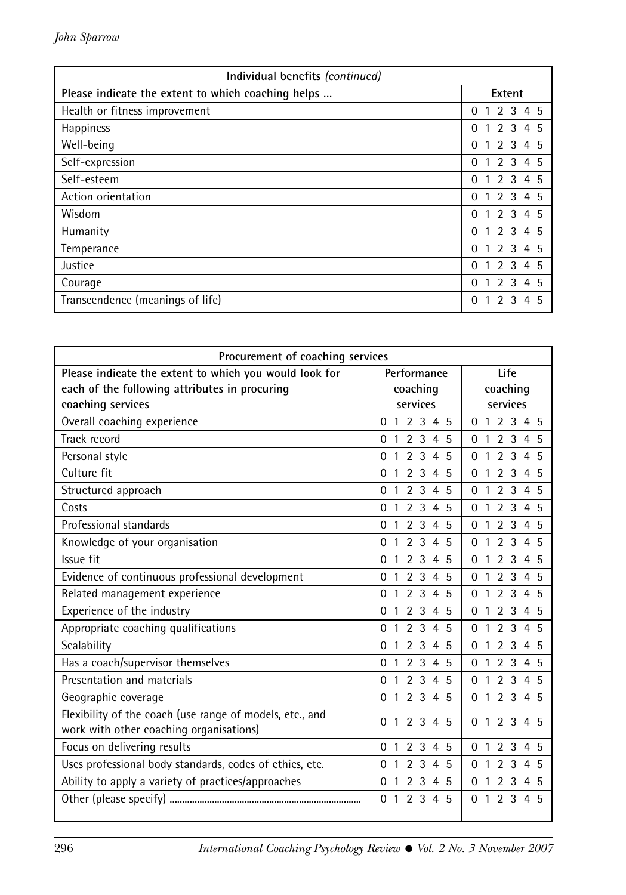| Individual benefits *(continued)* | |
|---|---|
| **Please indicate the extent to which coaching helps ...** | **Extent** |
| Health or fitness improvement | 0 1 2 3 4 5 |
| Happiness | 0 1 2 3 4 5 |
| Well-being | 0 1 2 3 4 5 |
| Self-expression | 0 1 2 3 4 5 |
| Self-esteem | 0 1 2 3 4 5 |
| Action orientation | 0 1 2 3 4 5 |
| Wisdom | 0 1 2 3 4 5 |
| Humanity | 0 1 2 3 4 5 |
| Temperance | 0 1 2 3 4 5 |
| Justice | 0 1 2 3 4 5 |
| Courage | 0 1 2 3 4 5 |
| Transcendence (meanings of life) | 0 1 2 3 4 5 |

| Procurement of coaching services | | |
|---|---|---|
| **Please indicate the extent to which you would look for each of the following attributes in procuring coaching services** | **Performance coaching services** | **Life coaching services** |
| Overall coaching experience | 0 1 2 3 4 5 | 0 1 2 3 4 5 |
| Track record | 0 1 2 3 4 5 | 0 1 2 3 4 5 |
| Personal style | 0 1 2 3 4 5 | 0 1 2 3 4 5 |
| Culture fit | 0 1 2 3 4 5 | 0 1 2 3 4 5 |
| Structured approach | 0 1 2 3 4 5 | 0 1 2 3 4 5 |
| Costs | 0 1 2 3 4 5 | 0 1 2 3 4 5 |
| Professional standards | 0 1 2 3 4 5 | 0 1 2 3 4 5 |
| Knowledge of your organisation | 0 1 2 3 4 5 | 0 1 2 3 4 5 |
| Issue fit | 0 1 2 3 4 5 | 0 1 2 3 4 5 |
| Evidence of continuous professional development | 0 1 2 3 4 5 | 0 1 2 3 4 5 |
| Related management experience | 0 1 2 3 4 5 | 0 1 2 3 4 5 |
| Experience of the industry | 0 1 2 3 4 5 | 0 1 2 3 4 5 |
| Appropriate coaching qualifications | 0 1 2 3 4 5 | 0 1 2 3 4 5 |
| Scalability | 0 1 2 3 4 5 | 0 1 2 3 4 5 |
| Has a coach/supervisor themselves | 0 1 2 3 4 5 | 0 1 2 3 4 5 |
| Presentation and materials | 0 1 2 3 4 5 | 0 1 2 3 4 5 |
| Geographic coverage | 0 1 2 3 4 5 | 0 1 2 3 4 5 |
| Flexibility of the coach (use range of models, etc., and work with other coaching organisations) | 0 1 2 3 4 5 | 0 1 2 3 4 5 |
| Focus on delivering results | 0 1 2 3 4 5 | 0 1 2 3 4 5 |
| Uses professional body standards, codes of ethics, etc. | 0 1 2 3 4 5 | 0 1 2 3 4 5 |
| Ability to apply a variety of practices/approaches | 0 1 2 3 4 5 | 0 1 2 3 4 5 |
| Other (please specify) ............................................................................ | 0 1 2 3 4 5 | 0 1 2 3 4 5 |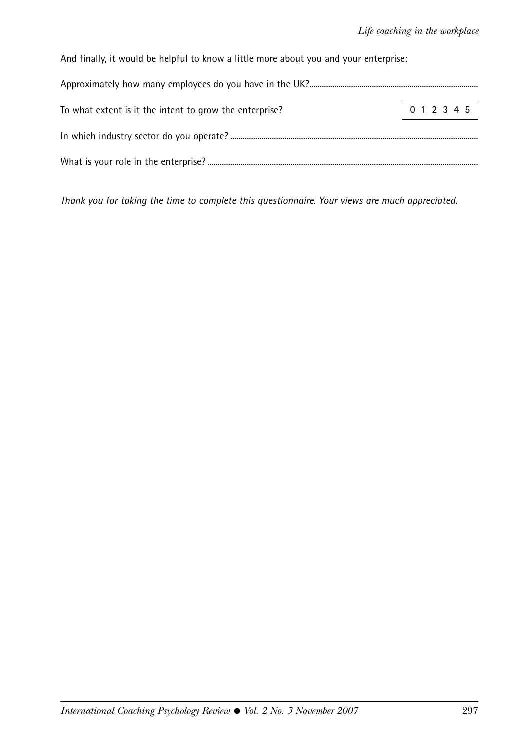And finally, it would be helpful to know a little more about you and your enterprise:

Approximately how many employees do you have in the UK?................................................................................

To what extent is it the intent to grow the enterprise? 0 1 2 3 4 5

In which industry sector do you operate? .......................................................................................................................

What is your role in the enterprise? .................................................................................................................................

*Thank you for taking the time to complete this questionnaire. Your views are much appreciated.*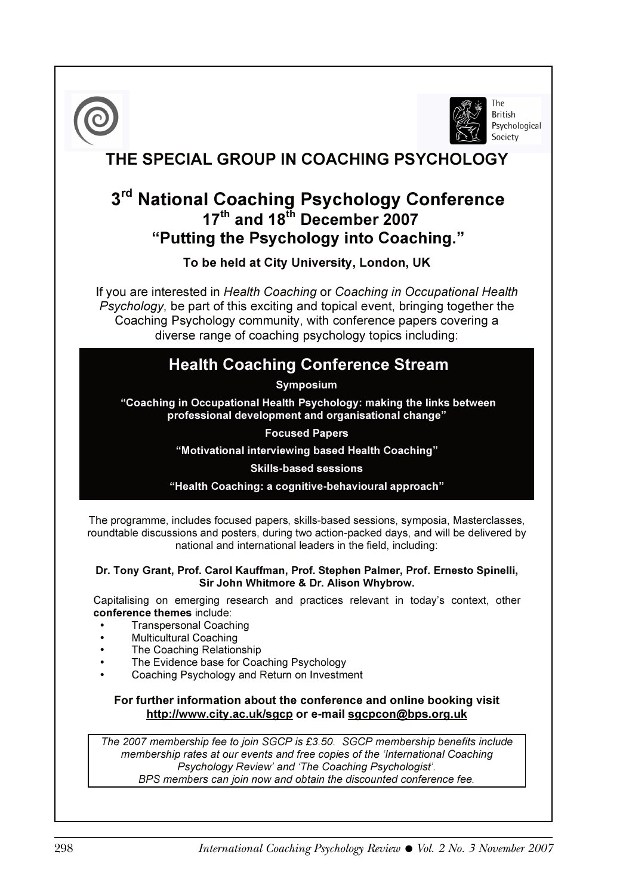The British Psychological Society

# THE SPECIAL GROUP IN COACHING PSYCHOLOGY

## 3rd National Coaching Psychology Conference 17th and 18th December 2007 "Putting the Psychology into Coaching."

**To be held at City University, London, UK**

If you are interested in *Health Coaching* or *Coaching in Occupational Health Psychology*, be part of this exciting and topical event, bringing together the Coaching Psychology community, with conference papers covering a diverse range of coaching psychology topics including:

### Health Coaching Conference Stream

**Symposium**

**"Coaching in Occupational Health Psychology: making the links between professional development and organisational change"**

**Focused Papers**

**"Motivational interviewing based Health Coaching"**

**Skills-based sessions**

**"Health Coaching: a cognitive-behavioural approach"**

The programme, includes focused papers, skills-based sessions, symposia, Masterclasses, roundtable discussions and posters, during two action-packed days, and will be delivered by national and international leaders in the field, including:

**Dr. Tony Grant, Prof. Carol Kauffman, Prof. Stephen Palmer, Prof. Ernesto Spinelli, Sir John Whitmore & Dr. Alison Whybrow.**

Capitalising on emerging research and practices relevant in today's context, other **conference themes** include:

- Transpersonal Coaching
- Multicultural Coaching
- The Coaching Relationship
- The Evidence base for Coaching Psychology
- Coaching Psychology and Return on Investment

**For further information about the conference and online booking visit http://www.city.ac.uk/sgcp or e-mail sgcpcon@bps.org.uk**

*The 2007 membership fee to join SGCP is £3.50. SGCP membership benefits include membership rates at our events and free copies of the 'International Coaching Psychology Review' and 'The Coaching Psychologist'. BPS members can join now and obtain the discounted conference fee.*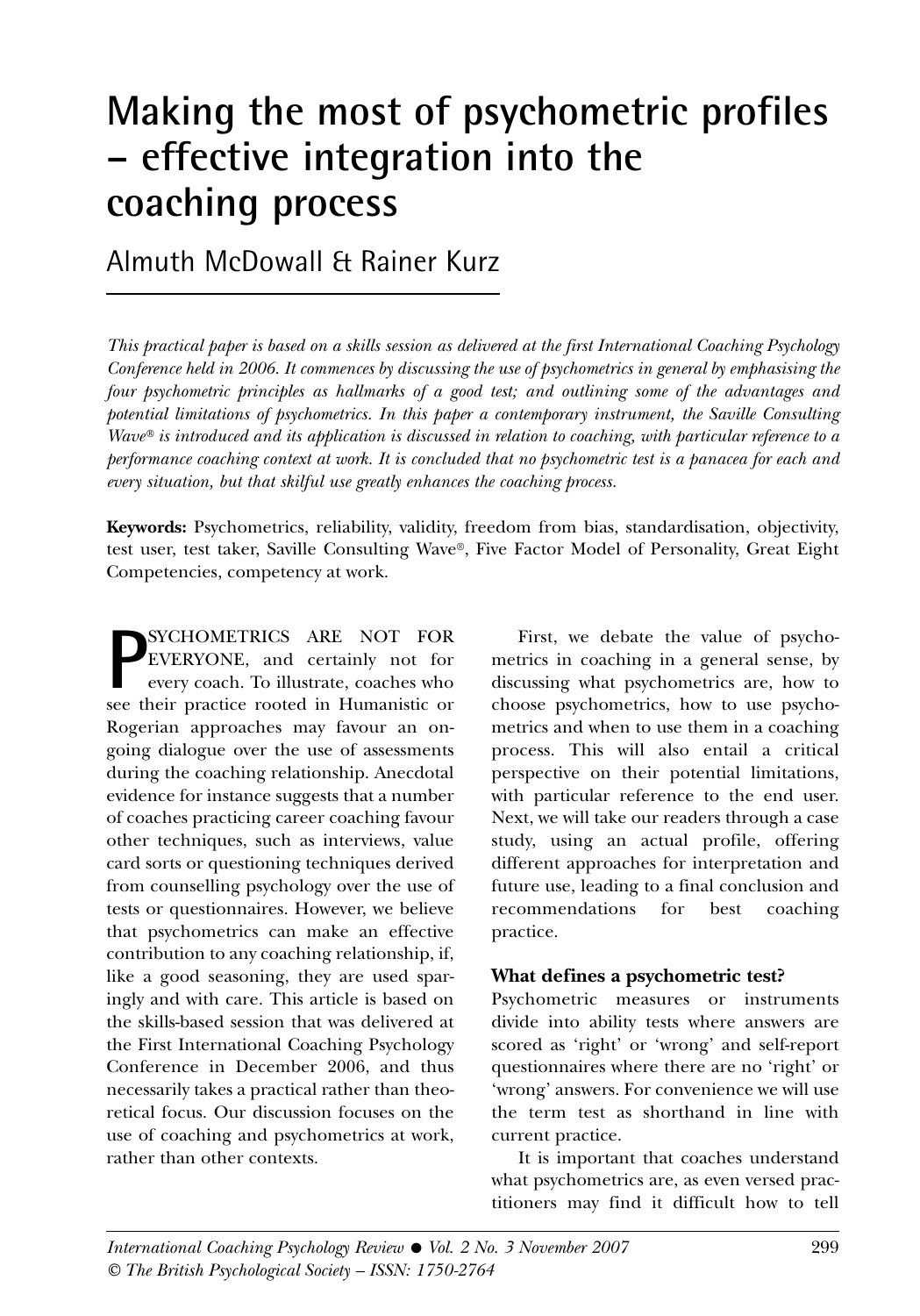# Making the most of psychometric profiles – effective integration into the coaching process

Almuth McDowall & Rainer Kurz

*This practical paper is based on a skills session as delivered at the first International Coaching Psychology Conference held in 2006. It commences by discussing the use of psychometrics in general by emphasising the four psychometric principles as hallmarks of a good test; and outlining some of the advantages and potential limitations of psychometrics. In this paper a contemporary instrument, the Saville Consulting Wave® is introduced and its application is discussed in relation to coaching, with particular reference to a performance coaching context at work. It is concluded that no psychometric test is a panacea for each and every situation, but that skilful use greatly enhances the coaching process.*

**Keywords:** Psychometrics, reliability, validity, freedom from bias, standardisation, objectivity, test user, test taker, Saville Consulting Wave®, Five Factor Model of Personality, Great Eight Competencies, competency at work.

PSYCHOMETRICS ARE NOT FOR EVERYONE, and certainly not for every coach. To illustrate, coaches who see their practice rooted in Humanistic or Rogerian approaches may favour an ongoing dialogue over the use of assessments during the coaching relationship. Anecdotal evidence for instance suggests that a number of coaches practicing career coaching favour other techniques, such as interviews, value card sorts or questioning techniques derived from counselling psychology over the use of tests or questionnaires. However, we believe that psychometrics can make an effective contribution to any coaching relationship, if, like a good seasoning, they are used sparingly and with care. This article is based on the skills-based session that was delivered at the First International Coaching Psychology Conference in December 2006, and thus necessarily takes a practical rather than theoretical focus. Our discussion focuses on the use of coaching and psychometrics at work, rather than other contexts.

First, we debate the value of psychometrics in coaching in a general sense, by discussing what psychometrics are, how to choose psychometrics, how to use psychometrics and when to use them in a coaching process. This will also entail a critical perspective on their potential limitations, with particular reference to the end user. Next, we will take our readers through a case study, using an actual profile, offering different approaches for interpretation and future use, leading to a final conclusion and recommendations for best coaching practice.

### What defines a psychometric test?

Psychometric measures or instruments divide into ability tests where answers are scored as 'right' or 'wrong' and self-report questionnaires where there are no 'right' or 'wrong' answers. For convenience we will use the term test as shorthand in line with current practice.

It is important that coaches understand what psychometrics are, as even versed practitioners may find it difficult how to tell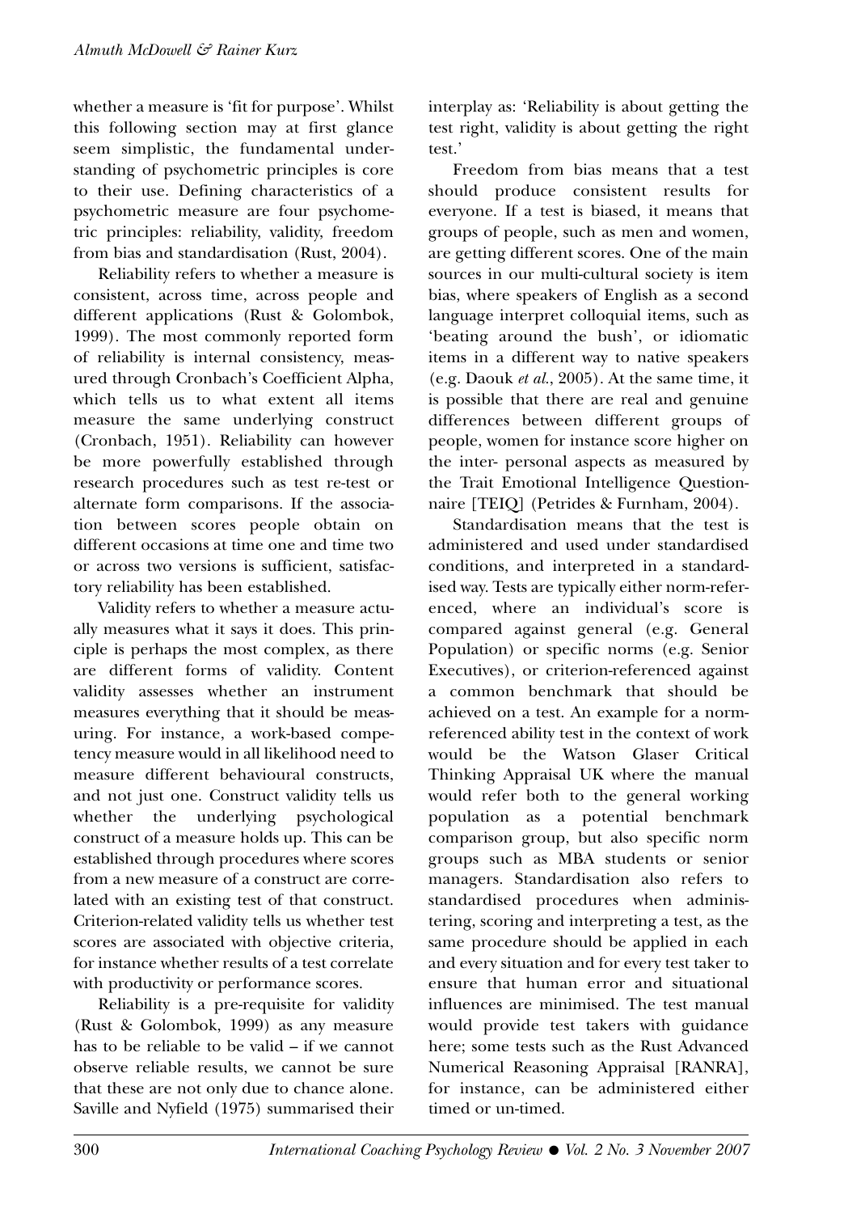whether a measure is 'fit for purpose'. Whilst this following section may at first glance seem simplistic, the fundamental understanding of psychometric principles is core to their use. Defining characteristics of a psychometric measure are four psychometric principles: reliability, validity, freedom from bias and standardisation (Rust, 2004).

Reliability refers to whether a measure is consistent, across time, across people and different applications (Rust & Golombok, 1999). The most commonly reported form of reliability is internal consistency, measured through Cronbach's Coefficient Alpha, which tells us to what extent all items measure the same underlying construct (Cronbach, 1951). Reliability can however be more powerfully established through research procedures such as test re-test or alternate form comparisons. If the association between scores people obtain on different occasions at time one and time two or across two versions is sufficient, satisfactory reliability has been established.

Validity refers to whether a measure actually measures what it says it does. This principle is perhaps the most complex, as there are different forms of validity. Content validity assesses whether an instrument measures everything that it should be measuring. For instance, a work-based competency measure would in all likelihood need to measure different behavioural constructs, and not just one. Construct validity tells us whether the underlying psychological construct of a measure holds up. This can be established through procedures where scores from a new measure of a construct are correlated with an existing test of that construct. Criterion-related validity tells us whether test scores are associated with objective criteria, for instance whether results of a test correlate with productivity or performance scores.

Reliability is a pre-requisite for validity (Rust & Golombok, 1999) as any measure has to be reliable to be valid – if we cannot observe reliable results, we cannot be sure that these are not only due to chance alone. Saville and Nyfield (1975) summarised their interplay as: 'Reliability is about getting the test right, validity is about getting the right test.'

Freedom from bias means that a test should produce consistent results for everyone. If a test is biased, it means that groups of people, such as men and women, are getting different scores. One of the main sources in our multi-cultural society is item bias, where speakers of English as a second language interpret colloquial items, such as 'beating around the bush', or idiomatic items in a different way to native speakers (e.g. Daouk *et al.*, 2005). At the same time, it is possible that there are real and genuine differences between different groups of people, women for instance score higher on the inter- personal aspects as measured by the Trait Emotional Intelligence Questionnaire [TEIQ] (Petrides & Furnham, 2004).

Standardisation means that the test is administered and used under standardised conditions, and interpreted in a standardised way. Tests are typically either norm-referenced, where an individual's score is compared against general (e.g. General Population) or specific norms (e.g. Senior Executives), or criterion-referenced against a common benchmark that should be achieved on a test. An example for a norm-referenced ability test in the context of work would be the Watson Glaser Critical Thinking Appraisal UK where the manual would refer both to the general working population as a potential benchmark comparison group, but also specific norm groups such as MBA students or senior managers. Standardisation also refers to standardised procedures when administering, scoring and interpreting a test, as the same procedure should be applied in each and every situation and for every test taker to ensure that human error and situational influences are minimised. The test manual would provide test takers with guidance here; some tests such as the Rust Advanced Numerical Reasoning Appraisal [RANRA], for instance, can be administered either timed or un-timed.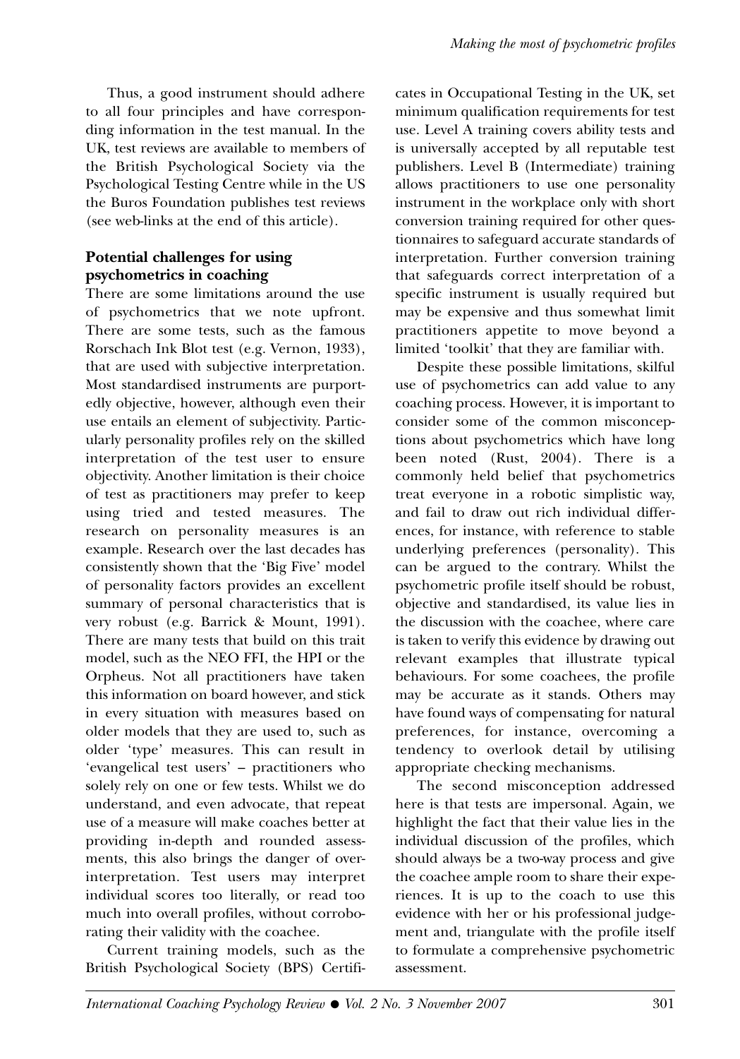Thus, a good instrument should adhere to all four principles and have corresponding information in the test manual. In the UK, test reviews are available to members of the British Psychological Society via the Psychological Testing Centre while in the US the Buros Foundation publishes test reviews (see web-links at the end of this article).

**Potential challenges for using psychometrics in coaching**

There are some limitations around the use of psychometrics that we note upfront. There are some tests, such as the famous Rorschach Ink Blot test (e.g. Vernon, 1933), that are used with subjective interpretation. Most standardised instruments are purportedly objective, however, although even their use entails an element of subjectivity. Particularly personality profiles rely on the skilled interpretation of the test user to ensure objectivity. Another limitation is their choice of test as practitioners may prefer to keep using tried and tested measures. The research on personality measures is an example. Research over the last decades has consistently shown that the 'Big Five' model of personality factors provides an excellent summary of personal characteristics that is very robust (e.g. Barrick & Mount, 1991). There are many tests that build on this trait model, such as the NEO FFI, the HPI or the Orpheus. Not all practitioners have taken this information on board however, and stick in every situation with measures based on older models that they are used to, such as older 'type' measures. This can result in 'evangelical test users' – practitioners who solely rely on one or few tests. Whilst we do understand, and even advocate, that repeat use of a measure will make coaches better at providing in-depth and rounded assessments, this also brings the danger of over-interpretation. Test users may interpret individual scores too literally, or read too much into overall profiles, without corroborating their validity with the coachee.

Current training models, such as the British Psychological Society (BPS) Certificates in Occupational Testing in the UK, set minimum qualification requirements for test use. Level A training covers ability tests and is universally accepted by all reputable test publishers. Level B (Intermediate) training allows practitioners to use one personality instrument in the workplace only with short conversion training required for other questionnaires to safeguard accurate standards of interpretation. Further conversion training that safeguards correct interpretation of a specific instrument is usually required but may be expensive and thus somewhat limit practitioners appetite to move beyond a limited 'toolkit' that they are familiar with.

Despite these possible limitations, skilful use of psychometrics can add value to any coaching process. However, it is important to consider some of the common misconceptions about psychometrics which have long been noted (Rust, 2004). There is a commonly held belief that psychometrics treat everyone in a robotic simplistic way, and fail to draw out rich individual differences, for instance, with reference to stable underlying preferences (personality). This can be argued to the contrary. Whilst the psychometric profile itself should be robust, objective and standardised, its value lies in the discussion with the coachee, where care is taken to verify this evidence by drawing out relevant examples that illustrate typical behaviours. For some coachees, the profile may be accurate as it stands. Others may have found ways of compensating for natural preferences, for instance, overcoming a tendency to overlook detail by utilising appropriate checking mechanisms.

The second misconception addressed here is that tests are impersonal. Again, we highlight the fact that their value lies in the individual discussion of the profiles, which should always be a two-way process and give the coachee ample room to share their experiences. It is up to the coach to use this evidence with her or his professional judgement and, triangulate with the profile itself to formulate a comprehensive psychometric assessment.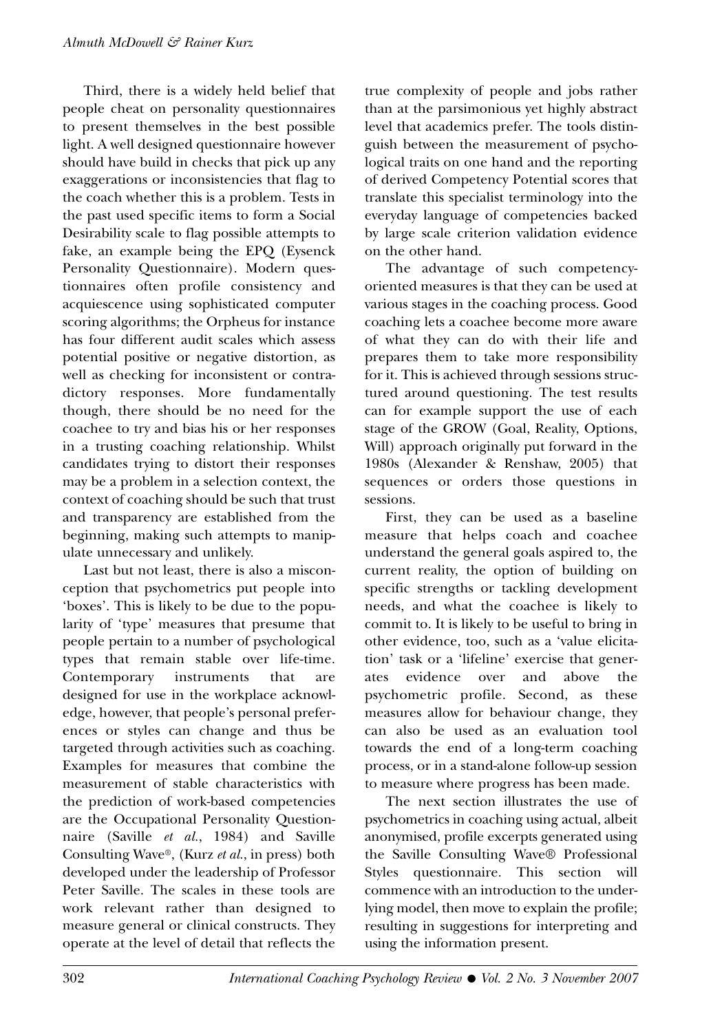Third, there is a widely held belief that people cheat on personality questionnaires to present themselves in the best possible light. A well designed questionnaire however should have build in checks that pick up any exaggerations or inconsistencies that flag to the coach whether this is a problem. Tests in the past used specific items to form a Social Desirability scale to flag possible attempts to fake, an example being the EPQ (Eysenck Personality Questionnaire). Modern questionnaires often profile consistency and acquiescence using sophisticated computer scoring algorithms; the Orpheus for instance has four different audit scales which assess potential positive or negative distortion, as well as checking for inconsistent or contradictory responses. More fundamentally though, there should be no need for the coachee to try and bias his or her responses in a trusting coaching relationship. Whilst candidates trying to distort their responses may be a problem in a selection context, the context of coaching should be such that trust and transparency are established from the beginning, making such attempts to manipulate unnecessary and unlikely.

Last but not least, there is also a misconception that psychometrics put people into 'boxes'. This is likely to be due to the popularity of 'type' measures that presume that people pertain to a number of psychological types that remain stable over life-time. Contemporary instruments that are designed for use in the workplace acknowledge, however, that people's personal preferences or styles can change and thus be targeted through activities such as coaching. Examples for measures that combine the measurement of stable characteristics with the prediction of work-based competencies are the Occupational Personality Questionnaire (Saville *et al.*, 1984) and Saville Consulting Wave®, (Kurz *et al.*, in press) both developed under the leadership of Professor Peter Saville. The scales in these tools are work relevant rather than designed to measure general or clinical constructs. They operate at the level of detail that reflects the true complexity of people and jobs rather than at the parsimonious yet highly abstract level that academics prefer. The tools distinguish between the measurement of psychological traits on one hand and the reporting of derived Competency Potential scores that translate this specialist terminology into the everyday language of competencies backed by large scale criterion validation evidence on the other hand.

The advantage of such competency-oriented measures is that they can be used at various stages in the coaching process. Good coaching lets a coachee become more aware of what they can do with their life and prepares them to take more responsibility for it. This is achieved through sessions structured around questioning. The test results can for example support the use of each stage of the GROW (Goal, Reality, Options, Will) approach originally put forward in the 1980s (Alexander & Renshaw, 2005) that sequences or orders those questions in sessions.

First, they can be used as a baseline measure that helps coach and coachee understand the general goals aspired to, the current reality, the option of building on specific strengths or tackling development needs, and what the coachee is likely to commit to. It is likely to be useful to bring in other evidence, too, such as a 'value elicitation' task or a 'lifeline' exercise that generates evidence over and above the psychometric profile. Second, as these measures allow for behaviour change, they can also be used as an evaluation tool towards the end of a long-term coaching process, or in a stand-alone follow-up session to measure where progress has been made.

The next section illustrates the use of psychometrics in coaching using actual, albeit anonymised, profile excerpts generated using the Saville Consulting Wave® Professional Styles questionnaire. This section will commence with an introduction to the underlying model, then move to explain the profile; resulting in suggestions for interpreting and using the information present.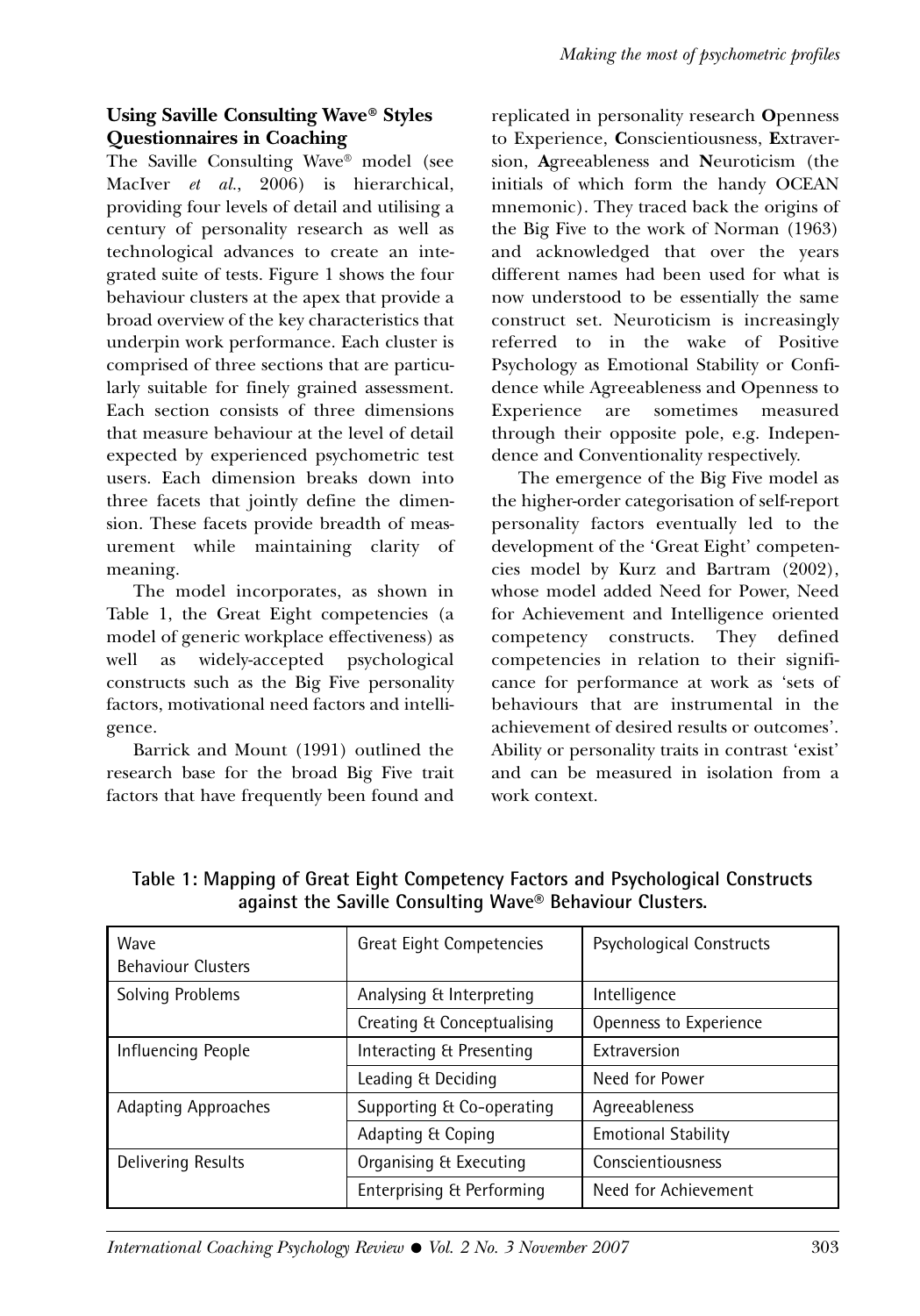### Using Saville Consulting Wave® Styles Questionnaires in Coaching

The Saville Consulting Wave® model (see MacIver *et al.*, 2006) is hierarchical, providing four levels of detail and utilising a century of personality research as well as technological advances to create an integrated suite of tests. Figure 1 shows the four behaviour clusters at the apex that provide a broad overview of the key characteristics that underpin work performance. Each cluster is comprised of three sections that are particularly suitable for finely grained assessment. Each section consists of three dimensions that measure behaviour at the level of detail expected by experienced psychometric test users. Each dimension breaks down into three facets that jointly define the dimension. These facets provide breadth of measurement while maintaining clarity of meaning.

The model incorporates, as shown in Table 1, the Great Eight competencies (a model of generic workplace effectiveness) as well as widely-accepted psychological constructs such as the Big Five personality factors, motivational need factors and intelligence.

Barrick and Mount (1991) outlined the research base for the broad Big Five trait factors that have frequently been found and replicated in personality research **O**penness to Experience, **C**onscientiousness, **E**xtraversion, **A**greeableness and **N**euroticism (the initials of which form the handy OCEAN mnemonic). They traced back the origins of the Big Five to the work of Norman (1963) and acknowledged that over the years different names had been used for what is now understood to be essentially the same construct set. Neuroticism is increasingly referred to in the wake of Positive Psychology as Emotional Stability or Confidence while Agreeableness and Openness to Experience are sometimes measured through their opposite pole, e.g. Independence and Conventionality respectively.

The emergence of the Big Five model as the higher-order categorisation of self-report personality factors eventually led to the development of the 'Great Eight' competencies model by Kurz and Bartram (2002), whose model added Need for Power, Need for Achievement and Intelligence oriented competency constructs. They defined competencies in relation to their significance for performance at work as 'sets of behaviours that are instrumental in the achievement of desired results or outcomes'. Ability or personality traits in contrast 'exist' and can be measured in isolation from a work context.

**Table 1: Mapping of Great Eight Competency Factors and Psychological Constructs against the Saville Consulting Wave® Behaviour Clusters.**

| Wave Behaviour Clusters | Great Eight Competencies | Psychological Constructs |
|---|---|---|
| Solving Problems | Analysing & Interpreting | Intelligence |
| | Creating & Conceptualising | Openness to Experience |
| Influencing People | Interacting & Presenting | Extraversion |
| | Leading & Deciding | Need for Power |
| Adapting Approaches | Supporting & Co-operating | Agreeableness |
| | Adapting & Coping | Emotional Stability |
| Delivering Results | Organising & Executing | Conscientiousness |
| | Enterprising & Performing | Need for Achievement |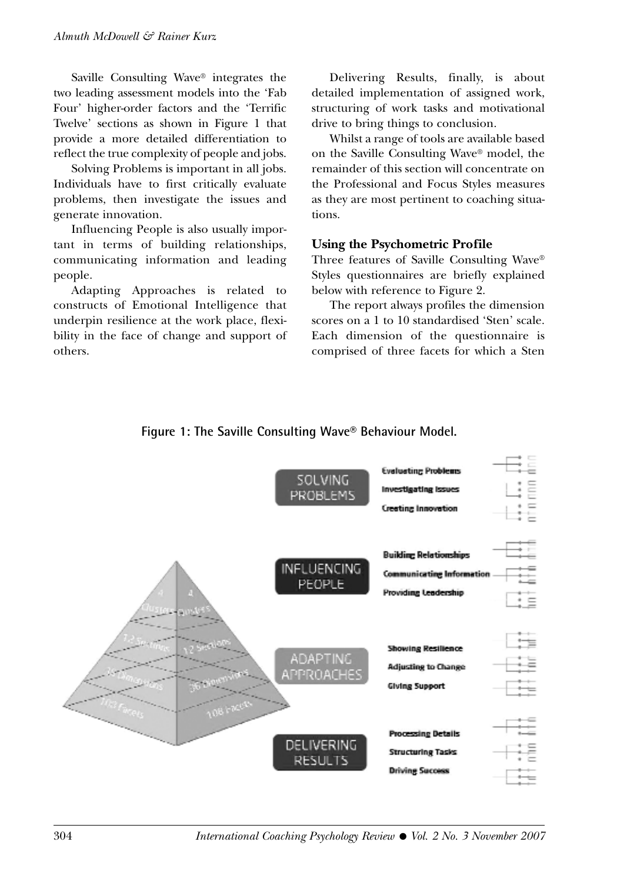Saville Consulting Wave® integrates the two leading assessment models into the 'Fab Four' higher-order factors and the 'Terrific Twelve' sections as shown in Figure 1 that provide a more detailed differentiation to reflect the true complexity of people and jobs.

Solving Problems is important in all jobs. Individuals have to first critically evaluate problems, then investigate the issues and generate innovation.

Influencing People is also usually important in terms of building relationships, communicating information and leading people.

Adapting Approaches is related to constructs of Emotional Intelligence that underpin resilience at the work place, flexibility in the face of change and support of others.

Delivering Results, finally, is about detailed implementation of assigned work, structuring of work tasks and motivational drive to bring things to conclusion.

Whilst a range of tools are available based on the Saville Consulting Wave® model, the remainder of this section will concentrate on the Professional and Focus Styles measures as they are most pertinent to coaching situations.

### Using the Psychometric Profile

Three features of Saville Consulting Wave® Styles questionnaires are briefly explained below with reference to Figure 2.

The report always profiles the dimension scores on a 1 to 10 standardised 'Sten' scale. Each dimension of the questionnaire is comprised of three facets for which a Sten

**Figure 1: The Saville Consulting Wave® Behaviour Model.**

- SOLVING PROBLEMS
  - Evaluating Problems
  - Investigating Issues
  - Creating Innovation
- INFLUENCING PEOPLE
  - Building Relationships
  - Communicating Information
  - Providing Leadership
- ADAPTING APPROACHES
  - Showing Resilience
  - Adjusting to Change
  - Giving Support
- DELIVERING RESULTS
  - Processing Details
  - Structuring Tasks
  - Driving Success

4 Clusters / 12 Sections / 36 Dimensions / 108 Facets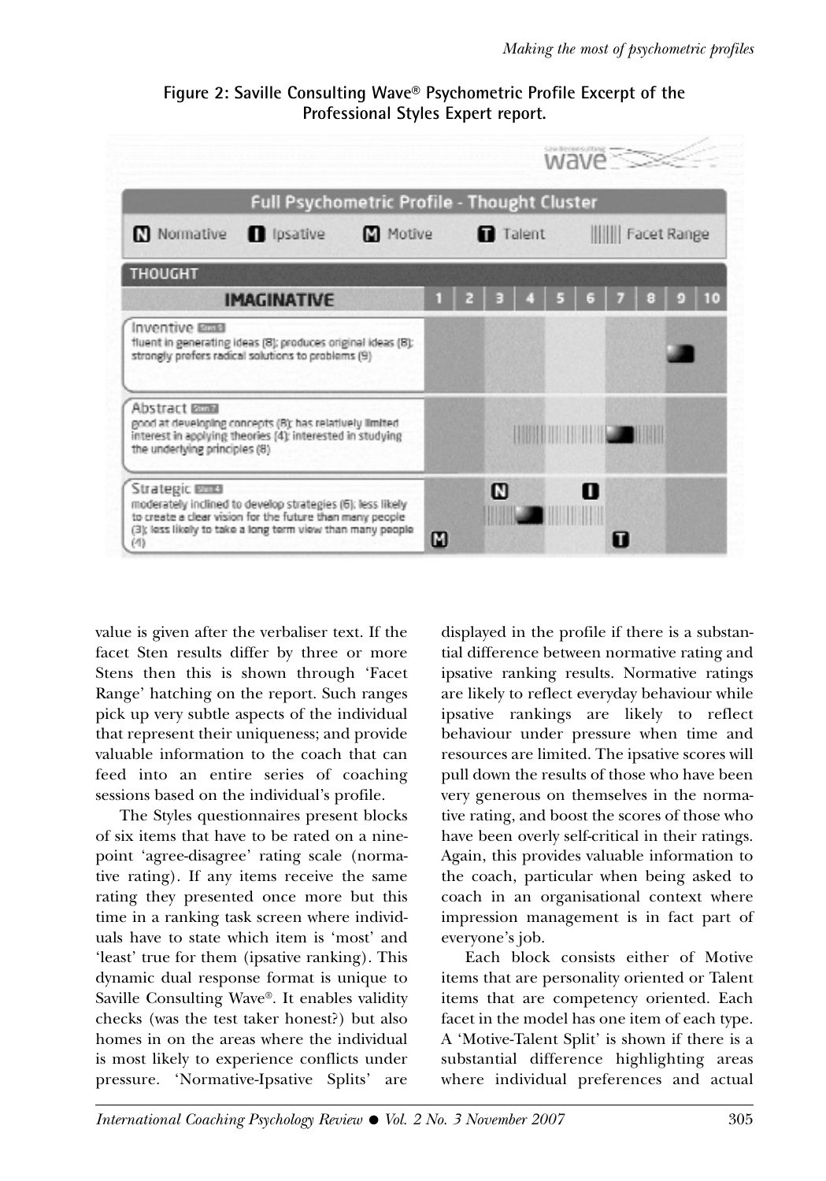**Figure 2: Saville Consulting Wave® Psychometric Profile Excerpt of the Professional Styles Expert report.**

value is given after the verbaliser text. If the facet Sten results differ by three or more Stens then this is shown through 'Facet Range' hatching on the report. Such ranges pick up very subtle aspects of the individual that represent their uniqueness; and provide valuable information to the coach that can feed into an entire series of coaching sessions based on the individual's profile.

The Styles questionnaires present blocks of six items that have to be rated on a nine-point 'agree-disagree' rating scale (normative rating). If any items receive the same rating they presented once more but this time in a ranking task screen where individuals have to state which item is 'most' and 'least' true for them (ipsative ranking). This dynamic dual response format is unique to Saville Consulting Wave®. It enables validity checks (was the test taker honest?) but also homes in on the areas where the individual is most likely to experience conflicts under pressure. 'Normative-Ipsative Splits' are displayed in the profile if there is a substantial difference between normative rating and ipsative ranking results. Normative ratings are likely to reflect everyday behaviour while ipsative rankings are likely to reflect behaviour under pressure when time and resources are limited. The ipsative scores will pull down the results of those who have been very generous on themselves in the normative rating, and boost the scores of those who have been overly self-critical in their ratings. Again, this provides valuable information to the coach, particular when being asked to coach in an organisational context where impression management is in fact part of everyone's job.

Each block consists either of Motive items that are personality oriented or Talent items that are competency oriented. Each facet in the model has one item of each type. A 'Motive-Talent Split' is shown if there is a substantial difference highlighting areas where individual preferences and actual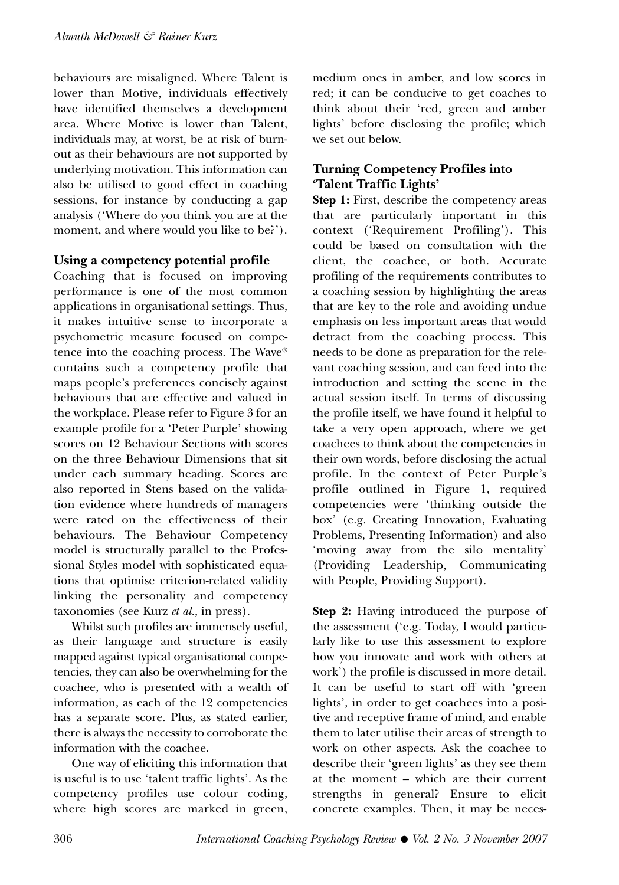behaviours are misaligned. Where Talent is lower than Motive, individuals effectively have identified themselves a development area. Where Motive is lower than Talent, individuals may, at worst, be at risk of burnout as their behaviours are not supported by underlying motivation. This information can also be utilised to good effect in coaching sessions, for instance by conducting a gap analysis ('Where do you think you are at the moment, and where would you like to be?').

### Using a competency potential profile

Coaching that is focused on improving performance is one of the most common applications in organisational settings. Thus, it makes intuitive sense to incorporate a psychometric measure focused on competence into the coaching process. The Wave® contains such a competency profile that maps people's preferences concisely against behaviours that are effective and valued in the workplace. Please refer to Figure 3 for an example profile for a 'Peter Purple' showing scores on 12 Behaviour Sections with scores on the three Behaviour Dimensions that sit under each summary heading. Scores are also reported in Stens based on the validation evidence where hundreds of managers were rated on the effectiveness of their behaviours. The Behaviour Competency model is structurally parallel to the Professional Styles model with sophisticated equations that optimise criterion-related validity linking the personality and competency taxonomies (see Kurz *et al.*, in press).

Whilst such profiles are immensely useful, as their language and structure is easily mapped against typical organisational competencies, they can also be overwhelming for the coachee, who is presented with a wealth of information, as each of the 12 competencies has a separate score. Plus, as stated earlier, there is always the necessity to corroborate the information with the coachee.

One way of eliciting this information that is useful is to use 'talent traffic lights'. As the competency profiles use colour coding, where high scores are marked in green, medium ones in amber, and low scores in red; it can be conducive to get coaches to think about their 'red, green and amber lights' before disclosing the profile; which we set out below.

### Turning Competency Profiles into 'Talent Traffic Lights'

**Step 1:** First, describe the competency areas that are particularly important in this context ('Requirement Profiling'). This could be based on consultation with the client, the coachee, or both. Accurate profiling of the requirements contributes to a coaching session by highlighting the areas that are key to the role and avoiding undue emphasis on less important areas that would detract from the coaching process. This needs to be done as preparation for the relevant coaching session, and can feed into the introduction and setting the scene in the actual session itself. In terms of discussing the profile itself, we have found it helpful to take a very open approach, where we get coachees to think about the competencies in their own words, before disclosing the actual profile. In the context of Peter Purple's profile outlined in Figure 1, required competencies were 'thinking outside the box' (e.g. Creating Innovation, Evaluating Problems, Presenting Information) and also 'moving away from the silo mentality' (Providing Leadership, Communicating with People, Providing Support).

**Step 2:** Having introduced the purpose of the assessment ('e.g. Today, I would particularly like to use this assessment to explore how you innovate and work with others at work') the profile is discussed in more detail. It can be useful to start off with 'green lights', in order to get coachees into a positive and receptive frame of mind, and enable them to later utilise their areas of strength to work on other aspects. Ask the coachee to describe their 'green lights' as they see them at the moment – which are their current strengths in general? Ensure to elicit concrete examples. Then, it may be neces-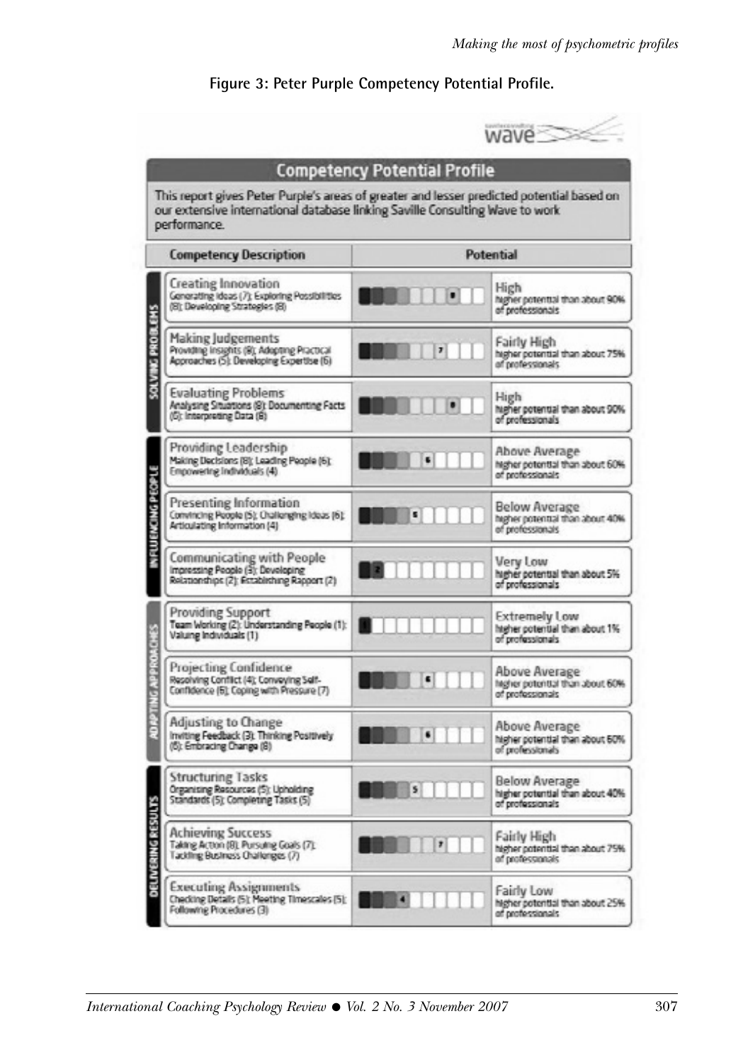**Figure 3: Peter Purple Competency Potential Profile.**

wave

## Competency Potential Profile

This report gives Peter Purple's areas of greater and lesser predicted potential based on our extensive international database linking Saville Consulting Wave to work performance.

| | Competency Description | Potential | |
|---|---|---|---|
| SOLVING PROBLEMS | **Creating Innovation** Generating Ideas (7); Exploring Possibilities (8); Developing Strategies (8) | 8 | High – higher potential than about 90% of professionals |
| | **Making Judgements** Providing Insights (8); Adopting Practical Approaches (5); Developing Expertise (6) | 7 | Fairly High – higher potential than about 75% of professionals |
| | **Evaluating Problems** Analysing Situations (8); Documenting Facts (6); Interpreting Data (8) | 8 | High – higher potential than about 90% of professionals |
| INFLUENCING PEOPLE | **Providing Leadership** Making Decisions (8); Leading People (6); Empowering Individuals (4) | 6 | Above Average – higher potential than about 60% of professionals |
| | **Presenting Information** Convincing People (5); Challenging Ideas (6); Articulating Information (4) | 5 | Below Average – higher potential than about 40% of professionals |
| | **Communicating with People** Impressing People (3); Developing Relationships (2); Establishing Rapport (2) | 2 | Very Low – higher potential than about 5% of professionals |
| ADAPTING APPROACHES | **Providing Support** Team Working (2); Understanding People (1); Valuing Individuals (1) | 1 | Extremely Low – higher potential than about 1% of professionals |
| | **Projecting Confidence** Resolving Conflict (4); Conveying Self-Confidence (6); Coping with Pressure (7) | 6 | Above Average – higher potential than about 60% of professionals |
| | **Adjusting to Change** Inviting Feedback (3); Thinking Positively (6); Embracing Change (8) | 6 | Above Average – higher potential than about 60% of professionals |
| DELIVERING RESULTS | **Structuring Tasks** Organising Resources (5); Upholding Standards (5); Completing Tasks (5) | 5 | Below Average – higher potential than about 40% of professionals |
| | **Achieving Success** Taking Action (8); Pursuing Goals (7); Tackling Business Challenges (7) | 7 | Fairly High – higher potential than about 75% of professionals |
| | **Executing Assignments** Checking Details (5); Meeting Timescales (5); Following Procedures (3) | 4 | Fairly Low – higher potential than about 25% of professionals |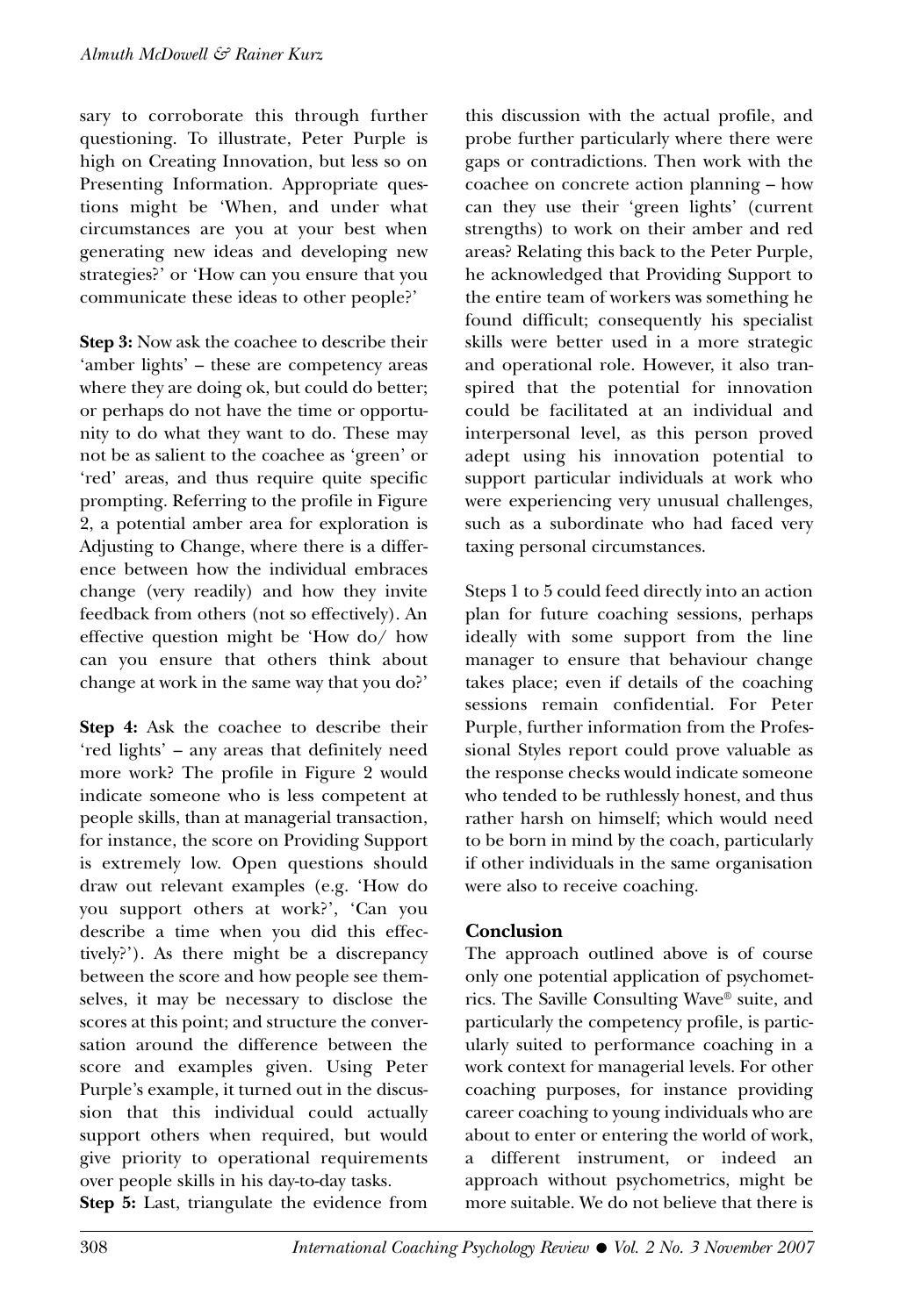sary to corroborate this through further questioning. To illustrate, Peter Purple is high on Creating Innovation, but less so on Presenting Information. Appropriate questions might be 'When, and under what circumstances are you at your best when generating new ideas and developing new strategies?' or 'How can you ensure that you communicate these ideas to other people?'

**Step 3:** Now ask the coachee to describe their 'amber lights' – these are competency areas where they are doing ok, but could do better; or perhaps do not have the time or opportunity to do what they want to do. These may not be as salient to the coachee as 'green' or 'red' areas, and thus require quite specific prompting. Referring to the profile in Figure 2, a potential amber area for exploration is Adjusting to Change, where there is a difference between how the individual embraces change (very readily) and how they invite feedback from others (not so effectively). An effective question might be 'How do/ how can you ensure that others think about change at work in the same way that you do?'

**Step 4:** Ask the coachee to describe their 'red lights' – any areas that definitely need more work? The profile in Figure 2 would indicate someone who is less competent at people skills, than at managerial transaction, for instance, the score on Providing Support is extremely low. Open questions should draw out relevant examples (e.g. 'How do you support others at work?', 'Can you describe a time when you did this effectively?'). As there might be a discrepancy between the score and how people see themselves, it may be necessary to disclose the scores at this point; and structure the conversation around the difference between the score and examples given. Using Peter Purple's example, it turned out in the discussion that this individual could actually support others when required, but would give priority to operational requirements over people skills in his day-to-day tasks.

**Step 5:** Last, triangulate the evidence from this discussion with the actual profile, and probe further particularly where there were gaps or contradictions. Then work with the coachee on concrete action planning – how can they use their 'green lights' (current strengths) to work on their amber and red areas? Relating this back to the Peter Purple, he acknowledged that Providing Support to the entire team of workers was something he found difficult; consequently his specialist skills were better used in a more strategic and operational role. However, it also transpired that the potential for innovation could be facilitated at an individual and interpersonal level, as this person proved adept using his innovation potential to support particular individuals at work who were experiencing very unusual challenges, such as a subordinate who had faced very taxing personal circumstances.

Steps 1 to 5 could feed directly into an action plan for future coaching sessions, perhaps ideally with some support from the line manager to ensure that behaviour change takes place; even if details of the coaching sessions remain confidential. For Peter Purple, further information from the Professional Styles report could prove valuable as the response checks would indicate someone who tended to be ruthlessly honest, and thus rather harsh on himself; which would need to be born in mind by the coach, particularly if other individuals in the same organisation were also to receive coaching.

## Conclusion

The approach outlined above is of course only one potential application of psychometrics. The Saville Consulting Wave® suite, and particularly the competency profile, is particularly suited to performance coaching in a work context for managerial levels. For other coaching purposes, for instance providing career coaching to young individuals who are about to enter or entering the world of work, a different instrument, or indeed an approach without psychometrics, might be more suitable. We do not believe that there is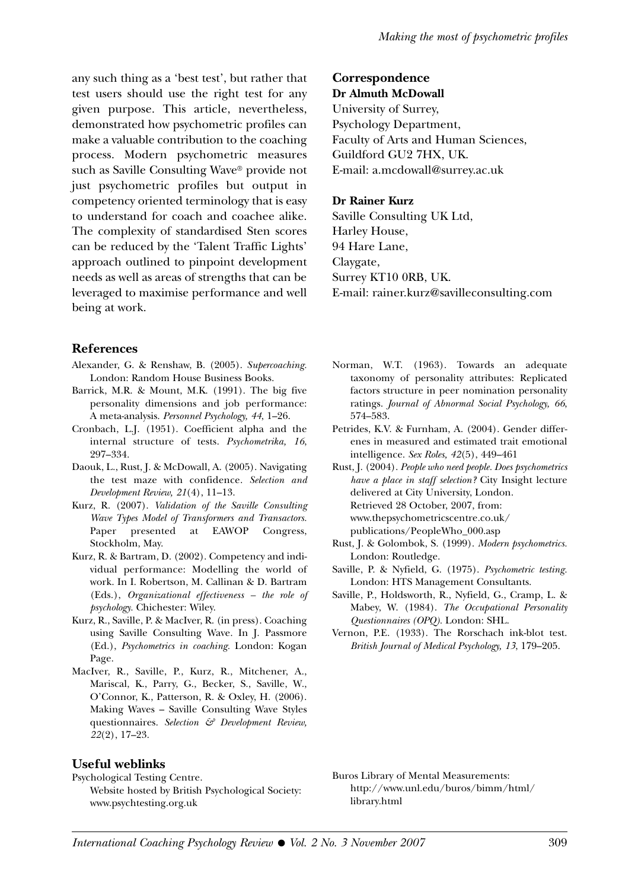any such thing as a 'best test', but rather that test users should use the right test for any given purpose. This article, nevertheless, demonstrated how psychometric profiles can make a valuable contribution to the coaching process. Modern psychometric measures such as Saville Consulting Wave® provide not just psychometric profiles but output in competency oriented terminology that is easy to understand for coach and coachee alike. The complexity of standardised Sten scores can be reduced by the 'Talent Traffic Lights' approach outlined to pinpoint development needs as well as areas of strengths that can be leveraged to maximise performance and well being at work.

## Correspondence

**Dr Almuth McDowall**
University of Surrey,
Psychology Department,
Faculty of Arts and Human Sciences,
Guildford GU2 7HX, UK.
E-mail: a.mcdowall@surrey.ac.uk

**Dr Rainer Kurz**
Saville Consulting UK Ltd,
Harley House,
94 Hare Lane,
Claygate,
Surrey KT10 0RB, UK.
E-mail: rainer.kurz@savilleconsulting.com

## References

Alexander, G. & Renshaw, B. (2005). *Supercoaching.* London: Random House Business Books.

Barrick, M.R. & Mount, M.K. (1991). The big five personality dimensions and job performance: A meta-analysis. *Personnel Psychology, 44*, 1–26.

Cronbach, L.J. (1951). Coefficient alpha and the internal structure of tests. *Psychometrika, 16*, 297–334.

Daouk, L., Rust, J. & McDowall, A. (2005). Navigating the test maze with confidence. *Selection and Development Review, 21*(4), 11–13.

Kurz, R. (2007). *Validation of the Saville Consulting Wave Types Model of Transformers and Transactors.* Paper presented at EAWOP Congress, Stockholm, May.

Kurz, R. & Bartram, D. (2002). Competency and individual performance: Modelling the world of work. In I. Robertson, M. Callinan & D. Bartram (Eds.), *Organizational effectiveness – the role of psychology.* Chichester: Wiley.

Kurz, R., Saville, P. & MacIver, R. (in press). Coaching using Saville Consulting Wave. In J. Passmore (Ed.), *Psychometrics in coaching.* London: Kogan Page.

MacIver, R., Saville, P., Kurz, R., Mitchener, A., Mariscal, K., Parry, G., Becker, S., Saville, W., O'Connor, K., Patterson, R. & Oxley, H. (2006). Making Waves – Saville Consulting Wave Styles questionnaires. *Selection & Development Review, 22*(2), 17–23.

Norman, W.T. (1963). Towards an adequate taxonomy of personality attributes: Replicated factors structure in peer nomination personality ratings. *Journal of Abnormal Social Psychology, 66*, 574–583.

Petrides, K.V. & Furnham, A. (2004). Gender differenes in measured and estimated trait emotional intelligence. *Sex Roles, 42*(5), 449–461

Rust, J. (2004). *People who need people. Does psychometrics have a place in staff selection?* City Insight lecture delivered at City University, London. Retrieved 28 October, 2007, from: www.thepsychometricscentre.co.uk/publications/PeopleWho_000.asp

Rust, J. & Golombok, S. (1999). *Modern psychometrics.* London: Routledge.

Saville, P. & Nyfield, G. (1975). *Psychometric testing.* London: HTS Management Consultants.

Saville, P., Holdsworth, R., Nyfield, G., Cramp, L. & Mabey, W. (1984). *The Occupational Personality Questionnaires (OPQ).* London: SHL.

Vernon, P.E. (1933). The Rorschach ink-blot test. *British Journal of Medical Psychology, 13*, 179–205.

## Useful weblinks

Psychological Testing Centre.
Website hosted by British Psychological Society: www.psychtesting.org.uk

Buros Library of Mental Measurements:
http://www.unl.edu/buros/bimm/html/library.html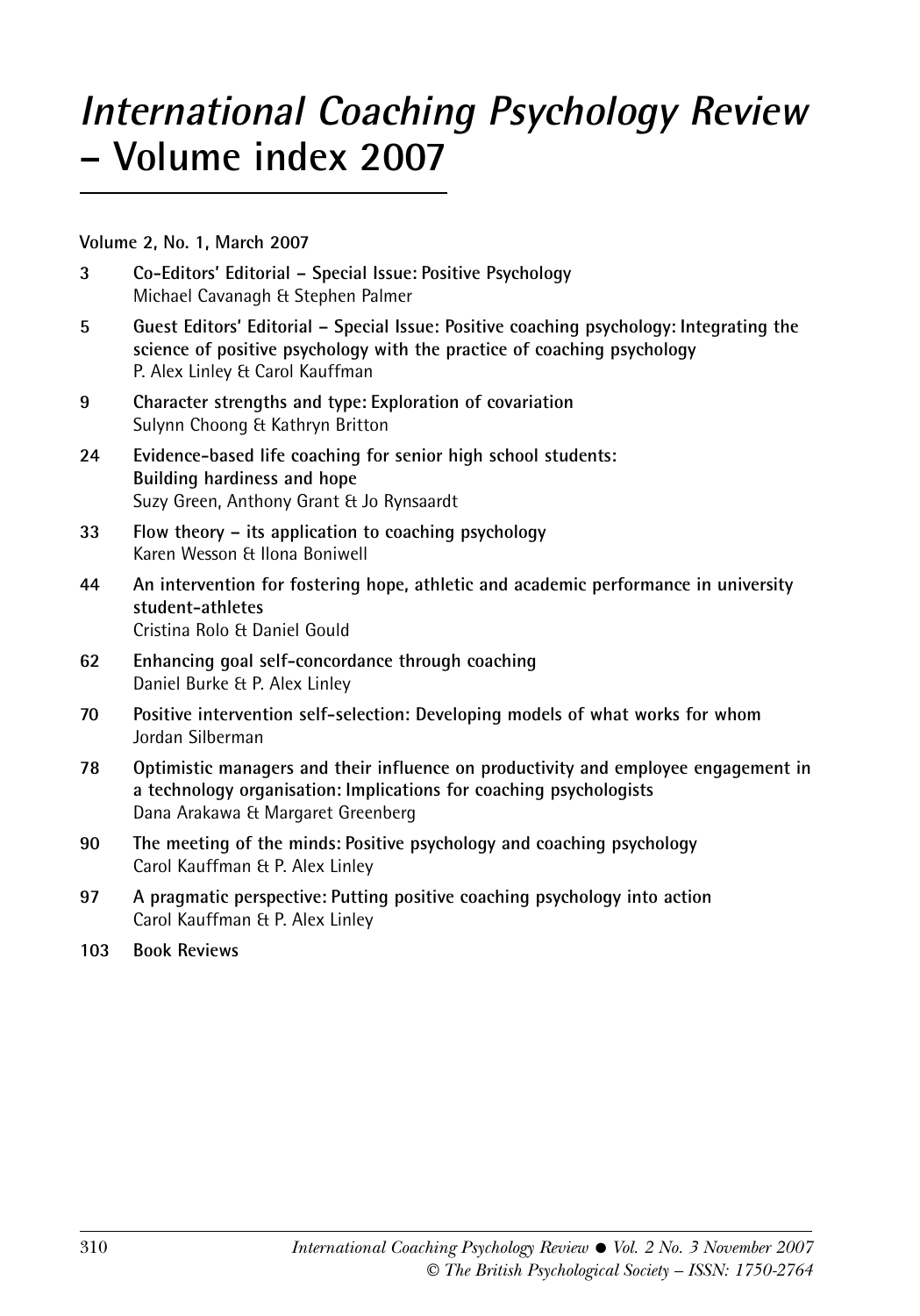# *International Coaching Psychology Review* – Volume index 2007

**Volume 2, No. 1, March 2007**

**3** **Co-Editors' Editorial – Special Issue: Positive Psychology**
Michael Cavanagh & Stephen Palmer

**5** **Guest Editors' Editorial – Special Issue: Positive coaching psychology: Integrating the science of positive psychology with the practice of coaching psychology**
P. Alex Linley & Carol Kauffman

**9** **Character strengths and type: Exploration of covariation**
Sulynn Choong & Kathryn Britton

**24** **Evidence-based life coaching for senior high school students: Building hardiness and hope**
Suzy Green, Anthony Grant & Jo Rynsaardt

**33** **Flow theory – its application to coaching psychology**
Karen Wesson & Ilona Boniwell

**44** **An intervention for fostering hope, athletic and academic performance in university student-athletes**
Cristina Rolo & Daniel Gould

**62** **Enhancing goal self-concordance through coaching**
Daniel Burke & P. Alex Linley

**70** **Positive intervention self-selection: Developing models of what works for whom**
Jordan Silberman

**78** **Optimistic managers and their influence on productivity and employee engagement in a technology organisation: Implications for coaching psychologists**
Dana Arakawa & Margaret Greenberg

**90** **The meeting of the minds: Positive psychology and coaching psychology**
Carol Kauffman & P. Alex Linley

**97** **A pragmatic perspective: Putting positive coaching psychology into action**
Carol Kauffman & P. Alex Linley

**103** **Book Reviews**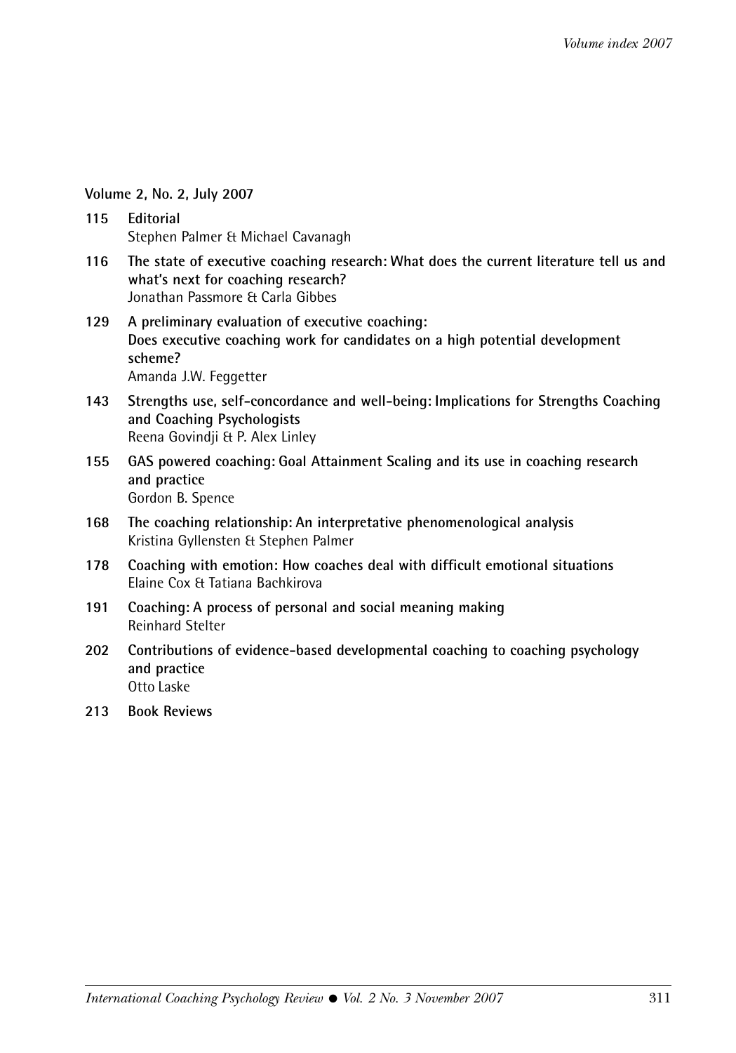**Volume 2, No. 2, July 2007**

**115 Editorial**
Stephen Palmer & Michael Cavanagh

**116 The state of executive coaching research: What does the current literature tell us and what's next for coaching research?**
Jonathan Passmore & Carla Gibbes

**129 A preliminary evaluation of executive coaching: Does executive coaching work for candidates on a high potential development scheme?**
Amanda J.W. Feggetter

**143 Strengths use, self-concordance and well-being: Implications for Strengths Coaching and Coaching Psychologists**
Reena Govindji & P. Alex Linley

**155 GAS powered coaching: Goal Attainment Scaling and its use in coaching research and practice**
Gordon B. Spence

**168 The coaching relationship: An interpretative phenomenological analysis**
Kristina Gyllensten & Stephen Palmer

**178 Coaching with emotion: How coaches deal with difficult emotional situations**
Elaine Cox & Tatiana Bachkirova

**191 Coaching: A process of personal and social meaning making**
Reinhard Stelter

**202 Contributions of evidence-based developmental coaching to coaching psychology and practice**
Otto Laske

**213 Book Reviews**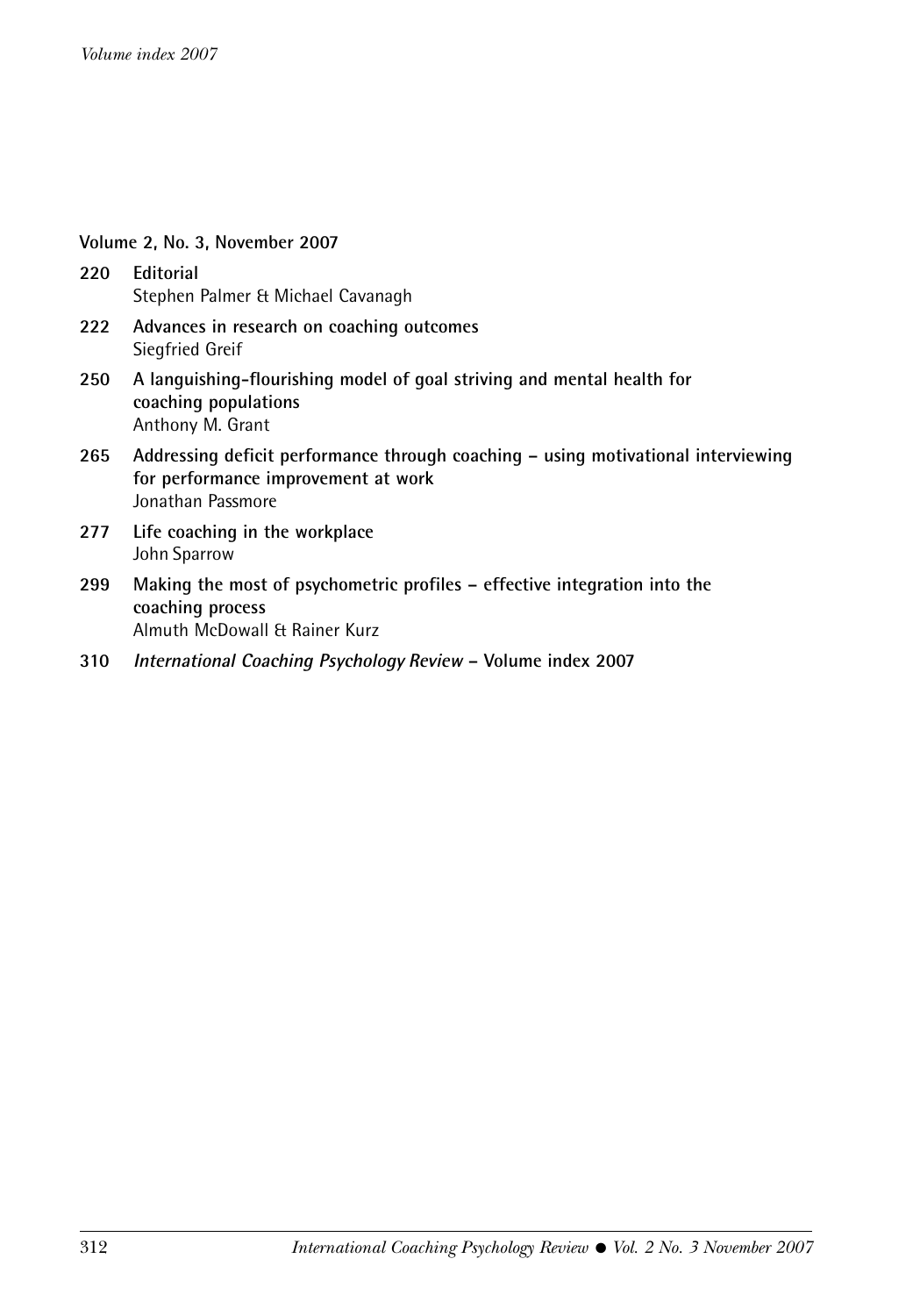**Volume 2, No. 3, November 2007**

**220 Editorial**
Stephen Palmer & Michael Cavanagh

**222 Advances in research on coaching outcomes**
Siegfried Greif

**250 A languishing-flourishing model of goal striving and mental health for coaching populations**
Anthony M. Grant

**265 Addressing deficit performance through coaching – using motivational interviewing for performance improvement at work**
Jonathan Passmore

**277 Life coaching in the workplace**
John Sparrow

**299 Making the most of psychometric profiles – effective integration into the coaching process**
Almuth McDowall & Rainer Kurz

**310 *International Coaching Psychology Review* – Volume index 2007**